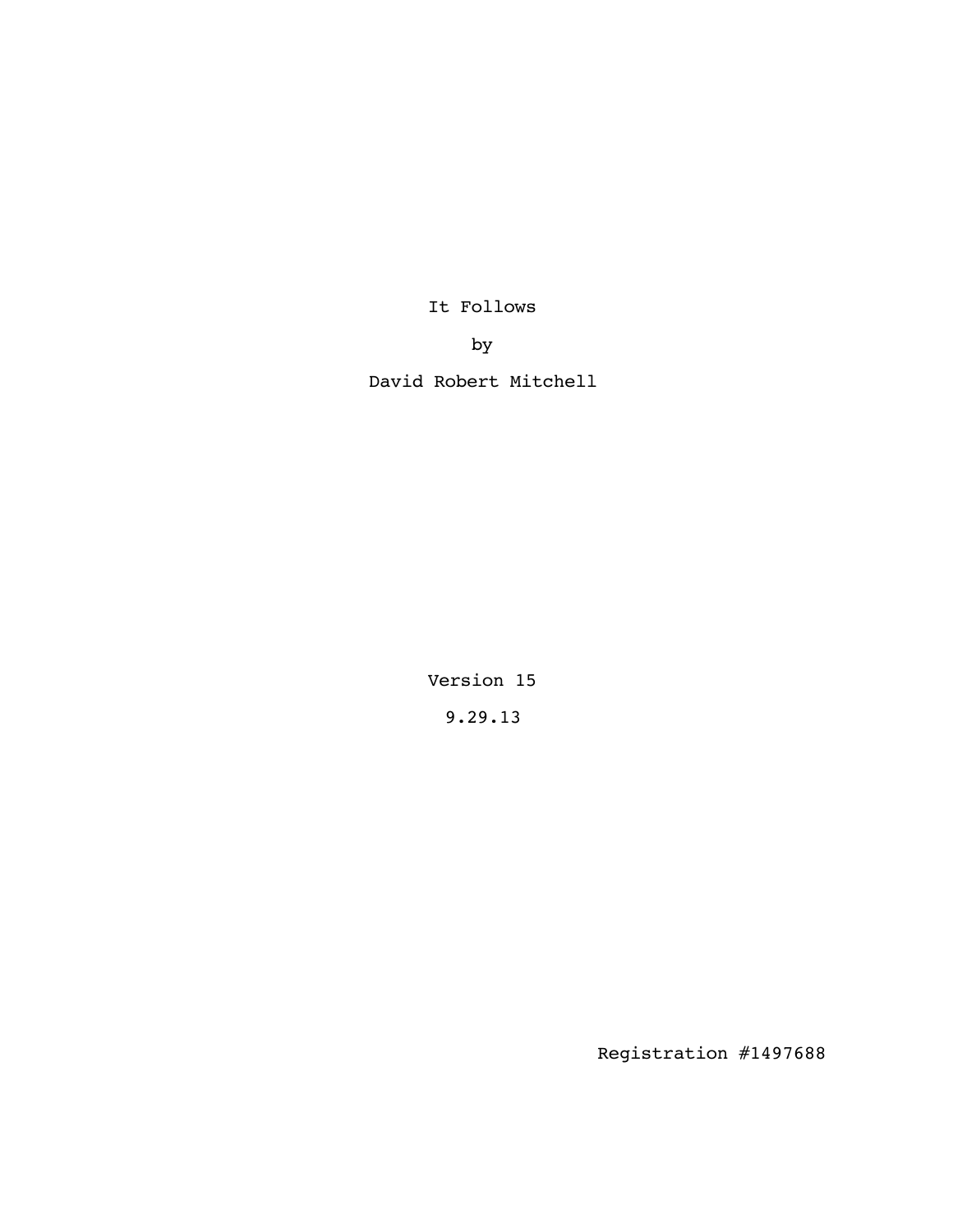# It Follows

by

David Robert Mitchell

Version 15

9.29.13

Registration #1497688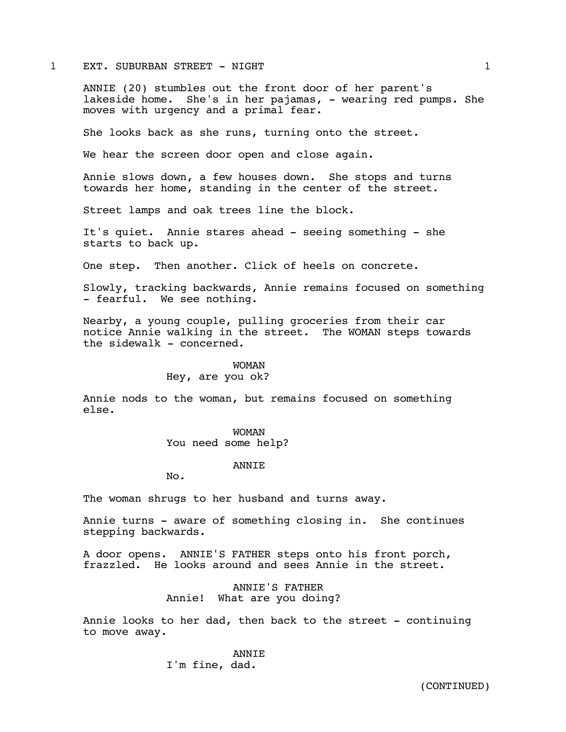1 EXT. SUBURBAN STREET - NIGHT 1

ANNIE (20) stumbles out the front door of her parent's lakeside home. She's in her pajamas, - wearing red pumps. She moves with urgency and a primal fear.

She looks back as she runs, turning onto the street.

We hear the screen door open and close again.

Annie slows down, a few houses down. She stops and turns towards her home, standing in the center of the street.

Street lamps and oak trees line the block.

It's quiet. Annie stares ahead - seeing something - she starts to back up.

One step. Then another. Click of heels on concrete.

Slowly, tracking backwards, Annie remains focused on something - fearful. We see nothing.

Nearby, a young couple, pulling groceries from their car notice Annie walking in the street. The WOMAN steps towards the sidewalk - concerned.

WOMAN
Hey, are you ok?

Annie nods to the woman, but remains focused on something else.

WOMAN
You need some help?

ANNIE
No.

The woman shrugs to her husband and turns away.

Annie turns - aware of something closing in. She continues stepping backwards.

A door opens. ANNIE'S FATHER steps onto his front porch, frazzled. He looks around and sees Annie in the street.

ANNIE'S FATHER
Annie! What are you doing?

Annie looks to her dad, then back to the street - continuing to move away.

ANNIE
I'm fine, dad.

(CONTINUED)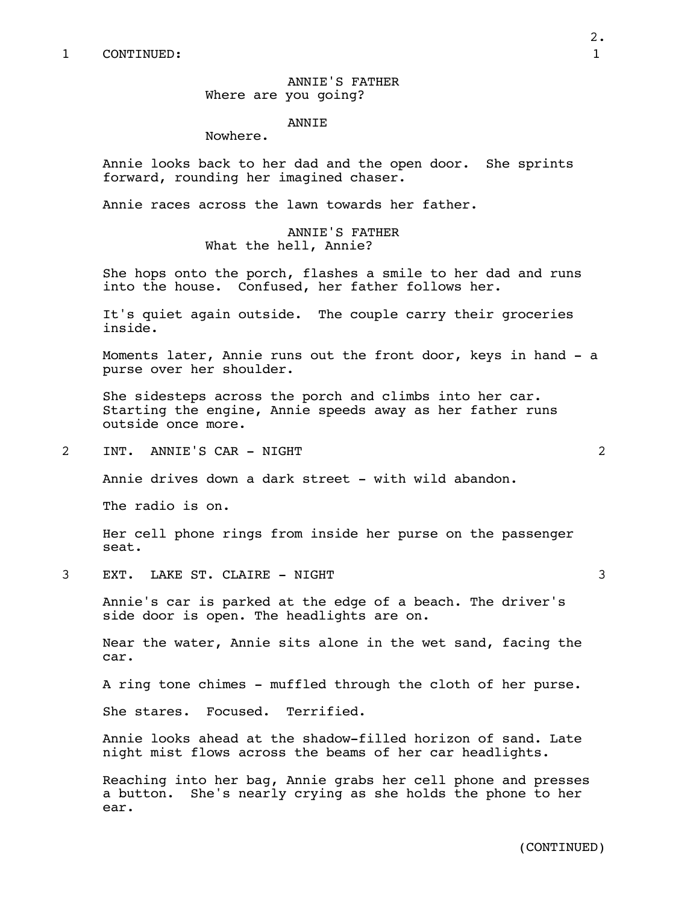1 CONTINUED:

ANNIE'S FATHER
Where are you going?

ANNIE
Nowhere.

Annie looks back to her dad and the open door. She sprints forward, rounding her imagined chaser.

Annie races across the lawn towards her father.

ANNIE'S FATHER
What the hell, Annie?

She hops onto the porch, flashes a smile to her dad and runs into the house. Confused, her father follows her.

It's quiet again outside. The couple carry their groceries inside.

Moments later, Annie runs out the front door, keys in hand - a purse over her shoulder.

She sidesteps across the porch and climbs into her car. Starting the engine, Annie speeds away as her father runs outside once more.

2 INT. ANNIE'S CAR - NIGHT 2

Annie drives down a dark street - with wild abandon.

The radio is on.

Her cell phone rings from inside her purse on the passenger seat.

3 EXT. LAKE ST. CLAIRE - NIGHT 3

Annie's car is parked at the edge of a beach. The driver's side door is open. The headlights are on.

Near the water, Annie sits alone in the wet sand, facing the car.

A ring tone chimes - muffled through the cloth of her purse.

She stares. Focused. Terrified.

Annie looks ahead at the shadow-filled horizon of sand. Late night mist flows across the beams of her car headlights.

Reaching into her bag, Annie grabs her cell phone and presses a button. She's nearly crying as she holds the phone to her ear.

(CONTINUED)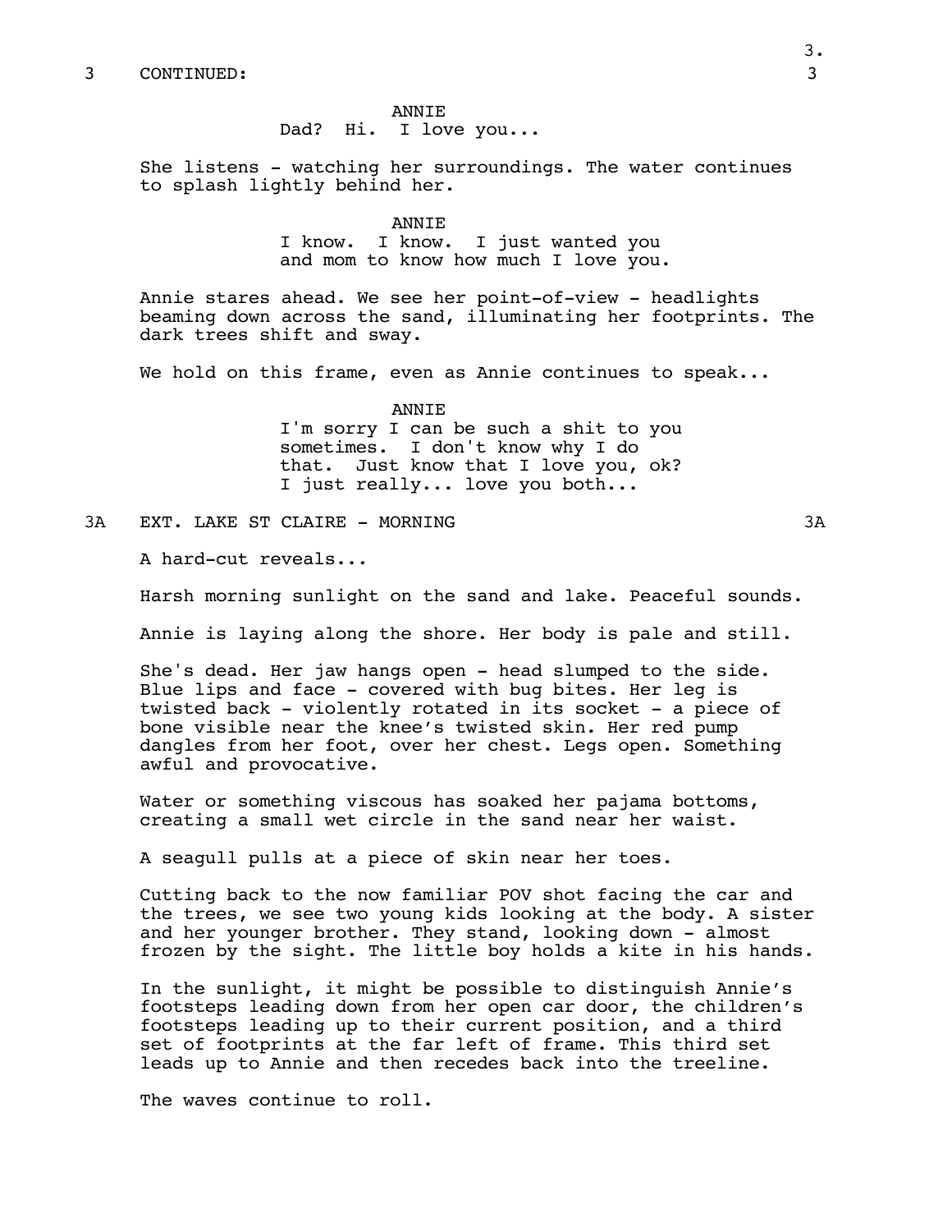3 CONTINUED: 3

ANNIE
Dad? Hi. I love you...

She listens - watching her surroundings. The water continues to splash lightly behind her.

ANNIE
I know. I know. I just wanted you and mom to know how much I love you.

Annie stares ahead. We see her point-of-view - headlights beaming down across the sand, illuminating her footprints. The dark trees shift and sway.

We hold on this frame, even as Annie continues to speak...

ANNIE
I'm sorry I can be such a shit to you sometimes. I don't know why I do that. Just know that I love you, ok? I just really... love you both...

3A EXT. LAKE ST CLAIRE - MORNING 3A

A hard-cut reveals...

Harsh morning sunlight on the sand and lake. Peaceful sounds.

Annie is laying along the shore. Her body is pale and still.

She's dead. Her jaw hangs open - head slumped to the side. Blue lips and face - covered with bug bites. Her leg is twisted back - violently rotated in its socket - a piece of bone visible near the knee's twisted skin. Her red pump dangles from her foot, over her chest. Legs open. Something awful and provocative.

Water or something viscous has soaked her pajama bottoms, creating a small wet circle in the sand near her waist.

A seagull pulls at a piece of skin near her toes.

Cutting back to the now familiar POV shot facing the car and the trees, we see two young kids looking at the body. A sister and her younger brother. They stand, looking down - almost frozen by the sight. The little boy holds a kite in his hands.

In the sunlight, it might be possible to distinguish Annie's footsteps leading down from her open car door, the children's footsteps leading up to their current position, and a third set of footprints at the far left of frame. This third set leads up to Annie and then recedes back into the treeline.

The waves continue to roll.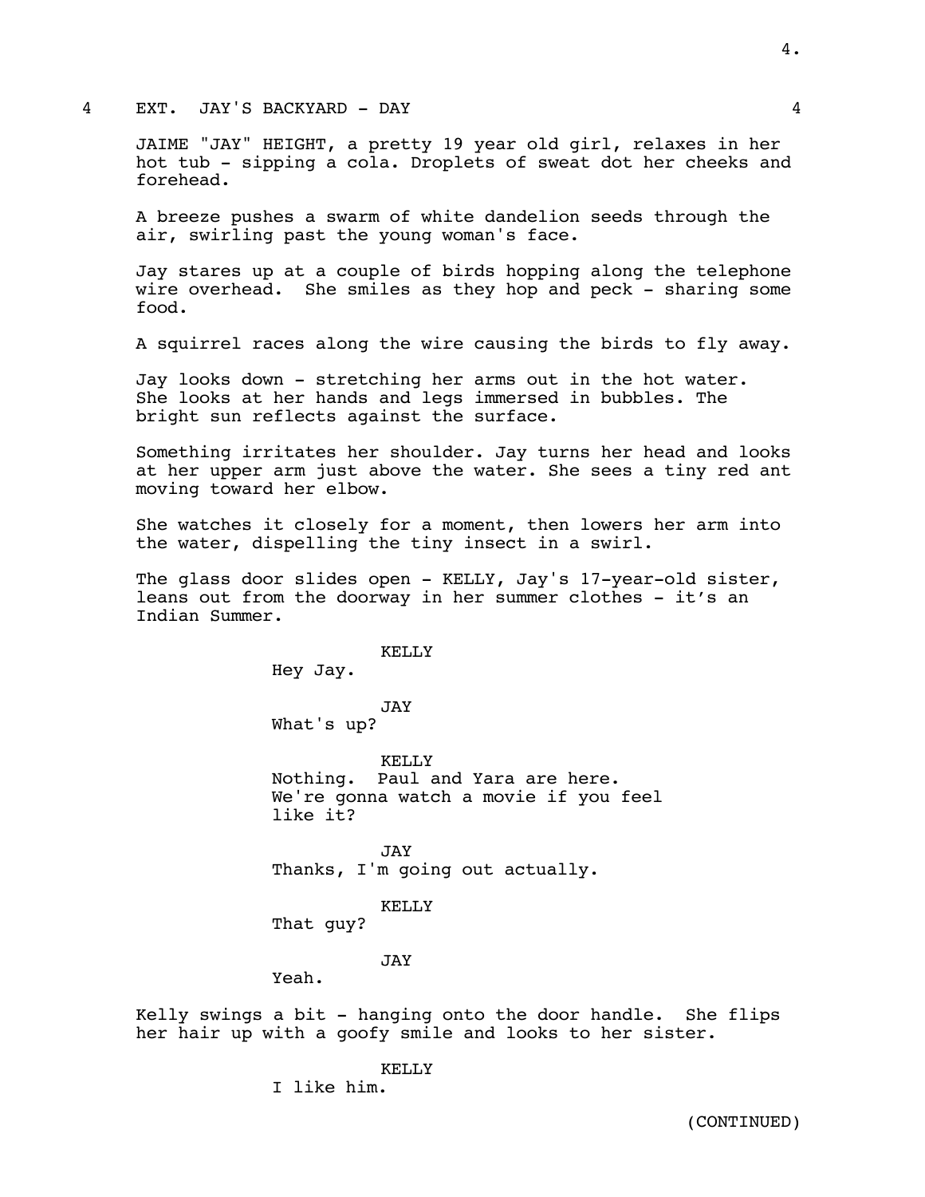4 EXT. JAY'S BACKYARD - DAY 4

JAIME "JAY" HEIGHT, a pretty 19 year old girl, relaxes in her hot tub - sipping a cola. Droplets of sweat dot her cheeks and forehead.

A breeze pushes a swarm of white dandelion seeds through the air, swirling past the young woman's face.

Jay stares up at a couple of birds hopping along the telephone wire overhead. She smiles as they hop and peck - sharing some food.

A squirrel races along the wire causing the birds to fly away.

Jay looks down - stretching her arms out in the hot water. She looks at her hands and legs immersed in bubbles. The bright sun reflects against the surface.

Something irritates her shoulder. Jay turns her head and looks at her upper arm just above the water. She sees a tiny red ant moving toward her elbow.

She watches it closely for a moment, then lowers her arm into the water, dispelling the tiny insect in a swirl.

The glass door slides open - KELLY, Jay's 17-year-old sister, leans out from the doorway in her summer clothes - it's an Indian Summer.

KELLY
Hey Jay.

JAY
What's up?

KELLY
Nothing. Paul and Yara are here. We're gonna watch a movie if you feel like it?

JAY
Thanks, I'm going out actually.

KELLY
That guy?

JAY
Yeah.

Kelly swings a bit - hanging onto the door handle. She flips her hair up with a goofy smile and looks to her sister.

KELLY
I like him.

(CONTINUED)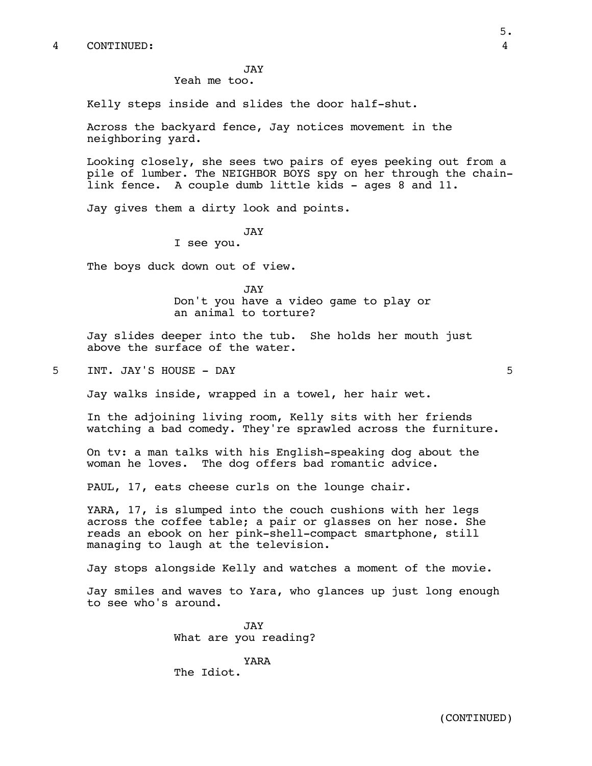4 CONTINUED: 4

JAY
Yeah me too.

Kelly steps inside and slides the door half-shut.

Across the backyard fence, Jay notices movement in the neighboring yard.

Looking closely, she sees two pairs of eyes peeking out from a pile of lumber. The NEIGHBOR BOYS spy on her through the chain-link fence. A couple dumb little kids - ages 8 and 11.

Jay gives them a dirty look and points.

JAY
I see you.

The boys duck down out of view.

JAY
Don't you have a video game to play or an animal to torture?

Jay slides deeper into the tub. She holds her mouth just above the surface of the water.

5 INT. JAY'S HOUSE - DAY 5

Jay walks inside, wrapped in a towel, her hair wet.

In the adjoining living room, Kelly sits with her friends watching a bad comedy. They're sprawled across the furniture.

On tv: a man talks with his English-speaking dog about the woman he loves. The dog offers bad romantic advice.

PAUL, 17, eats cheese curls on the lounge chair.

YARA, 17, is slumped into the couch cushions with her legs across the coffee table; a pair or glasses on her nose. She reads an ebook on her pink-shell-compact smartphone, still managing to laugh at the television.

Jay stops alongside Kelly and watches a moment of the movie.

Jay smiles and waves to Yara, who glances up just long enough to see who's around.

JAY
What are you reading?

YARA
The Idiot.

(CONTINUED)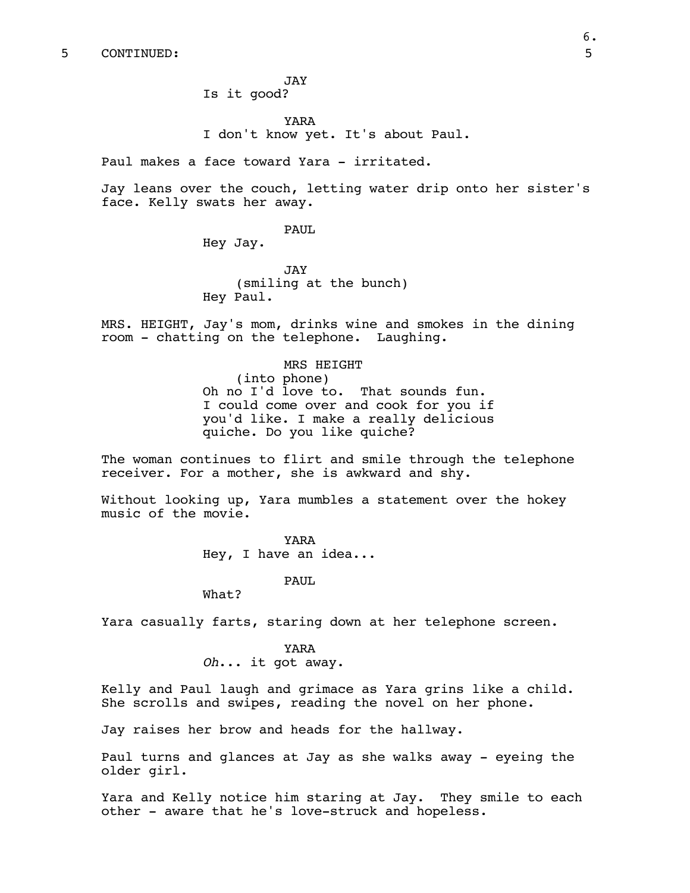5 CONTINUED: 5

JAY
Is it good?

YARA
I don't know yet. It's about Paul.

Paul makes a face toward Yara - irritated.

Jay leans over the couch, letting water drip onto her sister's face. Kelly swats her away.

PAUL
Hey Jay.

JAY
(smiling at the bunch)
Hey Paul.

MRS. HEIGHT, Jay's mom, drinks wine and smokes in the dining room - chatting on the telephone. Laughing.

MRS HEIGHT
(into phone)
Oh no I'd love to. That sounds fun. I could come over and cook for you if you'd like. I make a really delicious quiche. Do you like quiche?

The woman continues to flirt and smile through the telephone receiver. For a mother, she is awkward and shy.

Without looking up, Yara mumbles a statement over the hokey music of the movie.

YARA
Hey, I have an idea...

PAUL
What?

Yara casually farts, staring down at her telephone screen.

YARA
*Oh*... it got away.

Kelly and Paul laugh and grimace as Yara grins like a child. She scrolls and swipes, reading the novel on her phone.

Jay raises her brow and heads for the hallway.

Paul turns and glances at Jay as she walks away - eyeing the older girl.

Yara and Kelly notice him staring at Jay. They smile to each other - aware that he's love-struck and hopeless.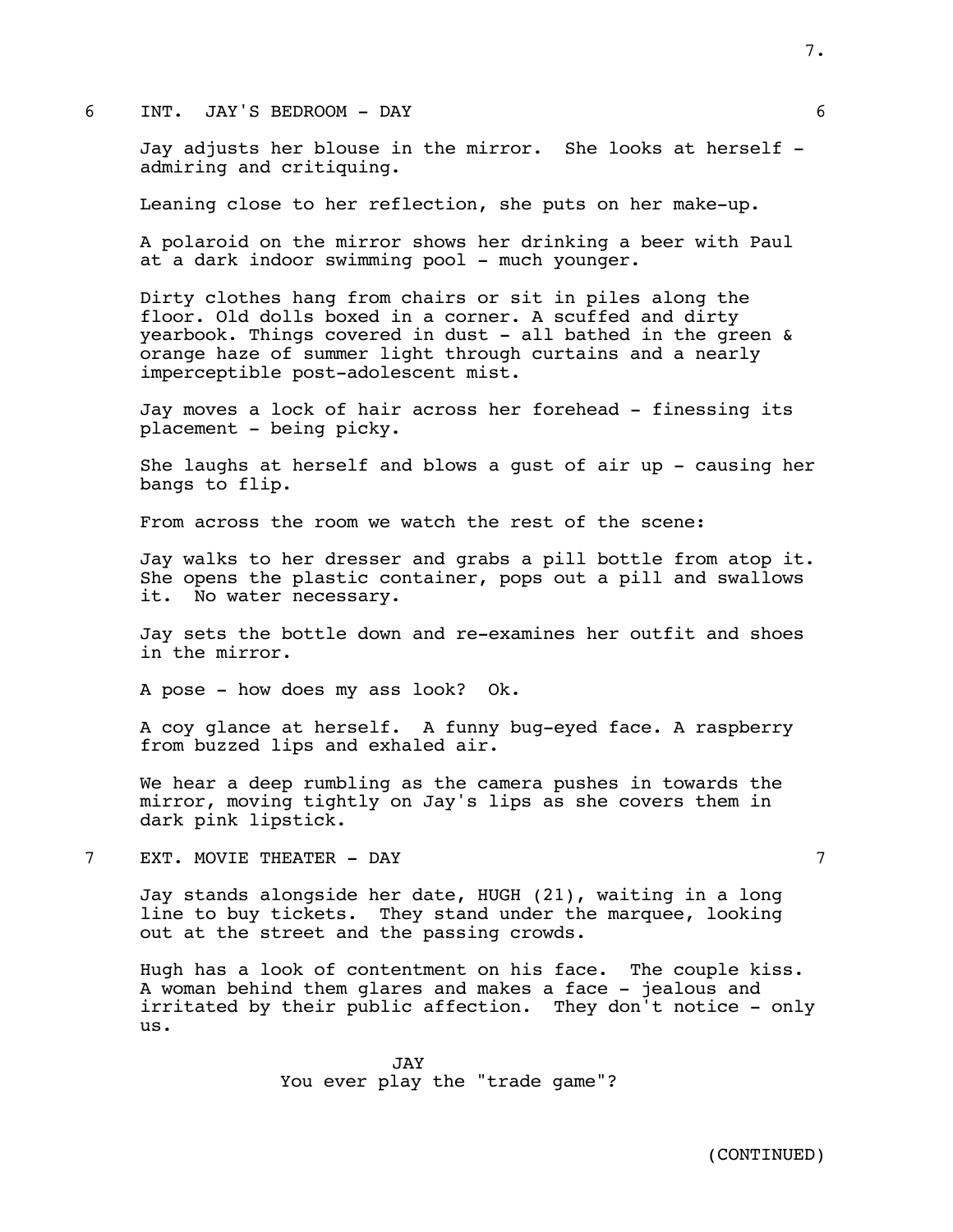6 INT. JAY'S BEDROOM - DAY 6

Jay adjusts her blouse in the mirror. She looks at herself - admiring and critiquing.

Leaning close to her reflection, she puts on her make-up.

A polaroid on the mirror shows her drinking a beer with Paul at a dark indoor swimming pool - much younger.

Dirty clothes hang from chairs or sit in piles along the floor. Old dolls boxed in a corner. A scuffed and dirty yearbook. Things covered in dust - all bathed in the green & orange haze of summer light through curtains and a nearly imperceptible post-adolescent mist.

Jay moves a lock of hair across her forehead - finessing its placement - being picky.

She laughs at herself and blows a gust of air up - causing her bangs to flip.

From across the room we watch the rest of the scene:

Jay walks to her dresser and grabs a pill bottle from atop it. She opens the plastic container, pops out a pill and swallows it. No water necessary.

Jay sets the bottle down and re-examines her outfit and shoes in the mirror.

A pose - how does my ass look? Ok.

A coy glance at herself. A funny bug-eyed face. A raspberry from buzzed lips and exhaled air.

We hear a deep rumbling as the camera pushes in towards the mirror, moving tightly on Jay's lips as she covers them in dark pink lipstick.

7 EXT. MOVIE THEATER - DAY 7

Jay stands alongside her date, HUGH (21), waiting in a long line to buy tickets. They stand under the marquee, looking out at the street and the passing crowds.

Hugh has a look of contentment on his face. The couple kiss. A woman behind them glares and makes a face - jealous and irritated by their public affection. They don't notice - only us.

JAY
You ever play the "trade game"?

(CONTINUED)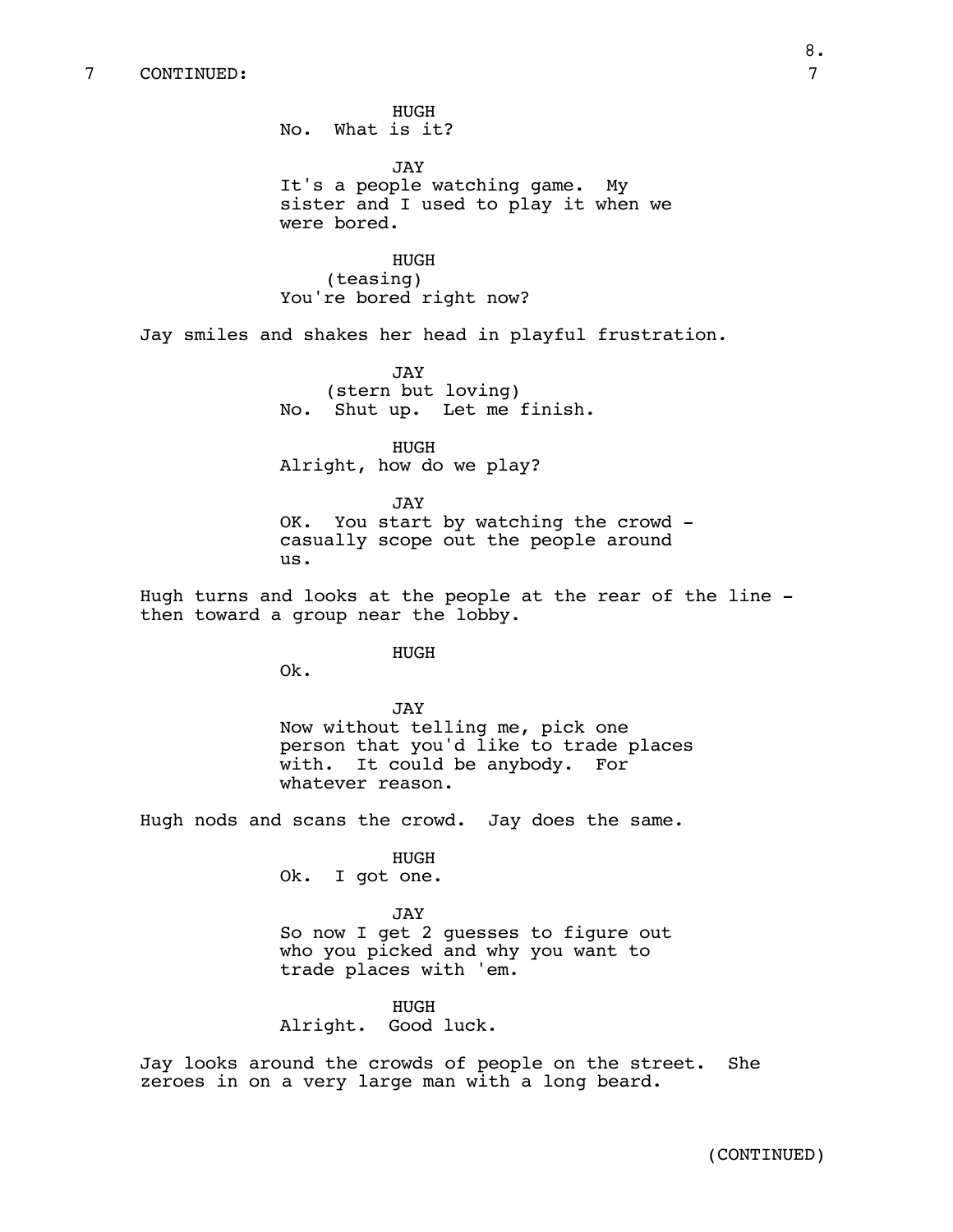7 CONTINUED: 7

HUGH
No. What is it?

JAY
It's a people watching game. My sister and I used to play it when we were bored.

HUGH
(teasing)
You're bored right now?

Jay smiles and shakes her head in playful frustration.

JAY
(stern but loving)
No. Shut up. Let me finish.

HUGH
Alright, how do we play?

JAY
OK. You start by watching the crowd - casually scope out the people around us.

Hugh turns and looks at the people at the rear of the line - then toward a group near the lobby.

HUGH
Ok.

JAY
Now without telling me, pick one person that you'd like to trade places with. It could be anybody. For whatever reason.

Hugh nods and scans the crowd. Jay does the same.

HUGH
Ok. I got one.

JAY
So now I get 2 guesses to figure out who you picked and why you want to trade places with 'em.

HUGH
Alright. Good luck.

Jay looks around the crowds of people on the street. She zeroes in on a very large man with a long beard.

(CONTINUED)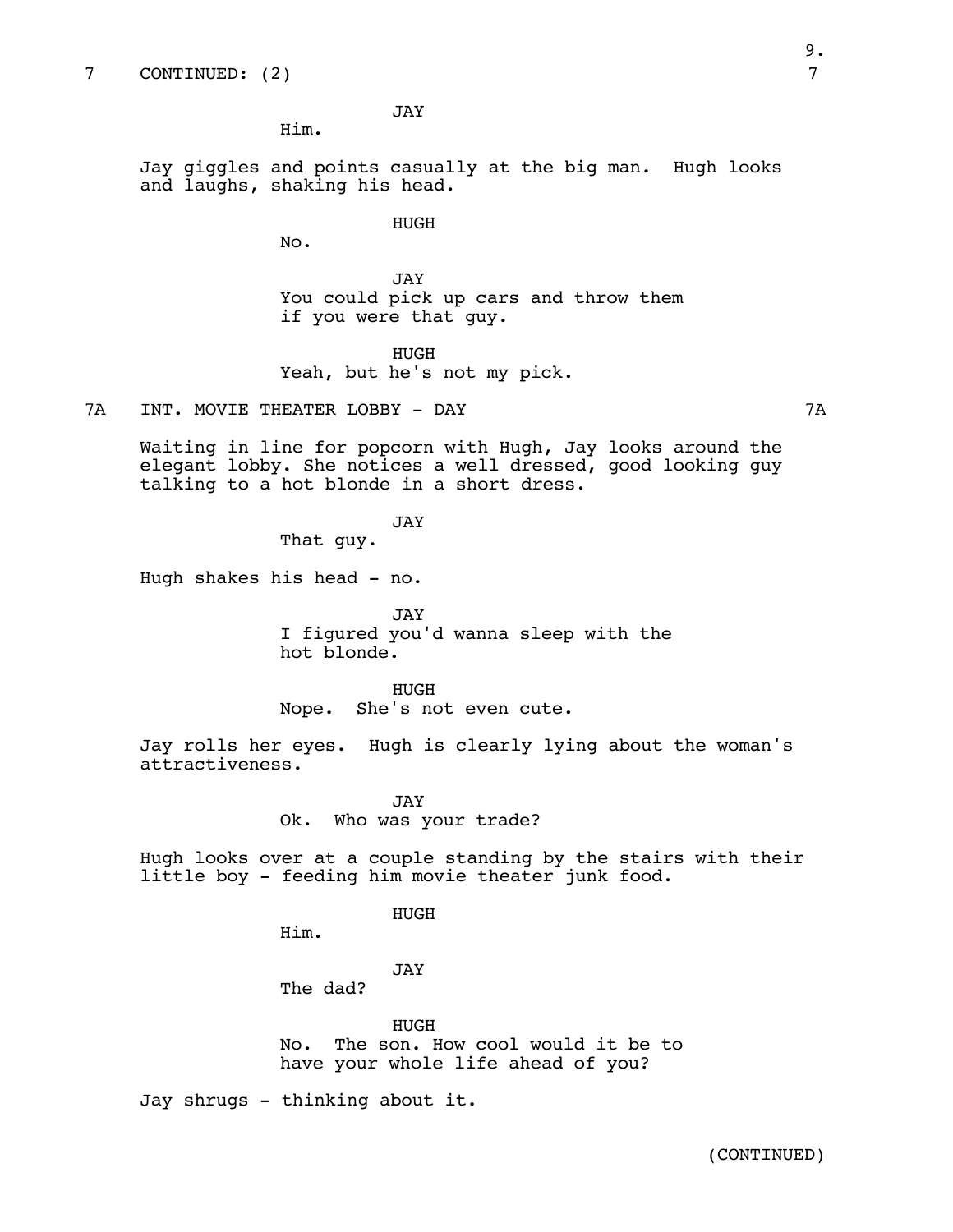7 CONTINUED: (2) 7

JAY
Him.

Jay giggles and points casually at the big man. Hugh looks and laughs, shaking his head.

HUGH
No.

JAY
You could pick up cars and throw them if you were that guy.

HUGH
Yeah, but he's not my pick.

7A INT. MOVIE THEATER LOBBY - DAY 7A

Waiting in line for popcorn with Hugh, Jay looks around the elegant lobby. She notices a well dressed, good looking guy talking to a hot blonde in a short dress.

JAY
That guy.

Hugh shakes his head - no.

JAY
I figured you'd wanna sleep with the hot blonde.

HUGH
Nope. She's not even cute.

Jay rolls her eyes. Hugh is clearly lying about the woman's attractiveness.

JAY
Ok. Who was your trade?

Hugh looks over at a couple standing by the stairs with their little boy - feeding him movie theater junk food.

HUGH
Him.

JAY
The dad?

HUGH
No. The son. How cool would it be to have your whole life ahead of you?

Jay shrugs - thinking about it.

(CONTINUED)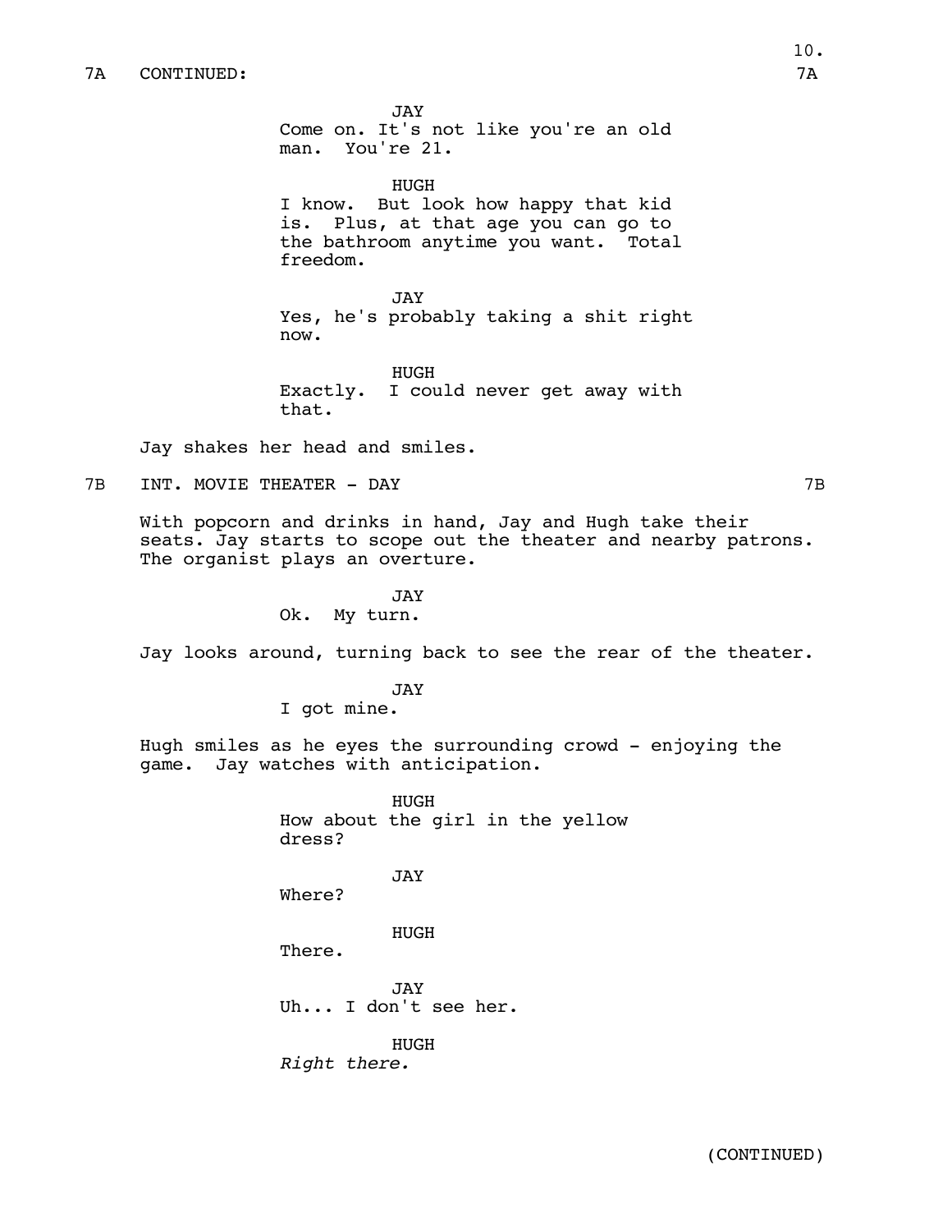7A CONTINUED: 7A

JAY
Come on. It's not like you're an old man. You're 21.

HUGH
I know. But look how happy that kid is. Plus, at that age you can go to the bathroom anytime you want. Total freedom.

JAY
Yes, he's probably taking a shit right now.

HUGH
Exactly. I could never get away with that.

Jay shakes her head and smiles.

7B INT. MOVIE THEATER - DAY 7B

With popcorn and drinks in hand, Jay and Hugh take their seats. Jay starts to scope out the theater and nearby patrons. The organist plays an overture.

JAY
Ok. My turn.

Jay looks around, turning back to see the rear of the theater.

JAY
I got mine.

Hugh smiles as he eyes the surrounding crowd - enjoying the game. Jay watches with anticipation.

HUGH
How about the girl in the yellow dress?

JAY
Where?

HUGH
There.

JAY
Uh... I don't see her.

HUGH
*Right there.*

(CONTINUED)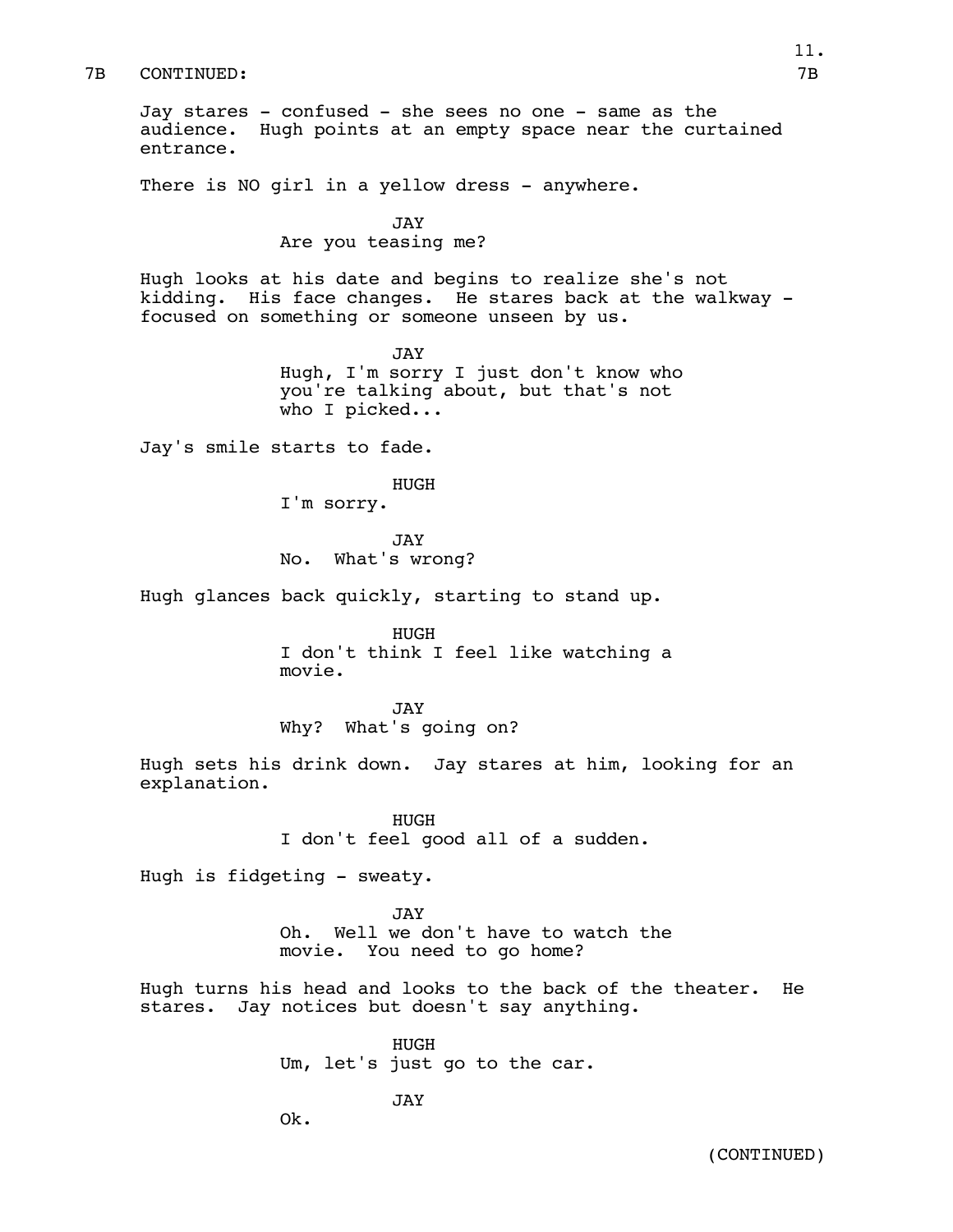7B CONTINUED: 7B

Jay stares - confused - she sees no one - same as the audience. Hugh points at an empty space near the curtained entrance.

There is NO girl in a yellow dress - anywhere.

JAY
Are you teasing me?

Hugh looks at his date and begins to realize she's not kidding. His face changes. He stares back at the walkway - focused on something or someone unseen by us.

JAY
Hugh, I'm sorry I just don't know who you're talking about, but that's not who I picked...

Jay's smile starts to fade.

HUGH
I'm sorry.

JAY
No. What's wrong?

Hugh glances back quickly, starting to stand up.

HUGH
I don't think I feel like watching a movie.

JAY
Why? What's going on?

Hugh sets his drink down. Jay stares at him, looking for an explanation.

HUGH
I don't feel good all of a sudden.

Hugh is fidgeting - sweaty.

JAY
Oh. Well we don't have to watch the movie. You need to go home?

Hugh turns his head and looks to the back of the theater. He stares. Jay notices but doesn't say anything.

HUGH
Um, let's just go to the car.

JAY
Ok.

(CONTINUED)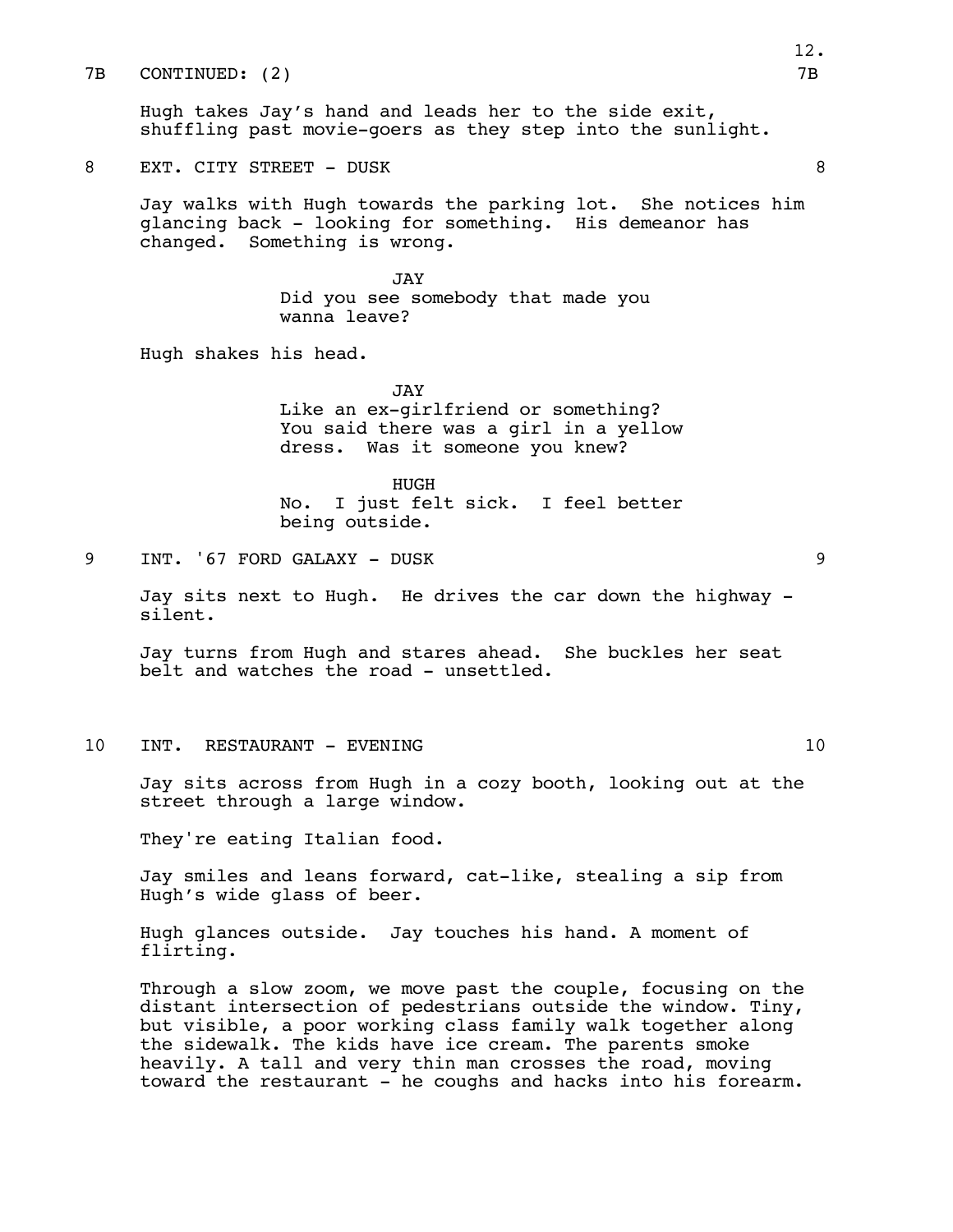7B CONTINUED: (2) 7B

Hugh takes Jay's hand and leads her to the side exit, shuffling past movie-goers as they step into the sunlight.

8 EXT. CITY STREET - DUSK 8

Jay walks with Hugh towards the parking lot. She notices him glancing back - looking for something. His demeanor has changed. Something is wrong.

JAY
Did you see somebody that made you wanna leave?

Hugh shakes his head.

JAY
Like an ex-girlfriend or something? You said there was a girl in a yellow dress. Was it someone you knew?

HUGH
No. I just felt sick. I feel better being outside.

9 INT. '67 FORD GALAXY - DUSK 9

Jay sits next to Hugh. He drives the car down the highway - silent.

Jay turns from Hugh and stares ahead. She buckles her seat belt and watches the road - unsettled.

10 INT. RESTAURANT - EVENING 10

Jay sits across from Hugh in a cozy booth, looking out at the street through a large window.

They're eating Italian food.

Jay smiles and leans forward, cat-like, stealing a sip from Hugh's wide glass of beer.

Hugh glances outside. Jay touches his hand. A moment of flirting.

Through a slow zoom, we move past the couple, focusing on the distant intersection of pedestrians outside the window. Tiny, but visible, a poor working class family walk together along the sidewalk. The kids have ice cream. The parents smoke heavily. A tall and very thin man crosses the road, moving toward the restaurant - he coughs and hacks into his forearm.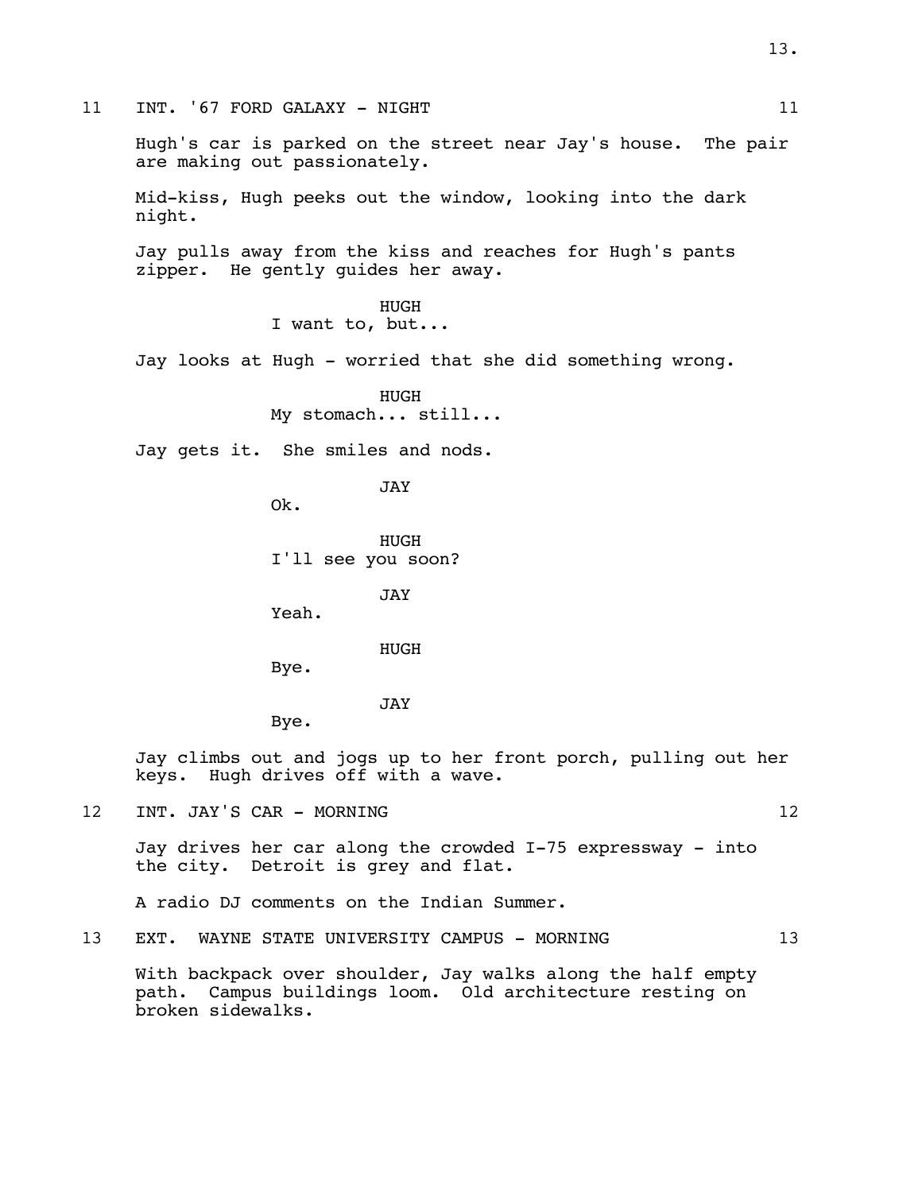11 INT. '67 FORD GALAXY - NIGHT 11

Hugh's car is parked on the street near Jay's house. The pair are making out passionately.

Mid-kiss, Hugh peeks out the window, looking into the dark night.

Jay pulls away from the kiss and reaches for Hugh's pants zipper. He gently guides her away.

HUGH
I want to, but...

Jay looks at Hugh - worried that she did something wrong.

HUGH
My stomach... still...

Jay gets it. She smiles and nods.

JAY
Ok.

HUGH
I'll see you soon?

JAY
Yeah.

HUGH
Bye.

JAY
Bye.

Jay climbs out and jogs up to her front porch, pulling out her keys. Hugh drives off with a wave.

12 INT. JAY'S CAR - MORNING 12

Jay drives her car along the crowded I-75 expressway - into the city. Detroit is grey and flat.

A radio DJ comments on the Indian Summer.

13 EXT. WAYNE STATE UNIVERSITY CAMPUS - MORNING 13

With backpack over shoulder, Jay walks along the half empty path. Campus buildings loom. Old architecture resting on broken sidewalks.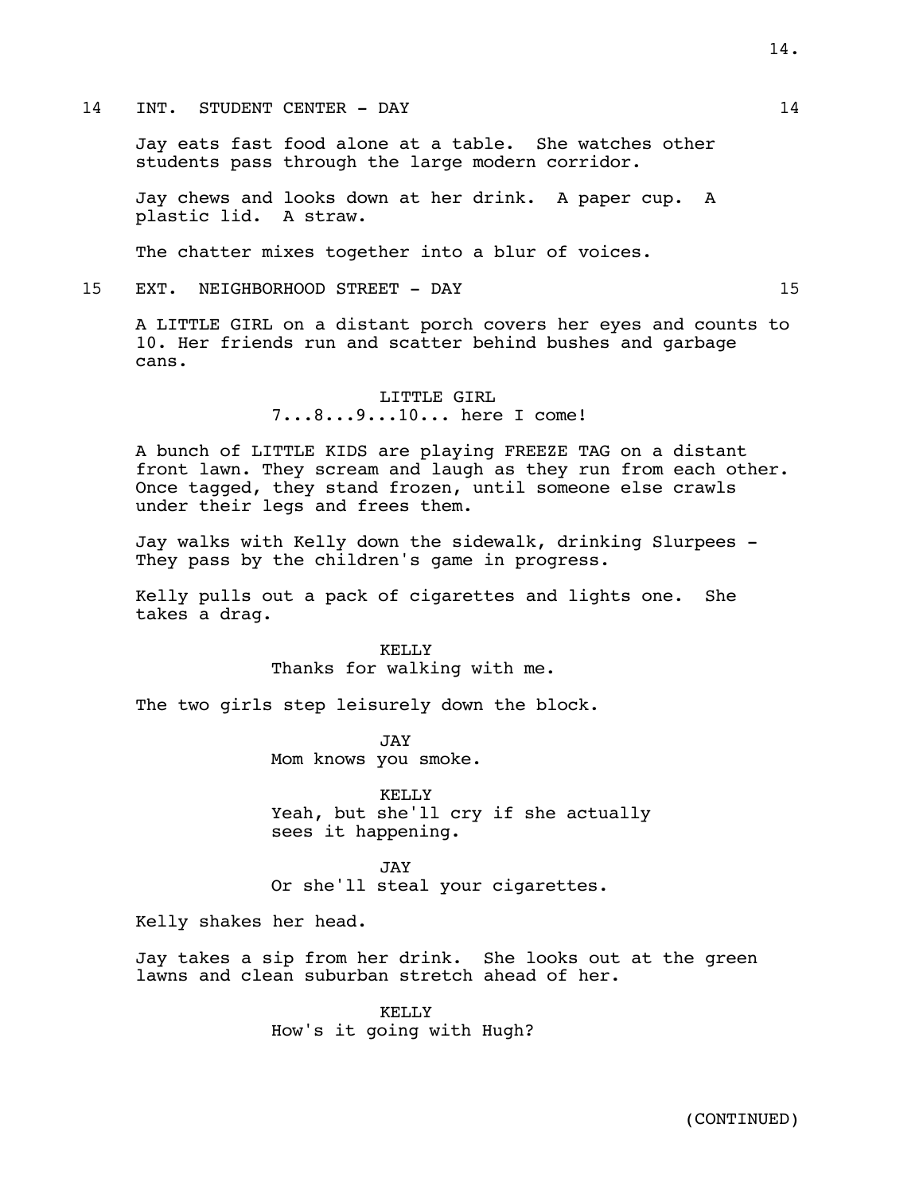14 INT. STUDENT CENTER - DAY 14

Jay eats fast food alone at a table. She watches other students pass through the large modern corridor.

Jay chews and looks down at her drink. A paper cup. A plastic lid. A straw.

The chatter mixes together into a blur of voices.

15 EXT. NEIGHBORHOOD STREET - DAY 15

A LITTLE GIRL on a distant porch covers her eyes and counts to 10. Her friends run and scatter behind bushes and garbage cans.

LITTLE GIRL
7...8...9...10... here I come!

A bunch of LITTLE KIDS are playing FREEZE TAG on a distant front lawn. They scream and laugh as they run from each other. Once tagged, they stand frozen, until someone else crawls under their legs and frees them.

Jay walks with Kelly down the sidewalk, drinking Slurpees - They pass by the children's game in progress.

Kelly pulls out a pack of cigarettes and lights one. She takes a drag.

KELLY
Thanks for walking with me.

The two girls step leisurely down the block.

JAY
Mom knows you smoke.

KELLY
Yeah, but she'll cry if she actually sees it happening.

JAY
Or she'll steal your cigarettes.

Kelly shakes her head.

Jay takes a sip from her drink. She looks out at the green lawns and clean suburban stretch ahead of her.

KELLY
How's it going with Hugh?

(CONTINUED)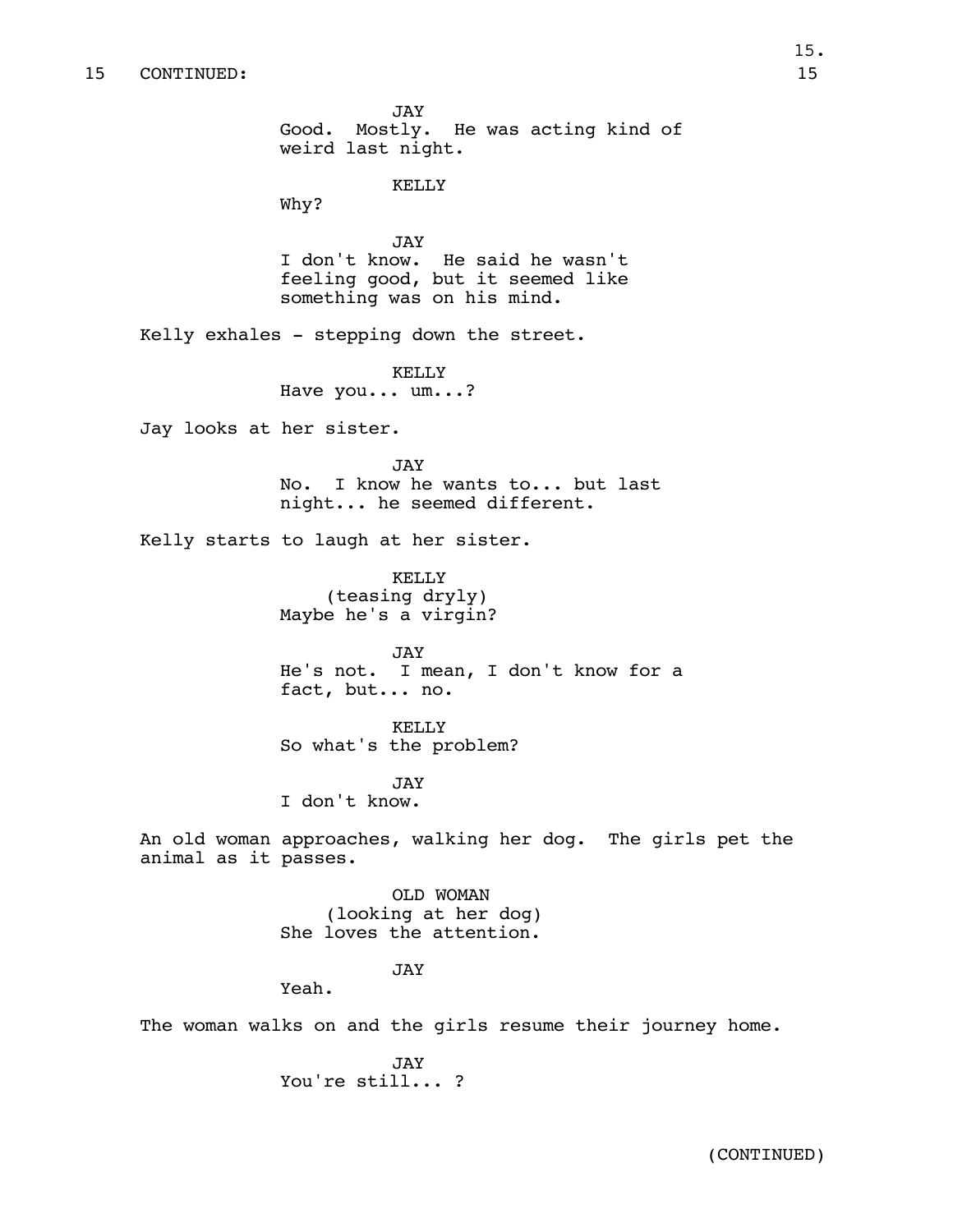15 CONTINUED:

JAY
Good. Mostly. He was acting kind of weird last night.

KELLY
Why?

JAY
I don't know. He said he wasn't feeling good, but it seemed like something was on his mind.

Kelly exhales - stepping down the street.

KELLY
Have you... um...?

Jay looks at her sister.

JAY
No. I know he wants to... but last night... he seemed different.

Kelly starts to laugh at her sister.

KELLY
(teasing dryly)
Maybe he's a virgin?

JAY
He's not. I mean, I don't know for a fact, but... no.

KELLY
So what's the problem?

JAY
I don't know.

An old woman approaches, walking her dog. The girls pet the animal as it passes.

OLD WOMAN
(looking at her dog)
She loves the attention.

JAY
Yeah.

The woman walks on and the girls resume their journey home.

JAY
You're still... ?

(CONTINUED)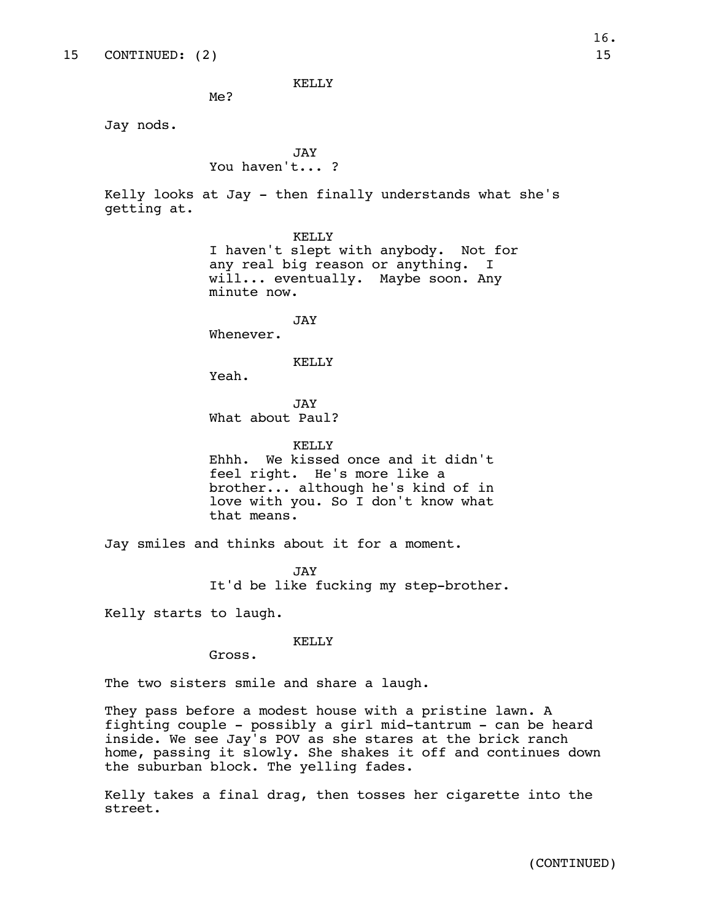15 CONTINUED: (2)

KELLY
Me?

Jay nods.

JAY
You haven't... ?

Kelly looks at Jay - then finally understands what she's getting at.

KELLY
I haven't slept with anybody. Not for any real big reason or anything. I will... eventually. Maybe soon. Any minute now.

JAY
Whenever.

KELLY
Yeah.

JAY
What about Paul?

KELLY
Ehhh. We kissed once and it didn't feel right. He's more like a brother... although he's kind of in love with you. So I don't know what that means.

Jay smiles and thinks about it for a moment.

JAY
It'd be like fucking my step-brother.

Kelly starts to laugh.

KELLY
Gross.

The two sisters smile and share a laugh.

They pass before a modest house with a pristine lawn. A fighting couple - possibly a girl mid-tantrum - can be heard inside. We see Jay's POV as she stares at the brick ranch home, passing it slowly. She shakes it off and continues down the suburban block. The yelling fades.

Kelly takes a final drag, then tosses her cigarette into the street.

(CONTINUED)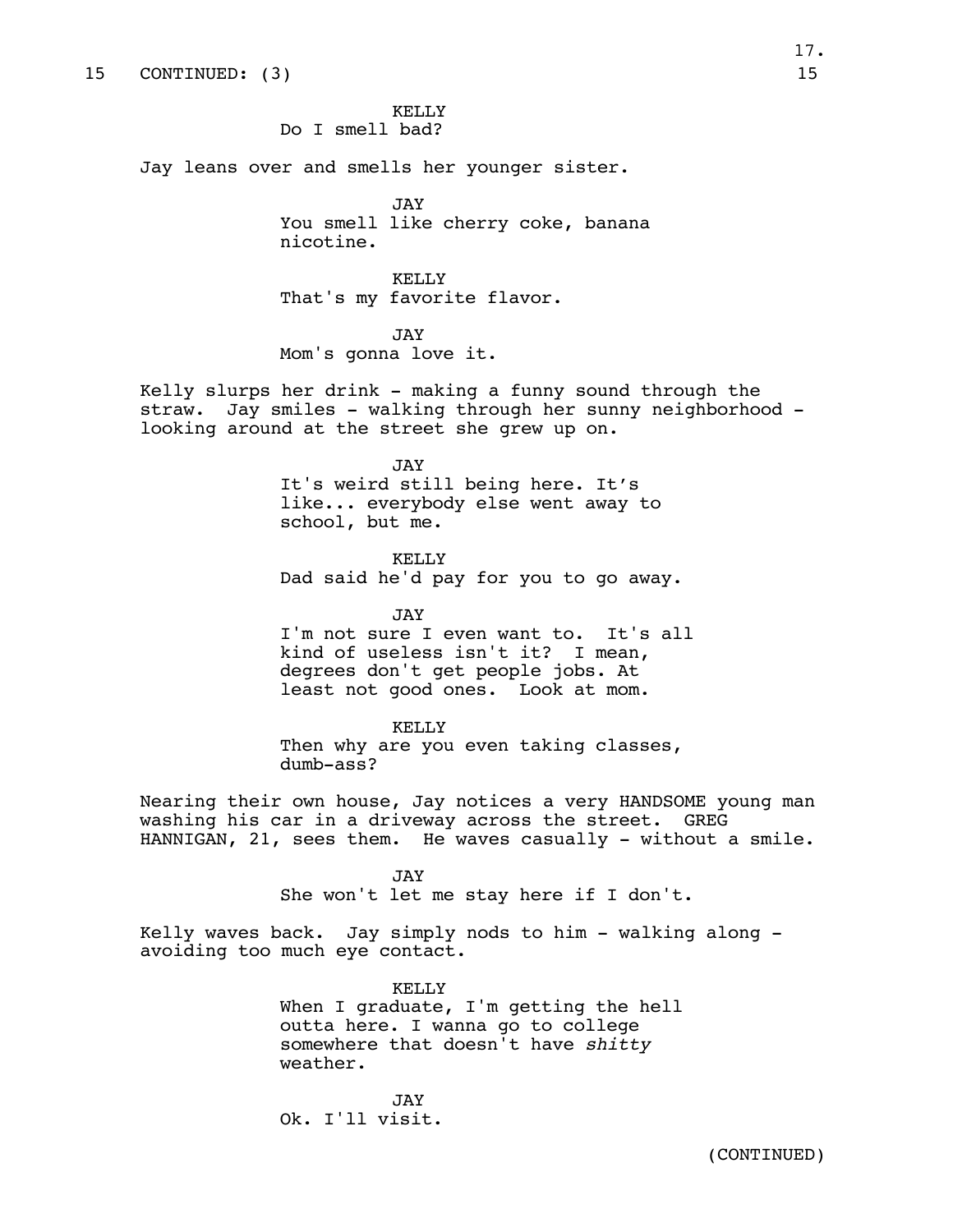15 CONTINUED: (3) 15

KELLY
Do I smell bad?

Jay leans over and smells her younger sister.

JAY
You smell like cherry coke, banana nicotine.

KELLY
That's my favorite flavor.

JAY
Mom's gonna love it.

Kelly slurps her drink - making a funny sound through the straw. Jay smiles - walking through her sunny neighborhood - looking around at the street she grew up on.

JAY
It's weird still being here. It's like... everybody else went away to school, but me.

KELLY
Dad said he'd pay for you to go away.

JAY
I'm not sure I even want to. It's all kind of useless isn't it? I mean, degrees don't get people jobs. At least not good ones. Look at mom.

KELLY
Then why are you even taking classes, dumb-ass?

Nearing their own house, Jay notices a very HANDSOME young man washing his car in a driveway across the street. GREG HANNIGAN, 21, sees them. He waves casually - without a smile.

JAY
She won't let me stay here if I don't.

Kelly waves back. Jay simply nods to him - walking along - avoiding too much eye contact.

KELLY
When I graduate, I'm getting the hell outta here. I wanna go to college somewhere that doesn't have *shitty* weather.

JAY
Ok. I'll visit.

(CONTINUED)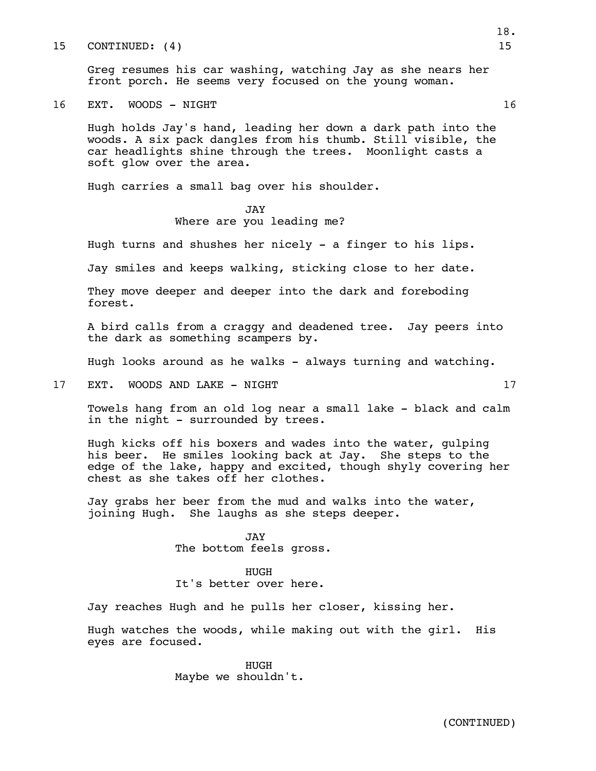15 CONTINUED: (4) 15

Greg resumes his car washing, watching Jay as she nears her front porch. He seems very focused on the young woman.

16 EXT. WOODS - NIGHT 16

Hugh holds Jay's hand, leading her down a dark path into the woods. A six pack dangles from his thumb. Still visible, the car headlights shine through the trees. Moonlight casts a soft glow over the area.

Hugh carries a small bag over his shoulder.

JAY
Where are you leading me?

Hugh turns and shushes her nicely - a finger to his lips.

Jay smiles and keeps walking, sticking close to her date.

They move deeper and deeper into the dark and foreboding forest.

A bird calls from a craggy and deadened tree. Jay peers into the dark as something scampers by.

Hugh looks around as he walks - always turning and watching.

17 EXT. WOODS AND LAKE - NIGHT 17

Towels hang from an old log near a small lake - black and calm in the night - surrounded by trees.

Hugh kicks off his boxers and wades into the water, gulping his beer. He smiles looking back at Jay. She steps to the edge of the lake, happy and excited, though shyly covering her chest as she takes off her clothes.

Jay grabs her beer from the mud and walks into the water, joining Hugh. She laughs as she steps deeper.

JAY
The bottom feels gross.

HUGH
It's better over here.

Jay reaches Hugh and he pulls her closer, kissing her.

Hugh watches the woods, while making out with the girl. His eyes are focused.

HUGH
Maybe we shouldn't.

(CONTINUED)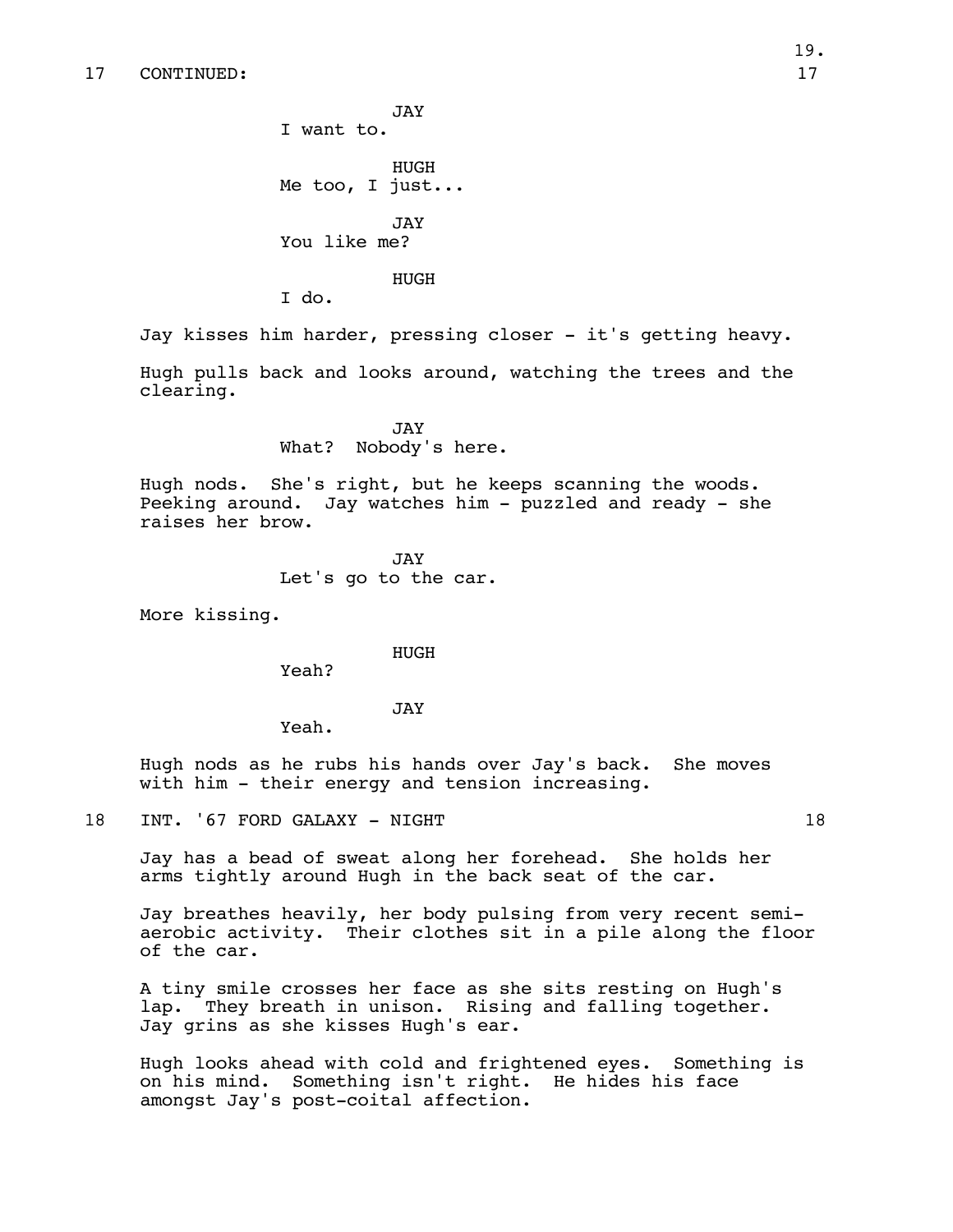17 CONTINUED:

JAY
I want to.

HUGH
Me too, I just...

JAY
You like me?

HUGH
I do.

Jay kisses him harder, pressing closer - it's getting heavy.

Hugh pulls back and looks around, watching the trees and the clearing.

JAY
What? Nobody's here.

Hugh nods. She's right, but he keeps scanning the woods. Peeking around. Jay watches him - puzzled and ready - she raises her brow.

JAY
Let's go to the car.

More kissing.

HUGH
Yeah?

JAY
Yeah.

Hugh nods as he rubs his hands over Jay's back. She moves with him - their energy and tension increasing.

18 INT. '67 FORD GALAXY - NIGHT 18

Jay has a bead of sweat along her forehead. She holds her arms tightly around Hugh in the back seat of the car.

Jay breathes heavily, her body pulsing from very recent semi-aerobic activity. Their clothes sit in a pile along the floor of the car.

A tiny smile crosses her face as she sits resting on Hugh's lap. They breath in unison. Rising and falling together. Jay grins as she kisses Hugh's ear.

Hugh looks ahead with cold and frightened eyes. Something is on his mind. Something isn't right. He hides his face amongst Jay's post-coital affection.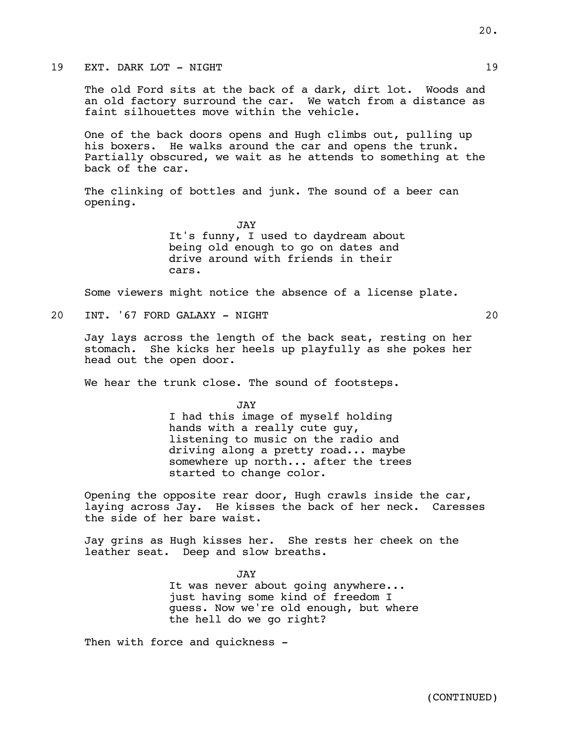19 EXT. DARK LOT - NIGHT 19

The old Ford sits at the back of a dark, dirt lot. Woods and an old factory surround the car. We watch from a distance as faint silhouettes move within the vehicle.

One of the back doors opens and Hugh climbs out, pulling up his boxers. He walks around the car and opens the trunk. Partially obscured, we wait as he attends to something at the back of the car.

The clinking of bottles and junk. The sound of a beer can opening.

JAY

It's funny, I used to daydream about being old enough to go on dates and drive around with friends in their cars.

Some viewers might notice the absence of a license plate.

20 INT. '67 FORD GALAXY - NIGHT 20

Jay lays across the length of the back seat, resting on her stomach. She kicks her heels up playfully as she pokes her head out the open door.

We hear the trunk close. The sound of footsteps.

JAY

I had this image of myself holding hands with a really cute guy, listening to music on the radio and driving along a pretty road... maybe somewhere up north... after the trees started to change color.

Opening the opposite rear door, Hugh crawls inside the car, laying across Jay. He kisses the back of her neck. Caresses the side of her bare waist.

Jay grins as Hugh kisses her. She rests her cheek on the leather seat. Deep and slow breaths.

JAY

It was never about going anywhere... just having some kind of freedom I guess. Now we're old enough, but where the hell do we go right?

Then with force and quickness -

(CONTINUED)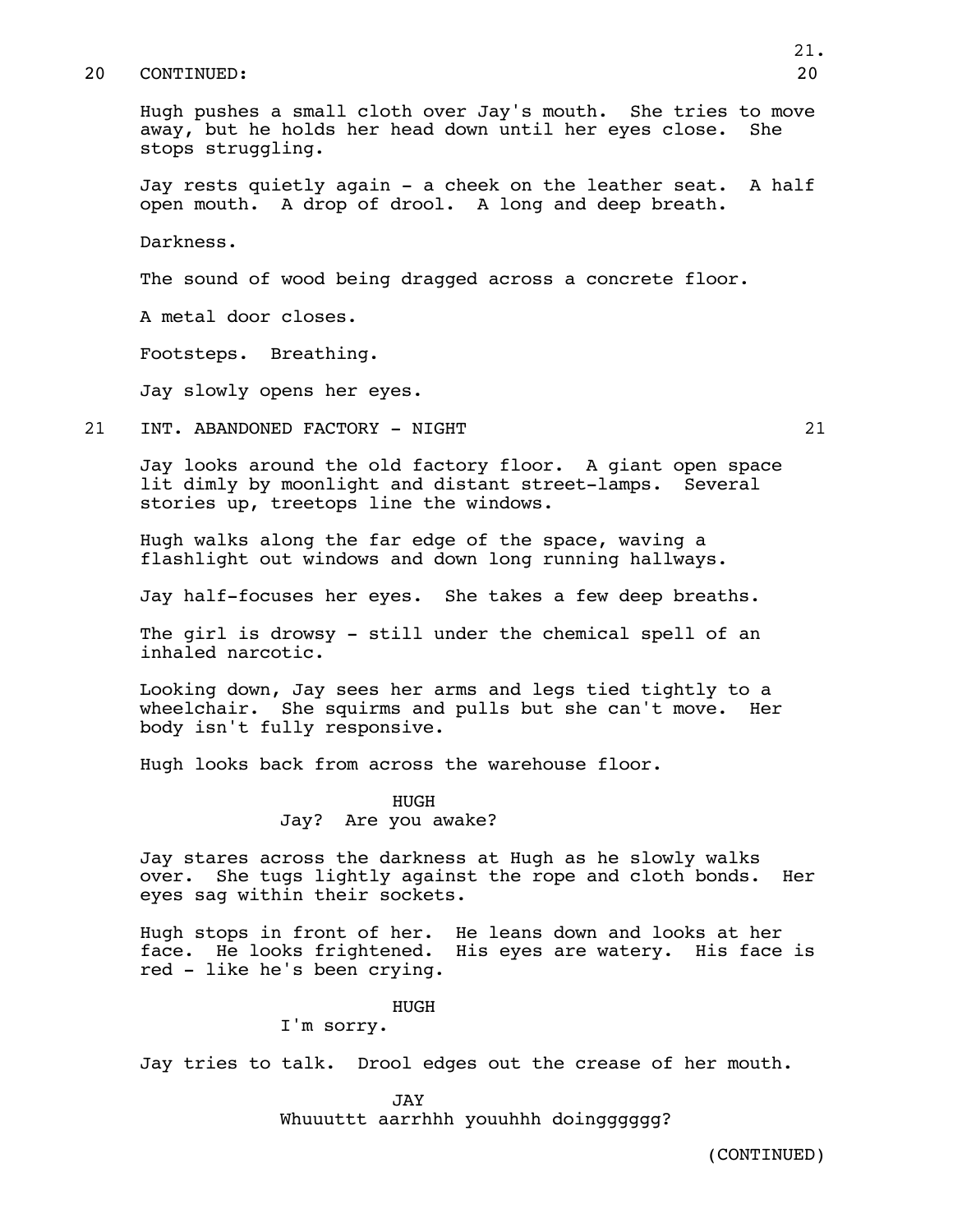20 CONTINUED: 20

Hugh pushes a small cloth over Jay's mouth. She tries to move away, but he holds her head down until her eyes close. She stops struggling.

Jay rests quietly again - a cheek on the leather seat. A half open mouth. A drop of drool. A long and deep breath.

Darkness.

The sound of wood being dragged across a concrete floor.

A metal door closes.

Footsteps. Breathing.

Jay slowly opens her eyes.

21 INT. ABANDONED FACTORY - NIGHT 21

Jay looks around the old factory floor. A giant open space lit dimly by moonlight and distant street-lamps. Several stories up, treetops line the windows.

Hugh walks along the far edge of the space, waving a flashlight out windows and down long running hallways.

Jay half-focuses her eyes. She takes a few deep breaths.

The girl is drowsy - still under the chemical spell of an inhaled narcotic.

Looking down, Jay sees her arms and legs tied tightly to a wheelchair. She squirms and pulls but she can't move. Her body isn't fully responsive.

Hugh looks back from across the warehouse floor.

HUGH
Jay? Are you awake?

Jay stares across the darkness at Hugh as he slowly walks over. She tugs lightly against the rope and cloth bonds. Her eyes sag within their sockets.

Hugh stops in front of her. He leans down and looks at her face. He looks frightened. His eyes are watery. His face is red - like he's been crying.

HUGH
I'm sorry.

Jay tries to talk. Drool edges out the crease of her mouth.

JAY
Whuuuttt aarrhhh youuhhh doinggggg?

(CONTINUED)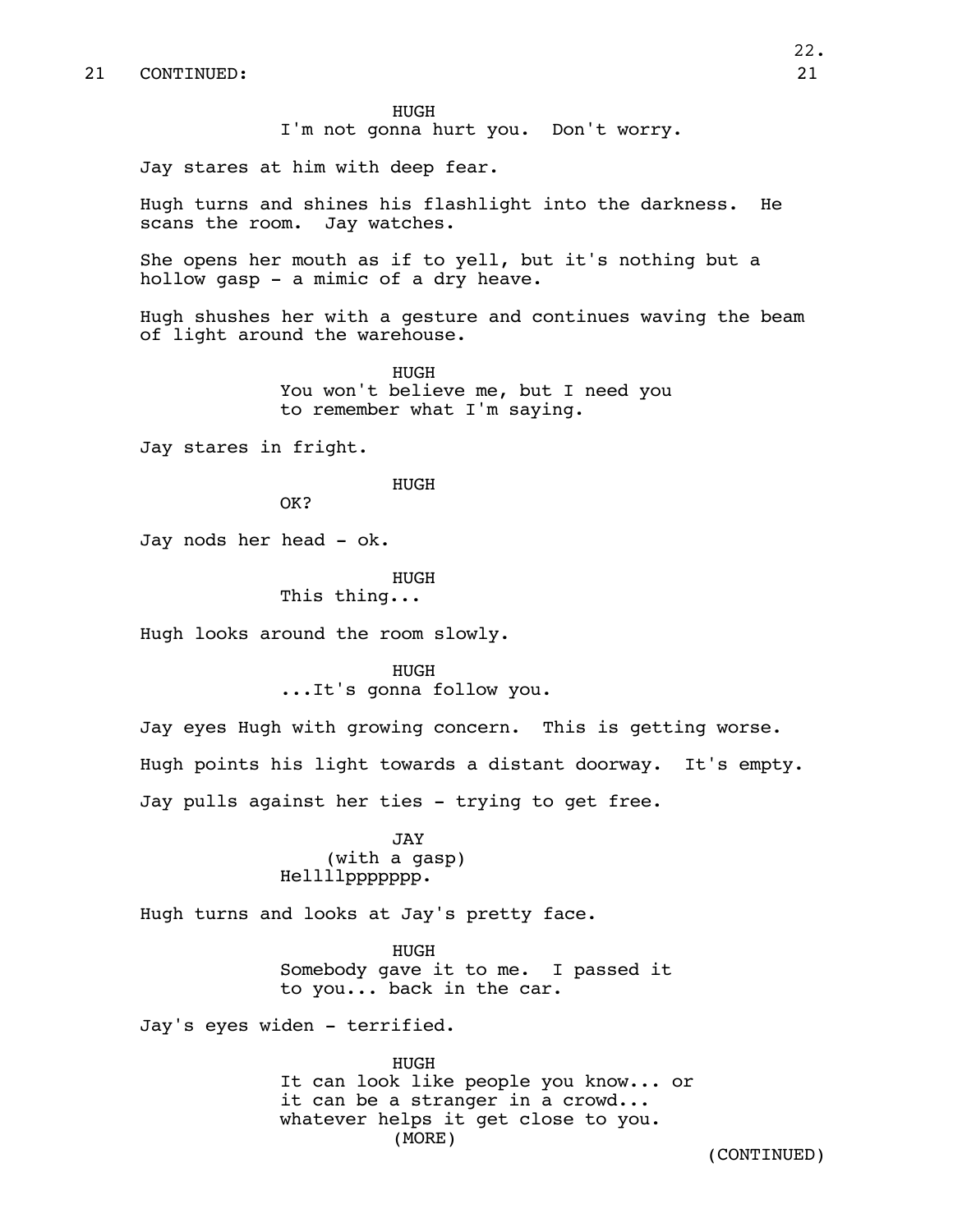21 CONTINUED: 21

HUGH
I'm not gonna hurt you. Don't worry.

Jay stares at him with deep fear.

Hugh turns and shines his flashlight into the darkness. He scans the room. Jay watches.

She opens her mouth as if to yell, but it's nothing but a hollow gasp - a mimic of a dry heave.

Hugh shushes her with a gesture and continues waving the beam of light around the warehouse.

HUGH
You won't believe me, but I need you to remember what I'm saying.

Jay stares in fright.

HUGH
OK?

Jay nods her head - ok.

HUGH
This thing...

Hugh looks around the room slowly.

HUGH
...It's gonna follow you.

Jay eyes Hugh with growing concern. This is getting worse.

Hugh points his light towards a distant doorway. It's empty.

Jay pulls against her ties - trying to get free.

JAY
(with a gasp)
Hellllppppppp.

Hugh turns and looks at Jay's pretty face.

HUGH
Somebody gave it to me. I passed it to you... back in the car.

Jay's eyes widen - terrified.

HUGH
It can look like people you know... or it can be a stranger in a crowd... whatever helps it get close to you.
(MORE)

(CONTINUED)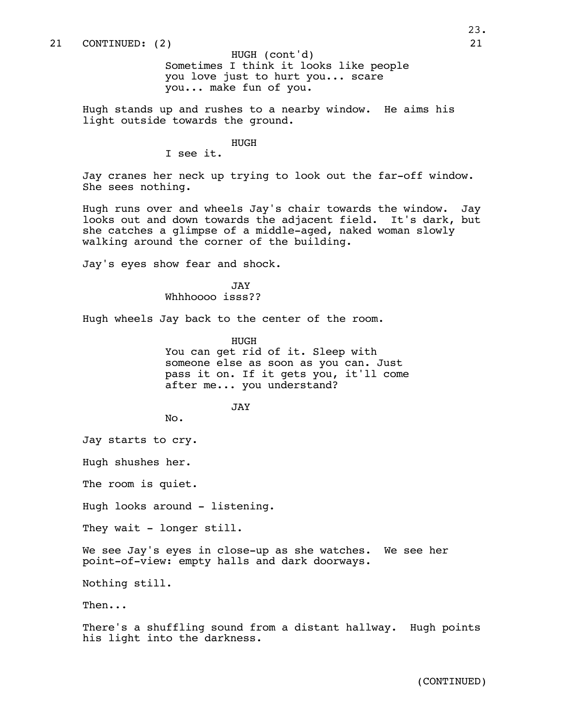21 CONTINUED: (2) 21

HUGH (cont'd)
Sometimes I think it looks like people you love just to hurt you... scare you... make fun of you.

Hugh stands up and rushes to a nearby window. He aims his light outside towards the ground.

HUGH
I see it.

Jay cranes her neck up trying to look out the far-off window. She sees nothing.

Hugh runs over and wheels Jay's chair towards the window. Jay looks out and down towards the adjacent field. It's dark, but she catches a glimpse of a middle-aged, naked woman slowly walking around the corner of the building.

Jay's eyes show fear and shock.

JAY
Whhhoooo isss??

Hugh wheels Jay back to the center of the room.

HUGH
You can get rid of it. Sleep with someone else as soon as you can. Just pass it on. If it gets you, it'll come after me... you understand?

JAY
No.

Jay starts to cry.

Hugh shushes her.

The room is quiet.

Hugh looks around - listening.

They wait - longer still.

We see Jay's eyes in close-up as she watches. We see her point-of-view: empty halls and dark doorways.

Nothing still.

Then...

There's a shuffling sound from a distant hallway. Hugh points his light into the darkness.

(CONTINUED)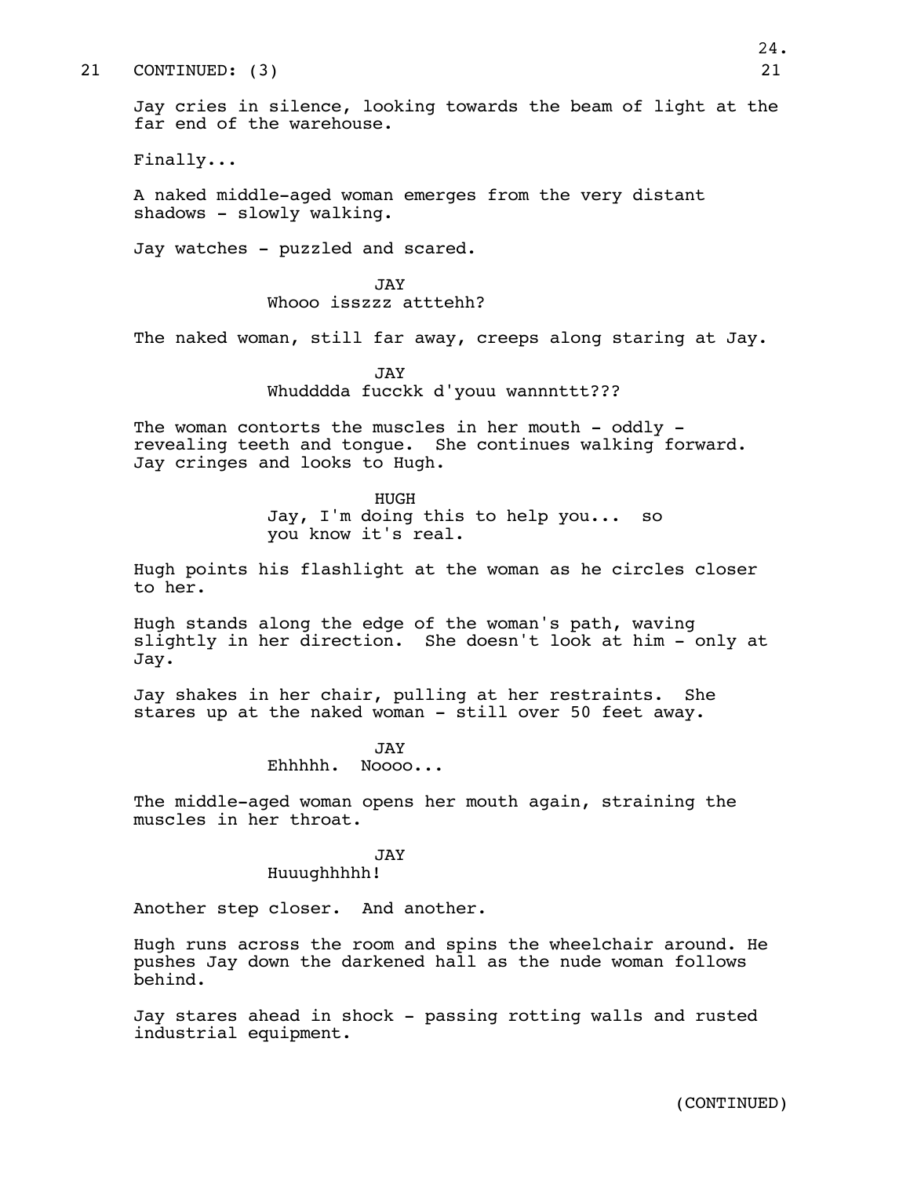21 CONTINUED: (3) 21

Jay cries in silence, looking towards the beam of light at the far end of the warehouse.

Finally...

A naked middle-aged woman emerges from the very distant shadows - slowly walking.

Jay watches - puzzled and scared.

JAY
Whooo isszzz atttehh?

The naked woman, still far away, creeps along staring at Jay.

JAY
Whudddda fucckk d'youu wannnttt???

The woman contorts the muscles in her mouth - oddly - revealing teeth and tongue. She continues walking forward. Jay cringes and looks to Hugh.

HUGH
Jay, I'm doing this to help you... so you know it's real.

Hugh points his flashlight at the woman as he circles closer to her.

Hugh stands along the edge of the woman's path, waving slightly in her direction. She doesn't look at him - only at Jay.

Jay shakes in her chair, pulling at her restraints. She stares up at the naked woman - still over 50 feet away.

JAY
Ehhhhh. Noooo...

The middle-aged woman opens her mouth again, straining the muscles in her throat.

JAY
Huuughhhhh!

Another step closer. And another.

Hugh runs across the room and spins the wheelchair around. He pushes Jay down the darkened hall as the nude woman follows behind.

Jay stares ahead in shock - passing rotting walls and rusted industrial equipment.

(CONTINUED)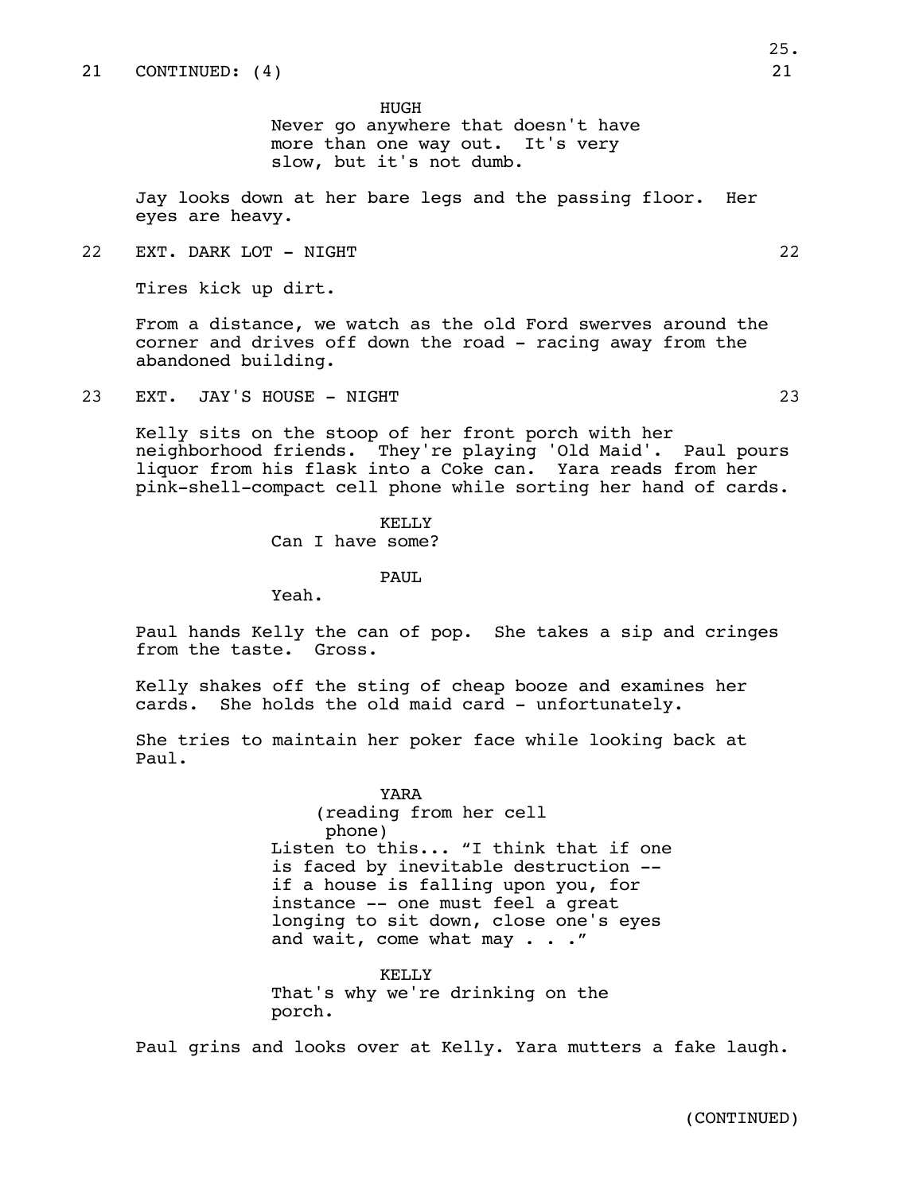21 CONTINUED: (4) 21

HUGH
Never go anywhere that doesn't have more than one way out. It's very slow, but it's not dumb.

Jay looks down at her bare legs and the passing floor. Her eyes are heavy.

22 EXT. DARK LOT - NIGHT 22

Tires kick up dirt.

From a distance, we watch as the old Ford swerves around the corner and drives off down the road - racing away from the abandoned building.

23 EXT. JAY'S HOUSE - NIGHT 23

Kelly sits on the stoop of her front porch with her neighborhood friends. They're playing 'Old Maid'. Paul pours liquor from his flask into a Coke can. Yara reads from her pink-shell-compact cell phone while sorting her hand of cards.

KELLY
Can I have some?

PAUL
Yeah.

Paul hands Kelly the can of pop. She takes a sip and cringes from the taste. Gross.

Kelly shakes off the sting of cheap booze and examines her cards. She holds the old maid card - unfortunately.

She tries to maintain her poker face while looking back at Paul.

YARA
(reading from her cell phone)
Listen to this... "I think that if one is faced by inevitable destruction -- if a house is falling upon you, for instance -- one must feel a great longing to sit down, close one's eyes and wait, come what may . . ."

KELLY
That's why we're drinking on the porch.

Paul grins and looks over at Kelly. Yara mutters a fake laugh.

(CONTINUED)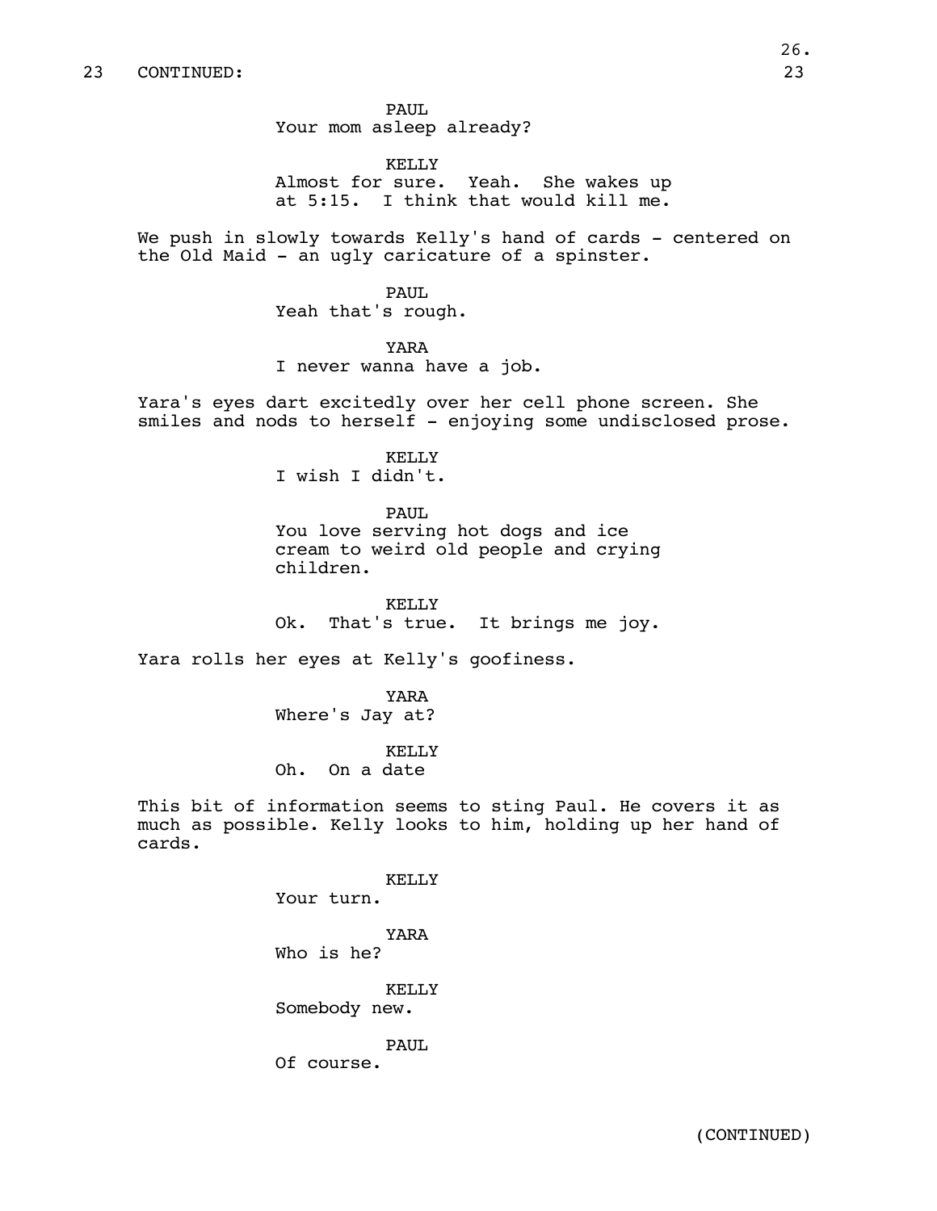23 CONTINUED: 23

PAUL
Your mom asleep already?

KELLY
Almost for sure. Yeah. She wakes up at 5:15. I think that would kill me.

We push in slowly towards Kelly's hand of cards - centered on the Old Maid - an ugly caricature of a spinster.

PAUL
Yeah that's rough.

YARA
I never wanna have a job.

Yara's eyes dart excitedly over her cell phone screen. She smiles and nods to herself - enjoying some undisclosed prose.

KELLY
I wish I didn't.

PAUL
You love serving hot dogs and ice cream to weird old people and crying children.

KELLY
Ok. That's true. It brings me joy.

Yara rolls her eyes at Kelly's goofiness.

YARA
Where's Jay at?

KELLY
Oh. On a date

This bit of information seems to sting Paul. He covers it as much as possible. Kelly looks to him, holding up her hand of cards.

KELLY
Your turn.

YARA
Who is he?

KELLY
Somebody new.

PAUL
Of course.

(CONTINUED)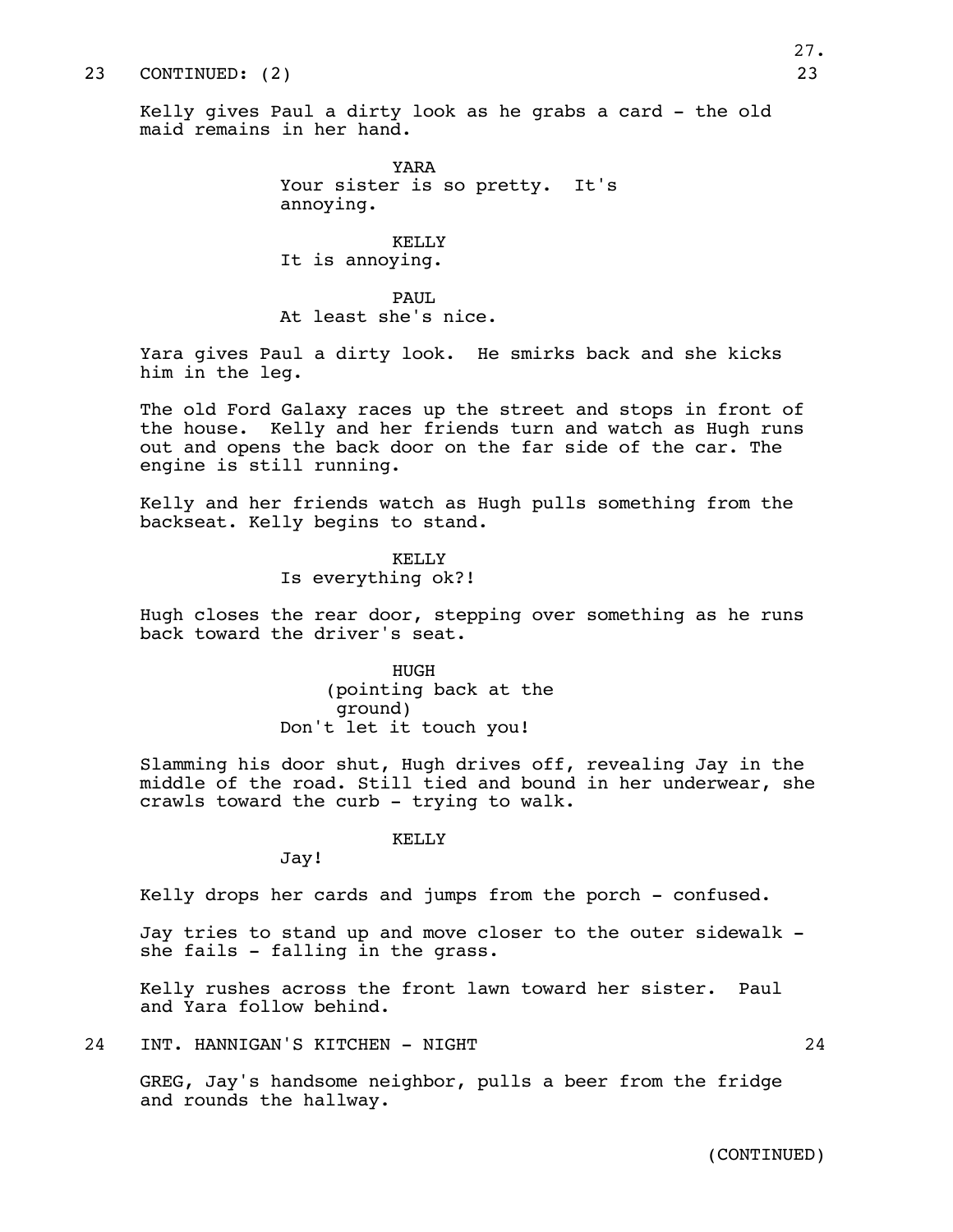23 CONTINUED: (2) 23

Kelly gives Paul a dirty look as he grabs a card - the old maid remains in her hand.

YARA
Your sister is so pretty. It's annoying.

KELLY
It is annoying.

PAUL
At least she's nice.

Yara gives Paul a dirty look. He smirks back and she kicks him in the leg.

The old Ford Galaxy races up the street and stops in front of the house. Kelly and her friends turn and watch as Hugh runs out and opens the back door on the far side of the car. The engine is still running.

Kelly and her friends watch as Hugh pulls something from the backseat. Kelly begins to stand.

KELLY
Is everything ok?!

Hugh closes the rear door, stepping over something as he runs back toward the driver's seat.

HUGH
(pointing back at the ground)
Don't let it touch you!

Slamming his door shut, Hugh drives off, revealing Jay in the middle of the road. Still tied and bound in her underwear, she crawls toward the curb - trying to walk.

KELLY
Jay!

Kelly drops her cards and jumps from the porch - confused.

Jay tries to stand up and move closer to the outer sidewalk - she fails - falling in the grass.

Kelly rushes across the front lawn toward her sister. Paul and Yara follow behind.

24 INT. HANNIGAN'S KITCHEN - NIGHT 24

GREG, Jay's handsome neighbor, pulls a beer from the fridge and rounds the hallway.

(CONTINUED)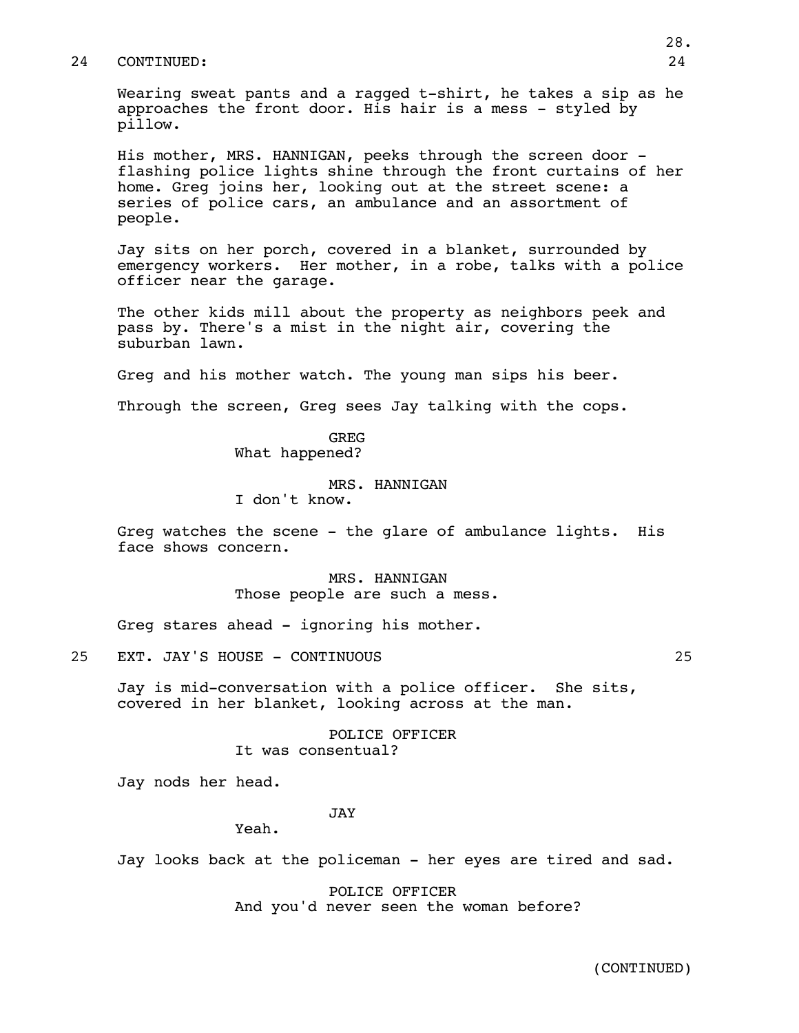24 CONTINUED: 24

Wearing sweat pants and a ragged t-shirt, he takes a sip as he approaches the front door. His hair is a mess - styled by pillow.

His mother, MRS. HANNIGAN, peeks through the screen door - flashing police lights shine through the front curtains of her home. Greg joins her, looking out at the street scene: a series of police cars, an ambulance and an assortment of people.

Jay sits on her porch, covered in a blanket, surrounded by emergency workers. Her mother, in a robe, talks with a police officer near the garage.

The other kids mill about the property as neighbors peek and pass by. There's a mist in the night air, covering the suburban lawn.

Greg and his mother watch. The young man sips his beer.

Through the screen, Greg sees Jay talking with the cops.

GREG
What happened?

MRS. HANNIGAN
I don't know.

Greg watches the scene - the glare of ambulance lights. His face shows concern.

MRS. HANNIGAN
Those people are such a mess.

Greg stares ahead - ignoring his mother.

25 EXT. JAY'S HOUSE - CONTINUOUS 25

Jay is mid-conversation with a police officer. She sits, covered in her blanket, looking across at the man.

POLICE OFFICER
It was consentual?

Jay nods her head.

JAY
Yeah.

Jay looks back at the policeman - her eyes are tired and sad.

POLICE OFFICER
And you'd never seen the woman before?

(CONTINUED)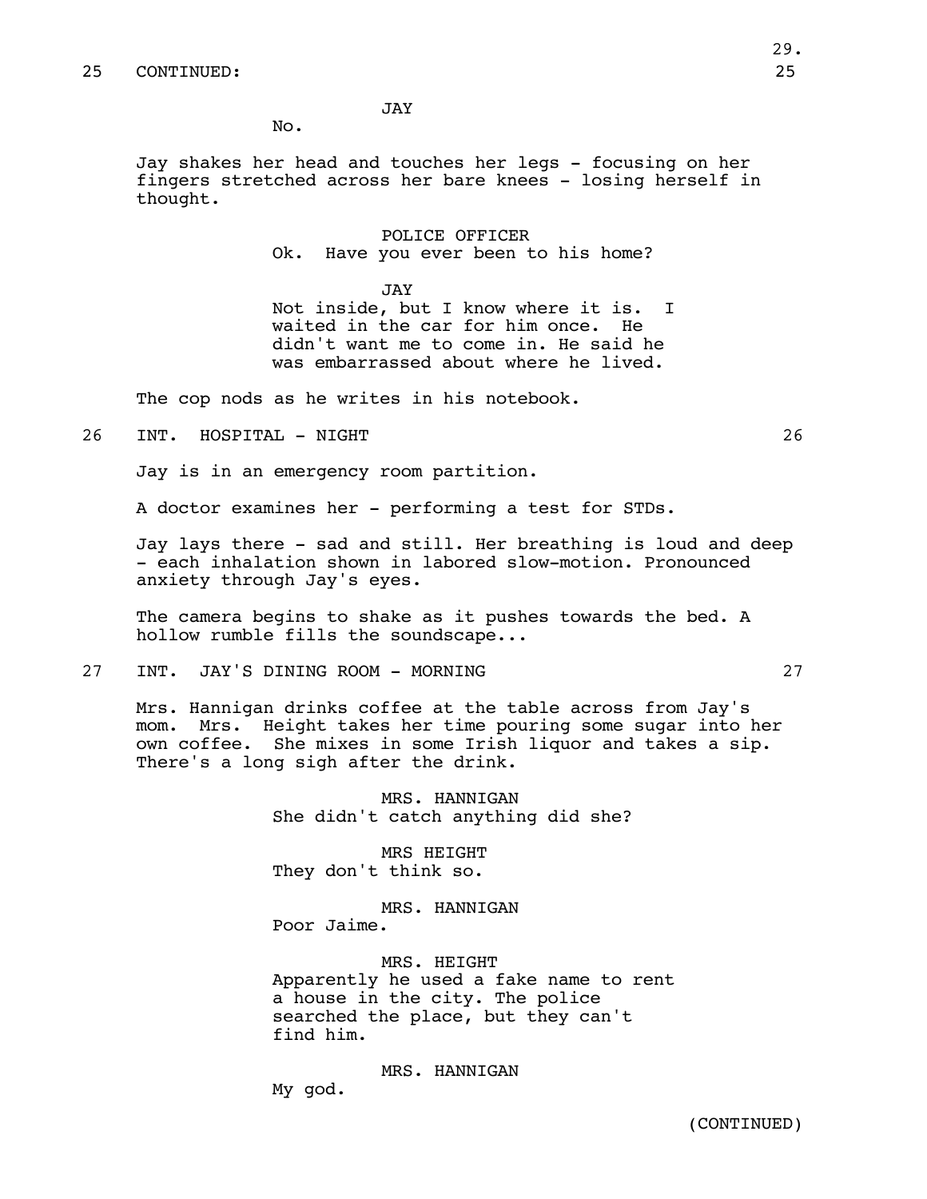25 CONTINUED: 25

JAY

No.

Jay shakes her head and touches her legs - focusing on her fingers stretched across her bare knees - losing herself in thought.

POLICE OFFICER

Ok. Have you ever been to his home?

JAY

Not inside, but I know where it is. I waited in the car for him once. He didn't want me to come in. He said he was embarrassed about where he lived.

The cop nods as he writes in his notebook.

26 INT. HOSPITAL - NIGHT 26

Jay is in an emergency room partition.

A doctor examines her - performing a test for STDs.

Jay lays there - sad and still. Her breathing is loud and deep - each inhalation shown in labored slow-motion. Pronounced anxiety through Jay's eyes.

The camera begins to shake as it pushes towards the bed. A hollow rumble fills the soundscape...

27 INT. JAY'S DINING ROOM - MORNING 27

Mrs. Hannigan drinks coffee at the table across from Jay's mom. Mrs. Height takes her time pouring some sugar into her own coffee. She mixes in some Irish liquor and takes a sip. There's a long sigh after the drink.

MRS. HANNIGAN

She didn't catch anything did she?

MRS HEIGHT

They don't think so.

MRS. HANNIGAN

Poor Jaime.

MRS. HEIGHT

Apparently he used a fake name to rent a house in the city. The police searched the place, but they can't find him.

MRS. HANNIGAN

My god.

(CONTINUED)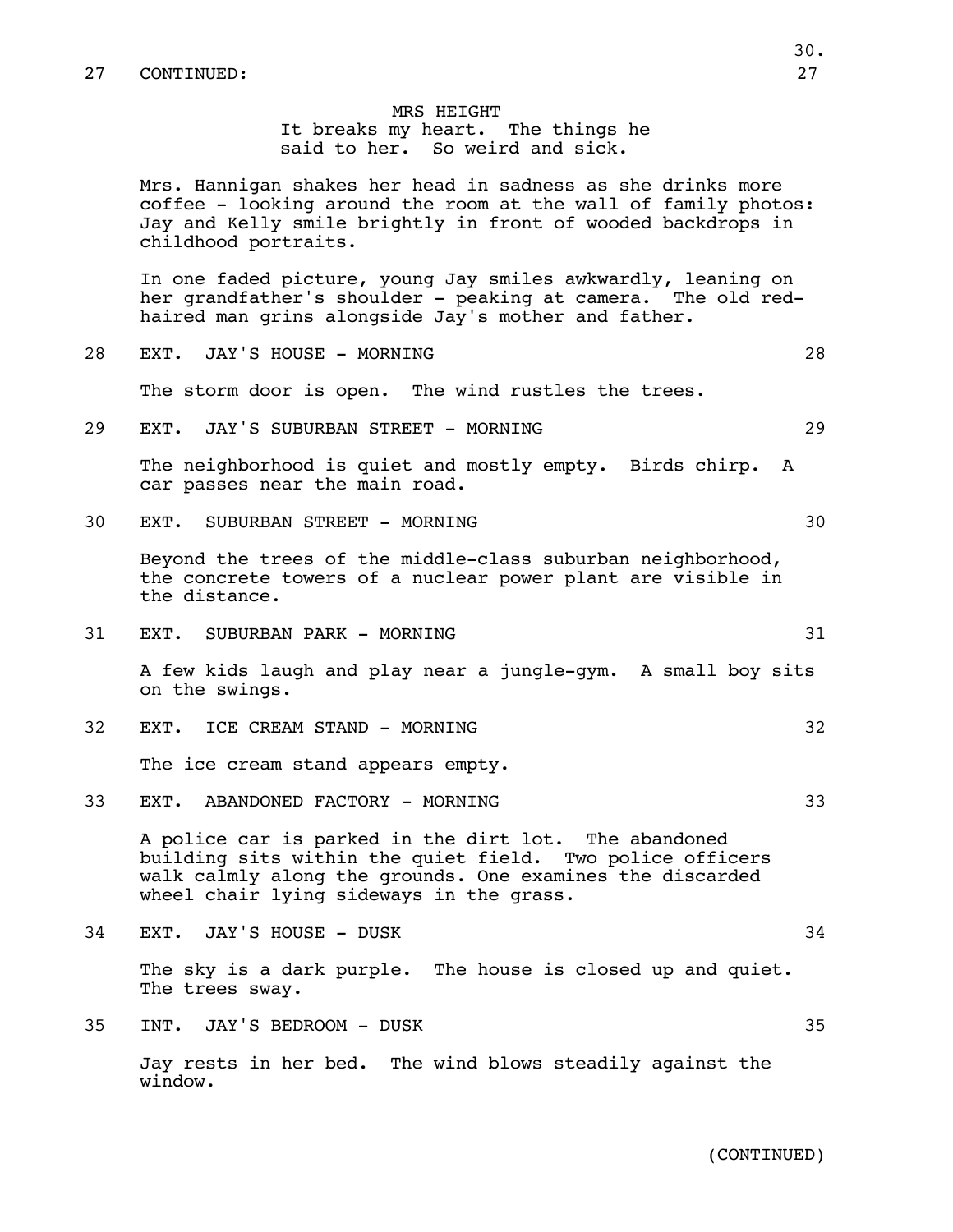27 CONTINUED: 27

MRS HEIGHT
It breaks my heart. The things he said to her. So weird and sick.

Mrs. Hannigan shakes her head in sadness as she drinks more coffee - looking around the room at the wall of family photos: Jay and Kelly smile brightly in front of wooded backdrops in childhood portraits.

In one faded picture, young Jay smiles awkwardly, leaning on her grandfather's shoulder - peaking at camera. The old red-haired man grins alongside Jay's mother and father.

28 EXT. JAY'S HOUSE - MORNING 28

The storm door is open. The wind rustles the trees.

29 EXT. JAY'S SUBURBAN STREET - MORNING 29

The neighborhood is quiet and mostly empty. Birds chirp. A car passes near the main road.

30 EXT. SUBURBAN STREET - MORNING 30

Beyond the trees of the middle-class suburban neighborhood, the concrete towers of a nuclear power plant are visible in the distance.

31 EXT. SUBURBAN PARK - MORNING 31

A few kids laugh and play near a jungle-gym. A small boy sits on the swings.

32 EXT. ICE CREAM STAND - MORNING 32

The ice cream stand appears empty.

33 EXT. ABANDONED FACTORY - MORNING 33

A police car is parked in the dirt lot. The abandoned building sits within the quiet field. Two police officers walk calmly along the grounds. One examines the discarded wheel chair lying sideways in the grass.

34 EXT. JAY'S HOUSE - DUSK 34

The sky is a dark purple. The house is closed up and quiet. The trees sway.

35 INT. JAY'S BEDROOM - DUSK 35

Jay rests in her bed. The wind blows steadily against the window.

(CONTINUED)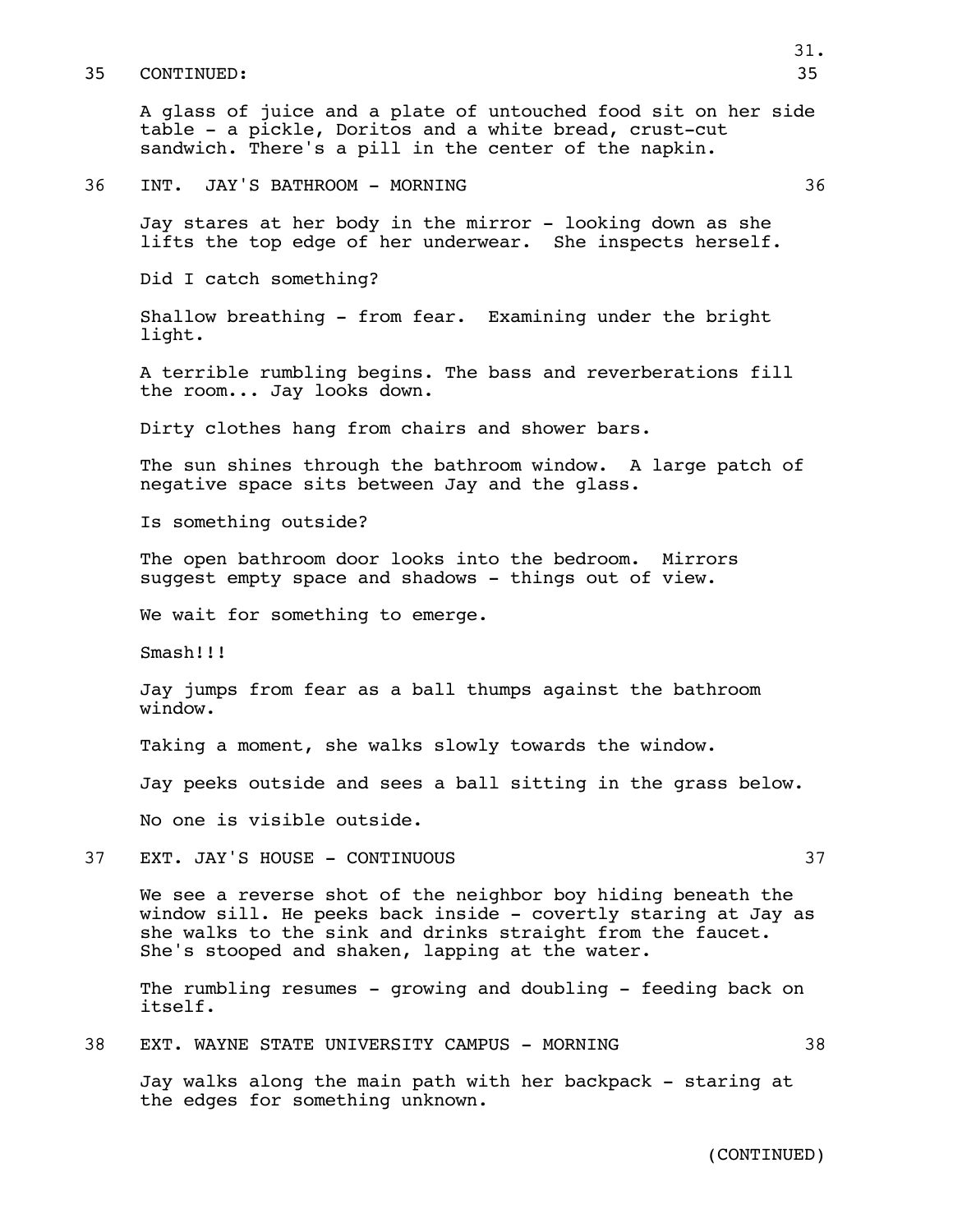35 CONTINUED: 35

A glass of juice and a plate of untouched food sit on her side table - a pickle, Doritos and a white bread, crust-cut sandwich. There's a pill in the center of the napkin.

36 INT. JAY'S BATHROOM - MORNING 36

Jay stares at her body in the mirror - looking down as she lifts the top edge of her underwear. She inspects herself.

Did I catch something?

Shallow breathing - from fear. Examining under the bright light.

A terrible rumbling begins. The bass and reverberations fill the room... Jay looks down.

Dirty clothes hang from chairs and shower bars.

The sun shines through the bathroom window. A large patch of negative space sits between Jay and the glass.

Is something outside?

The open bathroom door looks into the bedroom. Mirrors suggest empty space and shadows - things out of view.

We wait for something to emerge.

Smash!!!

Jay jumps from fear as a ball thumps against the bathroom window.

Taking a moment, she walks slowly towards the window.

Jay peeks outside and sees a ball sitting in the grass below.

No one is visible outside.

37 EXT. JAY'S HOUSE - CONTINUOUS 37

We see a reverse shot of the neighbor boy hiding beneath the window sill. He peeks back inside - covertly staring at Jay as she walks to the sink and drinks straight from the faucet. She's stooped and shaken, lapping at the water.

The rumbling resumes - growing and doubling - feeding back on itself.

38 EXT. WAYNE STATE UNIVERSITY CAMPUS - MORNING 38

Jay walks along the main path with her backpack - staring at the edges for something unknown.

(CONTINUED)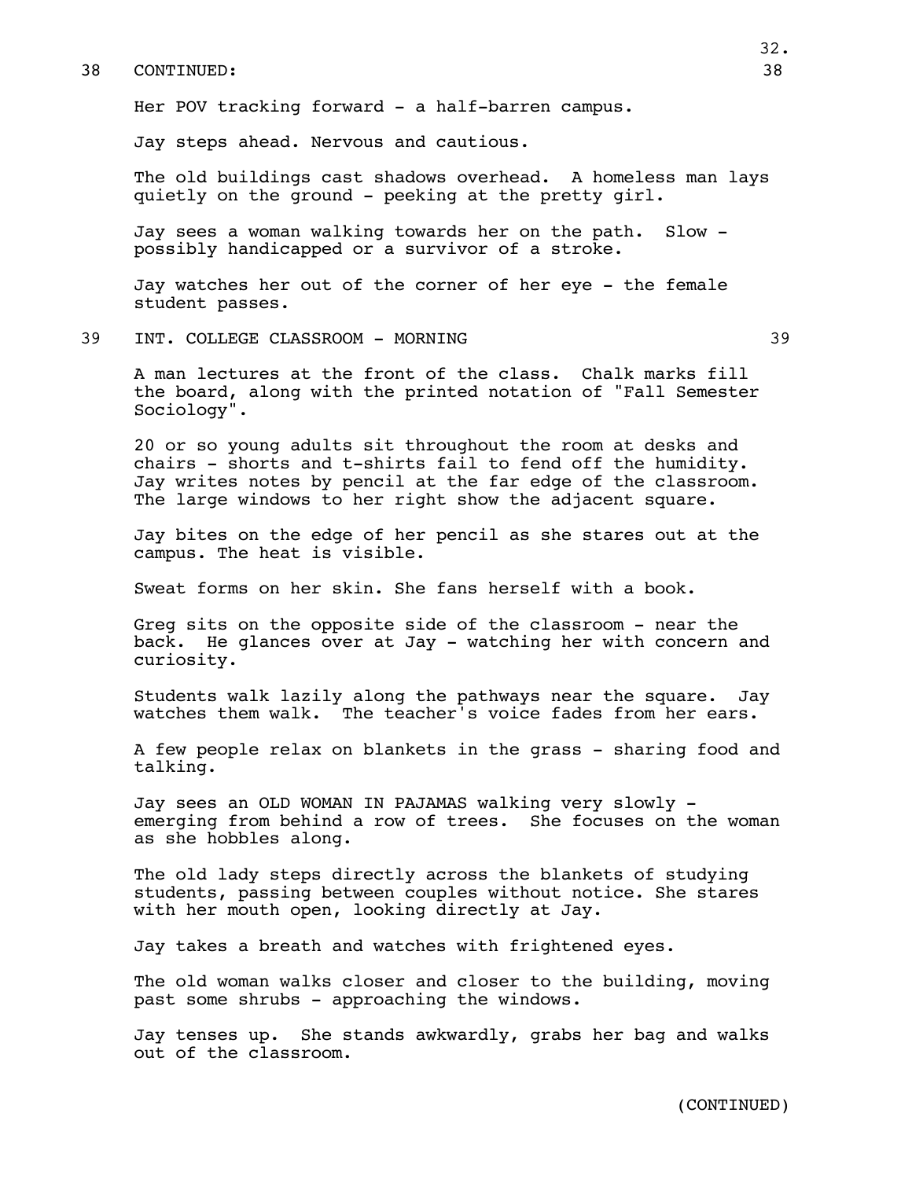38 CONTINUED: 38

Her POV tracking forward - a half-barren campus.

Jay steps ahead. Nervous and cautious.

The old buildings cast shadows overhead. A homeless man lays quietly on the ground - peeking at the pretty girl.

Jay sees a woman walking towards her on the path. Slow - possibly handicapped or a survivor of a stroke.

Jay watches her out of the corner of her eye - the female student passes.

39 INT. COLLEGE CLASSROOM - MORNING 39

A man lectures at the front of the class. Chalk marks fill the board, along with the printed notation of "Fall Semester Sociology".

20 or so young adults sit throughout the room at desks and chairs - shorts and t-shirts fail to fend off the humidity. Jay writes notes by pencil at the far edge of the classroom. The large windows to her right show the adjacent square.

Jay bites on the edge of her pencil as she stares out at the campus. The heat is visible.

Sweat forms on her skin. She fans herself with a book.

Greg sits on the opposite side of the classroom - near the back. He glances over at Jay - watching her with concern and curiosity.

Students walk lazily along the pathways near the square. Jay watches them walk. The teacher's voice fades from her ears.

A few people relax on blankets in the grass - sharing food and talking.

Jay sees an OLD WOMAN IN PAJAMAS walking very slowly - emerging from behind a row of trees. She focuses on the woman as she hobbles along.

The old lady steps directly across the blankets of studying students, passing between couples without notice. She stares with her mouth open, looking directly at Jay.

Jay takes a breath and watches with frightened eyes.

The old woman walks closer and closer to the building, moving past some shrubs - approaching the windows.

Jay tenses up. She stands awkwardly, grabs her bag and walks out of the classroom.

(CONTINUED)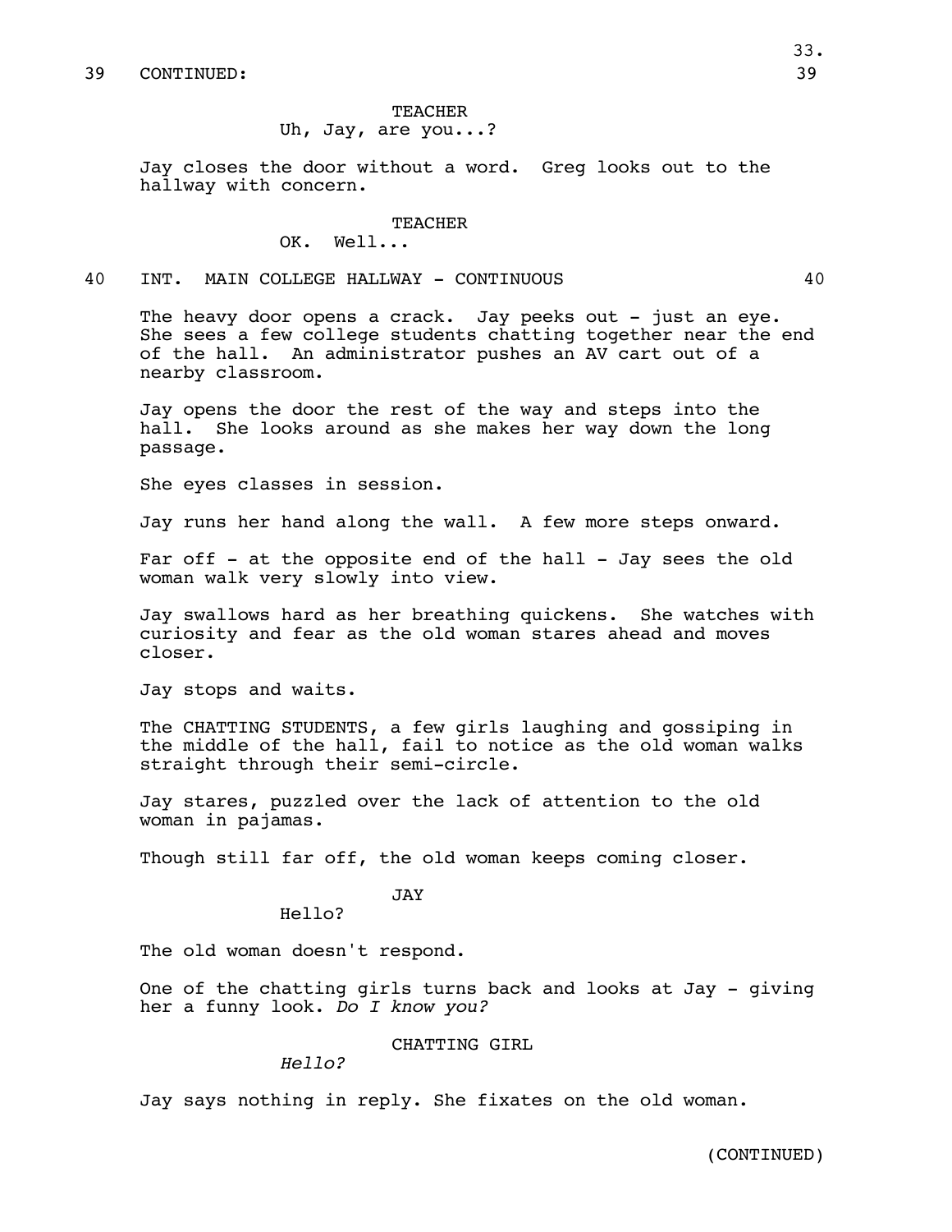39 CONTINUED: 39

TEACHER
Uh, Jay, are you...?

Jay closes the door without a word. Greg looks out to the hallway with concern.

TEACHER
OK. Well...

40 INT. MAIN COLLEGE HALLWAY - CONTINUOUS 40

The heavy door opens a crack. Jay peeks out - just an eye. She sees a few college students chatting together near the end of the hall. An administrator pushes an AV cart out of a nearby classroom.

Jay opens the door the rest of the way and steps into the hall. She looks around as she makes her way down the long passage.

She eyes classes in session.

Jay runs her hand along the wall. A few more steps onward.

Far off - at the opposite end of the hall - Jay sees the old woman walk very slowly into view.

Jay swallows hard as her breathing quickens. She watches with curiosity and fear as the old woman stares ahead and moves closer.

Jay stops and waits.

The CHATTING STUDENTS, a few girls laughing and gossiping in the middle of the hall, fail to notice as the old woman walks straight through their semi-circle.

Jay stares, puzzled over the lack of attention to the old woman in pajamas.

Though still far off, the old woman keeps coming closer.

JAY
Hello?

The old woman doesn't respond.

One of the chatting girls turns back and looks at Jay - giving her a funny look. *Do I know you?*

CHATTING GIRL
*Hello?*

Jay says nothing in reply. She fixates on the old woman.

(CONTINUED)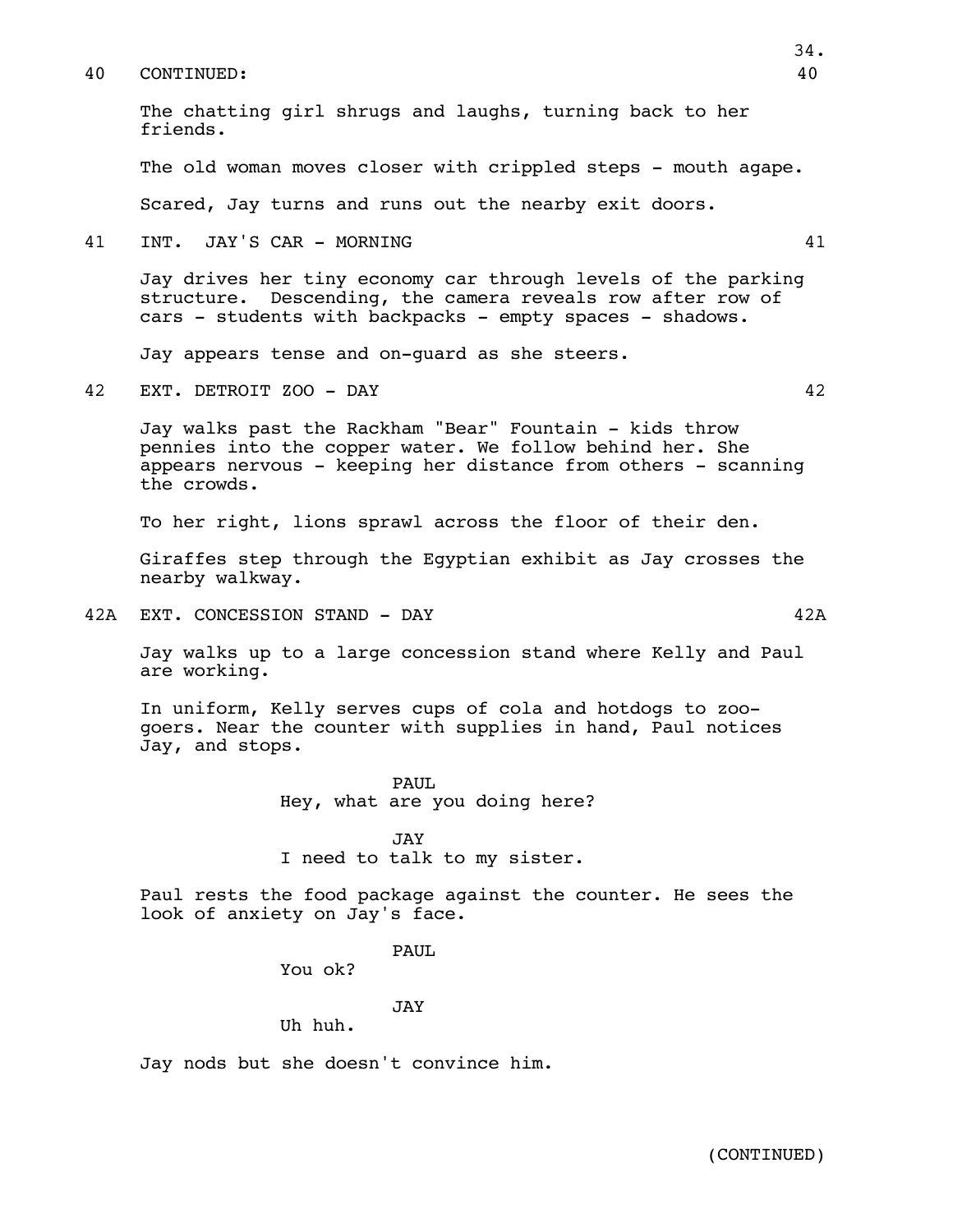40 CONTINUED: 40

The chatting girl shrugs and laughs, turning back to her friends.

The old woman moves closer with crippled steps - mouth agape.

Scared, Jay turns and runs out the nearby exit doors.

41 INT. JAY'S CAR - MORNING 41

Jay drives her tiny economy car through levels of the parking structure. Descending, the camera reveals row after row of cars - students with backpacks - empty spaces - shadows.

Jay appears tense and on-guard as she steers.

42 EXT. DETROIT ZOO - DAY 42

Jay walks past the Rackham "Bear" Fountain - kids throw pennies into the copper water. We follow behind her. She appears nervous - keeping her distance from others - scanning the crowds.

To her right, lions sprawl across the floor of their den.

Giraffes step through the Egyptian exhibit as Jay crosses the nearby walkway.

42A EXT. CONCESSION STAND - DAY 42A

Jay walks up to a large concession stand where Kelly and Paul are working.

In uniform, Kelly serves cups of cola and hotdogs to zoo-goers. Near the counter with supplies in hand, Paul notices Jay, and stops.

PAUL
Hey, what are you doing here?

JAY
I need to talk to my sister.

Paul rests the food package against the counter. He sees the look of anxiety on Jay's face.

PAUL
You ok?

JAY
Uh huh.

Jay nods but she doesn't convince him.

(CONTINUED)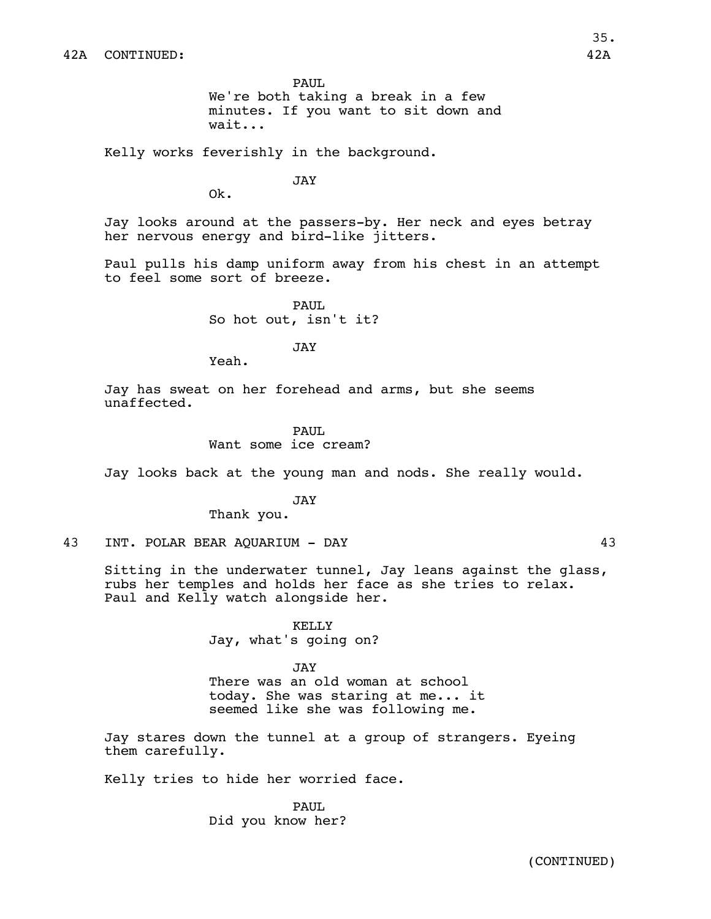42A CONTINUED: 42A

PAUL
We're both taking a break in a few minutes. If you want to sit down and wait...

Kelly works feverishly in the background.

JAY
Ok.

Jay looks around at the passers-by. Her neck and eyes betray her nervous energy and bird-like jitters.

Paul pulls his damp uniform away from his chest in an attempt to feel some sort of breeze.

PAUL
So hot out, isn't it?

JAY
Yeah.

Jay has sweat on her forehead and arms, but she seems unaffected.

PAUL
Want some ice cream?

Jay looks back at the young man and nods. She really would.

JAY
Thank you.

43 INT. POLAR BEAR AQUARIUM - DAY 43

Sitting in the underwater tunnel, Jay leans against the glass, rubs her temples and holds her face as she tries to relax. Paul and Kelly watch alongside her.

KELLY
Jay, what's going on?

JAY
There was an old woman at school today. She was staring at me... it seemed like she was following me.

Jay stares down the tunnel at a group of strangers. Eyeing them carefully.

Kelly tries to hide her worried face.

PAUL
Did you know her?

(CONTINUED)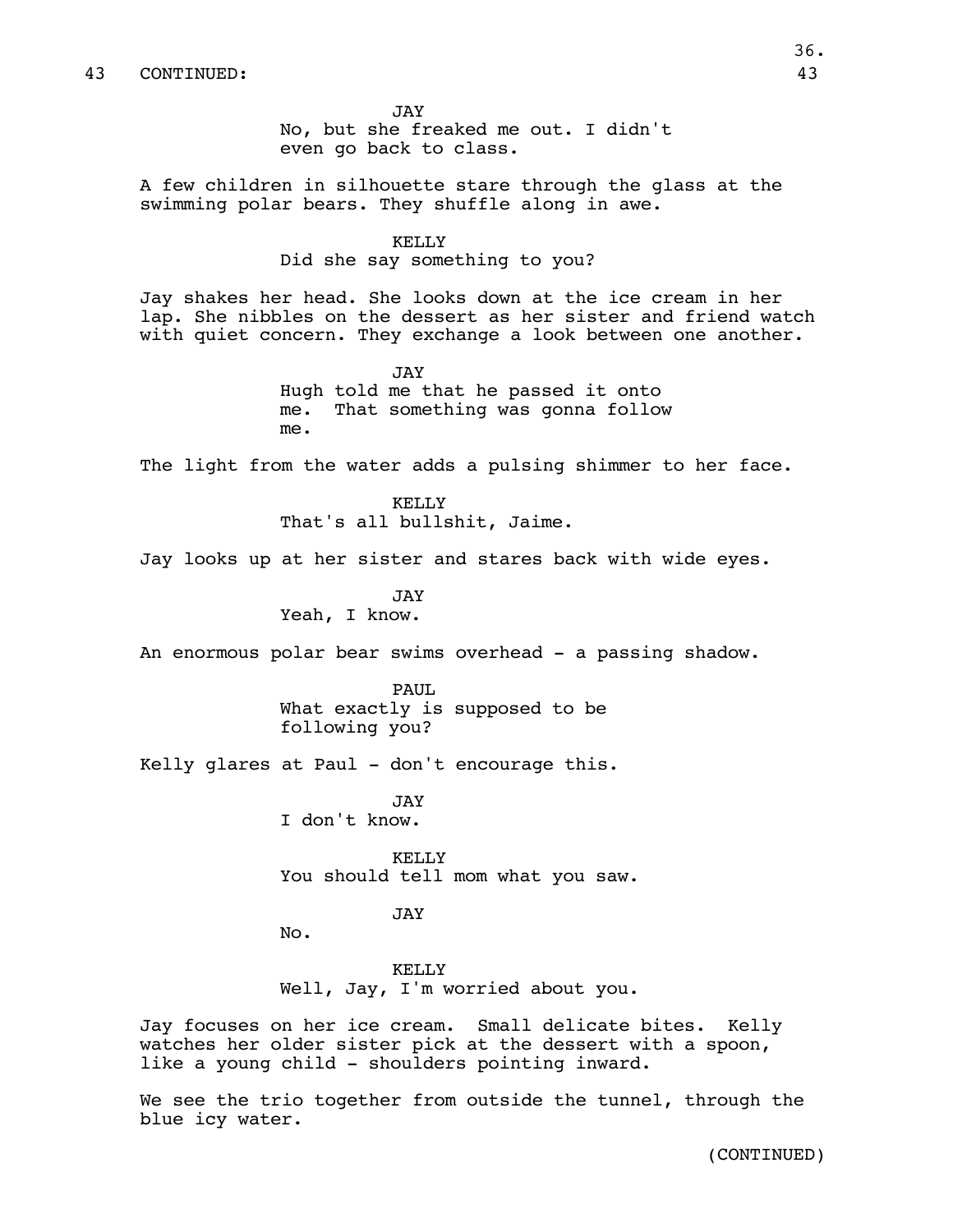43 CONTINUED: 43

JAY
No, but she freaked me out. I didn't even go back to class.

A few children in silhouette stare through the glass at the swimming polar bears. They shuffle along in awe.

KELLY
Did she say something to you?

Jay shakes her head. She looks down at the ice cream in her lap. She nibbles on the dessert as her sister and friend watch with quiet concern. They exchange a look between one another.

JAY
Hugh told me that he passed it onto me. That something was gonna follow me.

The light from the water adds a pulsing shimmer to her face.

KELLY
That's all bullshit, Jaime.

Jay looks up at her sister and stares back with wide eyes.

JAY
Yeah, I know.

An enormous polar bear swims overhead - a passing shadow.

PAUL
What exactly is supposed to be following you?

Kelly glares at Paul - don't encourage this.

JAY
I don't know.

KELLY
You should tell mom what you saw.

JAY
No.

KELLY
Well, Jay, I'm worried about you.

Jay focuses on her ice cream. Small delicate bites. Kelly watches her older sister pick at the dessert with a spoon, like a young child - shoulders pointing inward.

We see the trio together from outside the tunnel, through the blue icy water.

(CONTINUED)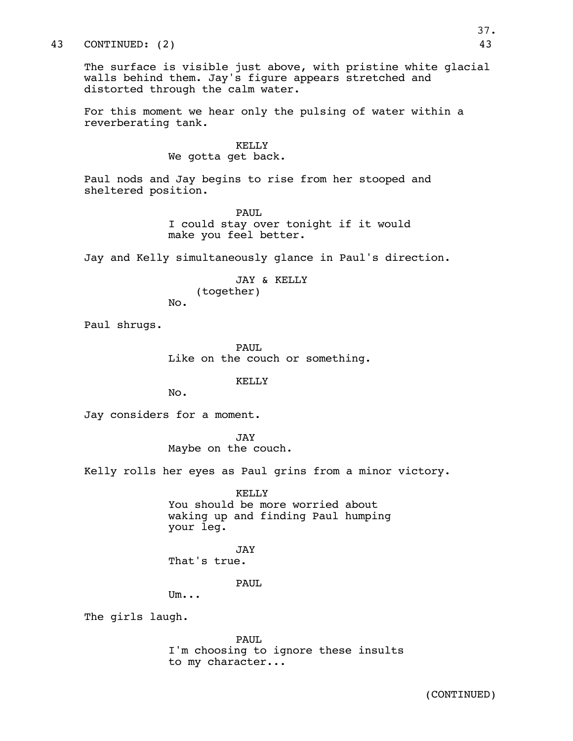43 CONTINUED: (2) 43

The surface is visible just above, with pristine white glacial walls behind them. Jay's figure appears stretched and distorted through the calm water.

For this moment we hear only the pulsing of water within a reverberating tank.

KELLY
We gotta get back.

Paul nods and Jay begins to rise from her stooped and sheltered position.

PAUL
I could stay over tonight if it would make you feel better.

Jay and Kelly simultaneously glance in Paul's direction.

JAY & KELLY
(together)
No.

Paul shrugs.

PAUL
Like on the couch or something.

KELLY
No.

Jay considers for a moment.

JAY
Maybe on the couch.

Kelly rolls her eyes as Paul grins from a minor victory.

KELLY
You should be more worried about waking up and finding Paul humping your leg.

JAY
That's true.

PAUL
Um...

The girls laugh.

PAUL
I'm choosing to ignore these insults to my character...

(CONTINUED)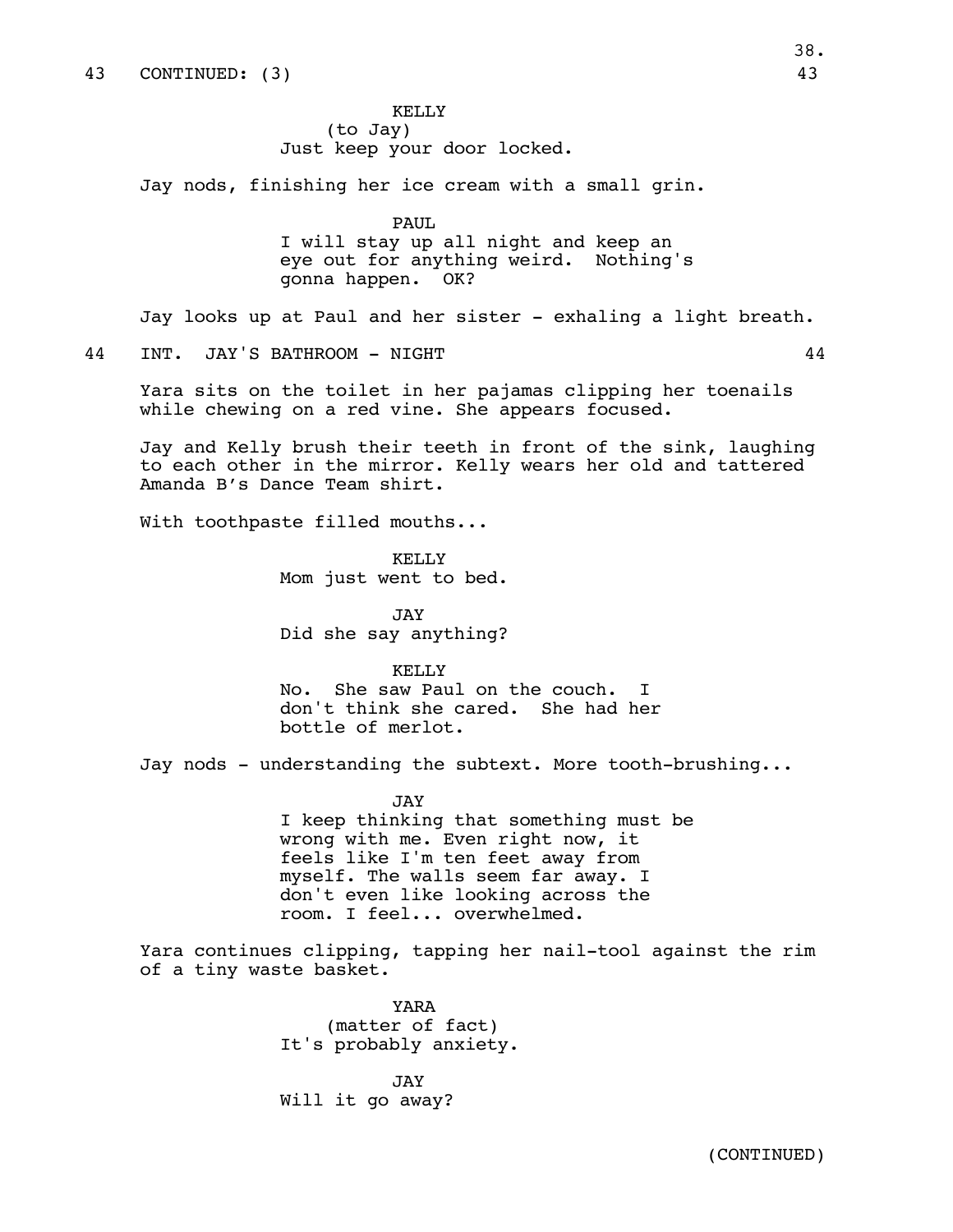43 CONTINUED: (3) 43

KELLY
(to Jay)
Just keep your door locked.

Jay nods, finishing her ice cream with a small grin.

PAUL
I will stay up all night and keep an eye out for anything weird. Nothing's gonna happen. OK?

Jay looks up at Paul and her sister - exhaling a light breath.

44 INT. JAY'S BATHROOM - NIGHT 44

Yara sits on the toilet in her pajamas clipping her toenails while chewing on a red vine. She appears focused.

Jay and Kelly brush their teeth in front of the sink, laughing to each other in the mirror. Kelly wears her old and tattered Amanda B's Dance Team shirt.

With toothpaste filled mouths...

KELLY
Mom just went to bed.

JAY
Did she say anything?

KELLY
No. She saw Paul on the couch. I don't think she cared. She had her bottle of merlot.

Jay nods - understanding the subtext. More tooth-brushing...

JAY
I keep thinking that something must be wrong with me. Even right now, it feels like I'm ten feet away from myself. The walls seem far away. I don't even like looking across the room. I feel... overwhelmed.

Yara continues clipping, tapping her nail-tool against the rim of a tiny waste basket.

YARA
(matter of fact)
It's probably anxiety.

JAY
Will it go away?

(CONTINUED)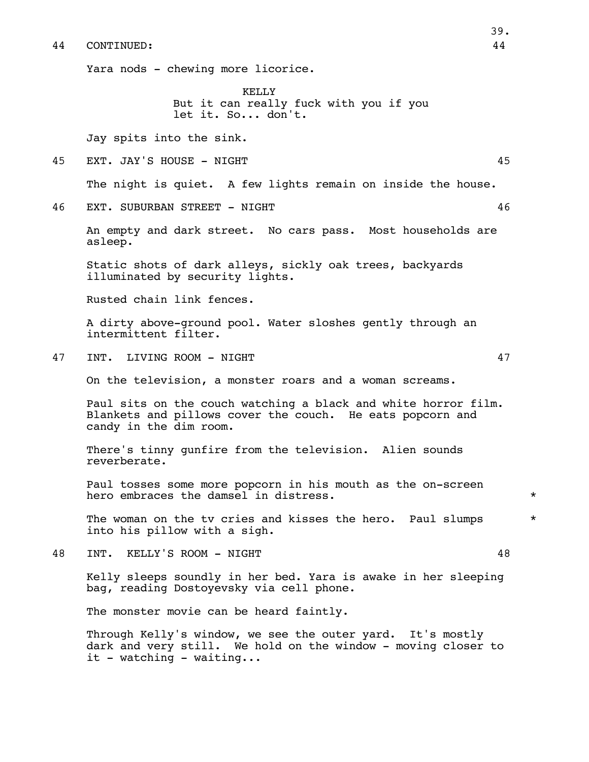44 CONTINUED: 44

Yara nods - chewing more licorice.

KELLY
But it can really fuck with you if you let it. So... don't.

Jay spits into the sink.

45 EXT. JAY'S HOUSE - NIGHT 45

The night is quiet. A few lights remain on inside the house.

46 EXT. SUBURBAN STREET - NIGHT 46

An empty and dark street. No cars pass. Most households are asleep.

Static shots of dark alleys, sickly oak trees, backyards illuminated by security lights.

Rusted chain link fences.

A dirty above-ground pool. Water sloshes gently through an intermittent filter.

47 INT. LIVING ROOM - NIGHT 47

On the television, a monster roars and a woman screams.

Paul sits on the couch watching a black and white horror film. Blankets and pillows cover the couch. He eats popcorn and candy in the dim room.

There's tinny gunfire from the television. Alien sounds reverberate.

Paul tosses some more popcorn in his mouth as the on-screen hero embraces the damsel in distress. *

The woman on the tv cries and kisses the hero. Paul slumps into his pillow with a sigh. *

48 INT. KELLY'S ROOM - NIGHT 48

Kelly sleeps soundly in her bed. Yara is awake in her sleeping bag, reading Dostoyevsky via cell phone.

The monster movie can be heard faintly.

Through Kelly's window, we see the outer yard. It's mostly dark and very still. We hold on the window - moving closer to it - watching - waiting...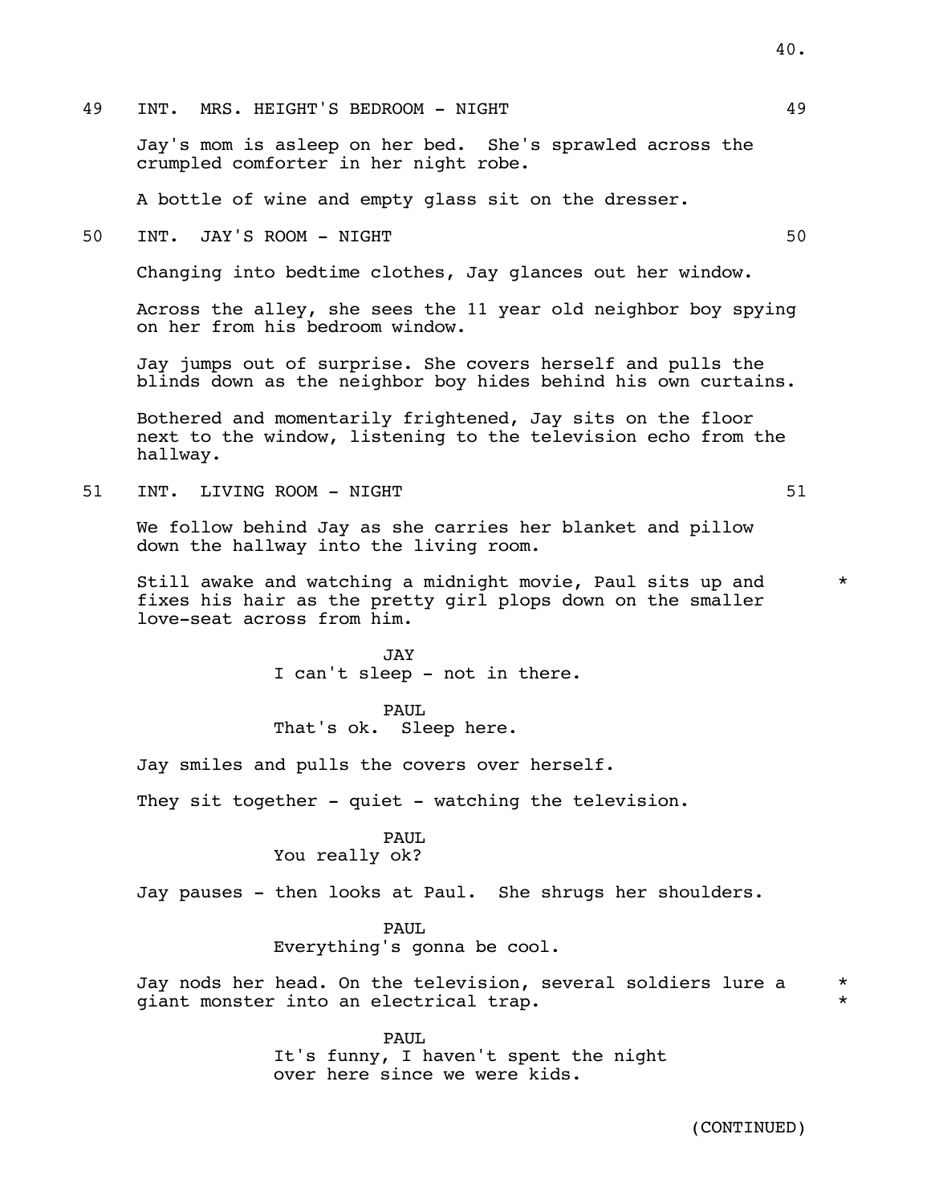49 INT. MRS. HEIGHT'S BEDROOM - NIGHT 49

Jay's mom is asleep on her bed. She's sprawled across the crumpled comforter in her night robe.

A bottle of wine and empty glass sit on the dresser.

50 INT. JAY'S ROOM - NIGHT 50

Changing into bedtime clothes, Jay glances out her window.

Across the alley, she sees the 11 year old neighbor boy spying on her from his bedroom window.

Jay jumps out of surprise. She covers herself and pulls the blinds down as the neighbor boy hides behind his own curtains.

Bothered and momentarily frightened, Jay sits on the floor next to the window, listening to the television echo from the hallway.

51 INT. LIVING ROOM - NIGHT 51

We follow behind Jay as she carries her blanket and pillow down the hallway into the living room.

Still awake and watching a midnight movie, Paul sits up and fixes his hair as the pretty girl plops down on the smaller love-seat across from him. *

JAY
I can't sleep - not in there.

PAUL
That's ok. Sleep here.

Jay smiles and pulls the covers over herself.

They sit together - quiet - watching the television.

PAUL
You really ok?

Jay pauses - then looks at Paul. She shrugs her shoulders.

PAUL
Everything's gonna be cool.

Jay nods her head. On the television, several soldiers lure a giant monster into an electrical trap. *
*

PAUL
It's funny, I haven't spent the night over here since we were kids.

(CONTINUED)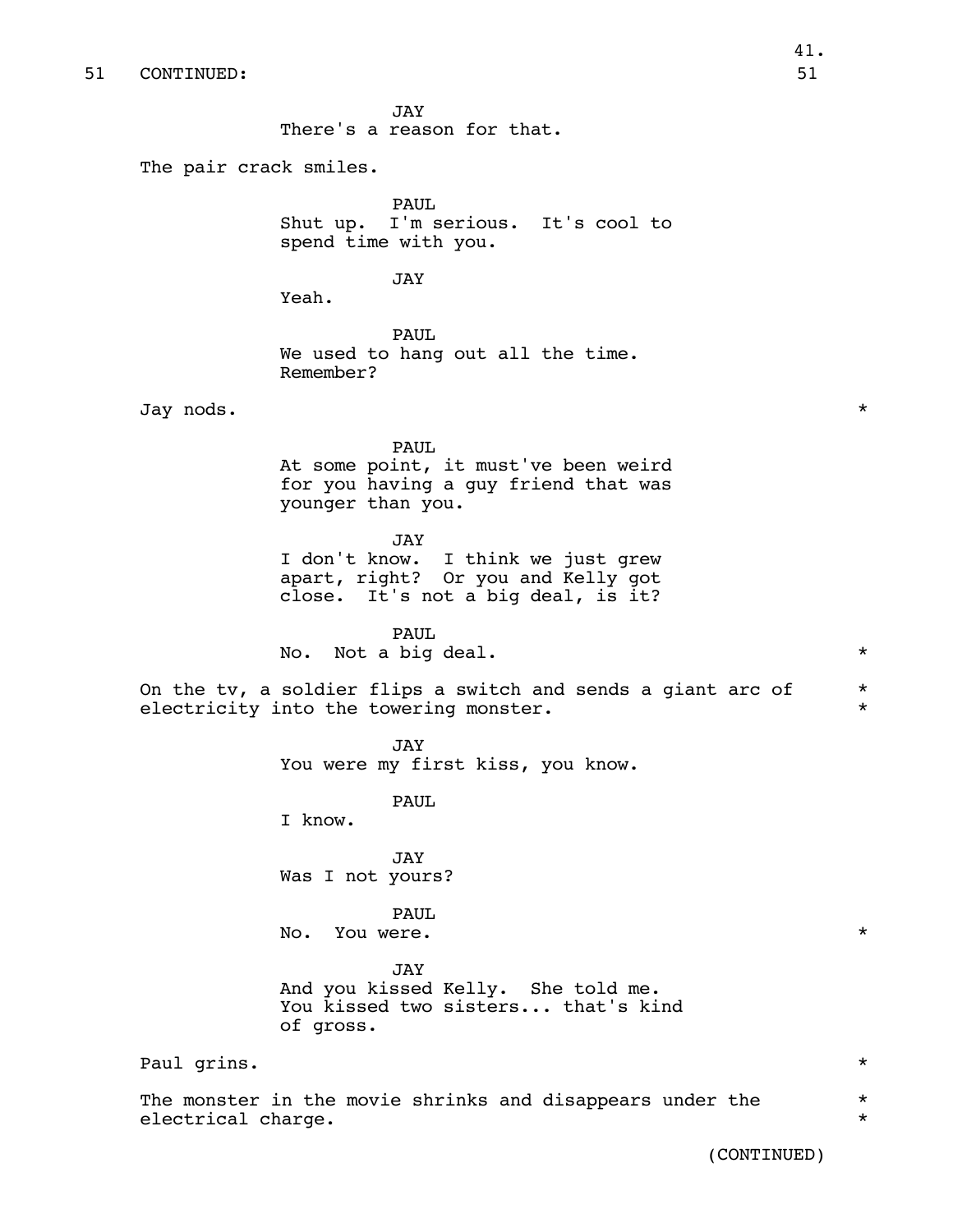51 CONTINUED: 51

JAY
There's a reason for that.

The pair crack smiles.

PAUL
Shut up. I'm serious. It's cool to spend time with you.

JAY
Yeah.

PAUL
We used to hang out all the time. Remember?

Jay nods. *

PAUL
At some point, it must've been weird for you having a guy friend that was younger than you.

JAY
I don't know. I think we just grew apart, right? Or you and Kelly got close. It's not a big deal, is it?

PAUL
No. Not a big deal. *

On the tv, a soldier flips a switch and sends a giant arc of electricity into the towering monster. *

JAY
You were my first kiss, you know.

PAUL
I know.

JAY
Was I not yours?

PAUL
No. You were. *

JAY
And you kissed Kelly. She told me. You kissed two sisters... that's kind of gross.

Paul grins. *

The monster in the movie shrinks and disappears under the electrical charge. *

(CONTINUED)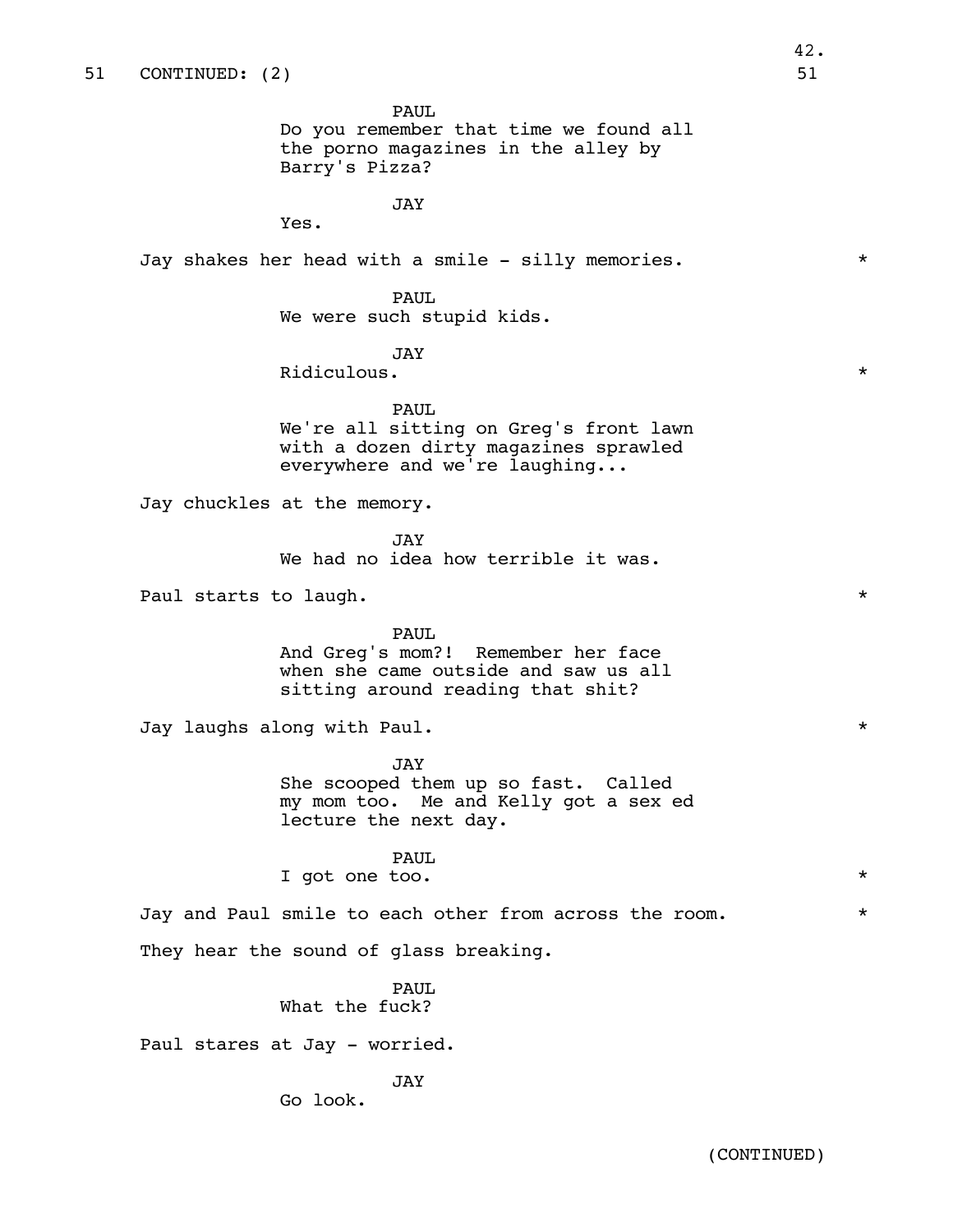51 CONTINUED: (2) 51

PAUL
Do you remember that time we found all the porno magazines in the alley by Barry's Pizza?

JAY
Yes.

Jay shakes her head with a smile - silly memories. *

PAUL
We were such stupid kids.

JAY
Ridiculous. *

PAUL
We're all sitting on Greg's front lawn with a dozen dirty magazines sprawled everywhere and we're laughing...

Jay chuckles at the memory.

JAY
We had no idea how terrible it was.

Paul starts to laugh. *

PAUL
And Greg's mom?! Remember her face when she came outside and saw us all sitting around reading that shit?

Jay laughs along with Paul. *

JAY
She scooped them up so fast. Called my mom too. Me and Kelly got a sex ed lecture the next day.

PAUL
I got one too. *

Jay and Paul smile to each other from across the room. *

They hear the sound of glass breaking.

PAUL
What the fuck?

Paul stares at Jay - worried.

JAY
Go look.

(CONTINUED)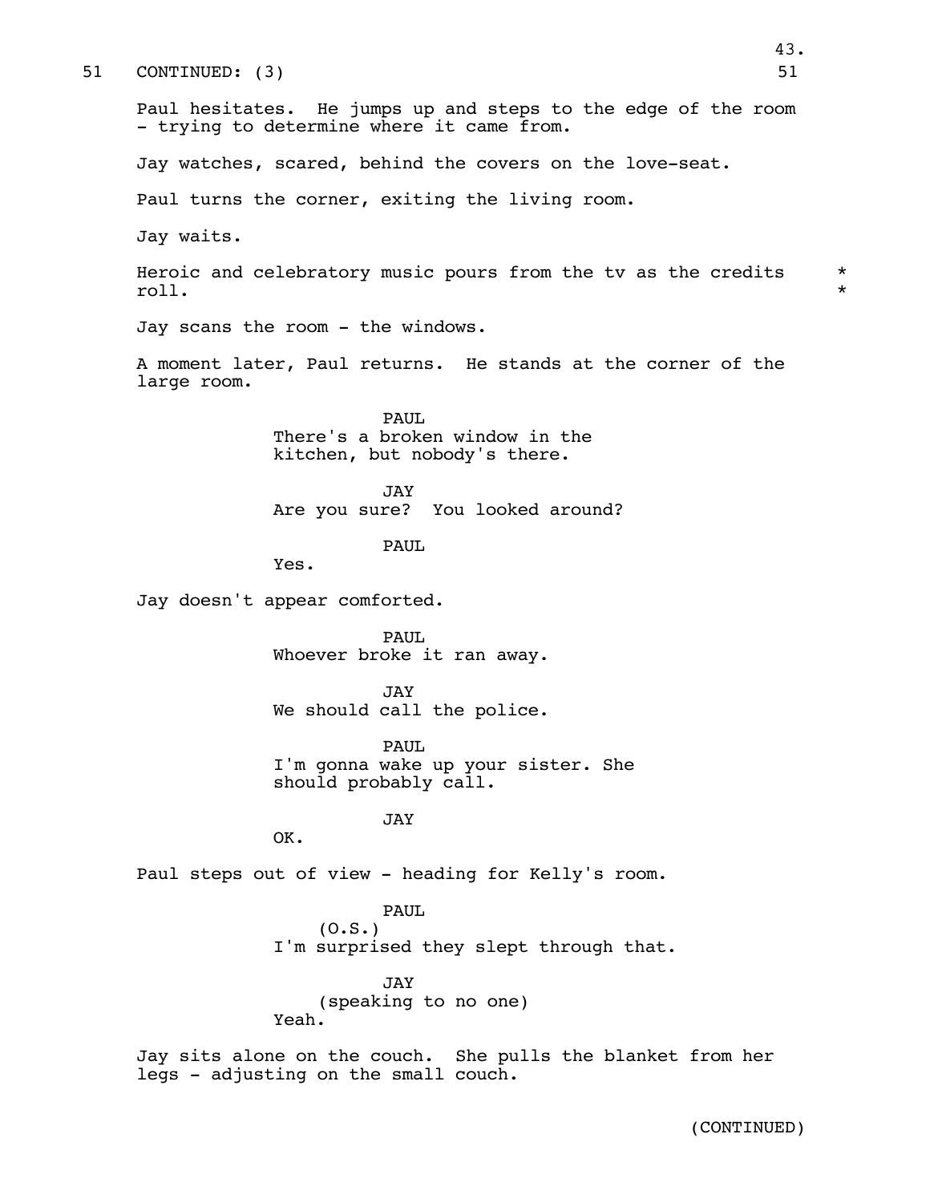51 CONTINUED: (3) 51

Paul hesitates. He jumps up and steps to the edge of the room - trying to determine where it came from.

Jay watches, scared, behind the covers on the love-seat.

Paul turns the corner, exiting the living room.

Jay waits.

Heroic and celebratory music pours from the tv as the credits roll. *

Jay scans the room - the windows.

A moment later, Paul returns. He stands at the corner of the large room.

PAUL
There's a broken window in the kitchen, but nobody's there.

JAY
Are you sure? You looked around?

PAUL
Yes.

Jay doesn't appear comforted.

PAUL
Whoever broke it ran away.

JAY
We should call the police.

PAUL
I'm gonna wake up your sister. She should probably call.

JAY
OK.

Paul steps out of view - heading for Kelly's room.

PAUL
(O.S.)
I'm surprised they slept through that.

JAY
(speaking to no one)
Yeah.

Jay sits alone on the couch. She pulls the blanket from her legs - adjusting on the small couch.

(CONTINUED)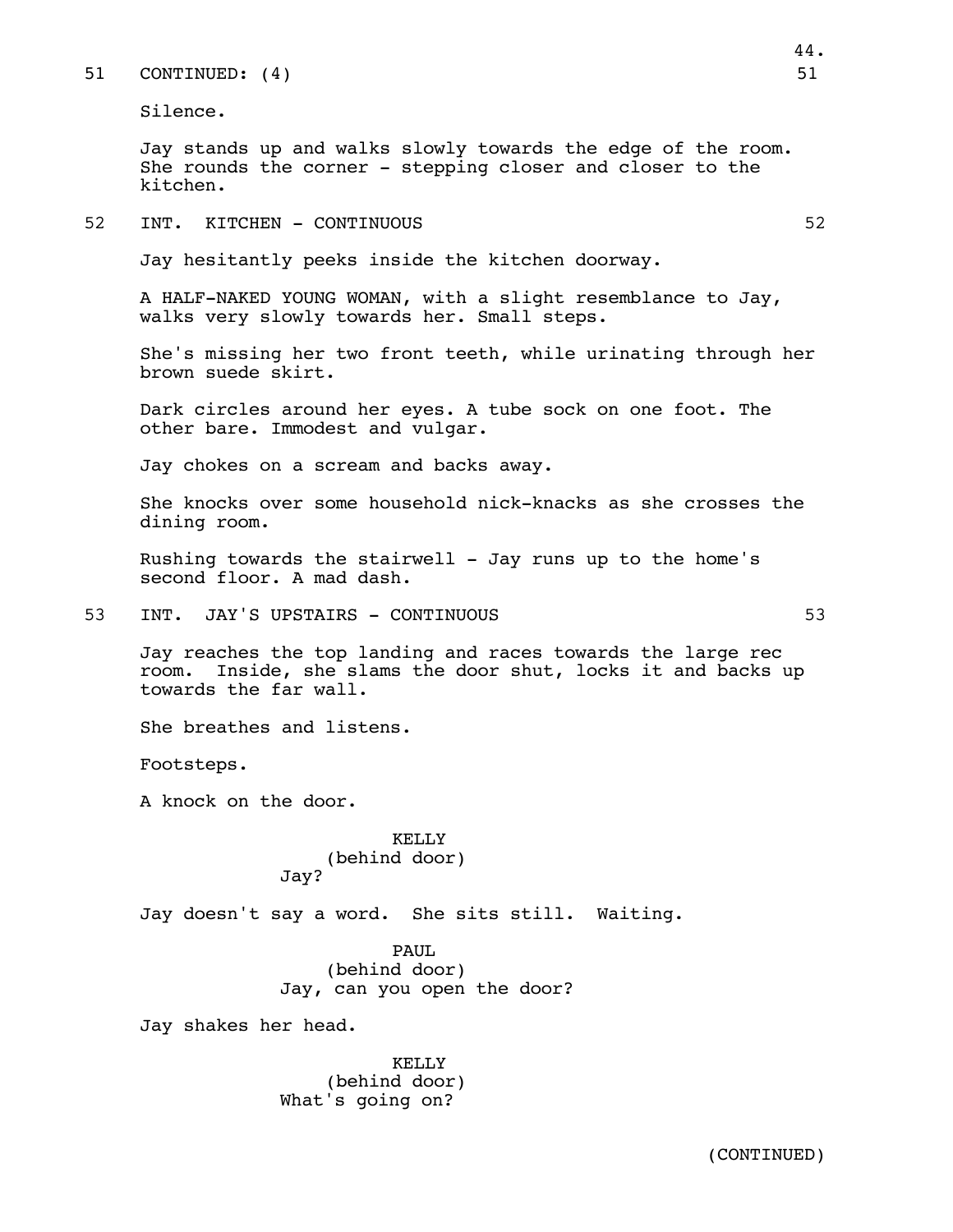51 CONTINUED: (4) 51

Silence.

Jay stands up and walks slowly towards the edge of the room. She rounds the corner - stepping closer and closer to the kitchen.

52 INT. KITCHEN - CONTINUOUS 52

Jay hesitantly peeks inside the kitchen doorway.

A HALF-NAKED YOUNG WOMAN, with a slight resemblance to Jay, walks very slowly towards her. Small steps.

She's missing her two front teeth, while urinating through her brown suede skirt.

Dark circles around her eyes. A tube sock on one foot. The other bare. Immodest and vulgar.

Jay chokes on a scream and backs away.

She knocks over some household nick-knacks as she crosses the dining room.

Rushing towards the stairwell - Jay runs up to the home's second floor. A mad dash.

53 INT. JAY'S UPSTAIRS - CONTINUOUS 53

Jay reaches the top landing and races towards the large rec room. Inside, she slams the door shut, locks it and backs up towards the far wall.

She breathes and listens.

Footsteps.

A knock on the door.

KELLY
(behind door)
Jay?

Jay doesn't say a word. She sits still. Waiting.

PAUL
(behind door)
Jay, can you open the door?

Jay shakes her head.

KELLY
(behind door)
What's going on?

(CONTINUED)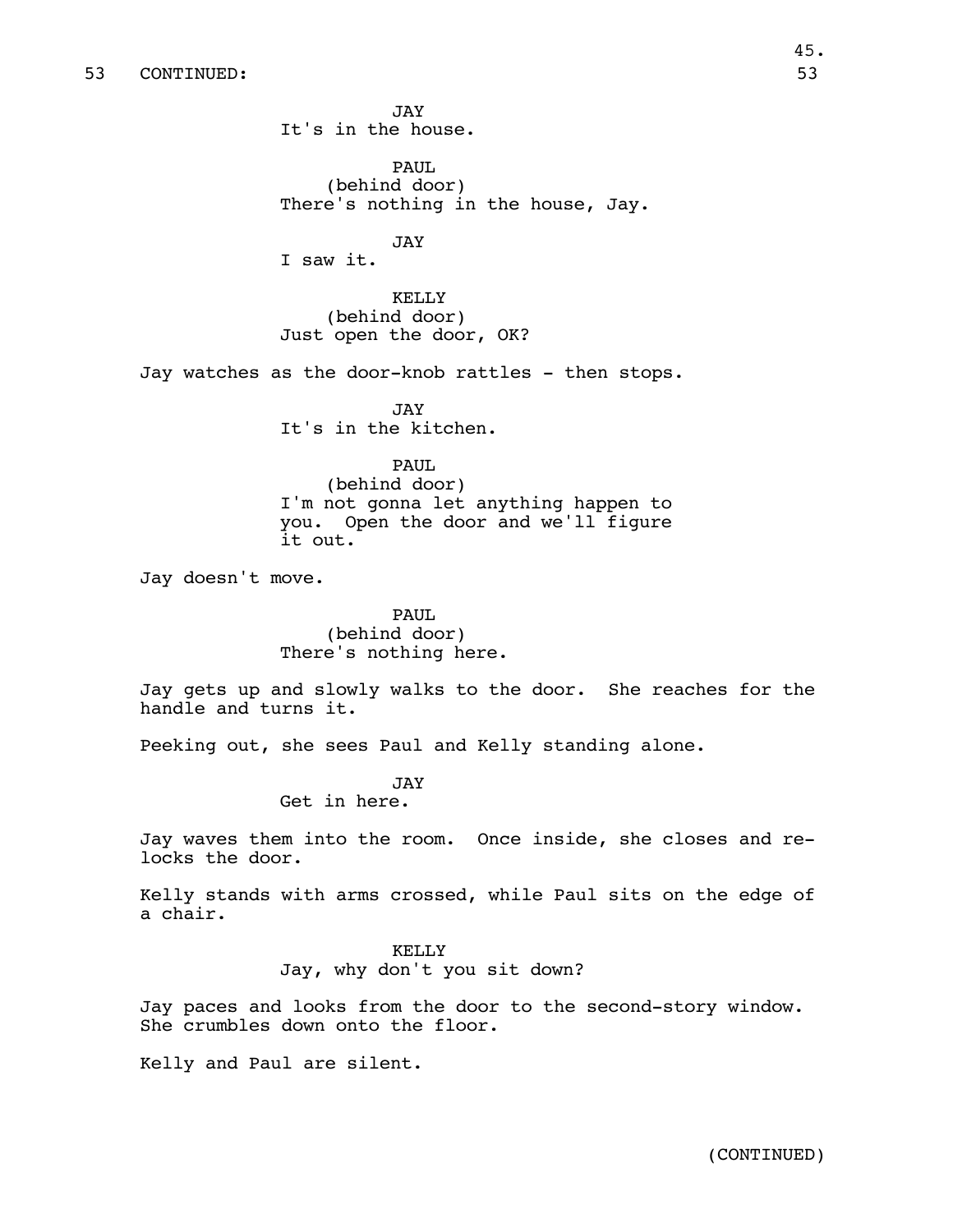53 CONTINUED:

JAY
It's in the house.

PAUL
(behind door)
There's nothing in the house, Jay.

JAY
I saw it.

KELLY
(behind door)
Just open the door, OK?

Jay watches as the door-knob rattles - then stops.

JAY
It's in the kitchen.

PAUL
(behind door)
I'm not gonna let anything happen to you. Open the door and we'll figure it out.

Jay doesn't move.

PAUL
(behind door)
There's nothing here.

Jay gets up and slowly walks to the door. She reaches for the handle and turns it.

Peeking out, she sees Paul and Kelly standing alone.

JAY
Get in here.

Jay waves them into the room. Once inside, she closes and re-locks the door.

Kelly stands with arms crossed, while Paul sits on the edge of a chair.

KELLY
Jay, why don't you sit down?

Jay paces and looks from the door to the second-story window. She crumbles down onto the floor.

Kelly and Paul are silent.

(CONTINUED)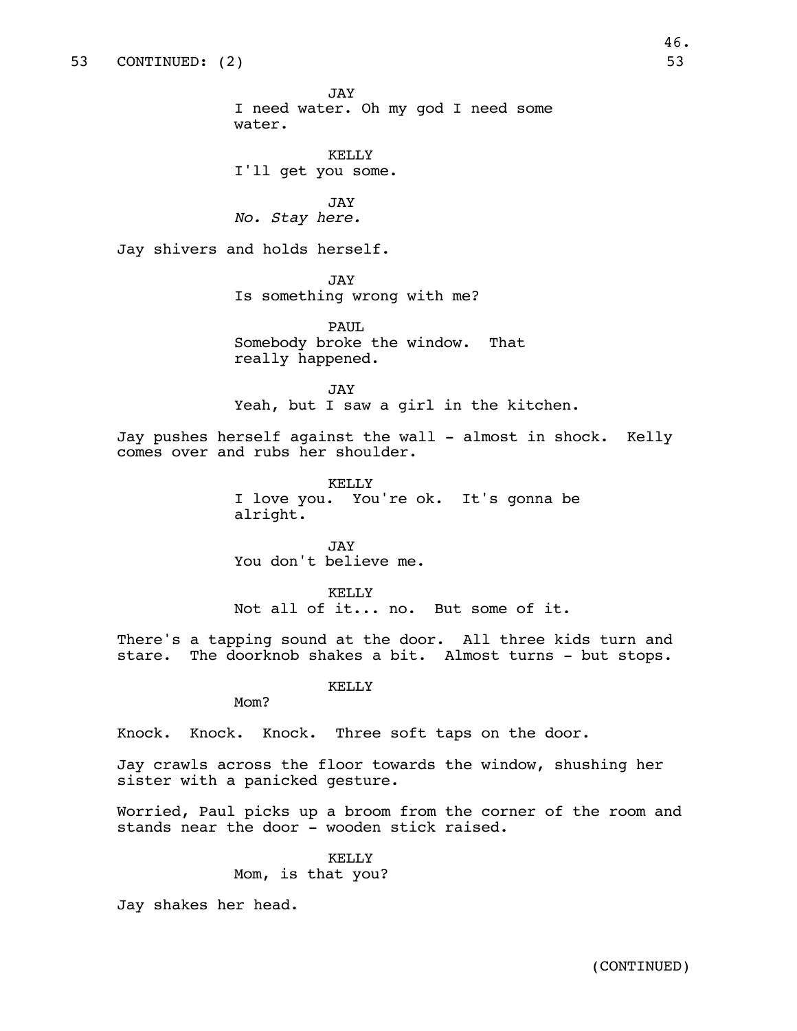53 CONTINUED: (2) 53

JAY
I need water. Oh my god I need some water.

KELLY
I'll get you some.

JAY
*No. Stay here.*

Jay shivers and holds herself.

JAY
Is something wrong with me?

PAUL
Somebody broke the window. That really happened.

JAY
Yeah, but I saw a girl in the kitchen.

Jay pushes herself against the wall - almost in shock. Kelly comes over and rubs her shoulder.

KELLY
I love you. You're ok. It's gonna be alright.

JAY
You don't believe me.

KELLY
Not all of it... no. But some of it.

There's a tapping sound at the door. All three kids turn and stare. The doorknob shakes a bit. Almost turns - but stops.

KELLY
Mom?

Knock. Knock. Knock. Three soft taps on the door.

Jay crawls across the floor towards the window, shushing her sister with a panicked gesture.

Worried, Paul picks up a broom from the corner of the room and stands near the door - wooden stick raised.

KELLY
Mom, is that you?

Jay shakes her head.

(CONTINUED)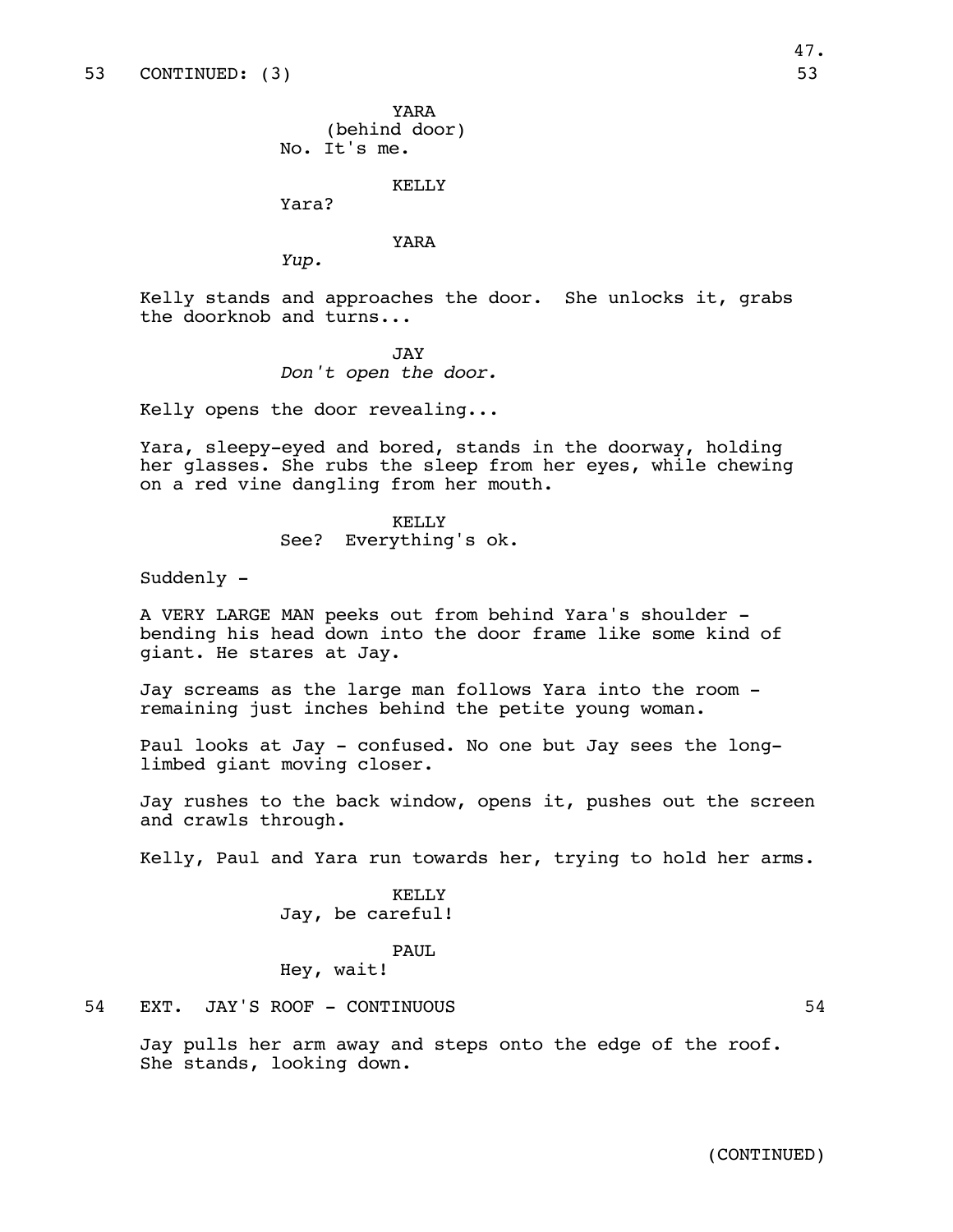53 CONTINUED: (3) 53

YARA
(behind door)
No. It's me.

KELLY
Yara?

YARA
*Yup.*

Kelly stands and approaches the door. She unlocks it, grabs the doorknob and turns...

JAY
*Don't open the door.*

Kelly opens the door revealing...

Yara, sleepy-eyed and bored, stands in the doorway, holding her glasses. She rubs the sleep from her eyes, while chewing on a red vine dangling from her mouth.

KELLY
See? Everything's ok.

Suddenly -

A VERY LARGE MAN peeks out from behind Yara's shoulder - bending his head down into the door frame like some kind of giant. He stares at Jay.

Jay screams as the large man follows Yara into the room - remaining just inches behind the petite young woman.

Paul looks at Jay - confused. No one but Jay sees the long-limbed giant moving closer.

Jay rushes to the back window, opens it, pushes out the screen and crawls through.

Kelly, Paul and Yara run towards her, trying to hold her arms.

KELLY
Jay, be careful!

PAUL
Hey, wait!

54 EXT. JAY'S ROOF - CONTINUOUS 54

Jay pulls her arm away and steps onto the edge of the roof. She stands, looking down.

(CONTINUED)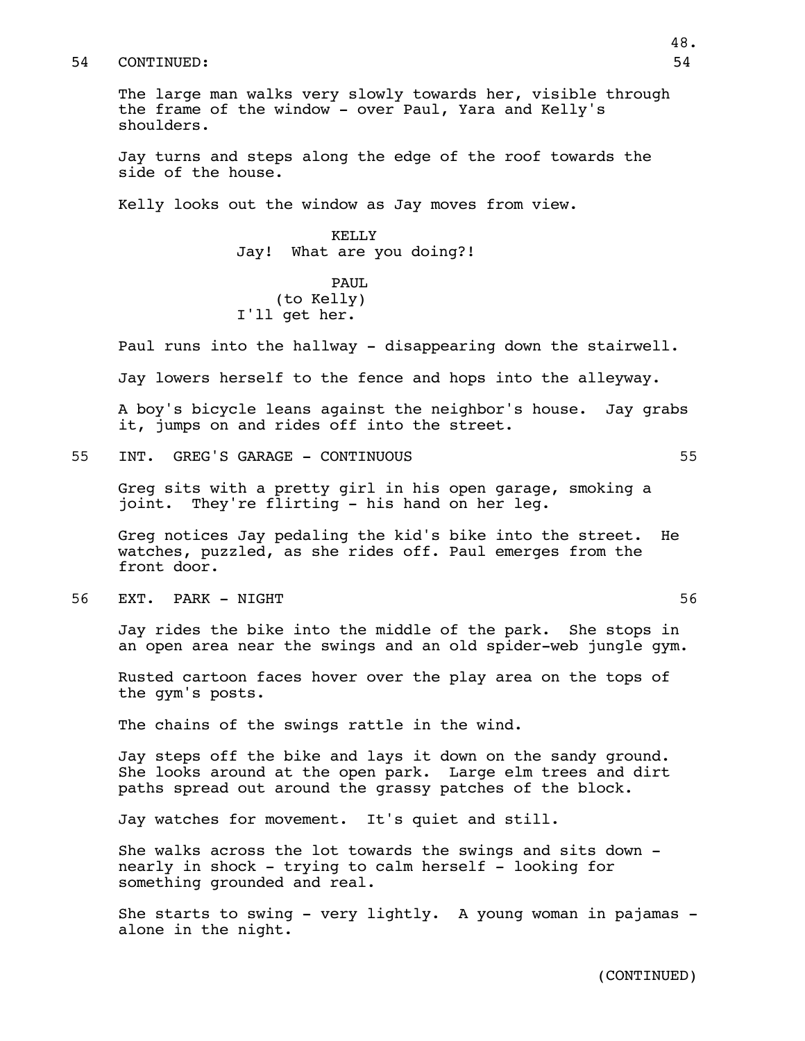54 CONTINUED: 54

The large man walks very slowly towards her, visible through the frame of the window - over Paul, Yara and Kelly's shoulders.

Jay turns and steps along the edge of the roof towards the side of the house.

Kelly looks out the window as Jay moves from view.

KELLY
Jay! What are you doing?!

PAUL
(to Kelly)
I'll get her.

Paul runs into the hallway - disappearing down the stairwell.

Jay lowers herself to the fence and hops into the alleyway.

A boy's bicycle leans against the neighbor's house. Jay grabs it, jumps on and rides off into the street.

55 INT. GREG'S GARAGE - CONTINUOUS 55

Greg sits with a pretty girl in his open garage, smoking a joint. They're flirting - his hand on her leg.

Greg notices Jay pedaling the kid's bike into the street. He watches, puzzled, as she rides off. Paul emerges from the front door.

56 EXT. PARK - NIGHT 56

Jay rides the bike into the middle of the park. She stops in an open area near the swings and an old spider-web jungle gym.

Rusted cartoon faces hover over the play area on the tops of the gym's posts.

The chains of the swings rattle in the wind.

Jay steps off the bike and lays it down on the sandy ground. She looks around at the open park. Large elm trees and dirt paths spread out around the grassy patches of the block.

Jay watches for movement. It's quiet and still.

She walks across the lot towards the swings and sits down - nearly in shock - trying to calm herself - looking for something grounded and real.

She starts to swing - very lightly. A young woman in pajamas - alone in the night.

(CONTINUED)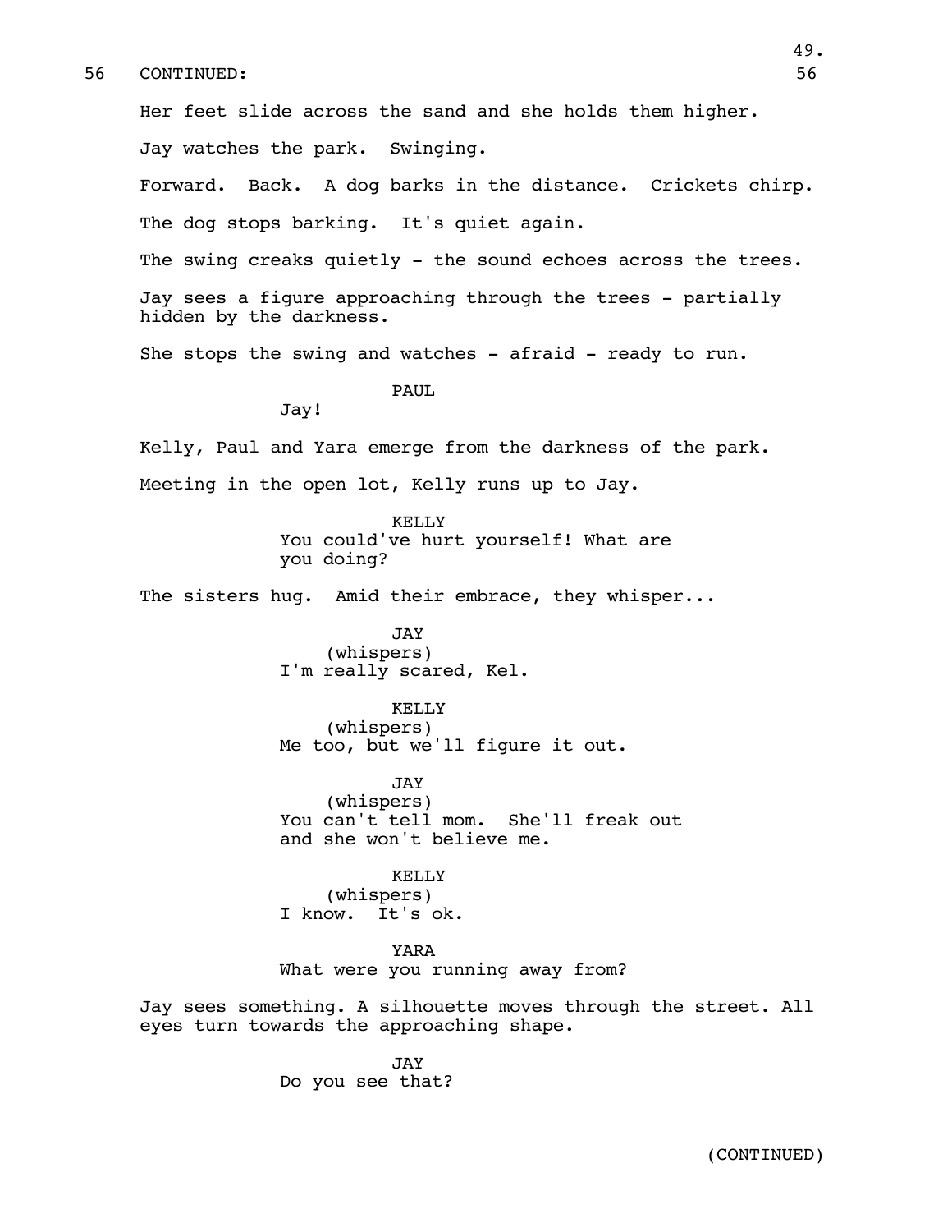56 CONTINUED: 56

Her feet slide across the sand and she holds them higher.

Jay watches the park. Swinging.

Forward. Back. A dog barks in the distance. Crickets chirp.

The dog stops barking. It's quiet again.

The swing creaks quietly - the sound echoes across the trees.

Jay sees a figure approaching through the trees - partially hidden by the darkness.

She stops the swing and watches - afraid - ready to run.

PAUL
Jay!

Kelly, Paul and Yara emerge from the darkness of the park.

Meeting in the open lot, Kelly runs up to Jay.

KELLY
You could've hurt yourself! What are you doing?

The sisters hug. Amid their embrace, they whisper...

JAY
(whispers)
I'm really scared, Kel.

KELLY
(whispers)
Me too, but we'll figure it out.

JAY
(whispers)
You can't tell mom. She'll freak out and she won't believe me.

KELLY
(whispers)
I know. It's ok.

YARA
What were you running away from?

Jay sees something. A silhouette moves through the street. All eyes turn towards the approaching shape.

JAY
Do you see that?

(CONTINUED)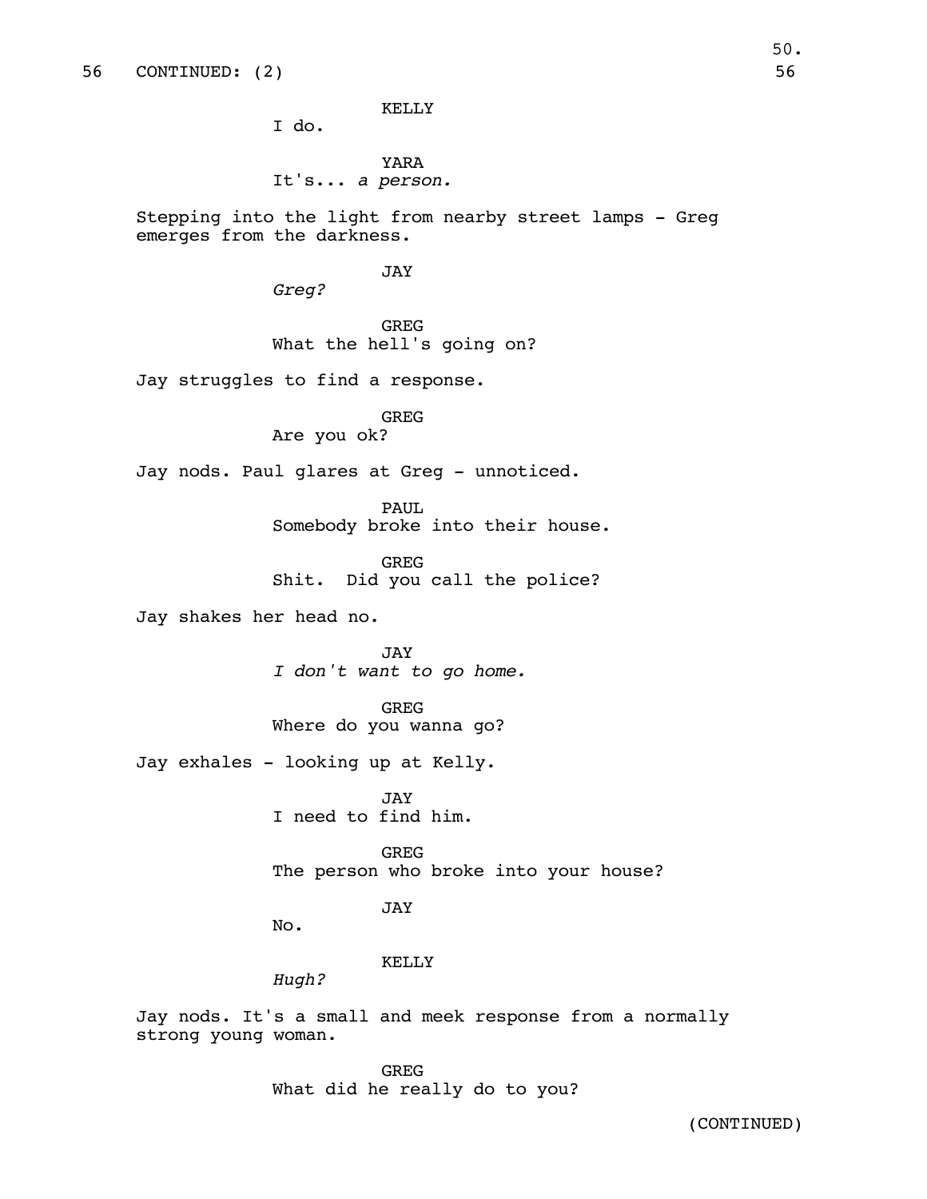56 CONTINUED: (2) 56

KELLY
I do.

YARA
It's... *a person.*

Stepping into the light from nearby street lamps - Greg emerges from the darkness.

JAY
*Greg?*

GREG
What the hell's going on?

Jay struggles to find a response.

GREG
Are you ok?

Jay nods. Paul glares at Greg - unnoticed.

PAUL
Somebody broke into their house.

GREG
Shit. Did you call the police?

Jay shakes her head no.

JAY
*I don't want to go home.*

GREG
Where do you wanna go?

Jay exhales - looking up at Kelly.

JAY
I need to find him.

GREG
The person who broke into your house?

JAY
No.

KELLY
*Hugh?*

Jay nods. It's a small and meek response from a normally strong young woman.

GREG
What did he really do to you?

(CONTINUED)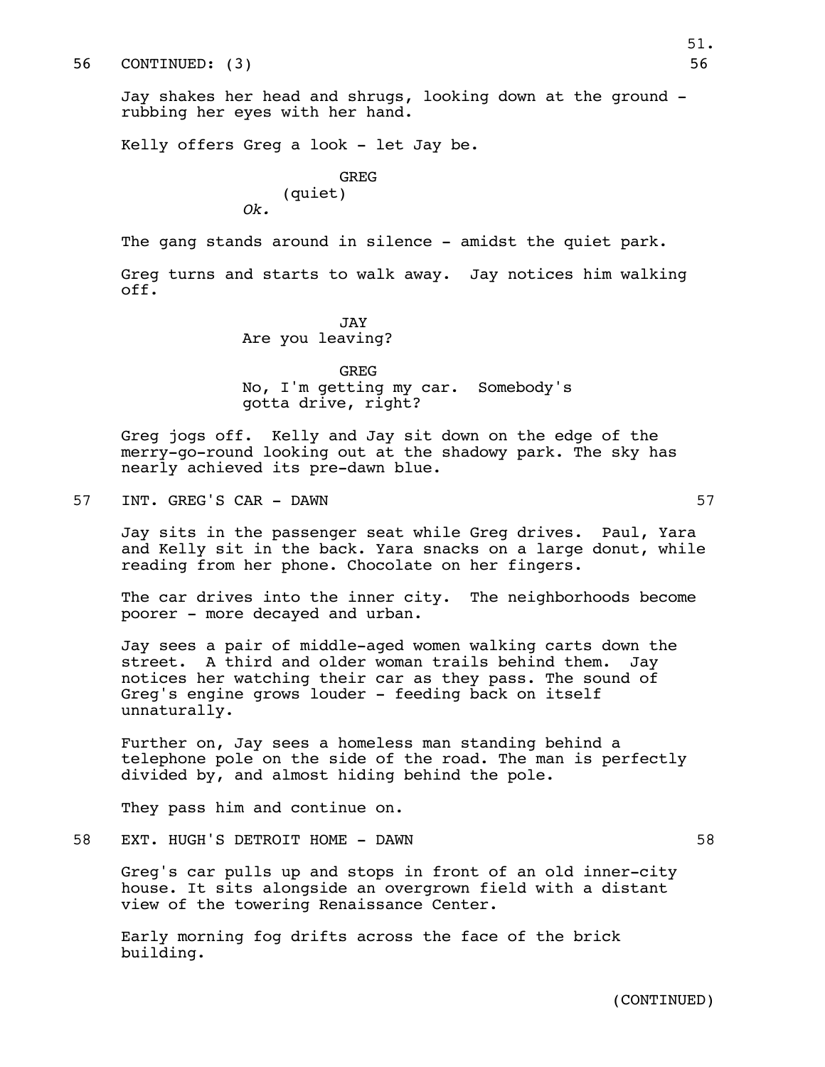56 CONTINUED: (3) 56

Jay shakes her head and shrugs, looking down at the ground - rubbing her eyes with her hand.

Kelly offers Greg a look - let Jay be.

GREG
(quiet)
*Ok.*

The gang stands around in silence - amidst the quiet park.

Greg turns and starts to walk away. Jay notices him walking off.

JAY
Are you leaving?

GREG
No, I'm getting my car. Somebody's gotta drive, right?

Greg jogs off. Kelly and Jay sit down on the edge of the merry-go-round looking out at the shadowy park. The sky has nearly achieved its pre-dawn blue.

57 INT. GREG'S CAR - DAWN 57

Jay sits in the passenger seat while Greg drives. Paul, Yara and Kelly sit in the back. Yara snacks on a large donut, while reading from her phone. Chocolate on her fingers.

The car drives into the inner city. The neighborhoods become poorer - more decayed and urban.

Jay sees a pair of middle-aged women walking carts down the street. A third and older woman trails behind them. Jay notices her watching their car as they pass. The sound of Greg's engine grows louder - feeding back on itself unnaturally.

Further on, Jay sees a homeless man standing behind a telephone pole on the side of the road. The man is perfectly divided by, and almost hiding behind the pole.

They pass him and continue on.

58 EXT. HUGH'S DETROIT HOME - DAWN 58

Greg's car pulls up and stops in front of an old inner-city house. It sits alongside an overgrown field with a distant view of the towering Renaissance Center.

Early morning fog drifts across the face of the brick building.

(CONTINUED)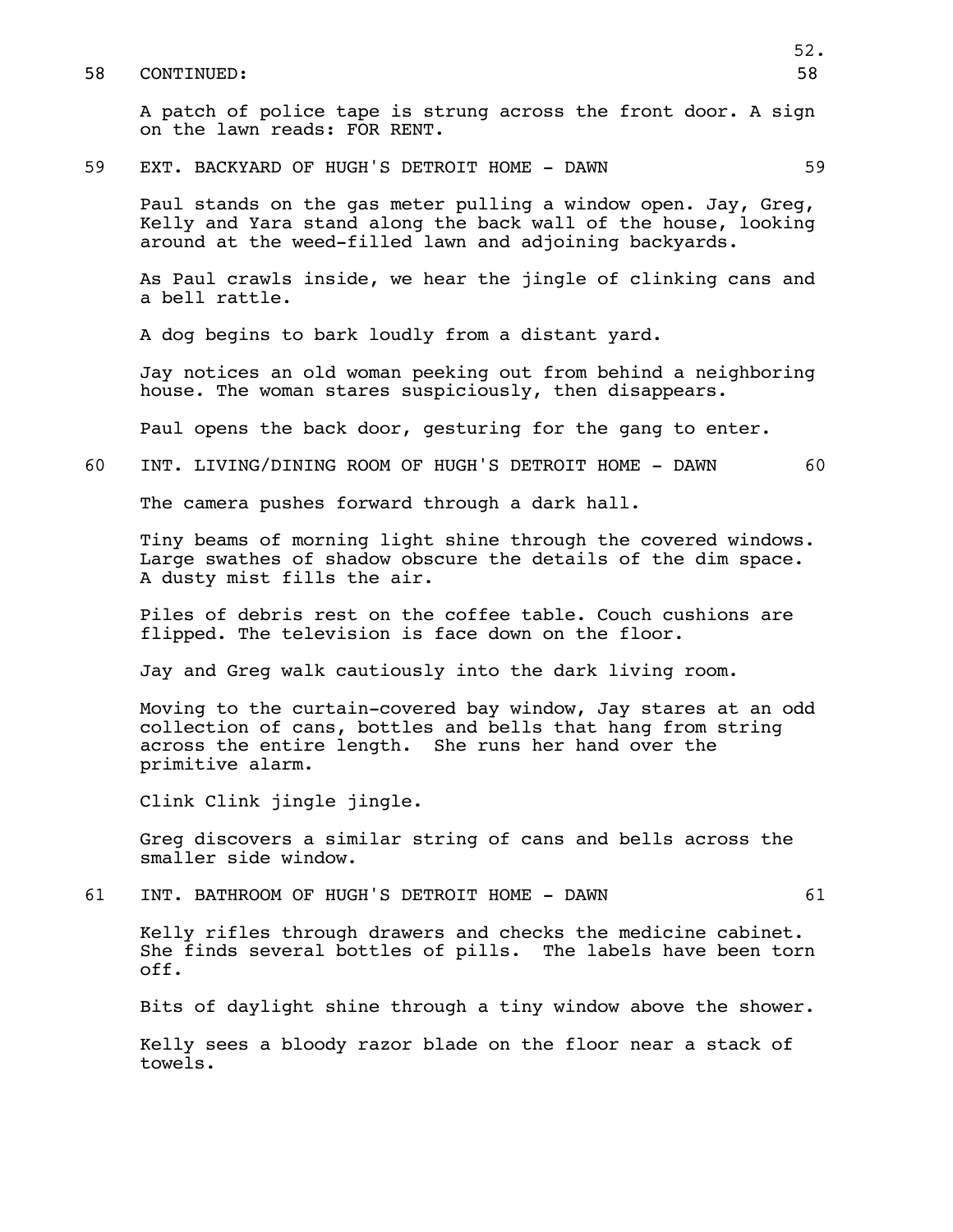58 CONTINUED: 58

A patch of police tape is strung across the front door. A sign on the lawn reads: FOR RENT.

59 EXT. BACKYARD OF HUGH'S DETROIT HOME - DAWN 59

Paul stands on the gas meter pulling a window open. Jay, Greg, Kelly and Yara stand along the back wall of the house, looking around at the weed-filled lawn and adjoining backyards.

As Paul crawls inside, we hear the jingle of clinking cans and a bell rattle.

A dog begins to bark loudly from a distant yard.

Jay notices an old woman peeking out from behind a neighboring house. The woman stares suspiciously, then disappears.

Paul opens the back door, gesturing for the gang to enter.

60 INT. LIVING/DINING ROOM OF HUGH'S DETROIT HOME - DAWN 60

The camera pushes forward through a dark hall.

Tiny beams of morning light shine through the covered windows. Large swathes of shadow obscure the details of the dim space. A dusty mist fills the air.

Piles of debris rest on the coffee table. Couch cushions are flipped. The television is face down on the floor.

Jay and Greg walk cautiously into the dark living room.

Moving to the curtain-covered bay window, Jay stares at an odd collection of cans, bottles and bells that hang from string across the entire length. She runs her hand over the primitive alarm.

Clink Clink jingle jingle.

Greg discovers a similar string of cans and bells across the smaller side window.

61 INT. BATHROOM OF HUGH'S DETROIT HOME - DAWN 61

Kelly rifles through drawers and checks the medicine cabinet. She finds several bottles of pills. The labels have been torn off.

Bits of daylight shine through a tiny window above the shower.

Kelly sees a bloody razor blade on the floor near a stack of towels.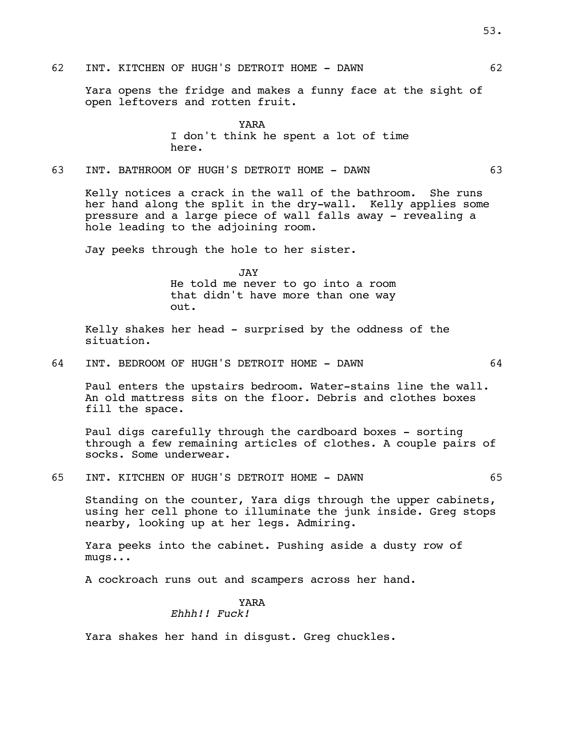62 INT. KITCHEN OF HUGH'S DETROIT HOME - DAWN 62

Yara opens the fridge and makes a funny face at the sight of open leftovers and rotten fruit.

YARA
I don't think he spent a lot of time here.

63 INT. BATHROOM OF HUGH'S DETROIT HOME - DAWN 63

Kelly notices a crack in the wall of the bathroom. She runs her hand along the split in the dry-wall. Kelly applies some pressure and a large piece of wall falls away - revealing a hole leading to the adjoining room.

Jay peeks through the hole to her sister.

JAY
He told me never to go into a room that didn't have more than one way out.

Kelly shakes her head - surprised by the oddness of the situation.

64 INT. BEDROOM OF HUGH'S DETROIT HOME - DAWN 64

Paul enters the upstairs bedroom. Water-stains line the wall. An old mattress sits on the floor. Debris and clothes boxes fill the space.

Paul digs carefully through the cardboard boxes - sorting through a few remaining articles of clothes. A couple pairs of socks. Some underwear.

65 INT. KITCHEN OF HUGH'S DETROIT HOME - DAWN 65

Standing on the counter, Yara digs through the upper cabinets, using her cell phone to illuminate the junk inside. Greg stops nearby, looking up at her legs. Admiring.

Yara peeks into the cabinet. Pushing aside a dusty row of mugs...

A cockroach runs out and scampers across her hand.

YARA
*Ehhh!! Fuck!*

Yara shakes her hand in disgust. Greg chuckles.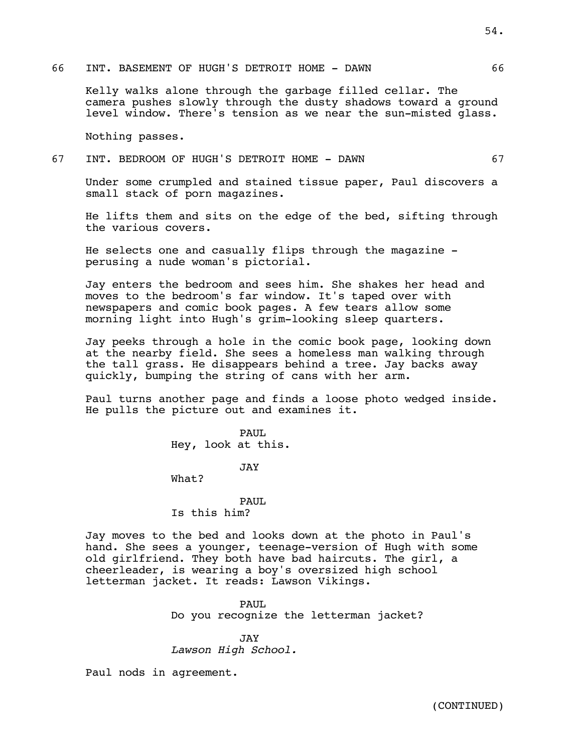66 INT. BASEMENT OF HUGH'S DETROIT HOME - DAWN 66

Kelly walks alone through the garbage filled cellar. The camera pushes slowly through the dusty shadows toward a ground level window. There's tension as we near the sun-misted glass.

Nothing passes.

67 INT. BEDROOM OF HUGH'S DETROIT HOME - DAWN 67

Under some crumpled and stained tissue paper, Paul discovers a small stack of porn magazines.

He lifts them and sits on the edge of the bed, sifting through the various covers.

He selects one and casually flips through the magazine - perusing a nude woman's pictorial.

Jay enters the bedroom and sees him. She shakes her head and moves to the bedroom's far window. It's taped over with newspapers and comic book pages. A few tears allow some morning light into Hugh's grim-looking sleep quarters.

Jay peeks through a hole in the comic book page, looking down at the nearby field. She sees a homeless man walking through the tall grass. He disappears behind a tree. Jay backs away quickly, bumping the string of cans with her arm.

Paul turns another page and finds a loose photo wedged inside. He pulls the picture out and examines it.

PAUL
Hey, look at this.

JAY
What?

PAUL
Is this him?

Jay moves to the bed and looks down at the photo in Paul's hand. She sees a younger, teenage-version of Hugh with some old girlfriend. They both have bad haircuts. The girl, a cheerleader, is wearing a boy's oversized high school letterman jacket. It reads: Lawson Vikings.

PAUL
Do you recognize the letterman jacket?

JAY
*Lawson High School.*

Paul nods in agreement.

(CONTINUED)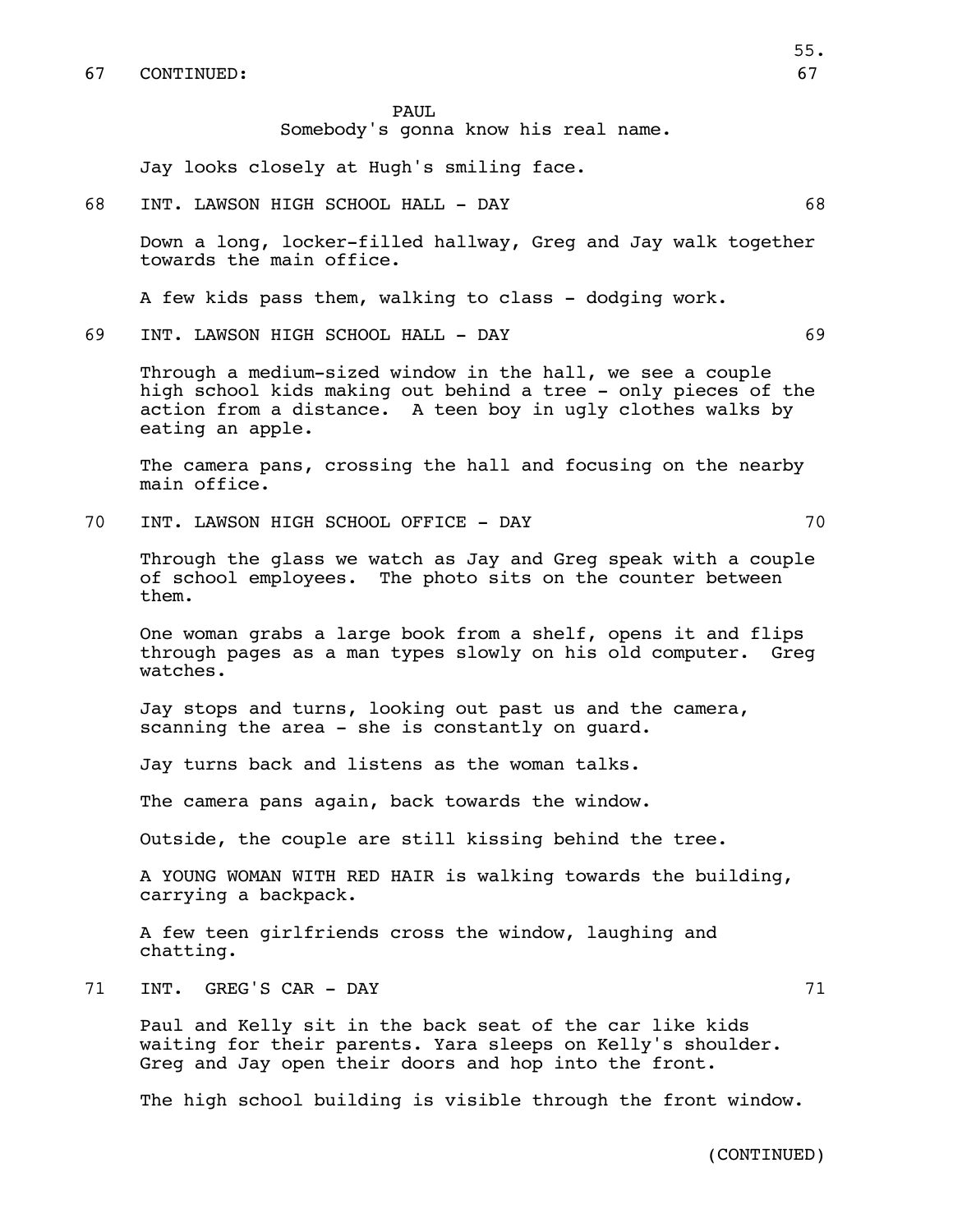67 CONTINUED: 67

PAUL
Somebody's gonna know his real name.

Jay looks closely at Hugh's smiling face.

68 INT. LAWSON HIGH SCHOOL HALL - DAY 68

Down a long, locker-filled hallway, Greg and Jay walk together towards the main office.

A few kids pass them, walking to class - dodging work.

69 INT. LAWSON HIGH SCHOOL HALL - DAY 69

Through a medium-sized window in the hall, we see a couple high school kids making out behind a tree - only pieces of the action from a distance. A teen boy in ugly clothes walks by eating an apple.

The camera pans, crossing the hall and focusing on the nearby main office.

70 INT. LAWSON HIGH SCHOOL OFFICE - DAY 70

Through the glass we watch as Jay and Greg speak with a couple of school employees. The photo sits on the counter between them.

One woman grabs a large book from a shelf, opens it and flips through pages as a man types slowly on his old computer. Greg watches.

Jay stops and turns, looking out past us and the camera, scanning the area - she is constantly on guard.

Jay turns back and listens as the woman talks.

The camera pans again, back towards the window.

Outside, the couple are still kissing behind the tree.

A YOUNG WOMAN WITH RED HAIR is walking towards the building, carrying a backpack.

A few teen girlfriends cross the window, laughing and chatting.

71 INT. GREG'S CAR - DAY 71

Paul and Kelly sit in the back seat of the car like kids waiting for their parents. Yara sleeps on Kelly's shoulder. Greg and Jay open their doors and hop into the front.

The high school building is visible through the front window.

(CONTINUED)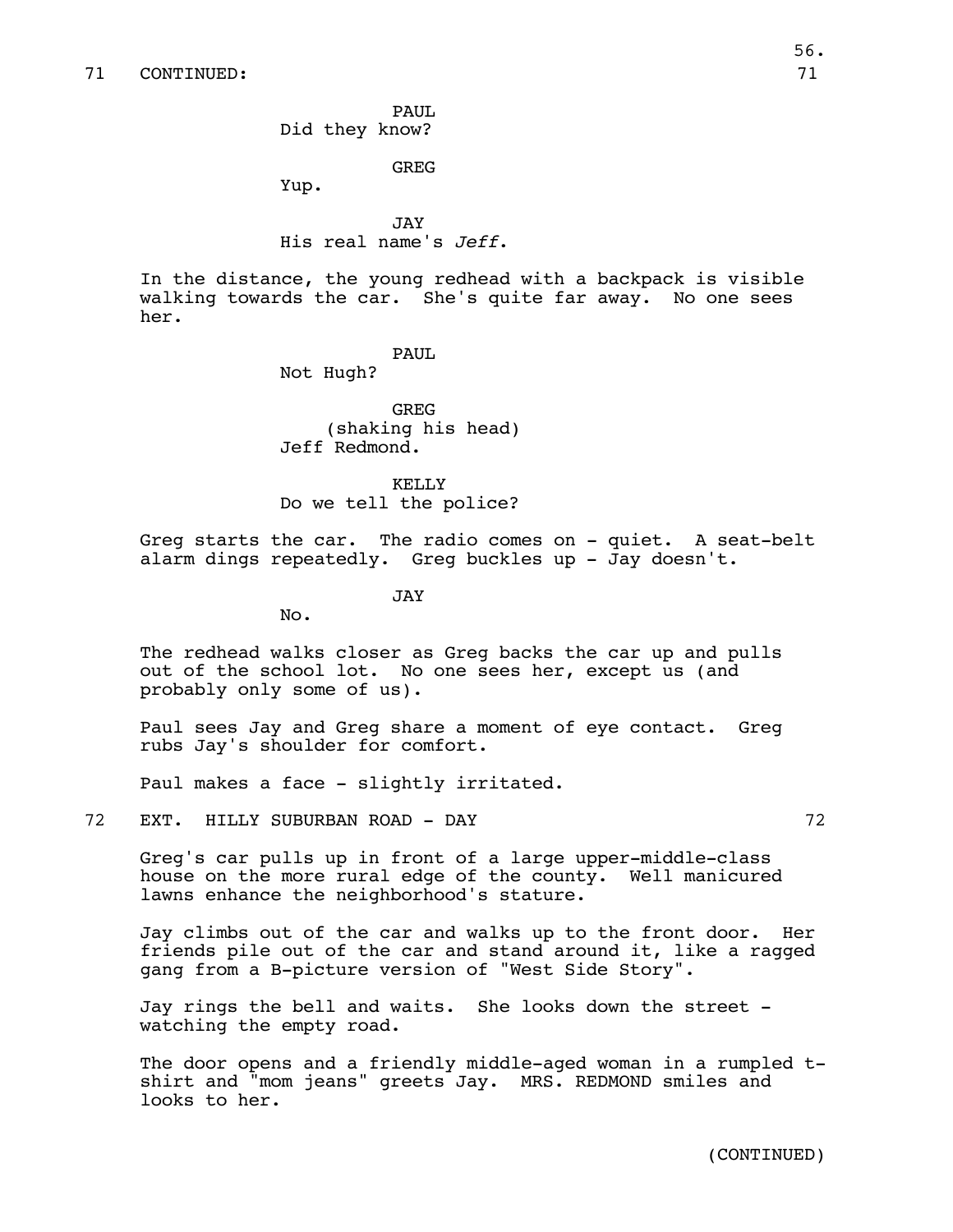71 CONTINUED: 71

PAUL
Did they know?

GREG
Yup.

JAY
His real name's *Jeff*.

In the distance, the young redhead with a backpack is visible walking towards the car. She's quite far away. No one sees her.

PAUL
Not Hugh?

GREG
(shaking his head)
Jeff Redmond.

KELLY
Do we tell the police?

Greg starts the car. The radio comes on - quiet. A seat-belt alarm dings repeatedly. Greg buckles up - Jay doesn't.

JAY
No.

The redhead walks closer as Greg backs the car up and pulls out of the school lot. No one sees her, except us (and probably only some of us).

Paul sees Jay and Greg share a moment of eye contact. Greg rubs Jay's shoulder for comfort.

Paul makes a face - slightly irritated.

72 EXT. HILLY SUBURBAN ROAD - DAY 72

Greg's car pulls up in front of a large upper-middle-class house on the more rural edge of the county. Well manicured lawns enhance the neighborhood's stature.

Jay climbs out of the car and walks up to the front door. Her friends pile out of the car and stand around it, like a ragged gang from a B-picture version of "West Side Story".

Jay rings the bell and waits. She looks down the street - watching the empty road.

The door opens and a friendly middle-aged woman in a rumpled t-shirt and "mom jeans" greets Jay. MRS. REDMOND smiles and looks to her.

(CONTINUED)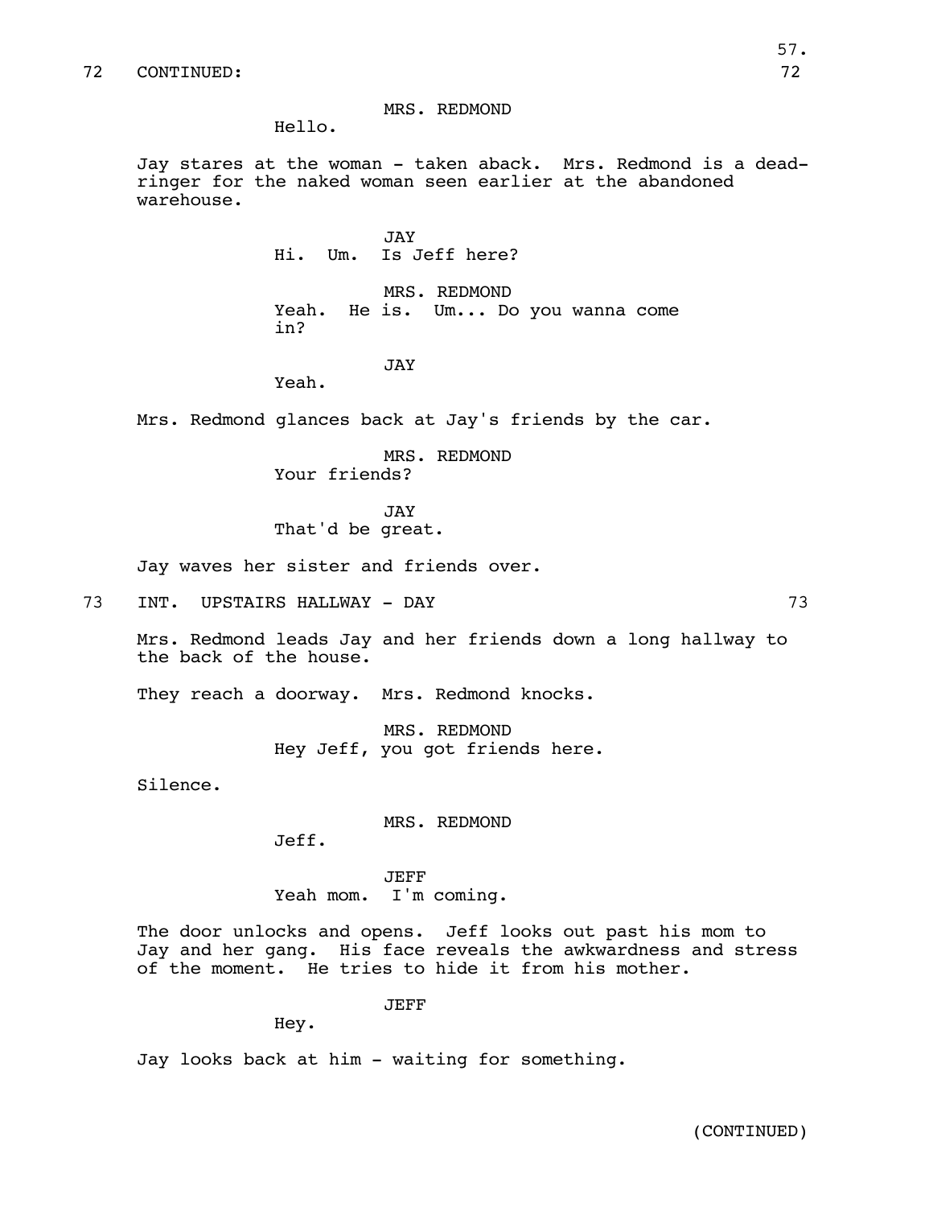72 CONTINUED: 72

MRS. REDMOND
Hello.

Jay stares at the woman - taken aback. Mrs. Redmond is a dead-ringer for the naked woman seen earlier at the abandoned warehouse.

JAY
Hi. Um. Is Jeff here?

MRS. REDMOND
Yeah. He is. Um... Do you wanna come in?

JAY
Yeah.

Mrs. Redmond glances back at Jay's friends by the car.

MRS. REDMOND
Your friends?

JAY
That'd be great.

Jay waves her sister and friends over.

73 INT. UPSTAIRS HALLWAY - DAY 73

Mrs. Redmond leads Jay and her friends down a long hallway to the back of the house.

They reach a doorway. Mrs. Redmond knocks.

MRS. REDMOND
Hey Jeff, you got friends here.

Silence.

MRS. REDMOND
Jeff.

JEFF
Yeah mom. I'm coming.

The door unlocks and opens. Jeff looks out past his mom to Jay and her gang. His face reveals the awkwardness and stress of the moment. He tries to hide it from his mother.

JEFF
Hey.

Jay looks back at him - waiting for something.

(CONTINUED)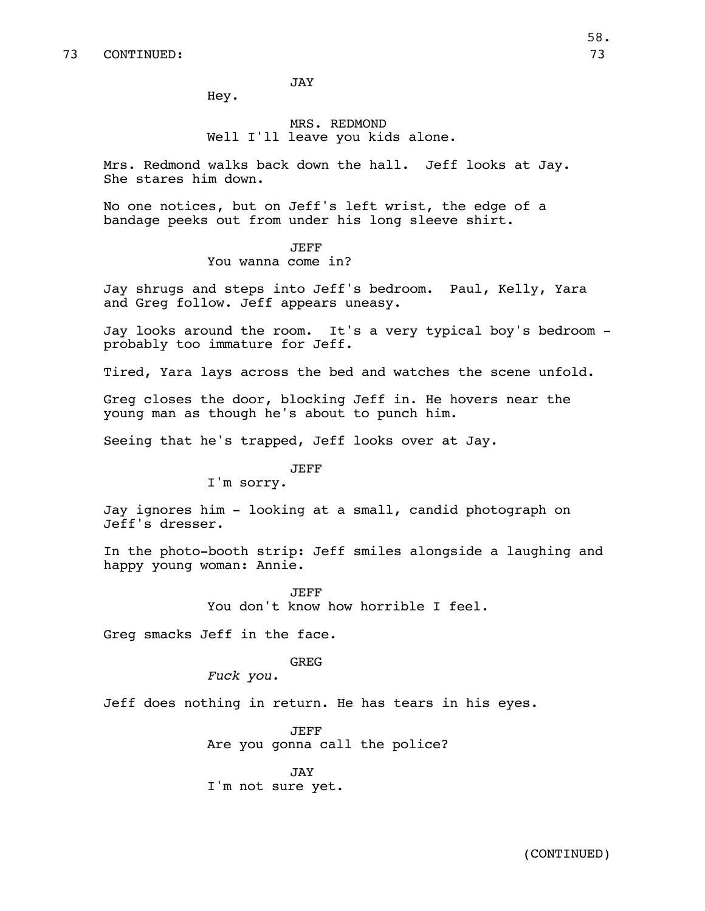73 CONTINUED: 73

JAY
Hey.

MRS. REDMOND
Well I'll leave you kids alone.

Mrs. Redmond walks back down the hall. Jeff looks at Jay. She stares him down.

No one notices, but on Jeff's left wrist, the edge of a bandage peeks out from under his long sleeve shirt.

JEFF
You wanna come in?

Jay shrugs and steps into Jeff's bedroom. Paul, Kelly, Yara and Greg follow. Jeff appears uneasy.

Jay looks around the room. It's a very typical boy's bedroom - probably too immature for Jeff.

Tired, Yara lays across the bed and watches the scene unfold.

Greg closes the door, blocking Jeff in. He hovers near the young man as though he's about to punch him.

Seeing that he's trapped, Jeff looks over at Jay.

JEFF
I'm sorry.

Jay ignores him - looking at a small, candid photograph on Jeff's dresser.

In the photo-booth strip: Jeff smiles alongside a laughing and happy young woman: Annie.

JEFF
You don't know how horrible I feel.

Greg smacks Jeff in the face.

GREG
*Fuck you.*

Jeff does nothing in return. He has tears in his eyes.

JEFF
Are you gonna call the police?

JAY
I'm not sure yet.

(CONTINUED)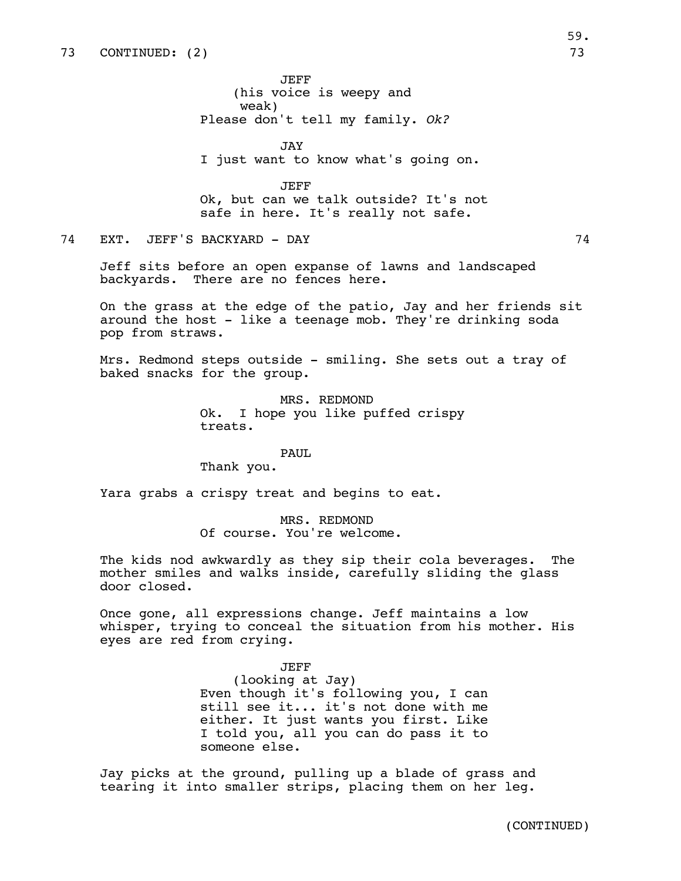73 CONTINUED: (2) 73

JEFF
(his voice is weepy and weak)
Please don't tell my family. *Ok?*

JAY
I just want to know what's going on.

JEFF
Ok, but can we talk outside? It's not safe in here. It's really not safe.

74 EXT. JEFF'S BACKYARD - DAY 74

Jeff sits before an open expanse of lawns and landscaped backyards. There are no fences here.

On the grass at the edge of the patio, Jay and her friends sit around the host - like a teenage mob. They're drinking soda pop from straws.

Mrs. Redmond steps outside - smiling. She sets out a tray of baked snacks for the group.

MRS. REDMOND
Ok. I hope you like puffed crispy treats.

PAUL
Thank you.

Yara grabs a crispy treat and begins to eat.

MRS. REDMOND
Of course. You're welcome.

The kids nod awkwardly as they sip their cola beverages. The mother smiles and walks inside, carefully sliding the glass door closed.

Once gone, all expressions change. Jeff maintains a low whisper, trying to conceal the situation from his mother. His eyes are red from crying.

JEFF
(looking at Jay)
Even though it's following you, I can still see it... it's not done with me either. It just wants you first. Like I told you, all you can do pass it to someone else.

Jay picks at the ground, pulling up a blade of grass and tearing it into smaller strips, placing them on her leg.

(CONTINUED)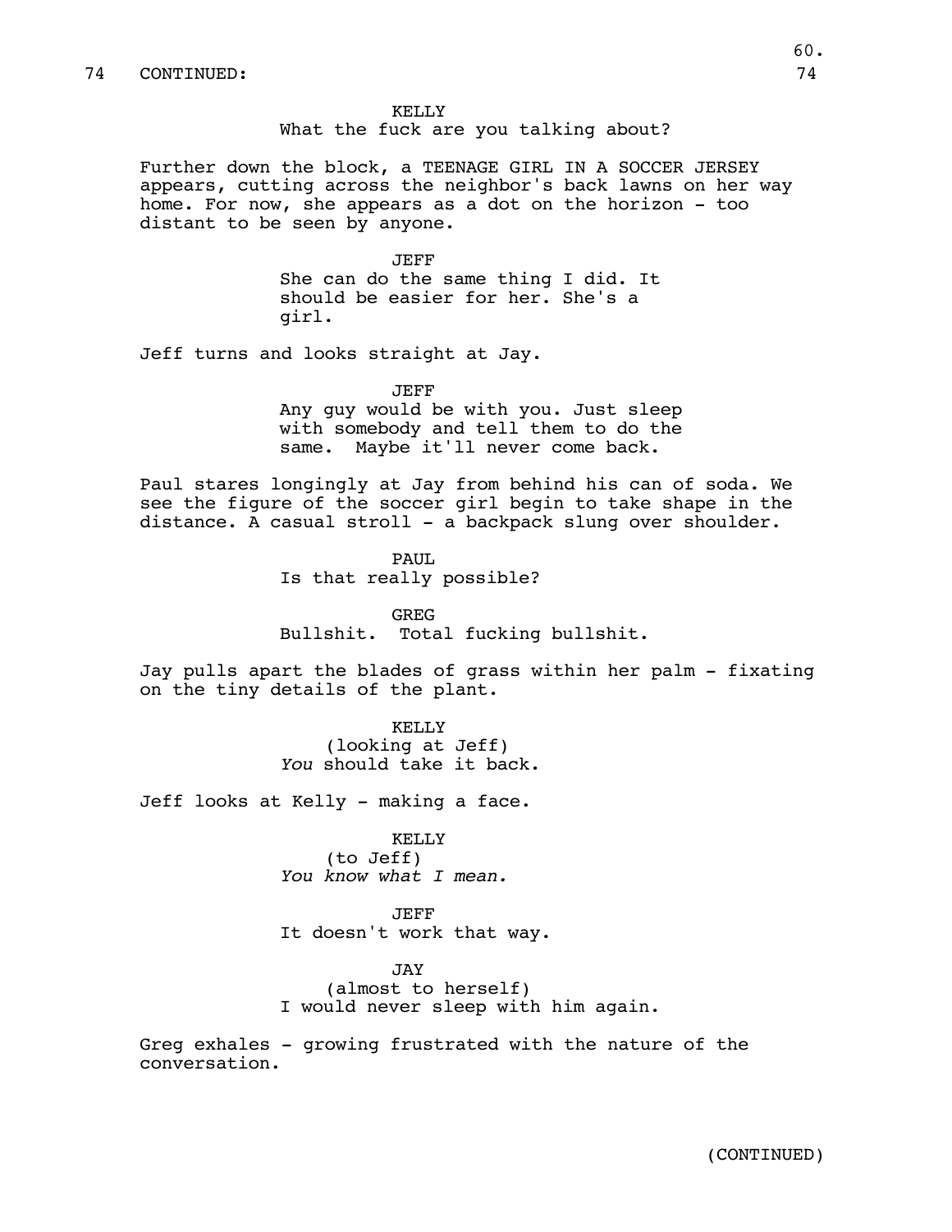74 CONTINUED: 74

KELLY
What the fuck are you talking about?

Further down the block, a TEENAGE GIRL IN A SOCCER JERSEY appears, cutting across the neighbor's back lawns on her way home. For now, she appears as a dot on the horizon - too distant to be seen by anyone.

JEFF
She can do the same thing I did. It should be easier for her. She's a girl.

Jeff turns and looks straight at Jay.

JEFF
Any guy would be with you. Just sleep with somebody and tell them to do the same. Maybe it'll never come back.

Paul stares longingly at Jay from behind his can of soda. We see the figure of the soccer girl begin to take shape in the distance. A casual stroll - a backpack slung over shoulder.

PAUL
Is that really possible?

GREG
Bullshit. Total fucking bullshit.

Jay pulls apart the blades of grass within her palm - fixating on the tiny details of the plant.

KELLY
(looking at Jeff)
*You* should take it back.

Jeff looks at Kelly - making a face.

KELLY
(to Jeff)
*You know what I mean.*

JEFF
It doesn't work that way.

JAY
(almost to herself)
I would never sleep with him again.

Greg exhales - growing frustrated with the nature of the conversation.

(CONTINUED)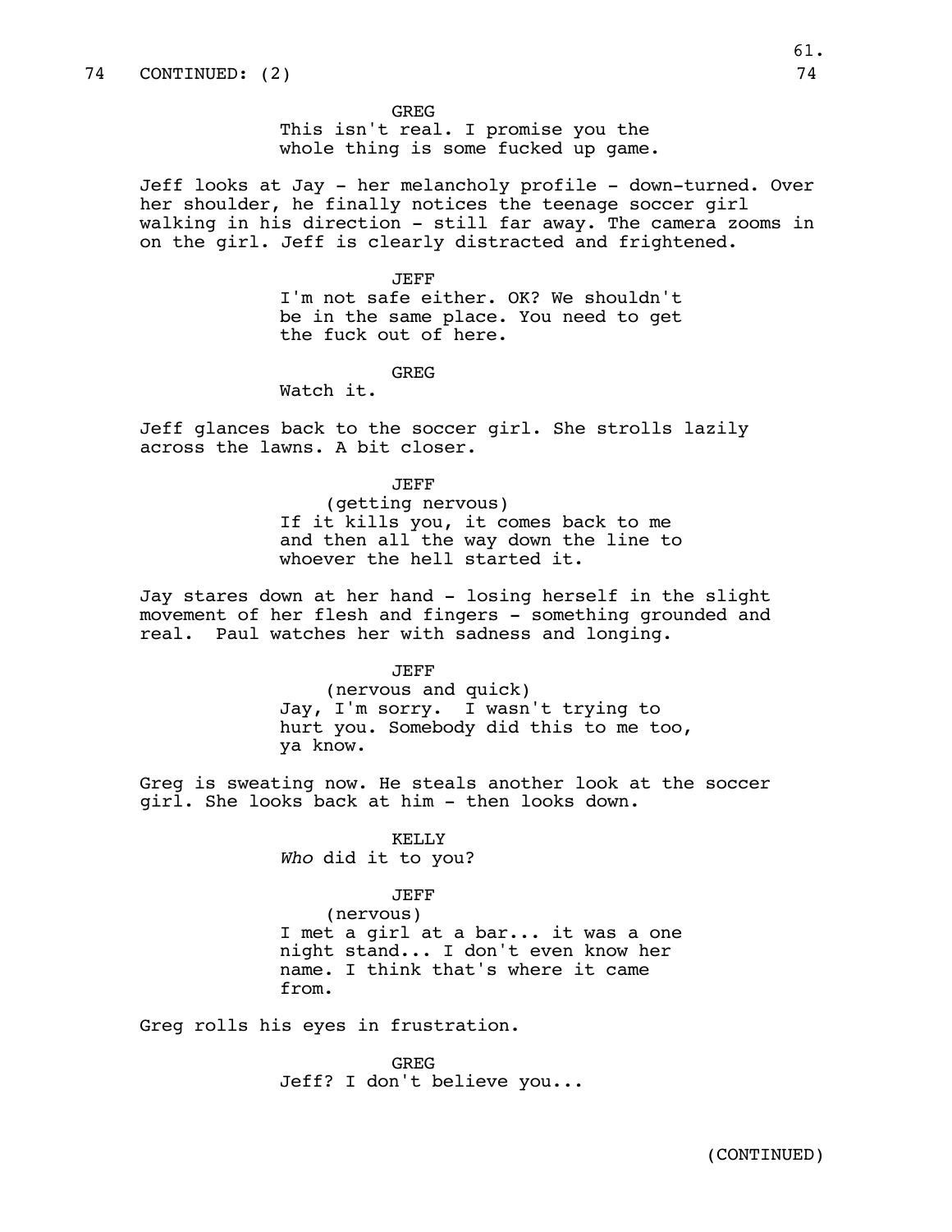74 CONTINUED: (2) 74

GREG
This isn't real. I promise you the whole thing is some fucked up game.

Jeff looks at Jay - her melancholy profile - down-turned. Over her shoulder, he finally notices the teenage soccer girl walking in his direction - still far away. The camera zooms in on the girl. Jeff is clearly distracted and frightened.

JEFF
I'm not safe either. OK? We shouldn't be in the same place. You need to get the fuck out of here.

GREG
Watch it.

Jeff glances back to the soccer girl. She strolls lazily across the lawns. A bit closer.

JEFF
(getting nervous)
If it kills you, it comes back to me and then all the way down the line to whoever the hell started it.

Jay stares down at her hand - losing herself in the slight movement of her flesh and fingers - something grounded and real.  Paul watches her with sadness and longing.

JEFF
(nervous and quick)
Jay, I'm sorry.  I wasn't trying to hurt you. Somebody did this to me too, ya know.

Greg is sweating now. He steals another look at the soccer girl. She looks back at him - then looks down.

KELLY
*Who* did it to you?

JEFF
(nervous)
I met a girl at a bar... it was a one night stand... I don't even know her name. I think that's where it came from.

Greg rolls his eyes in frustration.

GREG
Jeff? I don't believe you...

(CONTINUED)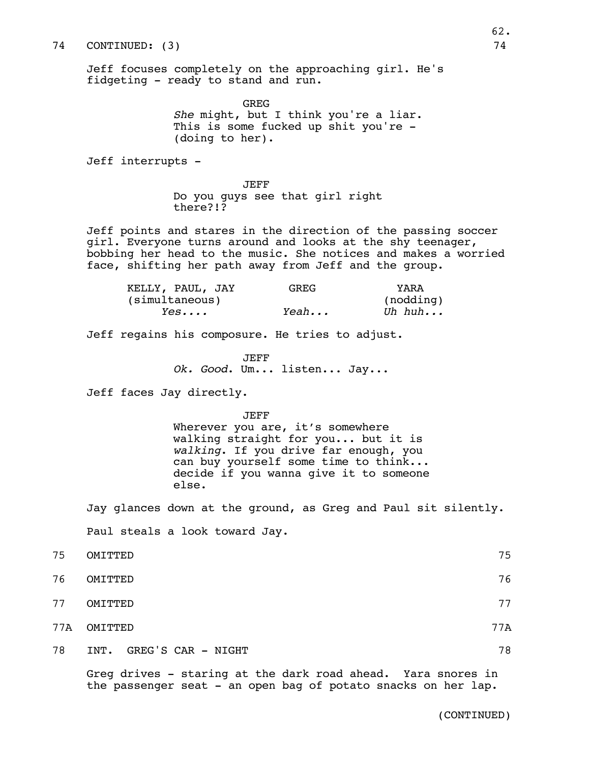74 CONTINUED: (3) 74

Jeff focuses completely on the approaching girl. He's fidgeting - ready to stand and run.

GREG
*She* might, but I think you're a liar. This is some fucked up shit you're - (doing to her).

Jeff interrupts -

JEFF
Do you guys see that girl right there?!?

Jeff points and stares in the direction of the passing soccer girl. Everyone turns around and looks at the shy teenager, bobbing her head to the music. She notices and makes a worried face, shifting her path away from Jeff and the group.

| KELLY, PAUL, JAY (simultaneous) | GREG | YARA (nodding) |
|---|---|---|
| *Yes....* | *Yeah...* | *Uh huh...* |

Jeff regains his composure. He tries to adjust.

JEFF
*Ok. Good.* Um... listen... Jay...

Jeff faces Jay directly.

JEFF
Wherever you are, it's somewhere walking straight for you... but it is *walking*. If you drive far enough, you can buy yourself some time to think... decide if you wanna give it to someone else.

Jay glances down at the ground, as Greg and Paul sit silently.

Paul steals a look toward Jay.

75 OMITTED 75

76 OMITTED 76

77 OMITTED 77

77A OMITTED 77A

78 INT. GREG'S CAR - NIGHT 78

Greg drives - staring at the dark road ahead. Yara snores in the passenger seat - an open bag of potato snacks on her lap.

(CONTINUED)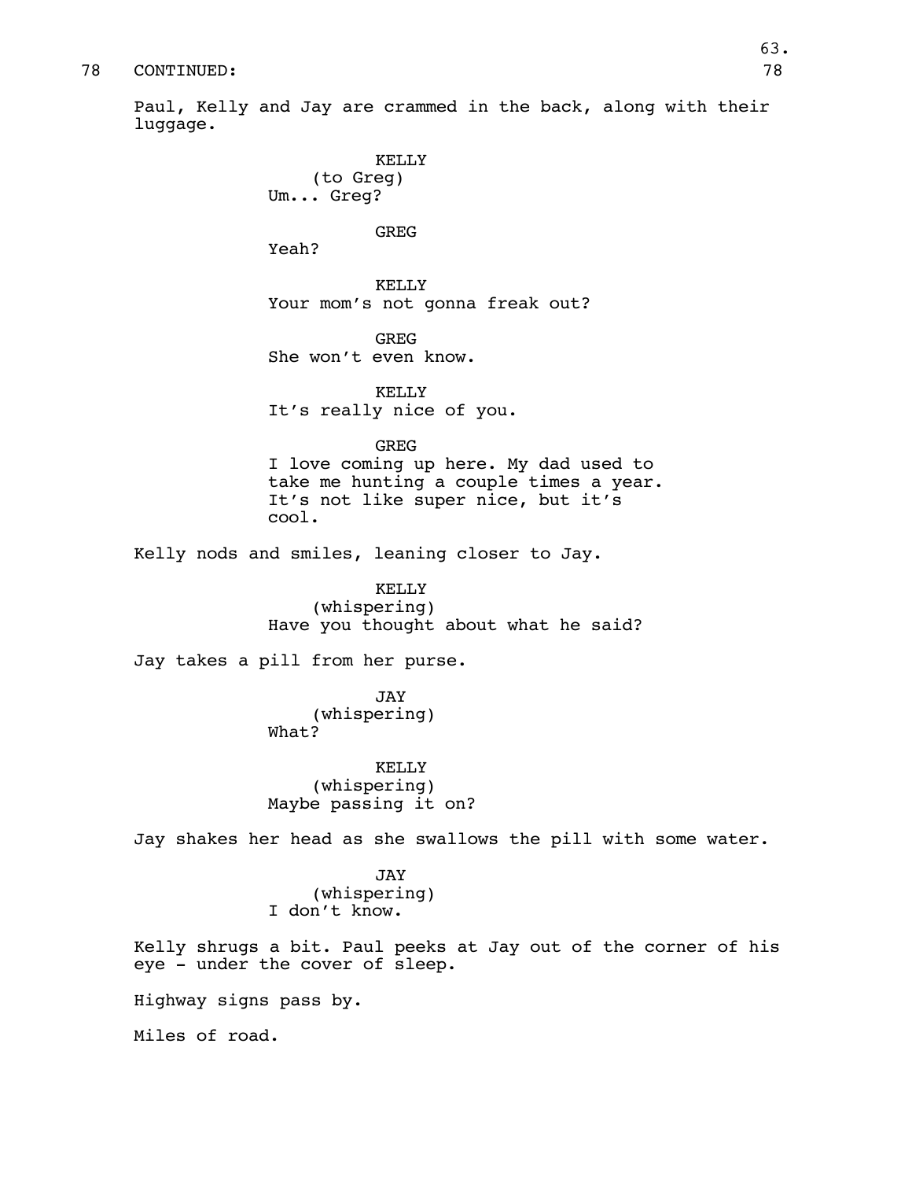78 CONTINUED: 78

Paul, Kelly and Jay are crammed in the back, along with their luggage.

KELLY
(to Greg)
Um... Greg?

GREG
Yeah?

KELLY
Your mom's not gonna freak out?

GREG
She won't even know.

KELLY
It's really nice of you.

GREG
I love coming up here. My dad used to take me hunting a couple times a year. It's not like super nice, but it's cool.

Kelly nods and smiles, leaning closer to Jay.

KELLY
(whispering)
Have you thought about what he said?

Jay takes a pill from her purse.

JAY
(whispering)
What?

KELLY
(whispering)
Maybe passing it on?

Jay shakes her head as she swallows the pill with some water.

JAY
(whispering)
I don't know.

Kelly shrugs a bit. Paul peeks at Jay out of the corner of his eye - under the cover of sleep.

Highway signs pass by.

Miles of road.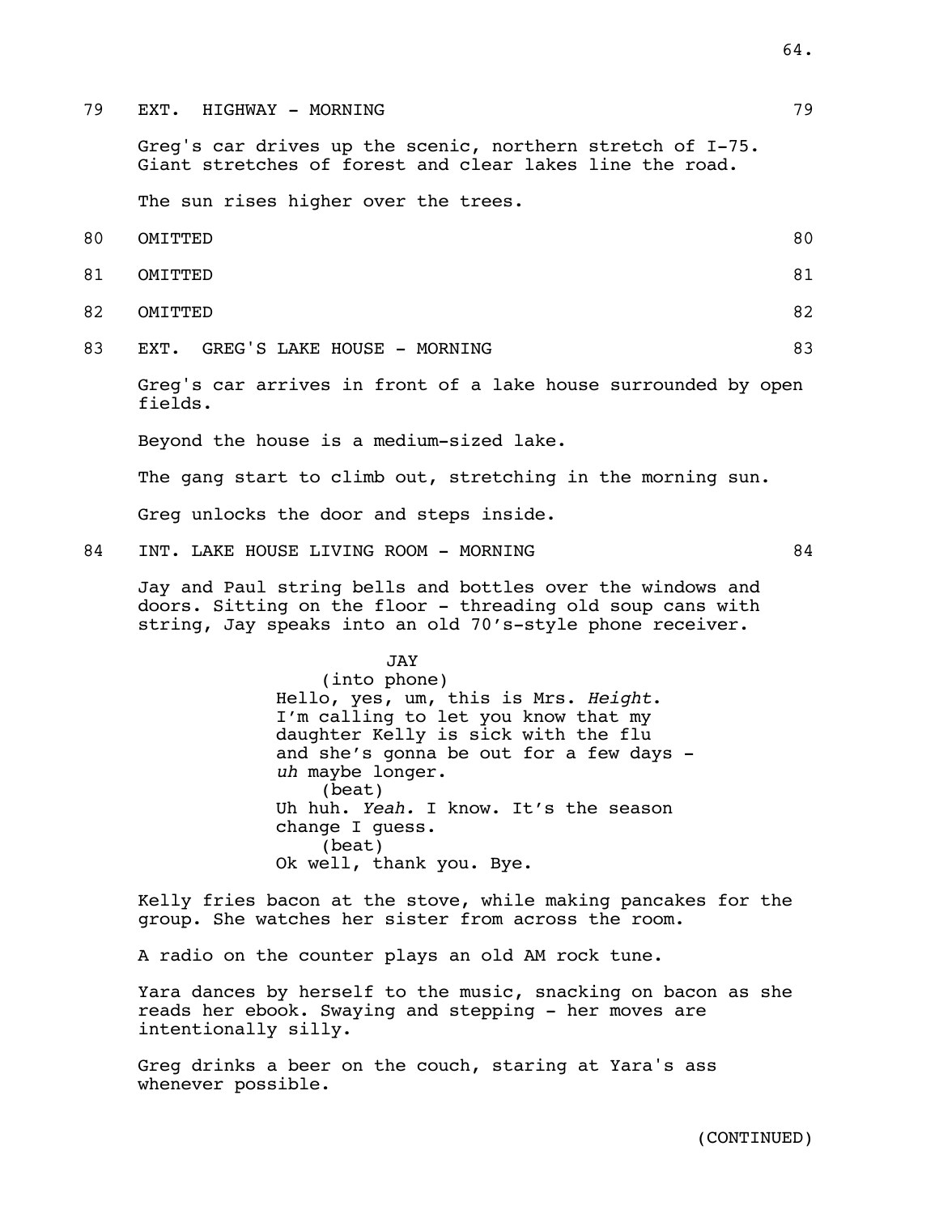79 EXT. HIGHWAY - MORNING 79

Greg's car drives up the scenic, northern stretch of I-75. Giant stretches of forest and clear lakes line the road.

The sun rises higher over the trees.

80 OMITTED 80

81 OMITTED 81

82 OMITTED 82

83 EXT. GREG'S LAKE HOUSE - MORNING 83

Greg's car arrives in front of a lake house surrounded by open fields.

Beyond the house is a medium-sized lake.

The gang start to climb out, stretching in the morning sun.

Greg unlocks the door and steps inside.

84 INT. LAKE HOUSE LIVING ROOM - MORNING 84

Jay and Paul string bells and bottles over the windows and doors. Sitting on the floor - threading old soup cans with string, Jay speaks into an old 70's-style phone receiver.

JAY
(into phone)
Hello, yes, um, this is Mrs. *Height.* I'm calling to let you know that my daughter Kelly is sick with the flu and she's gonna be out for a few days - *uh* maybe longer.
(beat)
Uh huh. *Yeah.* I know. It's the season change I guess.
(beat)
Ok well, thank you. Bye.

Kelly fries bacon at the stove, while making pancakes for the group. She watches her sister from across the room.

A radio on the counter plays an old AM rock tune.

Yara dances by herself to the music, snacking on bacon as she reads her ebook. Swaying and stepping - her moves are intentionally silly.

Greg drinks a beer on the couch, staring at Yara's ass whenever possible.

(CONTINUED)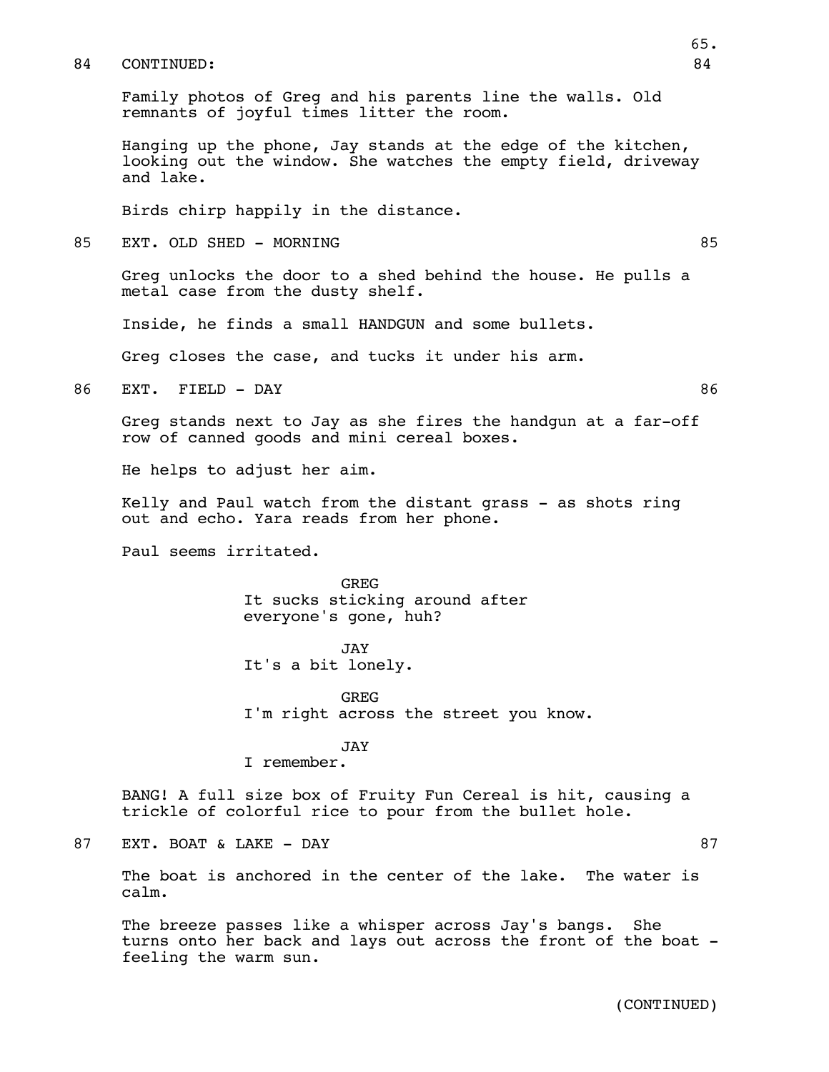84 CONTINUED: 84

Family photos of Greg and his parents line the walls. Old remnants of joyful times litter the room.

Hanging up the phone, Jay stands at the edge of the kitchen, looking out the window. She watches the empty field, driveway and lake.

Birds chirp happily in the distance.

85 EXT. OLD SHED - MORNING 85

Greg unlocks the door to a shed behind the house. He pulls a metal case from the dusty shelf.

Inside, he finds a small HANDGUN and some bullets.

Greg closes the case, and tucks it under his arm.

86 EXT. FIELD - DAY 86

Greg stands next to Jay as she fires the handgun at a far-off row of canned goods and mini cereal boxes.

He helps to adjust her aim.

Kelly and Paul watch from the distant grass - as shots ring out and echo. Yara reads from her phone.

Paul seems irritated.

GREG
It sucks sticking around after everyone's gone, huh?

JAY
It's a bit lonely.

GREG
I'm right across the street you know.

JAY
I remember.

BANG! A full size box of Fruity Fun Cereal is hit, causing a trickle of colorful rice to pour from the bullet hole.

87 EXT. BOAT & LAKE - DAY 87

The boat is anchored in the center of the lake. The water is calm.

The breeze passes like a whisper across Jay's bangs. She turns onto her back and lays out across the front of the boat - feeling the warm sun.

(CONTINUED)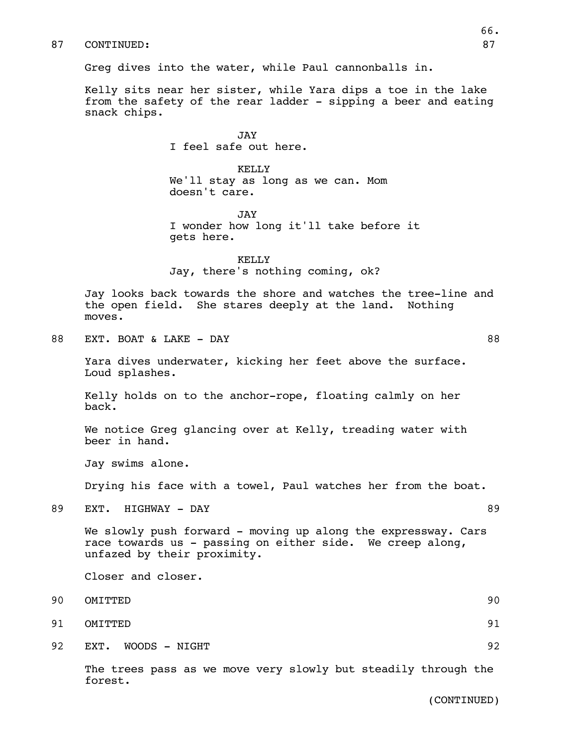87 CONTINUED: 87

Greg dives into the water, while Paul cannonballs in.

Kelly sits near her sister, while Yara dips a toe in the lake from the safety of the rear ladder - sipping a beer and eating snack chips.

JAY
I feel safe out here.

KELLY
We'll stay as long as we can. Mom doesn't care.

JAY
I wonder how long it'll take before it gets here.

KELLY
Jay, there's nothing coming, ok?

Jay looks back towards the shore and watches the tree-line and the open field. She stares deeply at the land. Nothing moves.

88 EXT. BOAT & LAKE - DAY 88

Yara dives underwater, kicking her feet above the surface. Loud splashes.

Kelly holds on to the anchor-rope, floating calmly on her back.

We notice Greg glancing over at Kelly, treading water with beer in hand.

Jay swims alone.

Drying his face with a towel, Paul watches her from the boat.

89 EXT. HIGHWAY - DAY 89

We slowly push forward - moving up along the expressway. Cars race towards us - passing on either side. We creep along, unfazed by their proximity.

Closer and closer.

90 OMITTED 90

91 OMITTED 91

92 EXT. WOODS - NIGHT 92

The trees pass as we move very slowly but steadily through the forest.

(CONTINUED)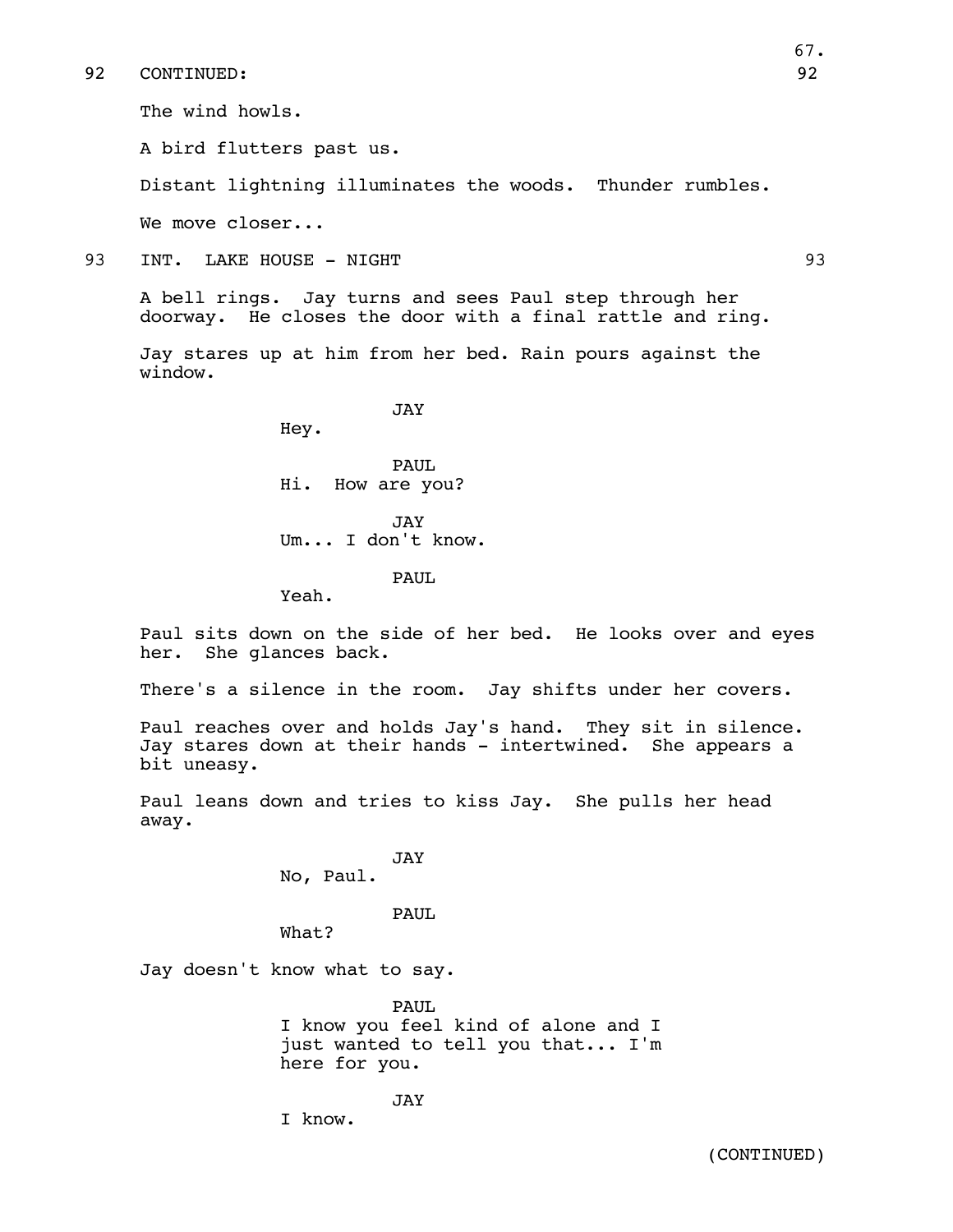92 CONTINUED: 92

The wind howls.

A bird flutters past us.

Distant lightning illuminates the woods. Thunder rumbles.

We move closer...

93 INT. LAKE HOUSE - NIGHT 93

A bell rings. Jay turns and sees Paul step through her doorway. He closes the door with a final rattle and ring.

Jay stares up at him from her bed. Rain pours against the window.

JAY
Hey.

PAUL
Hi. How are you?

JAY
Um... I don't know.

PAUL
Yeah.

Paul sits down on the side of her bed. He looks over and eyes her. She glances back.

There's a silence in the room. Jay shifts under her covers.

Paul reaches over and holds Jay's hand. They sit in silence. Jay stares down at their hands - intertwined. She appears a bit uneasy.

Paul leans down and tries to kiss Jay. She pulls her head away.

JAY
No, Paul.

PAUL
What?

Jay doesn't know what to say.

PAUL
I know you feel kind of alone and I just wanted to tell you that... I'm here for you.

JAY
I know.

(CONTINUED)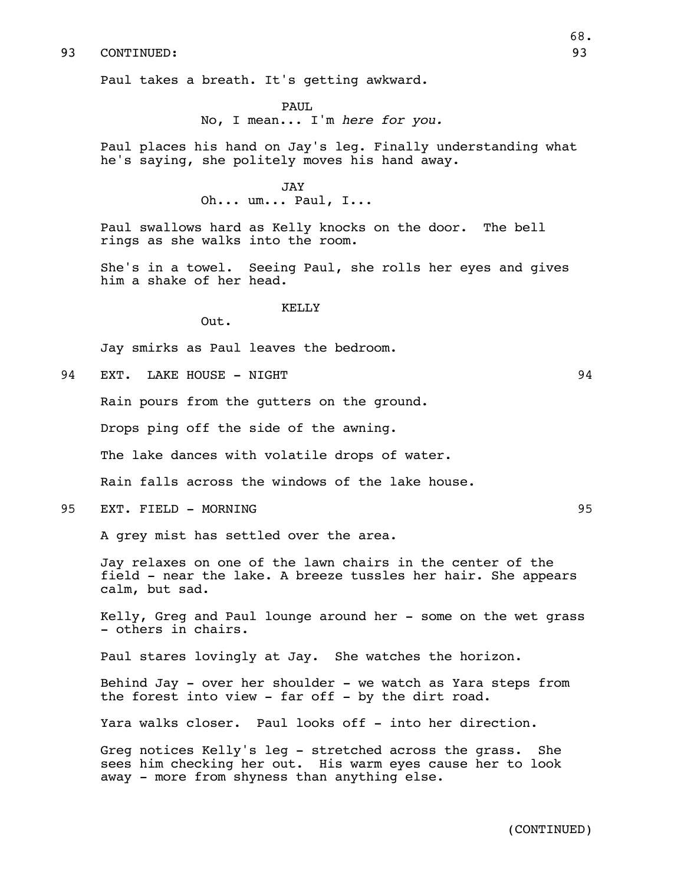93 CONTINUED: 93

Paul takes a breath. It's getting awkward.

PAUL
No, I mean... I'm *here for you.*

Paul places his hand on Jay's leg. Finally understanding what he's saying, she politely moves his hand away.

JAY
Oh... um... Paul, I...

Paul swallows hard as Kelly knocks on the door. The bell rings as she walks into the room.

She's in a towel. Seeing Paul, she rolls her eyes and gives him a shake of her head.

KELLY
Out.

Jay smirks as Paul leaves the bedroom.

94 EXT. LAKE HOUSE - NIGHT 94

Rain pours from the gutters on the ground.

Drops ping off the side of the awning.

The lake dances with volatile drops of water.

Rain falls across the windows of the lake house.

95 EXT. FIELD - MORNING 95

A grey mist has settled over the area.

Jay relaxes on one of the lawn chairs in the center of the field - near the lake. A breeze tussles her hair. She appears calm, but sad.

Kelly, Greg and Paul lounge around her - some on the wet grass - others in chairs.

Paul stares lovingly at Jay. She watches the horizon.

Behind Jay - over her shoulder - we watch as Yara steps from the forest into view - far off - by the dirt road.

Yara walks closer. Paul looks off - into her direction.

Greg notices Kelly's leg - stretched across the grass. She sees him checking her out. His warm eyes cause her to look away - more from shyness than anything else.

(CONTINUED)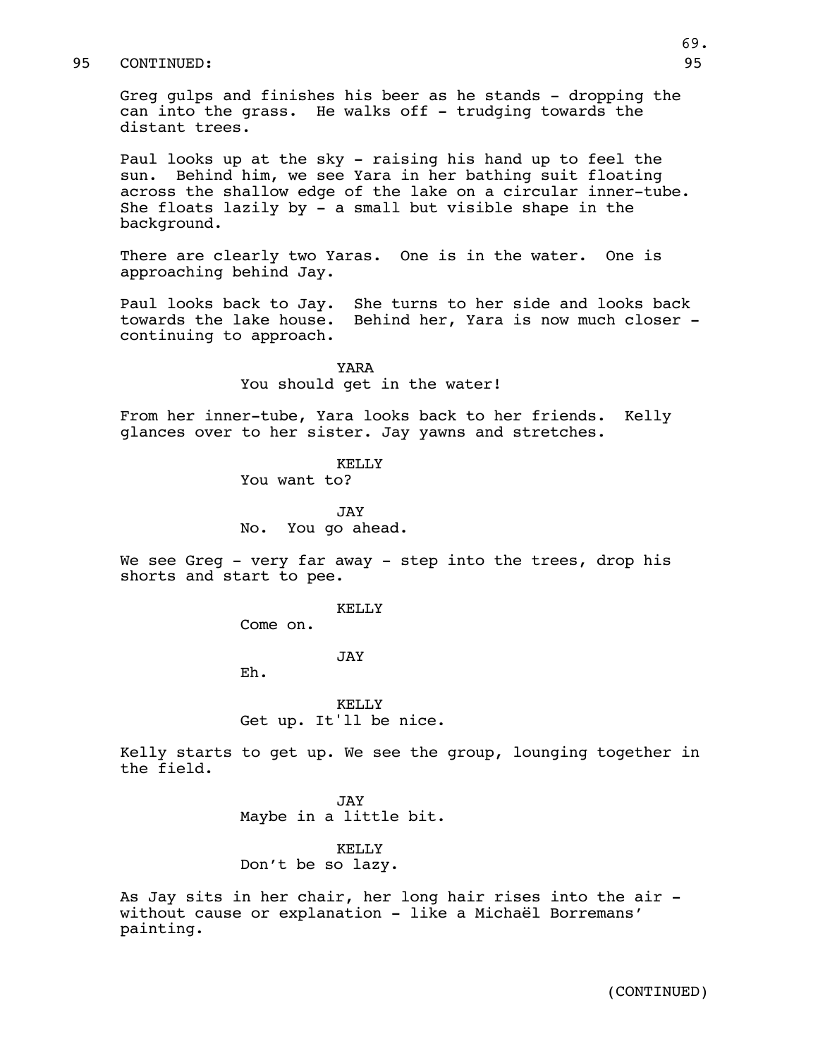95 CONTINUED: 95

Greg gulps and finishes his beer as he stands - dropping the can into the grass. He walks off - trudging towards the distant trees.

Paul looks up at the sky - raising his hand up to feel the sun. Behind him, we see Yara in her bathing suit floating across the shallow edge of the lake on a circular inner-tube. She floats lazily by - a small but visible shape in the background.

There are clearly two Yaras. One is in the water. One is approaching behind Jay.

Paul looks back to Jay. She turns to her side and looks back towards the lake house. Behind her, Yara is now much closer - continuing to approach.

YARA
You should get in the water!

From her inner-tube, Yara looks back to her friends. Kelly glances over to her sister. Jay yawns and stretches.

KELLY
You want to?

JAY
No. You go ahead.

We see Greg - very far away - step into the trees, drop his shorts and start to pee.

KELLY
Come on.

JAY
Eh.

KELLY
Get up. It'll be nice.

Kelly starts to get up. We see the group, lounging together in the field.

JAY
Maybe in a little bit.

KELLY
Don't be so lazy.

As Jay sits in her chair, her long hair rises into the air - without cause or explanation - like a Michaël Borremans' painting.

(CONTINUED)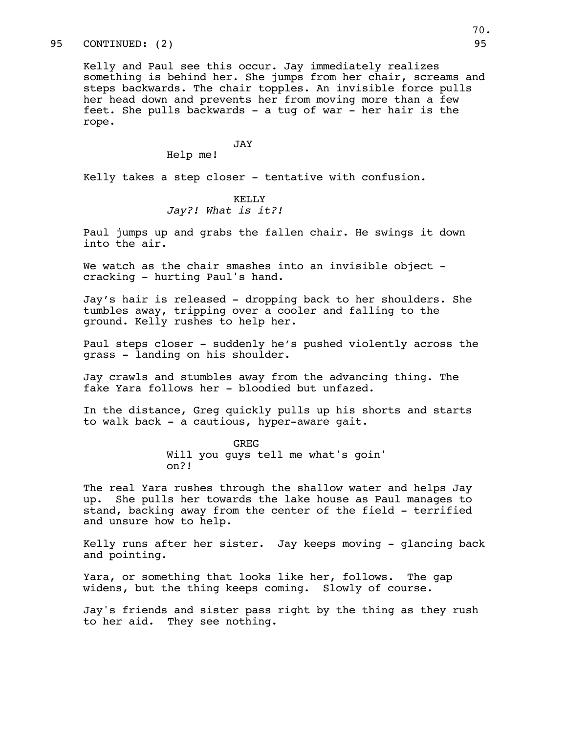95 CONTINUED: (2) 95

Kelly and Paul see this occur. Jay immediately realizes something is behind her. She jumps from her chair, screams and steps backwards. The chair topples. An invisible force pulls her head down and prevents her from moving more than a few feet. She pulls backwards - a tug of war - her hair is the rope.

JAY

Help me!

Kelly takes a step closer - tentative with confusion.

KELLY

*Jay?! What is it?!*

Paul jumps up and grabs the fallen chair. He swings it down into the air.

We watch as the chair smashes into an invisible object - cracking - hurting Paul's hand.

Jay's hair is released - dropping back to her shoulders. She tumbles away, tripping over a cooler and falling to the ground. Kelly rushes to help her.

Paul steps closer - suddenly he's pushed violently across the grass - landing on his shoulder.

Jay crawls and stumbles away from the advancing thing. The fake Yara follows her - bloodied but unfazed.

In the distance, Greg quickly pulls up his shorts and starts to walk back - a cautious, hyper-aware gait.

GREG

Will you guys tell me what's goin' on?!

The real Yara rushes through the shallow water and helps Jay up. She pulls her towards the lake house as Paul manages to stand, backing away from the center of the field - terrified and unsure how to help.

Kelly runs after her sister. Jay keeps moving - glancing back and pointing.

Yara, or something that looks like her, follows. The gap widens, but the thing keeps coming. Slowly of course.

Jay's friends and sister pass right by the thing as they rush to her aid. They see nothing.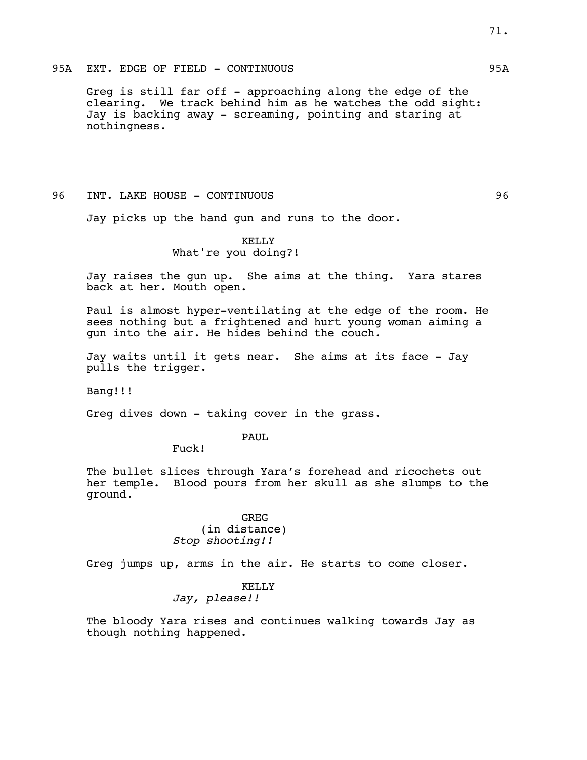95A EXT. EDGE OF FIELD - CONTINUOUS 95A

Greg is still far off - approaching along the edge of the clearing. We track behind him as he watches the odd sight: Jay is backing away - screaming, pointing and staring at nothingness.

96 INT. LAKE HOUSE - CONTINUOUS 96

Jay picks up the hand gun and runs to the door.

KELLY
What're you doing?!

Jay raises the gun up. She aims at the thing. Yara stares back at her. Mouth open.

Paul is almost hyper-ventilating at the edge of the room. He sees nothing but a frightened and hurt young woman aiming a gun into the air. He hides behind the couch.

Jay waits until it gets near. She aims at its face - Jay pulls the trigger.

Bang!!!

Greg dives down - taking cover in the grass.

PAUL
Fuck!

The bullet slices through Yara's forehead and ricochets out her temple. Blood pours from her skull as she slumps to the ground.

GREG
(in distance)
*Stop shooting!!*

Greg jumps up, arms in the air. He starts to come closer.

KELLY
*Jay, please!!*

The bloody Yara rises and continues walking towards Jay as though nothing happened.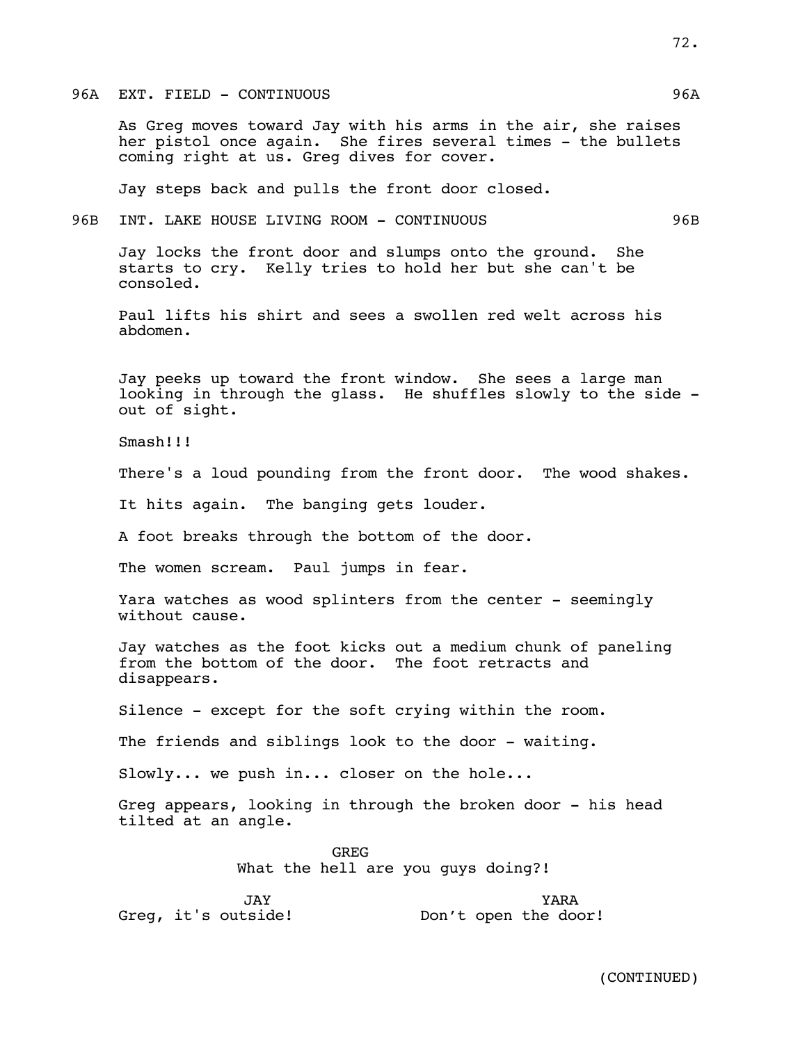96A EXT. FIELD - CONTINUOUS 96A

As Greg moves toward Jay with his arms in the air, she raises her pistol once again. She fires several times - the bullets coming right at us. Greg dives for cover.

Jay steps back and pulls the front door closed.

96B INT. LAKE HOUSE LIVING ROOM - CONTINUOUS 96B

Jay locks the front door and slumps onto the ground. She starts to cry. Kelly tries to hold her but she can't be consoled.

Paul lifts his shirt and sees a swollen red welt across his abdomen.

Jay peeks up toward the front window. She sees a large man looking in through the glass. He shuffles slowly to the side - out of sight.

Smash!!!

There's a loud pounding from the front door. The wood shakes.

It hits again. The banging gets louder.

A foot breaks through the bottom of the door.

The women scream. Paul jumps in fear.

Yara watches as wood splinters from the center - seemingly without cause.

Jay watches as the foot kicks out a medium chunk of paneling from the bottom of the door. The foot retracts and disappears.

Silence - except for the soft crying within the room.

The friends and siblings look to the door - waiting.

Slowly... we push in... closer on the hole...

Greg appears, looking in through the broken door - his head tilted at an angle.

GREG
What the hell are you guys doing?!

JAY
Greg, it's outside!

YARA
Don't open the door!

(CONTINUED)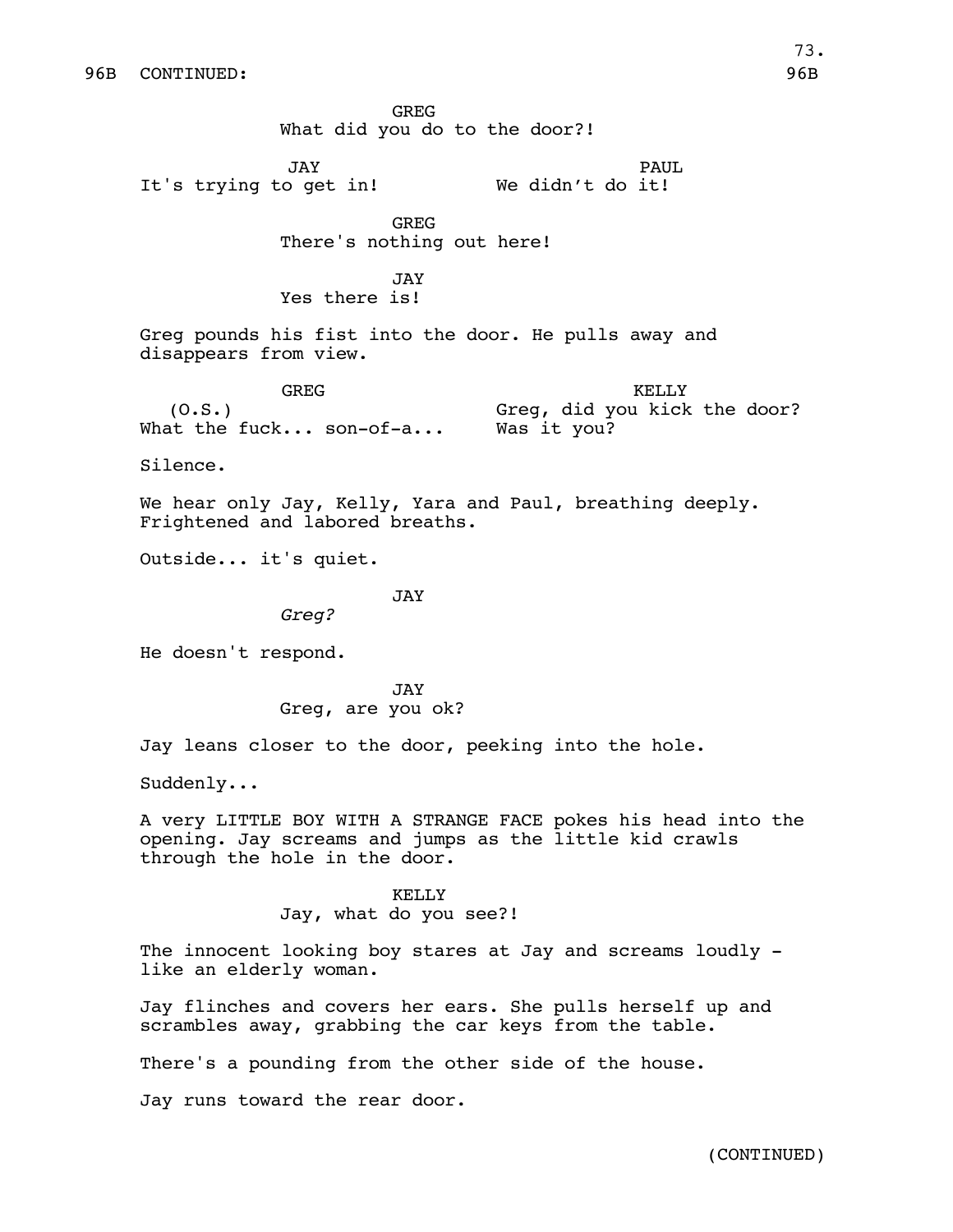96B CONTINUED: 96B

GREG
What did you do to the door?!

JAY
It's trying to get in!

PAUL
We didn't do it!

GREG
There's nothing out here!

JAY
Yes there is!

Greg pounds his fist into the door. He pulls away and disappears from view.

GREG
(O.S.)
What the fuck... son-of-a...

KELLY
Greg, did you kick the door? Was it you?

Silence.

We hear only Jay, Kelly, Yara and Paul, breathing deeply. Frightened and labored breaths.

Outside... it's quiet.

JAY
*Greg?*

He doesn't respond.

JAY
Greg, are you ok?

Jay leans closer to the door, peeking into the hole.

Suddenly...

A very LITTLE BOY WITH A STRANGE FACE pokes his head into the opening. Jay screams and jumps as the little kid crawls through the hole in the door.

KELLY
Jay, what do you see?!

The innocent looking boy stares at Jay and screams loudly - like an elderly woman.

Jay flinches and covers her ears. She pulls herself up and scrambles away, grabbing the car keys from the table.

There's a pounding from the other side of the house.

Jay runs toward the rear door.

(CONTINUED)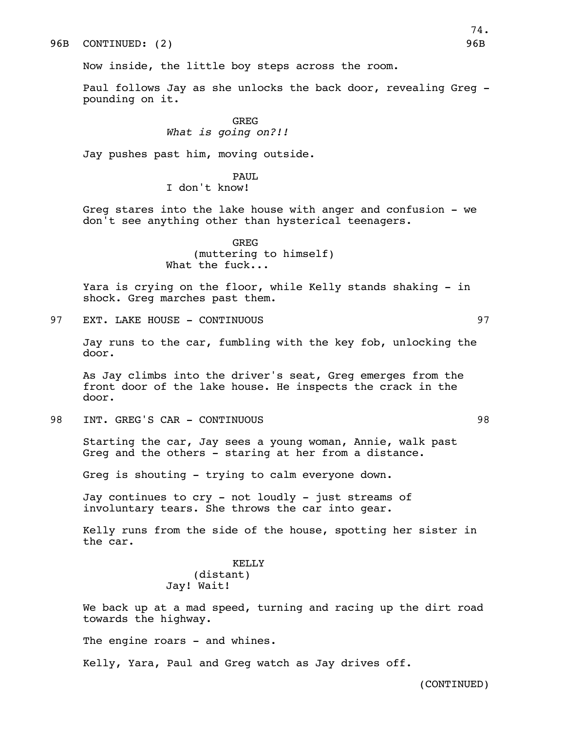96B CONTINUED: (2) 96B

Now inside, the little boy steps across the room.

Paul follows Jay as she unlocks the back door, revealing Greg - pounding on it.

GREG
*What is going on?!!*

Jay pushes past him, moving outside.

PAUL
I don't know!

Greg stares into the lake house with anger and confusion - we don't see anything other than hysterical teenagers.

GREG
(muttering to himself)
What the fuck...

Yara is crying on the floor, while Kelly stands shaking - in shock. Greg marches past them.

97 EXT. LAKE HOUSE - CONTINUOUS 97

Jay runs to the car, fumbling with the key fob, unlocking the door.

As Jay climbs into the driver's seat, Greg emerges from the front door of the lake house. He inspects the crack in the door.

98 INT. GREG'S CAR - CONTINUOUS 98

Starting the car, Jay sees a young woman, Annie, walk past Greg and the others - staring at her from a distance.

Greg is shouting - trying to calm everyone down.

Jay continues to cry - not loudly - just streams of involuntary tears. She throws the car into gear.

Kelly runs from the side of the house, spotting her sister in the car.

KELLY
(distant)
Jay! Wait!

We back up at a mad speed, turning and racing up the dirt road towards the highway.

The engine roars - and whines.

Kelly, Yara, Paul and Greg watch as Jay drives off.

(CONTINUED)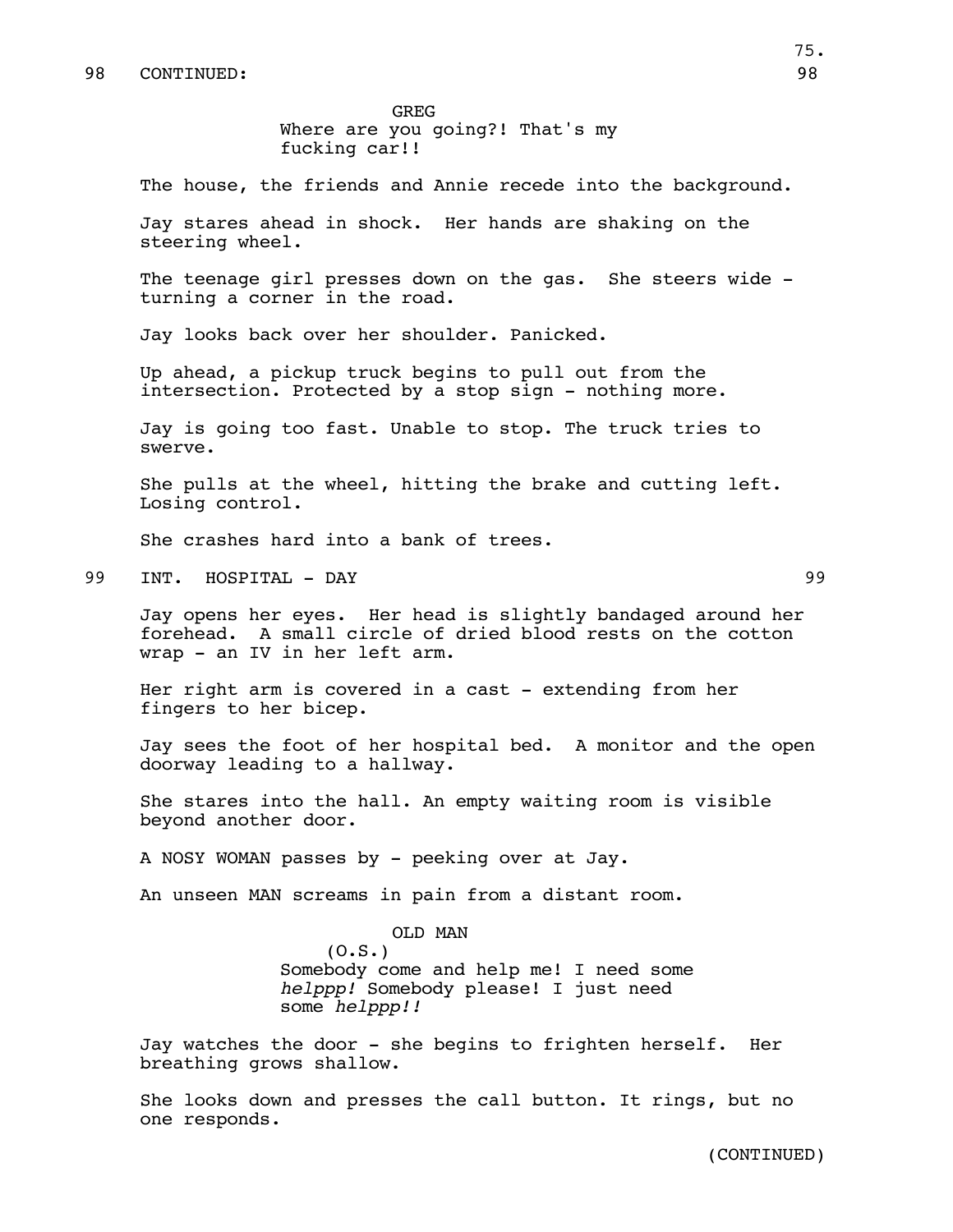98 CONTINUED: 98

GREG
Where are you going?! That's my fucking car!!

The house, the friends and Annie recede into the background.

Jay stares ahead in shock. Her hands are shaking on the steering wheel.

The teenage girl presses down on the gas. She steers wide - turning a corner in the road.

Jay looks back over her shoulder. Panicked.

Up ahead, a pickup truck begins to pull out from the intersection. Protected by a stop sign - nothing more.

Jay is going too fast. Unable to stop. The truck tries to swerve.

She pulls at the wheel, hitting the brake and cutting left. Losing control.

She crashes hard into a bank of trees.

99 INT. HOSPITAL - DAY 99

Jay opens her eyes. Her head is slightly bandaged around her forehead. A small circle of dried blood rests on the cotton wrap - an IV in her left arm.

Her right arm is covered in a cast - extending from her fingers to her bicep.

Jay sees the foot of her hospital bed. A monitor and the open doorway leading to a hallway.

She stares into the hall. An empty waiting room is visible beyond another door.

A NOSY WOMAN passes by - peeking over at Jay.

An unseen MAN screams in pain from a distant room.

OLD MAN
(O.S.)
Somebody come and help me! I need some *helppp!* Somebody please! I just need some *helppp!!*

Jay watches the door - she begins to frighten herself. Her breathing grows shallow.

She looks down and presses the call button. It rings, but no one responds.

(CONTINUED)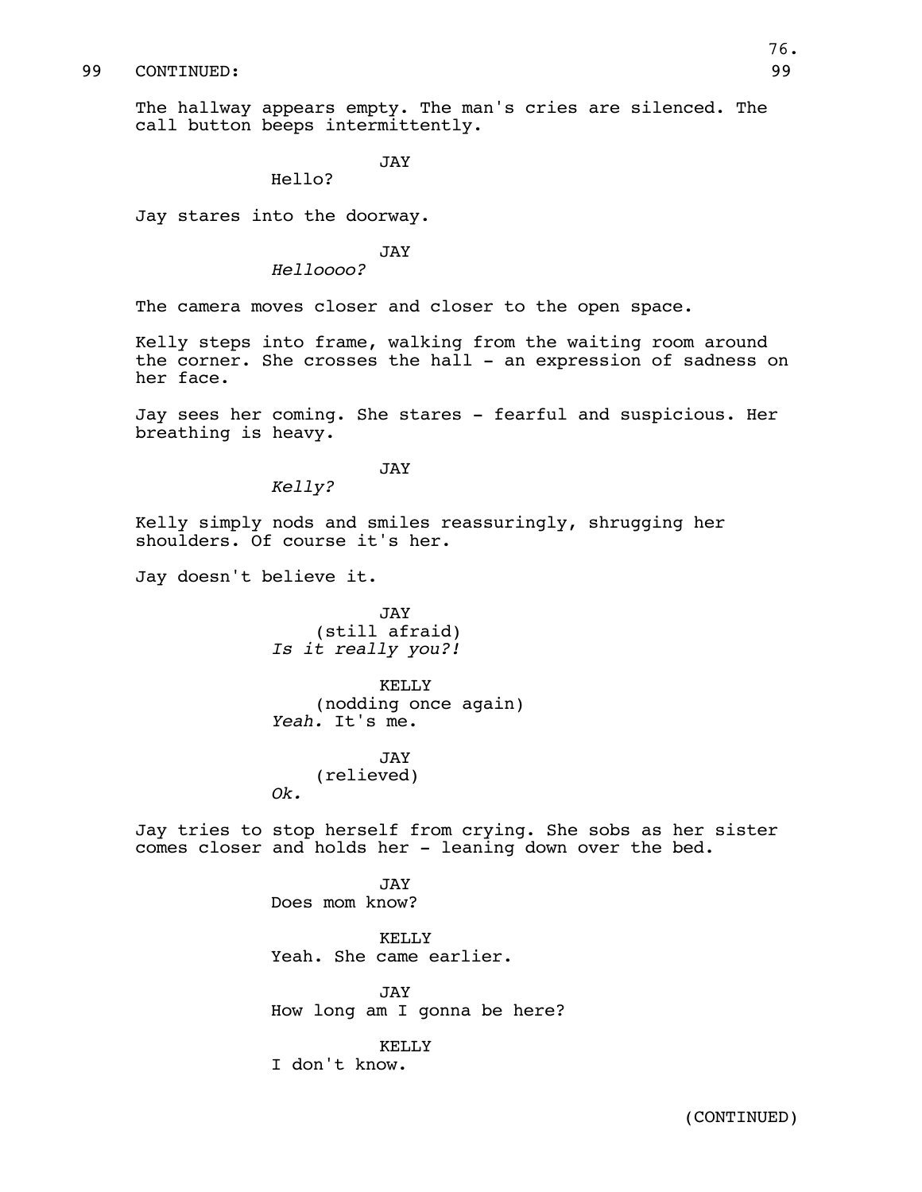99 CONTINUED: 99

The hallway appears empty. The man's cries are silenced. The call button beeps intermittently.

JAY
Hello?

Jay stares into the doorway.

JAY
*Helloooo?*

The camera moves closer and closer to the open space.

Kelly steps into frame, walking from the waiting room around the corner. She crosses the hall - an expression of sadness on her face.

Jay sees her coming. She stares - fearful and suspicious. Her breathing is heavy.

JAY
*Kelly?*

Kelly simply nods and smiles reassuringly, shrugging her shoulders. Of course it's her.

Jay doesn't believe it.

JAY
(still afraid)
*Is it really you?!*

KELLY
(nodding once again)
*Yeah.* It's me.

JAY
(relieved)
*Ok.*

Jay tries to stop herself from crying. She sobs as her sister comes closer and holds her - leaning down over the bed.

JAY
Does mom know?

KELLY
Yeah. She came earlier.

JAY
How long am I gonna be here?

KELLY
I don't know.

(CONTINUED)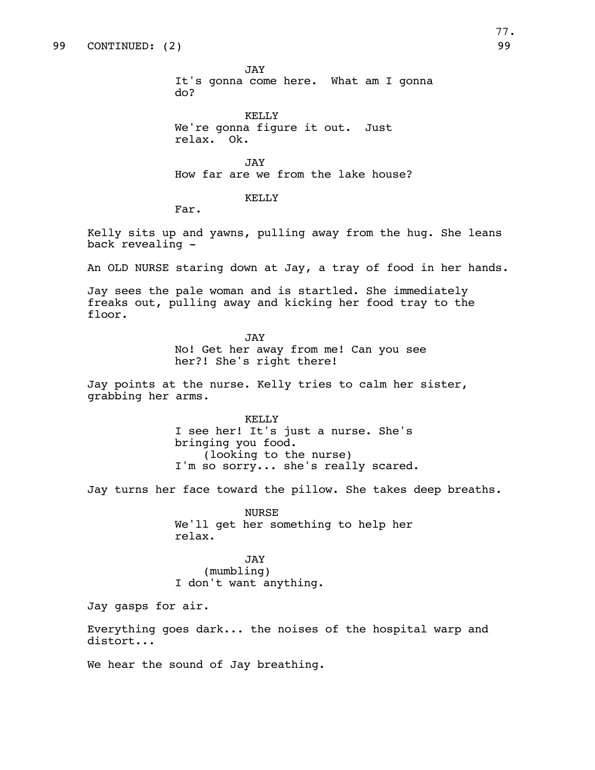99 CONTINUED: (2) 99

JAY
It's gonna come here. What am I gonna do?

KELLY
We're gonna figure it out. Just relax. Ok.

JAY
How far are we from the lake house?

KELLY
Far.

Kelly sits up and yawns, pulling away from the hug. She leans back revealing -

An OLD NURSE staring down at Jay, a tray of food in her hands.

Jay sees the pale woman and is startled. She immediately freaks out, pulling away and kicking her food tray to the floor.

JAY
No! Get her away from me! Can you see her?! She's right there!

Jay points at the nurse. Kelly tries to calm her sister, grabbing her arms.

KELLY
I see her! It's just a nurse. She's bringing you food.
(looking to the nurse)
I'm so sorry... she's really scared.

Jay turns her face toward the pillow. She takes deep breaths.

NURSE
We'll get her something to help her relax.

JAY
(mumbling)
I don't want anything.

Jay gasps for air.

Everything goes dark... the noises of the hospital warp and distort...

We hear the sound of Jay breathing.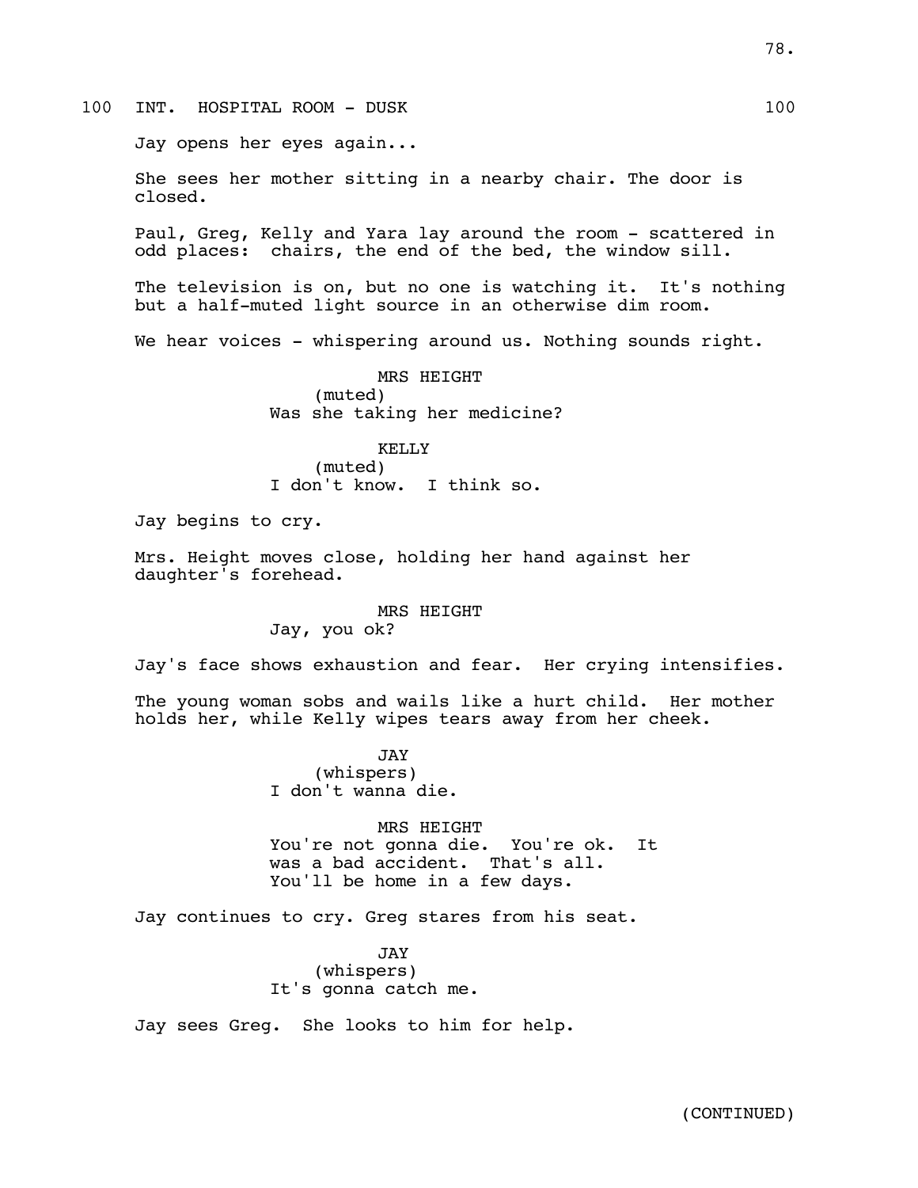100 INT. HOSPITAL ROOM - DUSK 100

Jay opens her eyes again...

She sees her mother sitting in a nearby chair. The door is closed.

Paul, Greg, Kelly and Yara lay around the room - scattered in odd places: chairs, the end of the bed, the window sill.

The television is on, but no one is watching it. It's nothing but a half-muted light source in an otherwise dim room.

We hear voices - whispering around us. Nothing sounds right.

MRS HEIGHT
(muted)
Was she taking her medicine?

KELLY
(muted)
I don't know. I think so.

Jay begins to cry.

Mrs. Height moves close, holding her hand against her daughter's forehead.

MRS HEIGHT
Jay, you ok?

Jay's face shows exhaustion and fear. Her crying intensifies.

The young woman sobs and wails like a hurt child. Her mother holds her, while Kelly wipes tears away from her cheek.

JAY
(whispers)
I don't wanna die.

MRS HEIGHT
You're not gonna die. You're ok. It was a bad accident. That's all. You'll be home in a few days.

Jay continues to cry. Greg stares from his seat.

JAY
(whispers)
It's gonna catch me.

Jay sees Greg. She looks to him for help.

(CONTINUED)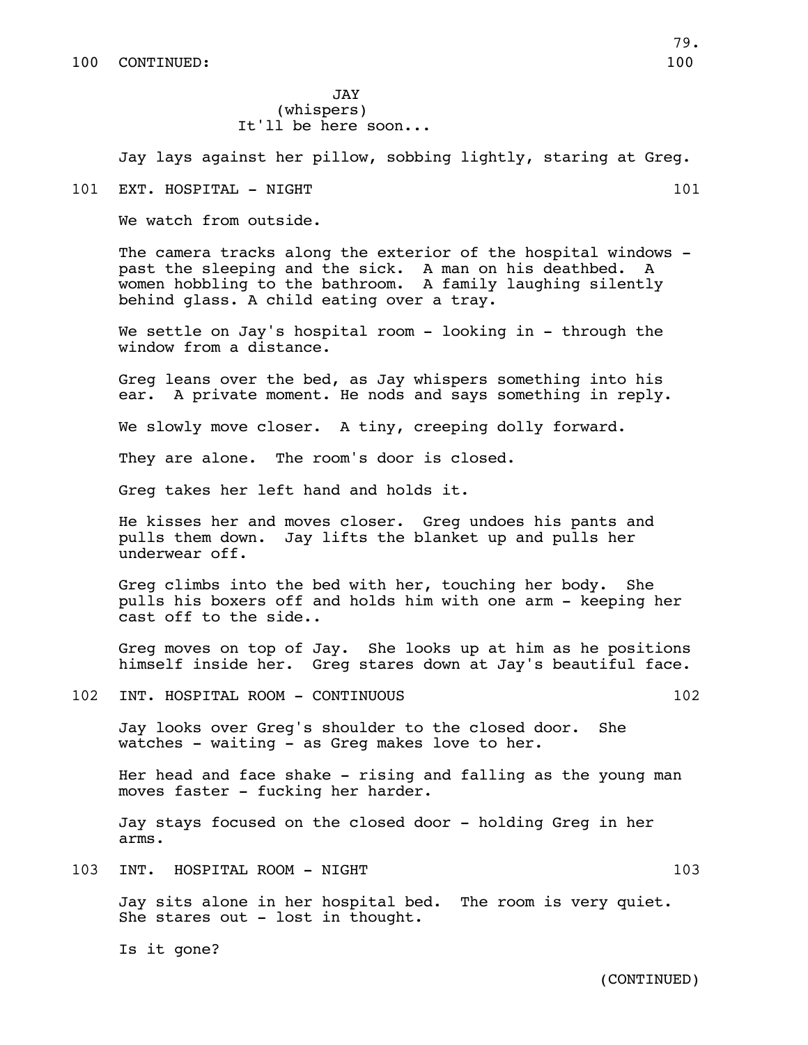100 CONTINUED: 100

JAY
(whispers)
It'll be here soon...

Jay lays against her pillow, sobbing lightly, staring at Greg.

101 EXT. HOSPITAL - NIGHT 101

We watch from outside.

The camera tracks along the exterior of the hospital windows - past the sleeping and the sick. A man on his deathbed. A women hobbling to the bathroom. A family laughing silently behind glass. A child eating over a tray.

We settle on Jay's hospital room - looking in - through the window from a distance.

Greg leans over the bed, as Jay whispers something into his ear. A private moment. He nods and says something in reply.

We slowly move closer. A tiny, creeping dolly forward.

They are alone. The room's door is closed.

Greg takes her left hand and holds it.

He kisses her and moves closer. Greg undoes his pants and pulls them down. Jay lifts the blanket up and pulls her underwear off.

Greg climbs into the bed with her, touching her body. She pulls his boxers off and holds him with one arm - keeping her cast off to the side..

Greg moves on top of Jay. She looks up at him as he positions himself inside her. Greg stares down at Jay's beautiful face.

102 INT. HOSPITAL ROOM - CONTINUOUS 102

Jay looks over Greg's shoulder to the closed door. She watches - waiting - as Greg makes love to her.

Her head and face shake - rising and falling as the young man moves faster - fucking her harder.

Jay stays focused on the closed door - holding Greg in her arms.

103 INT. HOSPITAL ROOM - NIGHT 103

Jay sits alone in her hospital bed. The room is very quiet. She stares out - lost in thought.

Is it gone?

(CONTINUED)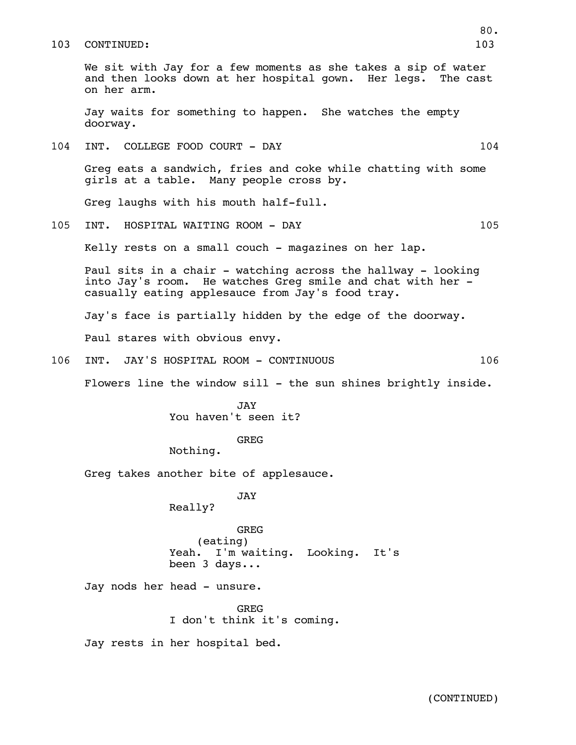103 CONTINUED: 103

We sit with Jay for a few moments as she takes a sip of water and then looks down at her hospital gown. Her legs. The cast on her arm.

Jay waits for something to happen. She watches the empty doorway.

104 INT. COLLEGE FOOD COURT - DAY 104

Greg eats a sandwich, fries and coke while chatting with some girls at a table. Many people cross by.

Greg laughs with his mouth half-full.

105 INT. HOSPITAL WAITING ROOM - DAY 105

Kelly rests on a small couch - magazines on her lap.

Paul sits in a chair - watching across the hallway - looking into Jay's room. He watches Greg smile and chat with her - casually eating applesauce from Jay's food tray.

Jay's face is partially hidden by the edge of the doorway.

Paul stares with obvious envy.

106 INT. JAY'S HOSPITAL ROOM - CONTINUOUS 106

Flowers line the window sill - the sun shines brightly inside.

JAY
You haven't seen it?

GREG
Nothing.

Greg takes another bite of applesauce.

JAY
Really?

GREG
(eating)
Yeah. I'm waiting. Looking. It's been 3 days...

Jay nods her head - unsure.

GREG
I don't think it's coming.

Jay rests in her hospital bed.

(CONTINUED)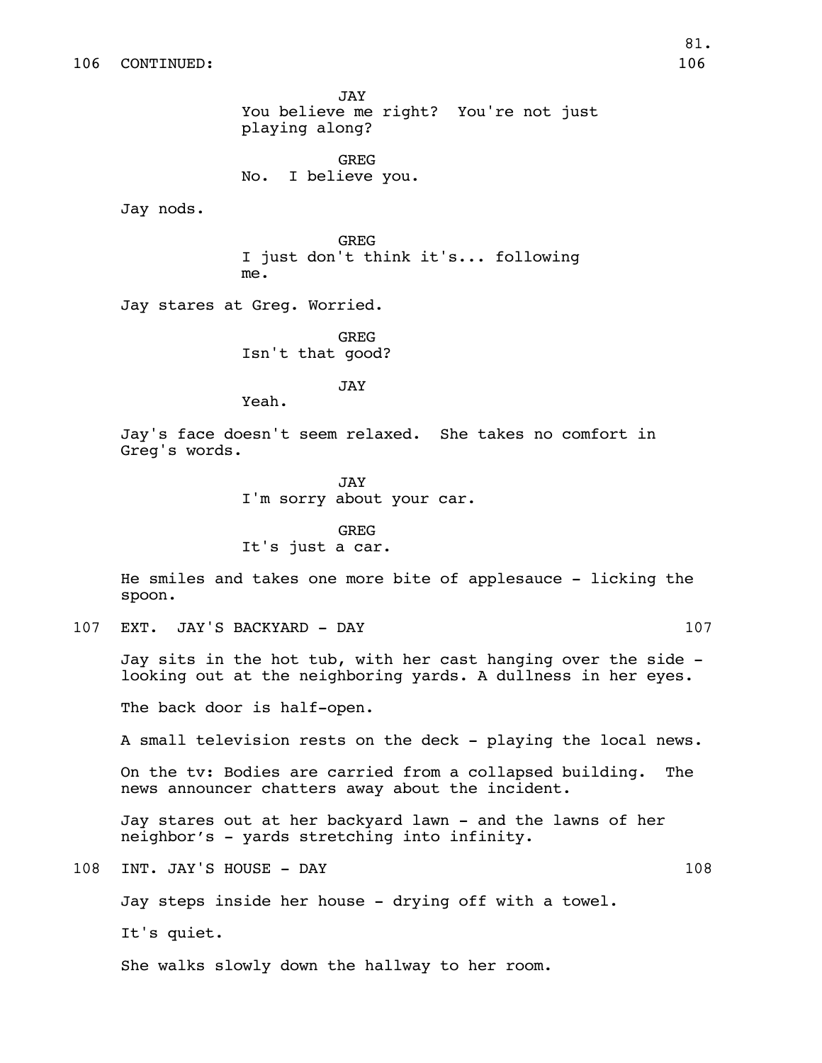106 CONTINUED: 106

JAY
You believe me right? You're not just playing along?

GREG
No. I believe you.

Jay nods.

GREG
I just don't think it's... following me.

Jay stares at Greg. Worried.

GREG
Isn't that good?

JAY
Yeah.

Jay's face doesn't seem relaxed. She takes no comfort in Greg's words.

JAY
I'm sorry about your car.

GREG
It's just a car.

He smiles and takes one more bite of applesauce - licking the spoon.

107 EXT. JAY'S BACKYARD - DAY 107

Jay sits in the hot tub, with her cast hanging over the side - looking out at the neighboring yards. A dullness in her eyes.

The back door is half-open.

A small television rests on the deck - playing the local news.

On the tv: Bodies are carried from a collapsed building. The news announcer chatters away about the incident.

Jay stares out at her backyard lawn - and the lawns of her neighbor's - yards stretching into infinity.

108 INT. JAY'S HOUSE - DAY 108

Jay steps inside her house - drying off with a towel.

It's quiet.

She walks slowly down the hallway to her room.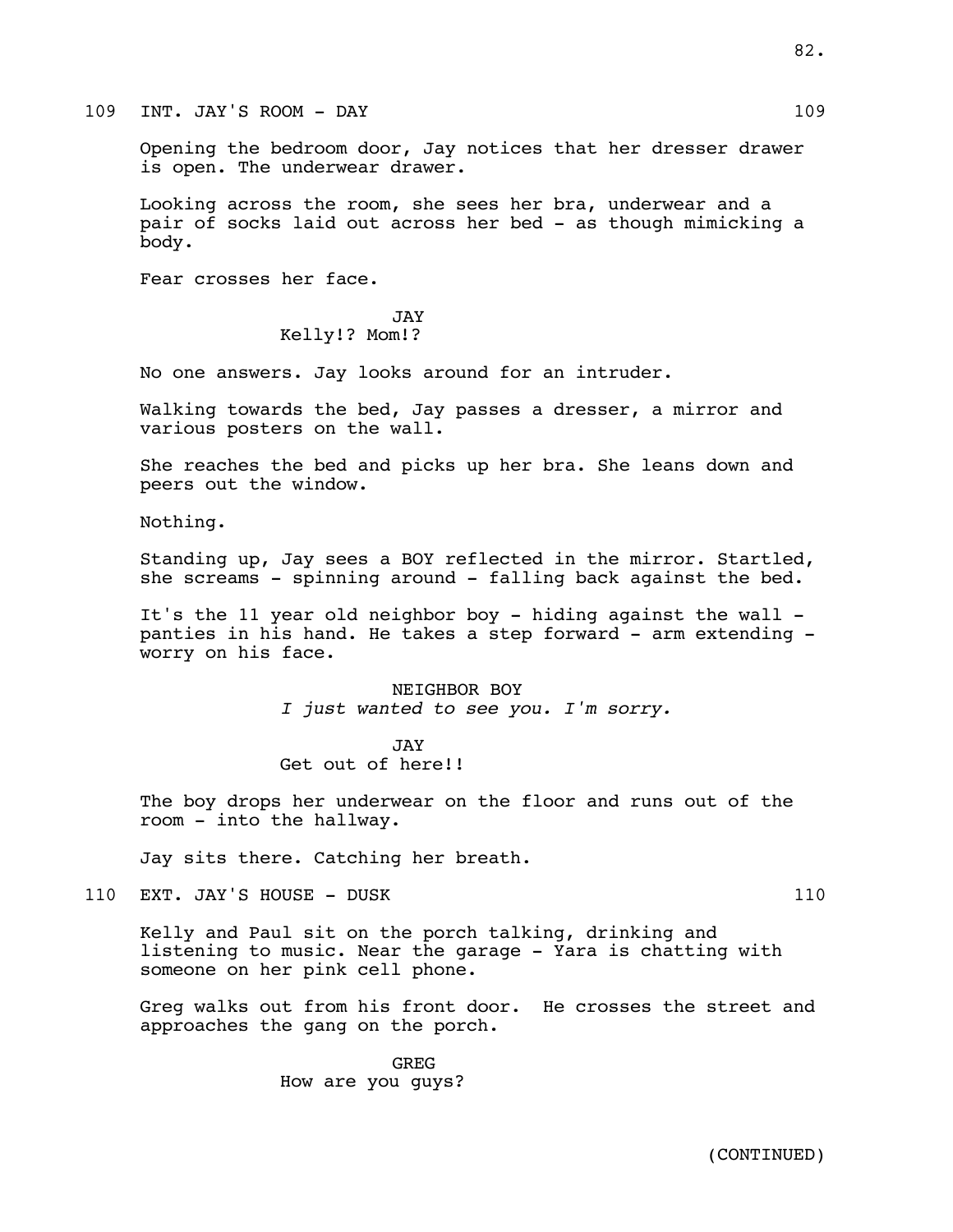109 INT. JAY'S ROOM - DAY 109

Opening the bedroom door, Jay notices that her dresser drawer is open. The underwear drawer.

Looking across the room, she sees her bra, underwear and a pair of socks laid out across her bed - as though mimicking a body.

Fear crosses her face.

JAY
Kelly!? Mom!?

No one answers. Jay looks around for an intruder.

Walking towards the bed, Jay passes a dresser, a mirror and various posters on the wall.

She reaches the bed and picks up her bra. She leans down and peers out the window.

Nothing.

Standing up, Jay sees a BOY reflected in the mirror. Startled, she screams - spinning around - falling back against the bed.

It's the 11 year old neighbor boy - hiding against the wall - panties in his hand. He takes a step forward - arm extending - worry on his face.

NEIGHBOR BOY
*I just wanted to see you. I'm sorry.*

JAY
Get out of here!!

The boy drops her underwear on the floor and runs out of the room - into the hallway.

Jay sits there. Catching her breath.

110 EXT. JAY'S HOUSE - DUSK 110

Kelly and Paul sit on the porch talking, drinking and listening to music. Near the garage - Yara is chatting with someone on her pink cell phone.

Greg walks out from his front door. He crosses the street and approaches the gang on the porch.

GREG
How are you guys?

(CONTINUED)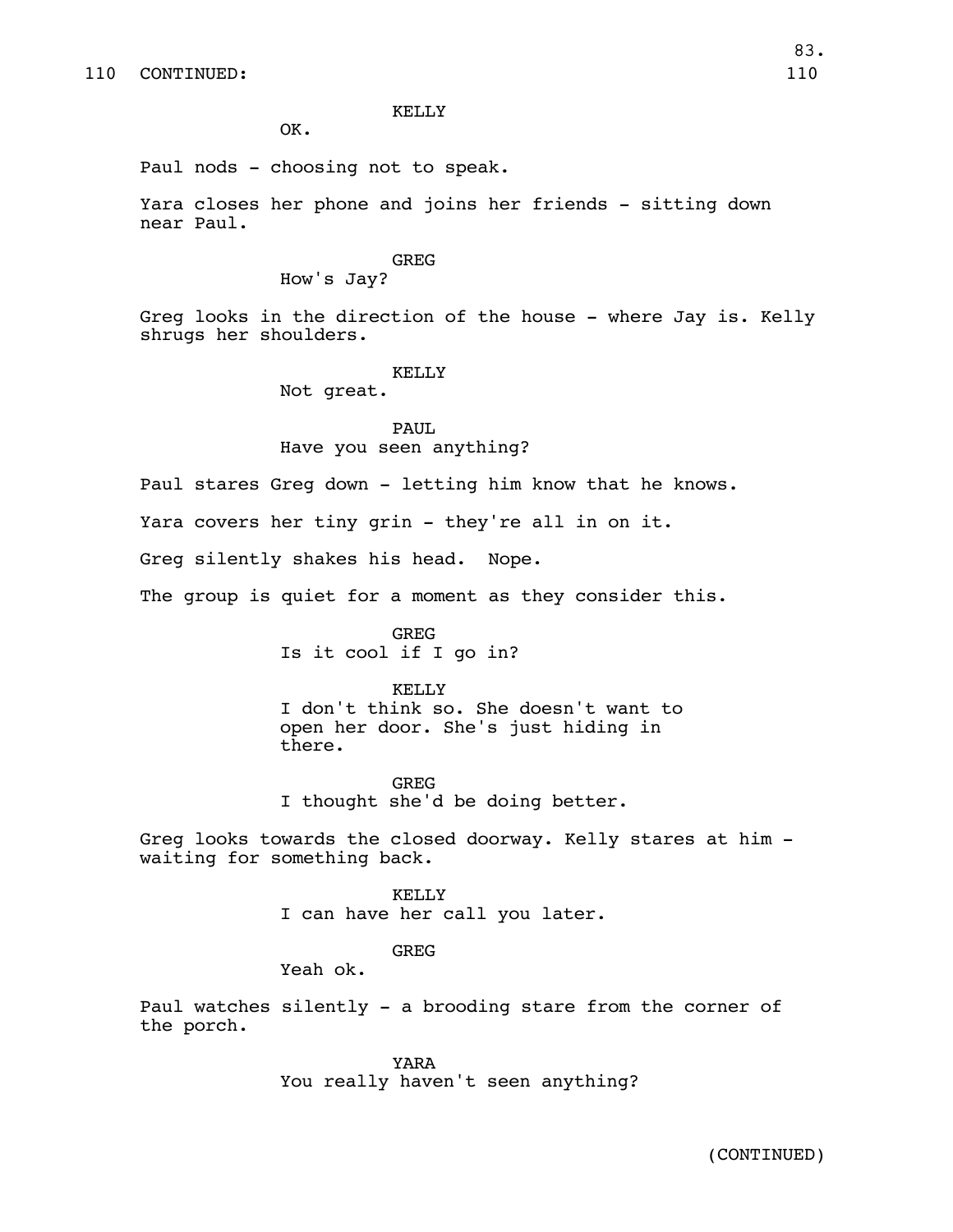110 CONTINUED: 110

KELLY

OK.

Paul nods - choosing not to speak.

Yara closes her phone and joins her friends - sitting down near Paul.

GREG

How's Jay?

Greg looks in the direction of the house - where Jay is. Kelly shrugs her shoulders.

KELLY

Not great.

PAUL

Have you seen anything?

Paul stares Greg down - letting him know that he knows.

Yara covers her tiny grin - they're all in on it.

Greg silently shakes his head. Nope.

The group is quiet for a moment as they consider this.

GREG

Is it cool if I go in?

KELLY

I don't think so. She doesn't want to open her door. She's just hiding in there.

GREG

I thought she'd be doing better.

Greg looks towards the closed doorway. Kelly stares at him - waiting for something back.

KELLY

I can have her call you later.

GREG

Yeah ok.

Paul watches silently - a brooding stare from the corner of the porch.

YARA

You really haven't seen anything?

(CONTINUED)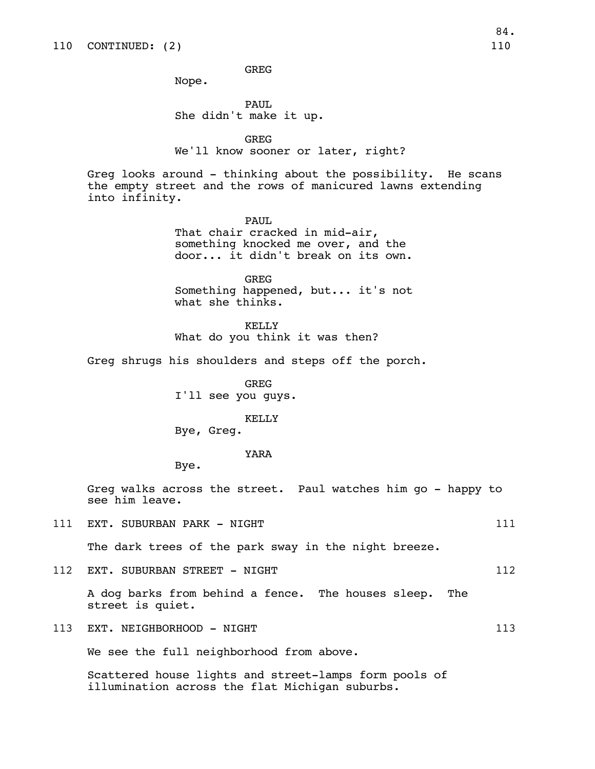110 CONTINUED: (2) 110

GREG
Nope.

PAUL
She didn't make it up.

GREG
We'll know sooner or later, right?

Greg looks around - thinking about the possibility. He scans the empty street and the rows of manicured lawns extending into infinity.

PAUL
That chair cracked in mid-air, something knocked me over, and the door... it didn't break on its own.

GREG
Something happened, but... it's not what she thinks.

KELLY
What do you think it was then?

Greg shrugs his shoulders and steps off the porch.

GREG
I'll see you guys.

KELLY
Bye, Greg.

YARA
Bye.

Greg walks across the street. Paul watches him go - happy to see him leave.

111 EXT. SUBURBAN PARK - NIGHT 111

The dark trees of the park sway in the night breeze.

112 EXT. SUBURBAN STREET - NIGHT 112

A dog barks from behind a fence. The houses sleep. The street is quiet.

113 EXT. NEIGHBORHOOD - NIGHT 113

We see the full neighborhood from above.

Scattered house lights and street-lamps form pools of illumination across the flat Michigan suburbs.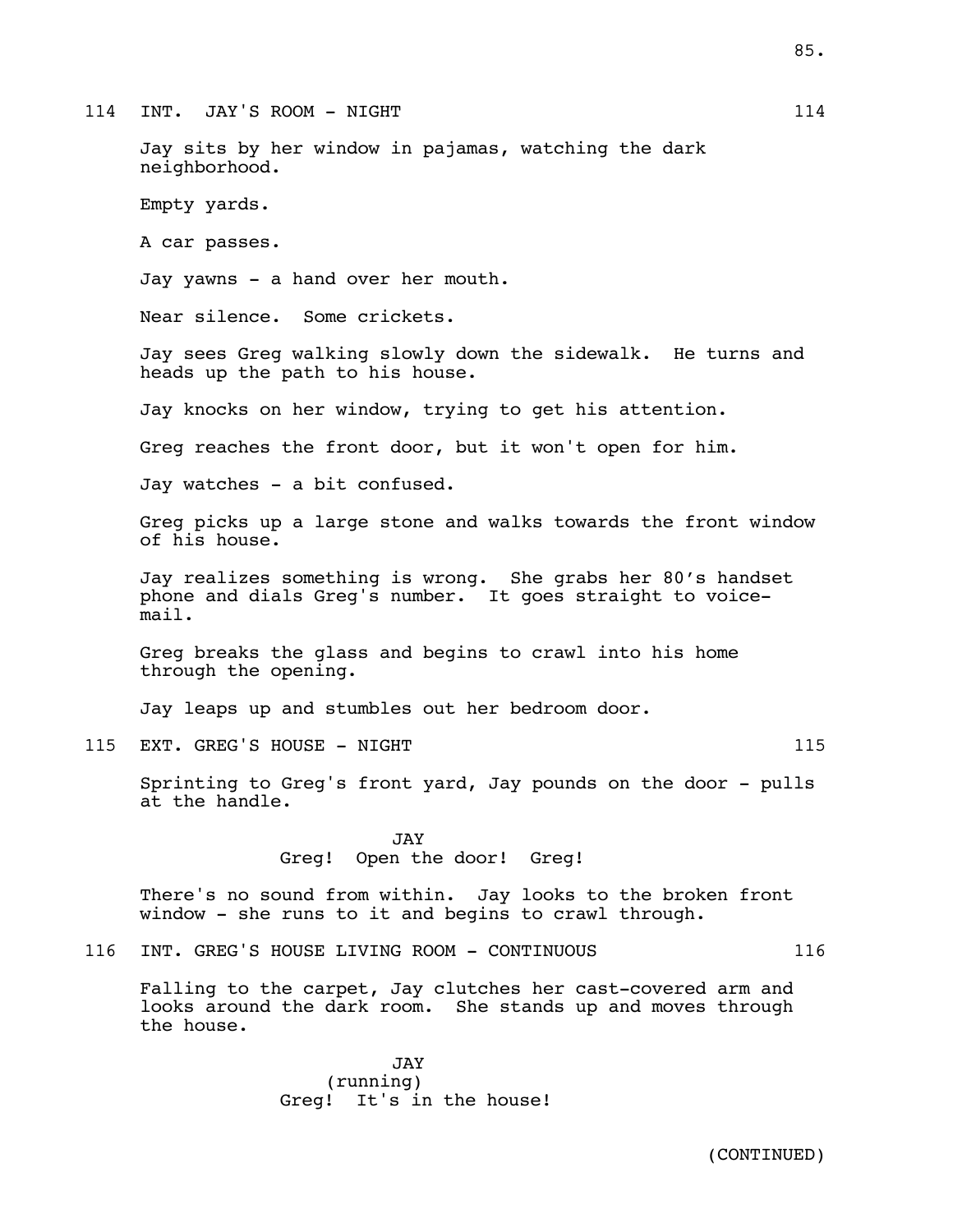114 INT. JAY'S ROOM - NIGHT 114

Jay sits by her window in pajamas, watching the dark neighborhood.

Empty yards.

A car passes.

Jay yawns - a hand over her mouth.

Near silence. Some crickets.

Jay sees Greg walking slowly down the sidewalk. He turns and heads up the path to his house.

Jay knocks on her window, trying to get his attention.

Greg reaches the front door, but it won't open for him.

Jay watches - a bit confused.

Greg picks up a large stone and walks towards the front window of his house.

Jay realizes something is wrong. She grabs her 80's handset phone and dials Greg's number. It goes straight to voice-mail.

Greg breaks the glass and begins to crawl into his home through the opening.

Jay leaps up and stumbles out her bedroom door.

115 EXT. GREG'S HOUSE - NIGHT 115

Sprinting to Greg's front yard, Jay pounds on the door - pulls at the handle.

JAY
Greg! Open the door! Greg!

There's no sound from within. Jay looks to the broken front window - she runs to it and begins to crawl through.

116 INT. GREG'S HOUSE LIVING ROOM - CONTINUOUS 116

Falling to the carpet, Jay clutches her cast-covered arm and looks around the dark room. She stands up and moves through the house.

JAY
(running)
Greg! It's in the house!

(CONTINUED)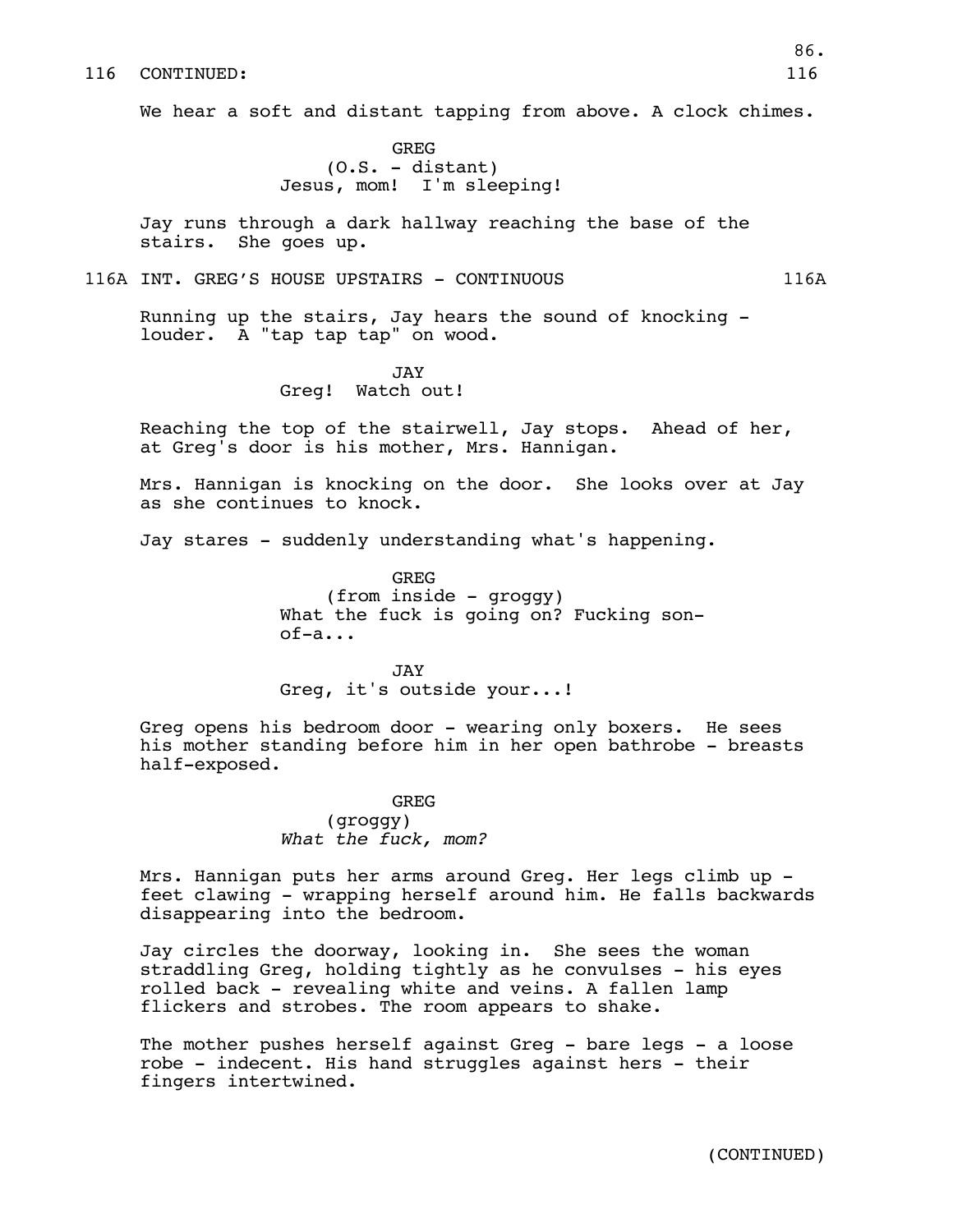116 CONTINUED: 116

We hear a soft and distant tapping from above. A clock chimes.

GREG
(O.S. - distant)
Jesus, mom! I'm sleeping!

Jay runs through a dark hallway reaching the base of the stairs. She goes up.

116A INT. GREG'S HOUSE UPSTAIRS - CONTINUOUS 116A

Running up the stairs, Jay hears the sound of knocking - louder. A "tap tap tap" on wood.

JAY
Greg! Watch out!

Reaching the top of the stairwell, Jay stops. Ahead of her, at Greg's door is his mother, Mrs. Hannigan.

Mrs. Hannigan is knocking on the door. She looks over at Jay as she continues to knock.

Jay stares - suddenly understanding what's happening.

GREG
(from inside - groggy)
What the fuck is going on? Fucking son-of-a...

JAY
Greg, it's outside your...!

Greg opens his bedroom door - wearing only boxers. He sees his mother standing before him in her open bathrobe - breasts half-exposed.

GREG
(groggy)
*What the fuck, mom?*

Mrs. Hannigan puts her arms around Greg. Her legs climb up - feet clawing - wrapping herself around him. He falls backwards disappearing into the bedroom.

Jay circles the doorway, looking in. She sees the woman straddling Greg, holding tightly as he convulses - his eyes rolled back - revealing white and veins. A fallen lamp flickers and strobes. The room appears to shake.

The mother pushes herself against Greg - bare legs - a loose robe - indecent. His hand struggles against hers - their fingers intertwined.

(CONTINUED)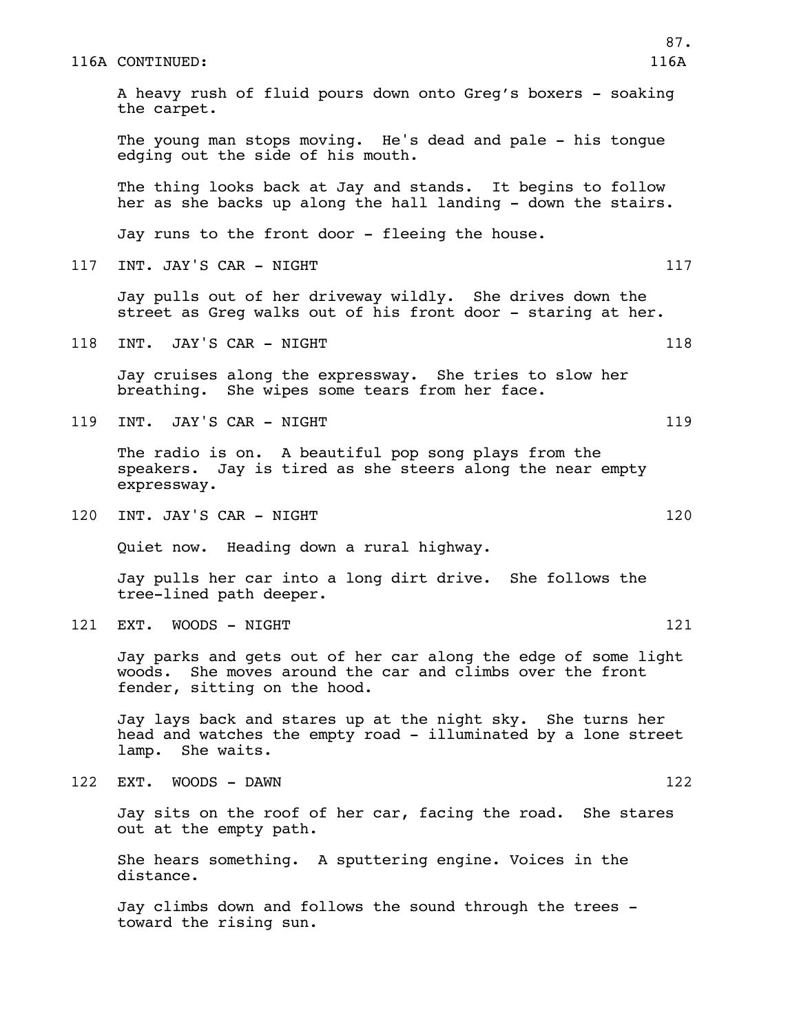116A CONTINUED: 116A

A heavy rush of fluid pours down onto Greg's boxers - soaking the carpet.

The young man stops moving. He's dead and pale - his tongue edging out the side of his mouth.

The thing looks back at Jay and stands. It begins to follow her as she backs up along the hall landing - down the stairs.

Jay runs to the front door - fleeing the house.

117 INT. JAY'S CAR - NIGHT 117

Jay pulls out of her driveway wildly. She drives down the street as Greg walks out of his front door - staring at her.

118 INT. JAY'S CAR - NIGHT 118

Jay cruises along the expressway. She tries to slow her breathing. She wipes some tears from her face.

119 INT. JAY'S CAR - NIGHT 119

The radio is on. A beautiful pop song plays from the speakers. Jay is tired as she steers along the near empty expressway.

120 INT. JAY'S CAR - NIGHT 120

Quiet now. Heading down a rural highway.

Jay pulls her car into a long dirt drive. She follows the tree-lined path deeper.

121 EXT. WOODS - NIGHT 121

Jay parks and gets out of her car along the edge of some light woods. She moves around the car and climbs over the front fender, sitting on the hood.

Jay lays back and stares up at the night sky. She turns her head and watches the empty road - illuminated by a lone street lamp. She waits.

122 EXT. WOODS - DAWN 122

Jay sits on the roof of her car, facing the road. She stares out at the empty path.

She hears something. A sputtering engine. Voices in the distance.

Jay climbs down and follows the sound through the trees - toward the rising sun.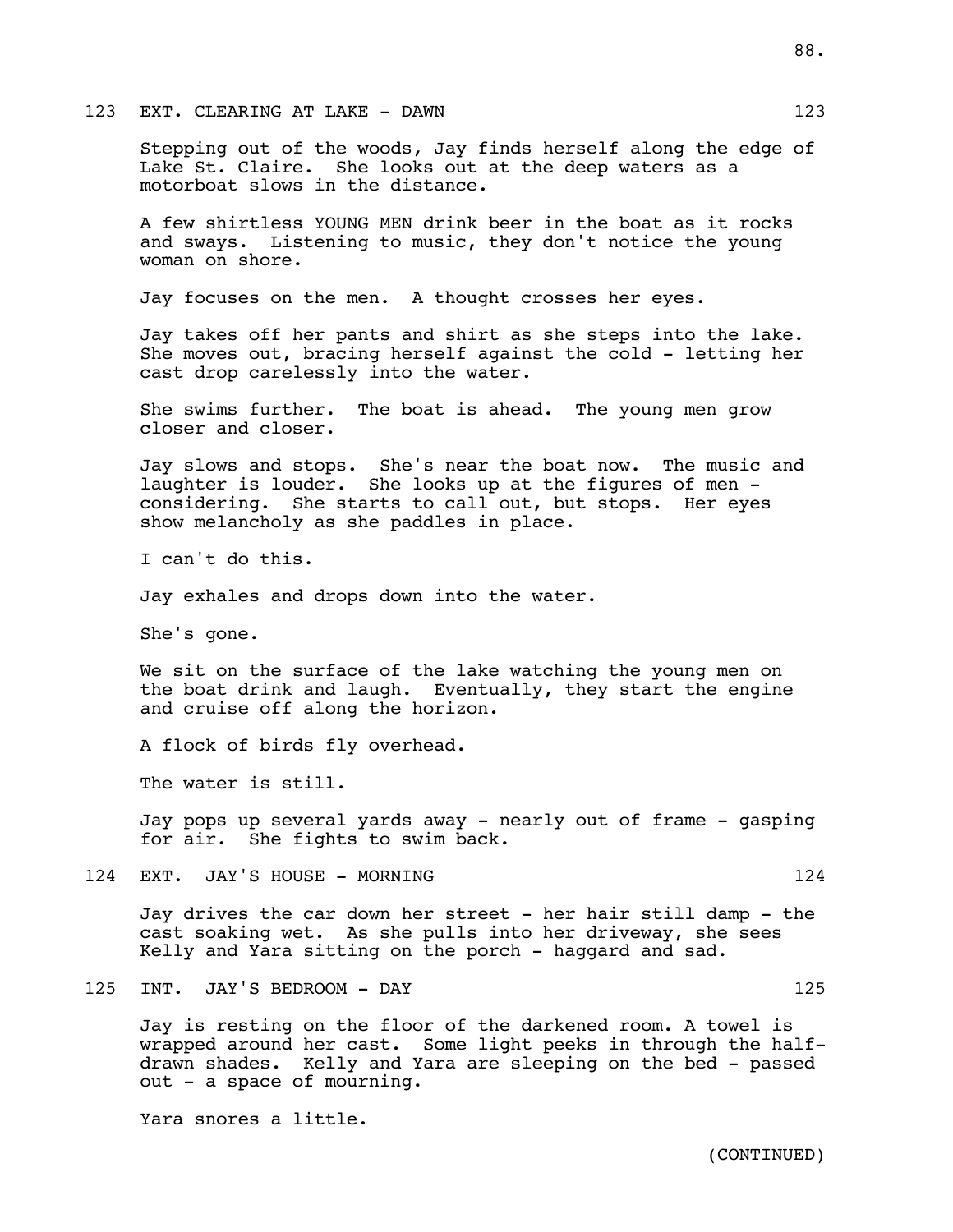123 EXT. CLEARING AT LAKE - DAWN 123

Stepping out of the woods, Jay finds herself along the edge of Lake St. Claire. She looks out at the deep waters as a motorboat slows in the distance.

A few shirtless YOUNG MEN drink beer in the boat as it rocks and sways. Listening to music, they don't notice the young woman on shore.

Jay focuses on the men. A thought crosses her eyes.

Jay takes off her pants and shirt as she steps into the lake. She moves out, bracing herself against the cold - letting her cast drop carelessly into the water.

She swims further. The boat is ahead. The young men grow closer and closer.

Jay slows and stops. She's near the boat now. The music and laughter is louder. She looks up at the figures of men - considering. She starts to call out, but stops. Her eyes show melancholy as she paddles in place.

I can't do this.

Jay exhales and drops down into the water.

She's gone.

We sit on the surface of the lake watching the young men on the boat drink and laugh. Eventually, they start the engine and cruise off along the horizon.

A flock of birds fly overhead.

The water is still.

Jay pops up several yards away - nearly out of frame - gasping for air. She fights to swim back.

124 EXT. JAY'S HOUSE - MORNING 124

Jay drives the car down her street - her hair still damp - the cast soaking wet. As she pulls into her driveway, she sees Kelly and Yara sitting on the porch - haggard and sad.

125 INT. JAY'S BEDROOM - DAY 125

Jay is resting on the floor of the darkened room. A towel is wrapped around her cast. Some light peeks in through the half-drawn shades. Kelly and Yara are sleeping on the bed - passed out - a space of mourning.

Yara snores a little.

(CONTINUED)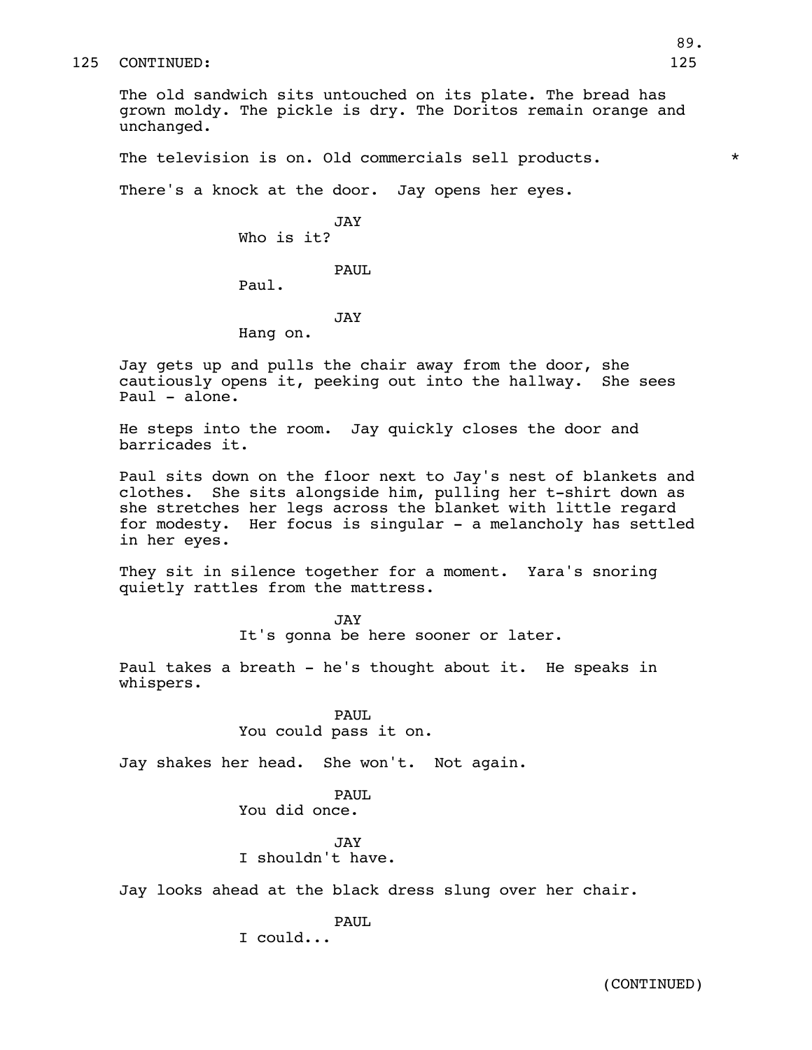125 CONTINUED: 125

The old sandwich sits untouched on its plate. The bread has grown moldy. The pickle is dry. The Doritos remain orange and unchanged.

The television is on. Old commercials sell products. *

There's a knock at the door. Jay opens her eyes.

JAY
Who is it?

PAUL
Paul.

JAY
Hang on.

Jay gets up and pulls the chair away from the door, she cautiously opens it, peeking out into the hallway. She sees Paul - alone.

He steps into the room. Jay quickly closes the door and barricades it.

Paul sits down on the floor next to Jay's nest of blankets and clothes. She sits alongside him, pulling her t-shirt down as she stretches her legs across the blanket with little regard for modesty. Her focus is singular - a melancholy has settled in her eyes.

They sit in silence together for a moment. Yara's snoring quietly rattles from the mattress.

JAY
It's gonna be here sooner or later.

Paul takes a breath - he's thought about it. He speaks in whispers.

PAUL
You could pass it on.

Jay shakes her head. She won't. Not again.

PAUL
You did once.

JAY
I shouldn't have.

Jay looks ahead at the black dress slung over her chair.

PAUL
I could...

(CONTINUED)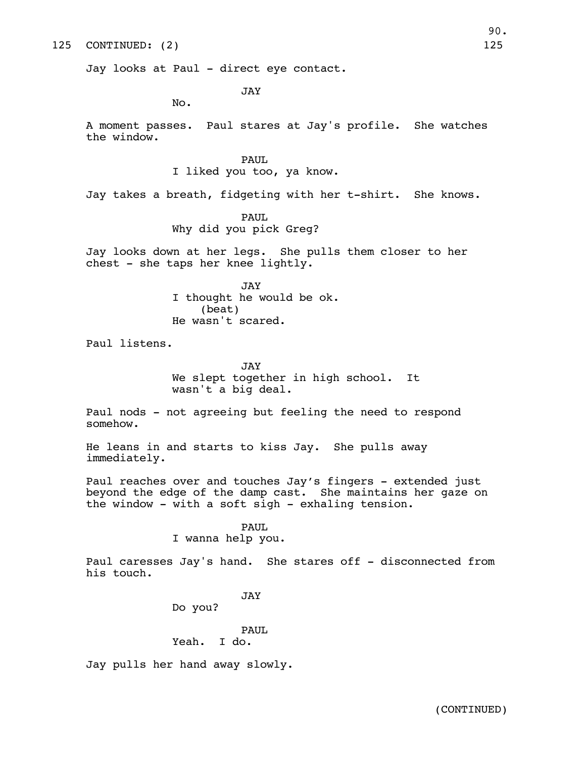125 CONTINUED: (2) 125

Jay looks at Paul - direct eye contact.

JAY
No.

A moment passes. Paul stares at Jay's profile. She watches the window.

PAUL
I liked you too, ya know.

Jay takes a breath, fidgeting with her t-shirt. She knows.

PAUL
Why did you pick Greg?

Jay looks down at her legs. She pulls them closer to her chest - she taps her knee lightly.

JAY
I thought he would be ok.
(beat)
He wasn't scared.

Paul listens.

JAY
We slept together in high school. It wasn't a big deal.

Paul nods - not agreeing but feeling the need to respond somehow.

He leans in and starts to kiss Jay. She pulls away immediately.

Paul reaches over and touches Jay's fingers - extended just beyond the edge of the damp cast. She maintains her gaze on the window - with a soft sigh - exhaling tension.

PAUL
I wanna help you.

Paul caresses Jay's hand. She stares off - disconnected from his touch.

JAY
Do you?

PAUL
Yeah. I do.

Jay pulls her hand away slowly.

(CONTINUED)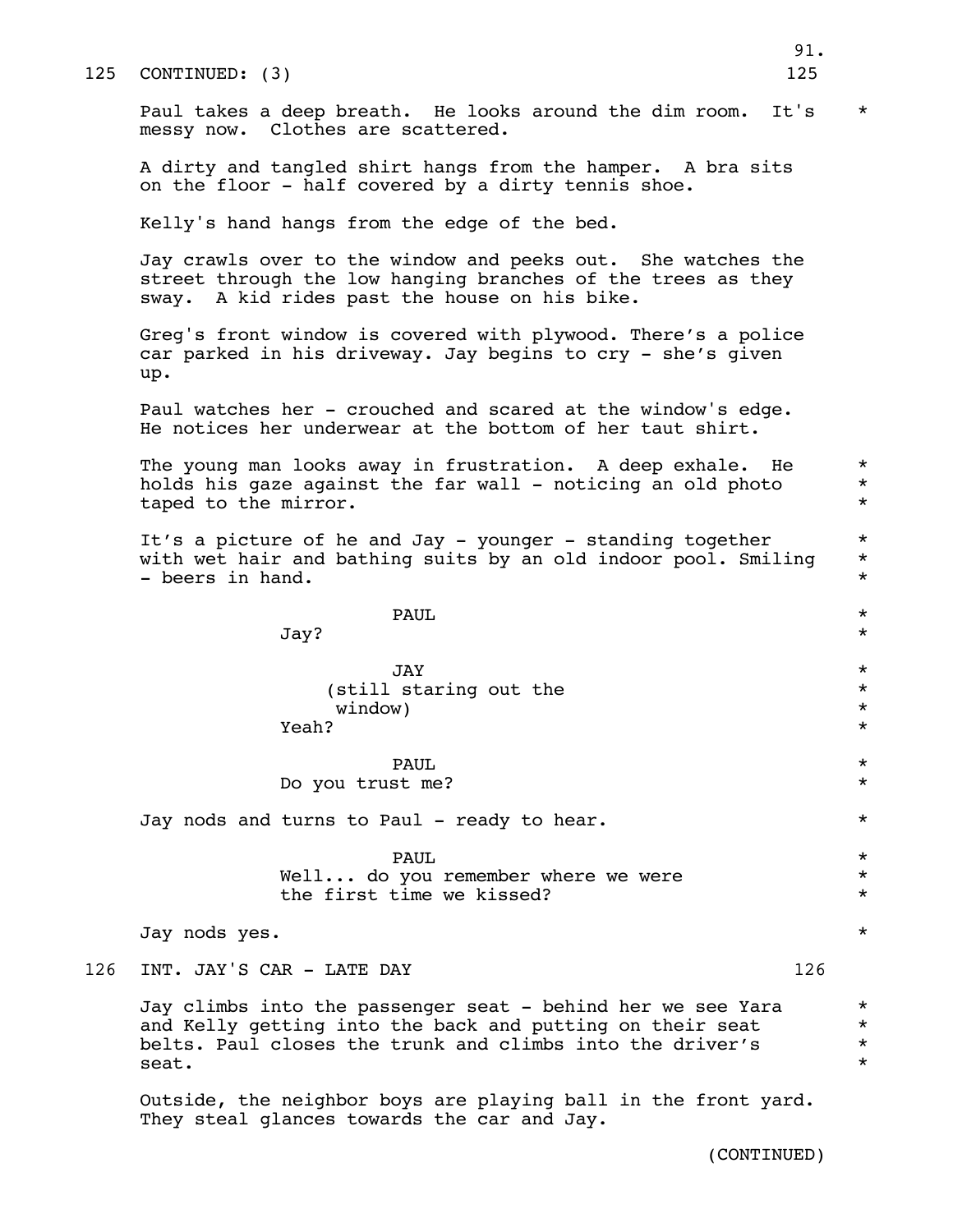125 CONTINUED: (3) 125

Paul takes a deep breath. He looks around the dim room. It's messy now. Clothes are scattered. *

A dirty and tangled shirt hangs from the hamper. A bra sits on the floor - half covered by a dirty tennis shoe.

Kelly's hand hangs from the edge of the bed.

Jay crawls over to the window and peeks out. She watches the street through the low hanging branches of the trees as they sway. A kid rides past the house on his bike.

Greg's front window is covered with plywood. There's a police car parked in his driveway. Jay begins to cry - she's given up.

Paul watches her - crouched and scared at the window's edge. He notices her underwear at the bottom of her taut shirt.

The young man looks away in frustration. A deep exhale. He holds his gaze against the far wall - noticing an old photo taped to the mirror. *

It's a picture of he and Jay - younger - standing together with wet hair and bathing suits by an old indoor pool. Smiling - beers in hand. *

PAUL
Jay? *

JAY
(still staring out the window)
Yeah? *

PAUL
Do you trust me? *

Jay nods and turns to Paul - ready to hear. *

PAUL
Well... do you remember where we were the first time we kissed? *

Jay nods yes. *

126 INT. JAY'S CAR - LATE DAY 126

Jay climbs into the passenger seat - behind her we see Yara and Kelly getting into the back and putting on their seat belts. Paul closes the trunk and climbs into the driver's seat. *

Outside, the neighbor boys are playing ball in the front yard. They steal glances towards the car and Jay.

(CONTINUED)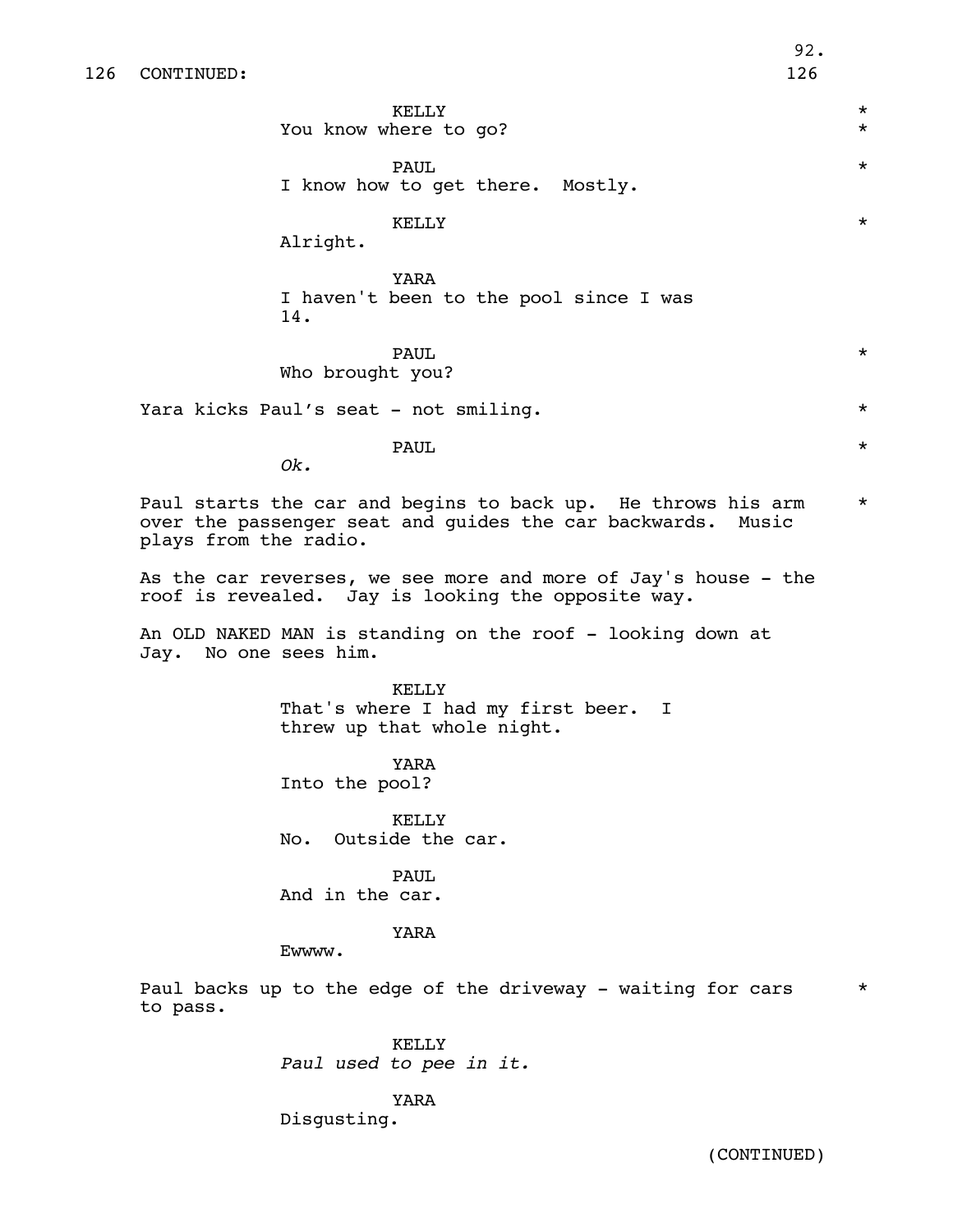126 CONTINUED: 126

KELLY *
You know where to go? *

PAUL *
I know how to get there.  Mostly.

KELLY *
Alright.

YARA
I haven't been to the pool since I was 14.

PAUL *
Who brought you?

Yara kicks Paul's seat - not smiling. *

PAUL *
*Ok.*

Paul starts the car and begins to back up.  He throws his arm over the passenger seat and guides the car backwards.  Music plays from the radio. *

As the car reverses, we see more and more of Jay's house - the roof is revealed.  Jay is looking the opposite way.

An OLD NAKED MAN is standing on the roof - looking down at Jay.  No one sees him.

KELLY
That's where I had my first beer.  I threw up that whole night.

YARA
Into the pool?

KELLY
No.  Outside the car.

PAUL
And in the car.

YARA
Ewwww.

Paul backs up to the edge of the driveway - waiting for cars to pass. *

KELLY
*Paul used to pee in it.*

YARA
Disgusting.

(CONTINUED)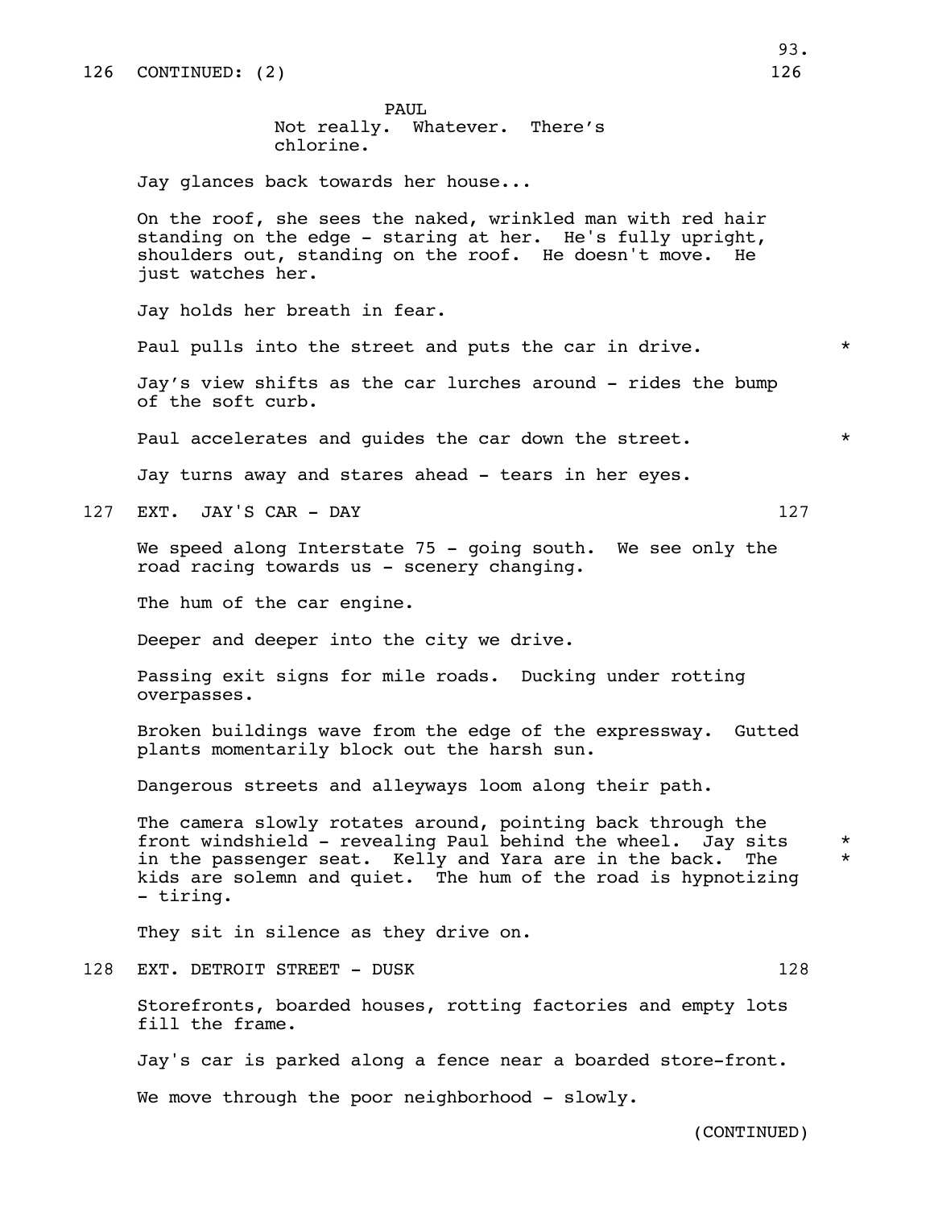126 CONTINUED: (2) 126

PAUL
Not really. Whatever. There's chlorine.

Jay glances back towards her house...

On the roof, she sees the naked, wrinkled man with red hair standing on the edge - staring at her. He's fully upright, shoulders out, standing on the roof. He doesn't move. He just watches her.

Jay holds her breath in fear.

Paul pulls into the street and puts the car in drive. *

Jay's view shifts as the car lurches around - rides the bump of the soft curb.

Paul accelerates and guides the car down the street. *

Jay turns away and stares ahead - tears in her eyes.

127 EXT. JAY'S CAR - DAY 127

We speed along Interstate 75 - going south. We see only the road racing towards us - scenery changing.

The hum of the car engine.

Deeper and deeper into the city we drive.

Passing exit signs for mile roads. Ducking under rotting overpasses.

Broken buildings wave from the edge of the expressway. Gutted plants momentarily block out the harsh sun.

Dangerous streets and alleyways loom along their path.

The camera slowly rotates around, pointing back through the front windshield - revealing Paul behind the wheel. Jay sits in the passenger seat. Kelly and Yara are in the back. The kids are solemn and quiet. The hum of the road is hypnotizing - tiring. * *

They sit in silence as they drive on.

128 EXT. DETROIT STREET - DUSK 128

Storefronts, boarded houses, rotting factories and empty lots fill the frame.

Jay's car is parked along a fence near a boarded store-front.

We move through the poor neighborhood - slowly.

(CONTINUED)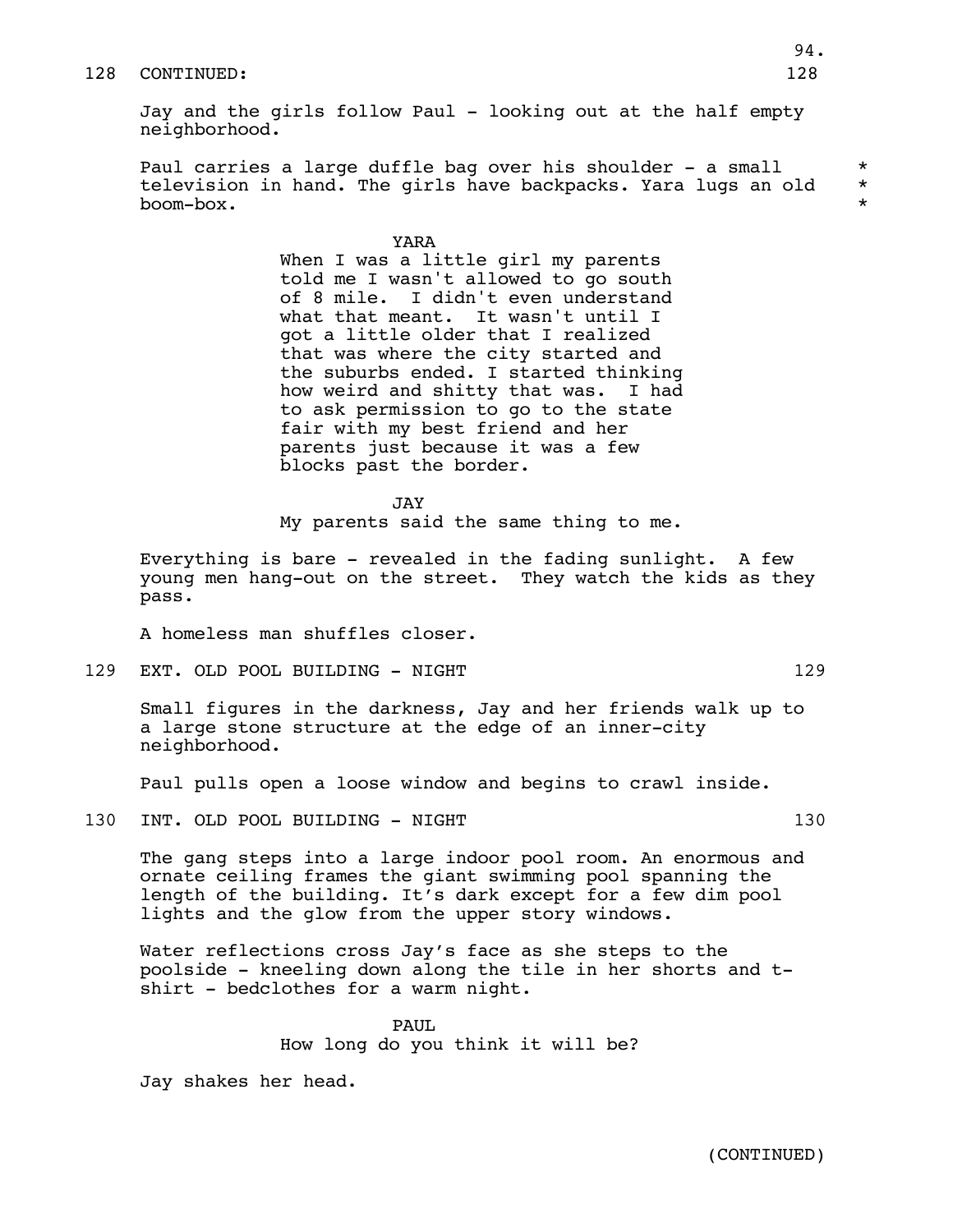128 CONTINUED: 128

Jay and the girls follow Paul - looking out at the half empty neighborhood.

Paul carries a large duffle bag over his shoulder - a small television in hand. The girls have backpacks. Yara lugs an old boom-box. *

YARA
When I was a little girl my parents told me I wasn't allowed to go south of 8 mile. I didn't even understand what that meant. It wasn't until I got a little older that I realized that was where the city started and the suburbs ended. I started thinking how weird and shitty that was. I had to ask permission to go to the state fair with my best friend and her parents just because it was a few blocks past the border.

JAY
My parents said the same thing to me.

Everything is bare - revealed in the fading sunlight. A few young men hang-out on the street. They watch the kids as they pass.

A homeless man shuffles closer.

129 EXT. OLD POOL BUILDING - NIGHT 129

Small figures in the darkness, Jay and her friends walk up to a large stone structure at the edge of an inner-city neighborhood.

Paul pulls open a loose window and begins to crawl inside.

130 INT. OLD POOL BUILDING - NIGHT 130

The gang steps into a large indoor pool room. An enormous and ornate ceiling frames the giant swimming pool spanning the length of the building. It's dark except for a few dim pool lights and the glow from the upper story windows.

Water reflections cross Jay's face as she steps to the poolside - kneeling down along the tile in her shorts and t-shirt - bedclothes for a warm night.

PAUL
How long do you think it will be?

Jay shakes her head.

(CONTINUED)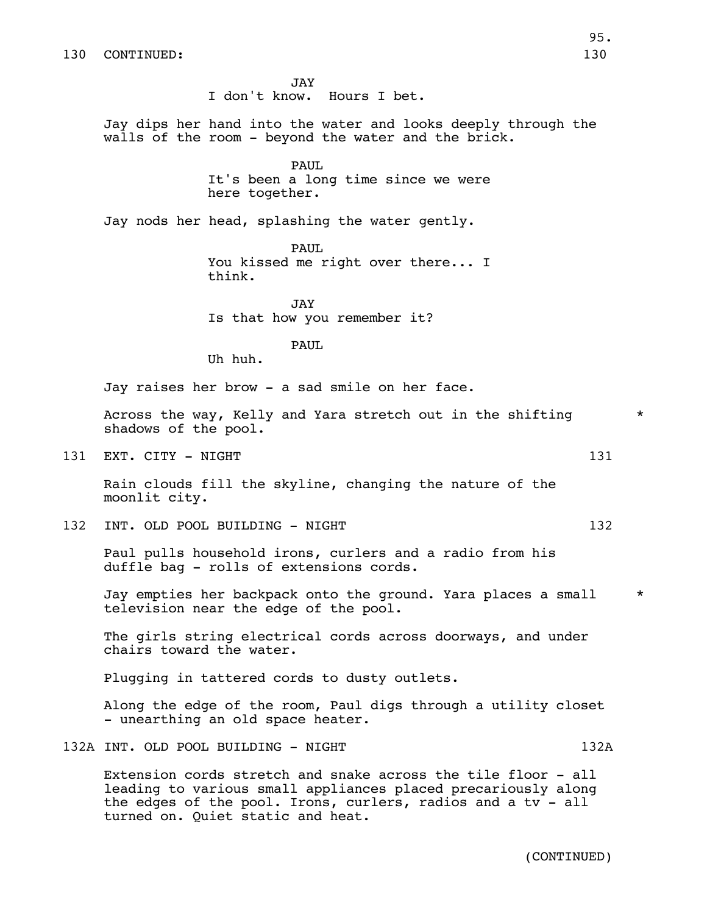130 CONTINUED: 130

JAY
I don't know. Hours I bet.

Jay dips her hand into the water and looks deeply through the walls of the room - beyond the water and the brick.

PAUL
It's been a long time since we were here together.

Jay nods her head, splashing the water gently.

PAUL
You kissed me right over there... I think.

JAY
Is that how you remember it?

PAUL
Uh huh.

Jay raises her brow - a sad smile on her face.

Across the way, Kelly and Yara stretch out in the shifting shadows of the pool. *

131 EXT. CITY - NIGHT 131

Rain clouds fill the skyline, changing the nature of the moonlit city.

132 INT. OLD POOL BUILDING - NIGHT 132

Paul pulls household irons, curlers and a radio from his duffle bag - rolls of extensions cords.

Jay empties her backpack onto the ground. Yara places a small television near the edge of the pool. *

The girls string electrical cords across doorways, and under chairs toward the water.

Plugging in tattered cords to dusty outlets.

Along the edge of the room, Paul digs through a utility closet - unearthing an old space heater.

132A INT. OLD POOL BUILDING - NIGHT 132A

Extension cords stretch and snake across the tile floor - all leading to various small appliances placed precariously along the edges of the pool. Irons, curlers, radios and a tv - all turned on. Quiet static and heat.

(CONTINUED)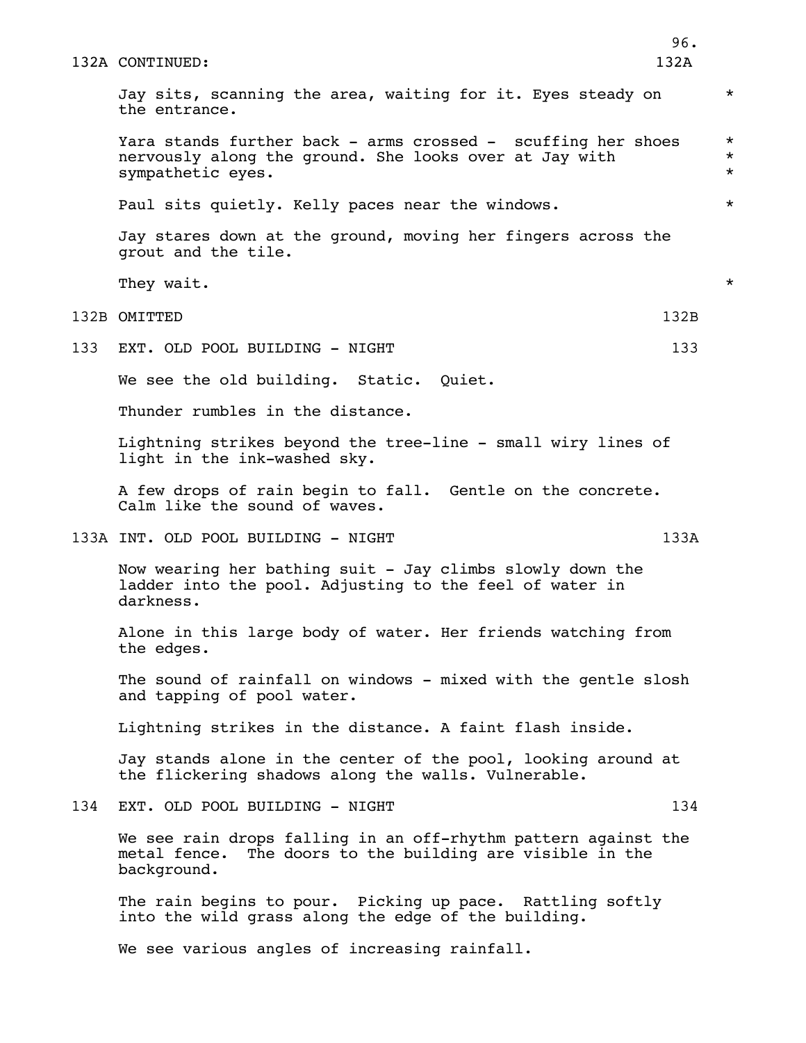132A CONTINUED: 132A

Jay sits, scanning the area, waiting for it. Eyes steady on the entrance. *

Yara stands further back - arms crossed - scuffing her shoes nervously along the ground. She looks over at Jay with sympathetic eyes. *

Paul sits quietly. Kelly paces near the windows. *

Jay stares down at the ground, moving her fingers across the grout and the tile.

They wait. *

132B OMITTED 132B

133 EXT. OLD POOL BUILDING - NIGHT 133

We see the old building. Static. Quiet.

Thunder rumbles in the distance.

Lightning strikes beyond the tree-line - small wiry lines of light in the ink-washed sky.

A few drops of rain begin to fall. Gentle on the concrete. Calm like the sound of waves.

133A INT. OLD POOL BUILDING - NIGHT 133A

Now wearing her bathing suit - Jay climbs slowly down the ladder into the pool. Adjusting to the feel of water in darkness.

Alone in this large body of water. Her friends watching from the edges.

The sound of rainfall on windows - mixed with the gentle slosh and tapping of pool water.

Lightning strikes in the distance. A faint flash inside.

Jay stands alone in the center of the pool, looking around at the flickering shadows along the walls. Vulnerable.

134 EXT. OLD POOL BUILDING - NIGHT 134

We see rain drops falling in an off-rhythm pattern against the metal fence. The doors to the building are visible in the background.

The rain begins to pour. Picking up pace. Rattling softly into the wild grass along the edge of the building.

We see various angles of increasing rainfall.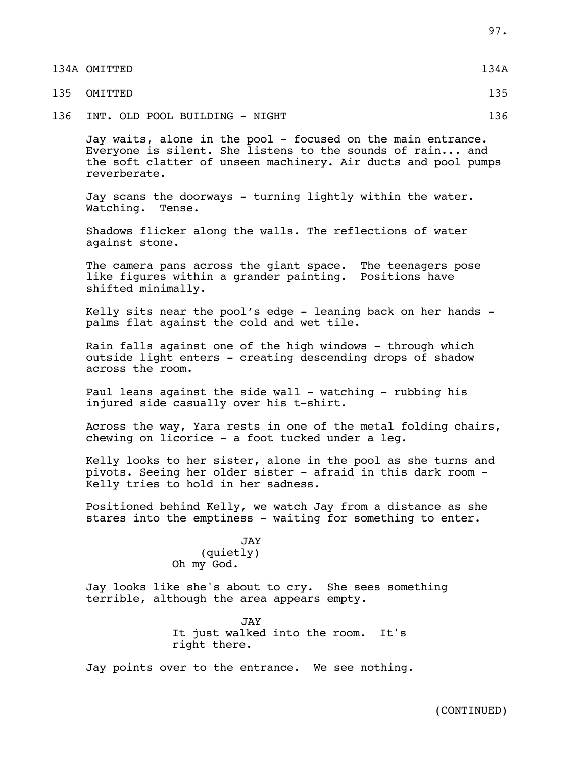134A OMITTED 134A

135 OMITTED 135

136 INT. OLD POOL BUILDING - NIGHT 136

Jay waits, alone in the pool - focused on the main entrance. Everyone is silent. She listens to the sounds of rain... and the soft clatter of unseen machinery. Air ducts and pool pumps reverberate.

Jay scans the doorways - turning lightly within the water. Watching. Tense.

Shadows flicker along the walls. The reflections of water against stone.

The camera pans across the giant space. The teenagers pose like figures within a grander painting. Positions have shifted minimally.

Kelly sits near the pool's edge - leaning back on her hands - palms flat against the cold and wet tile.

Rain falls against one of the high windows - through which outside light enters - creating descending drops of shadow across the room.

Paul leans against the side wall - watching - rubbing his injured side casually over his t-shirt.

Across the way, Yara rests in one of the metal folding chairs, chewing on licorice - a foot tucked under a leg.

Kelly looks to her sister, alone in the pool as she turns and pivots. Seeing her older sister - afraid in this dark room - Kelly tries to hold in her sadness.

Positioned behind Kelly, we watch Jay from a distance as she stares into the emptiness - waiting for something to enter.

JAY
(quietly)
Oh my God.

Jay looks like she's about to cry. She sees something terrible, although the area appears empty.

JAY
It just walked into the room. It's right there.

Jay points over to the entrance. We see nothing.

(CONTINUED)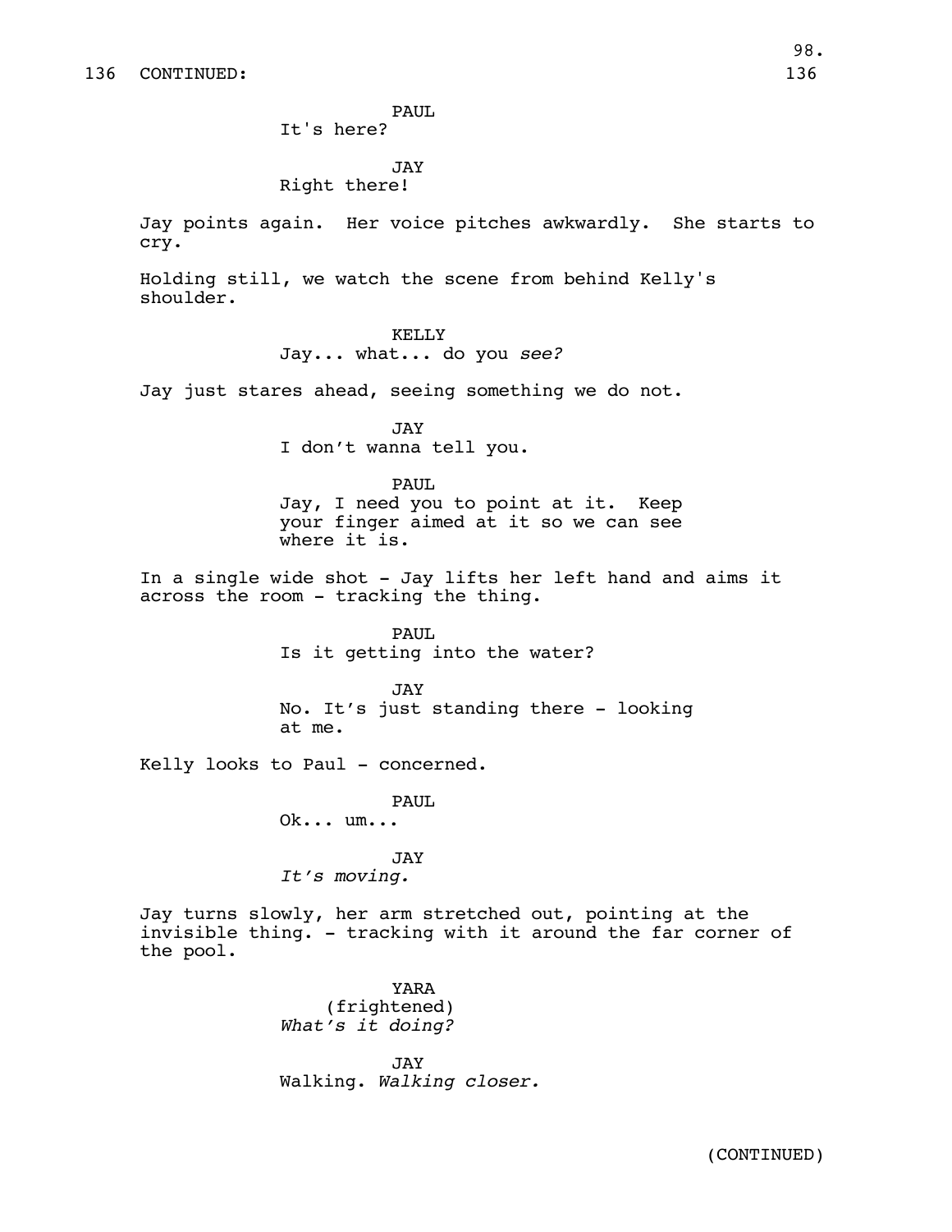136 CONTINUED: 136

PAUL
It's here?

JAY
Right there!

Jay points again. Her voice pitches awkwardly. She starts to cry.

Holding still, we watch the scene from behind Kelly's shoulder.

KELLY
Jay... what... do you *see?*

Jay just stares ahead, seeing something we do not.

JAY
I don't wanna tell you.

PAUL
Jay, I need you to point at it. Keep your finger aimed at it so we can see where it is.

In a single wide shot - Jay lifts her left hand and aims it across the room - tracking the thing.

PAUL
Is it getting into the water?

JAY
No. It's just standing there - looking at me.

Kelly looks to Paul - concerned.

PAUL
Ok... um...

JAY
*It's moving.*

Jay turns slowly, her arm stretched out, pointing at the invisible thing. - tracking with it around the far corner of the pool.

YARA
(frightened)
*What's it doing?*

JAY
Walking. *Walking closer.*

(CONTINUED)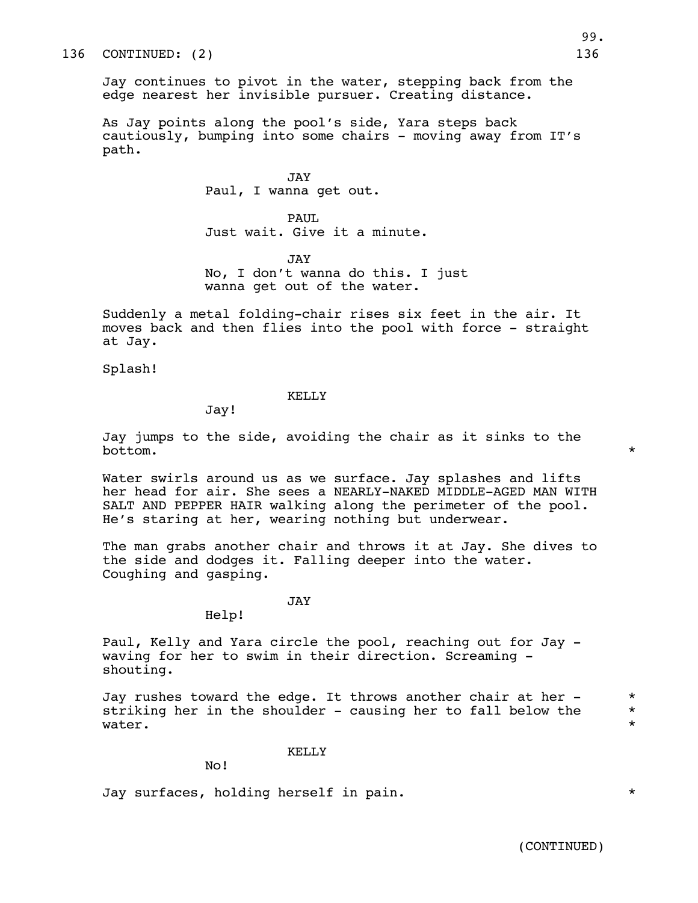136 CONTINUED: (2) 136

Jay continues to pivot in the water, stepping back from the edge nearest her invisible pursuer. Creating distance.

As Jay points along the pool's side, Yara steps back cautiously, bumping into some chairs - moving away from IT's path.

JAY
Paul, I wanna get out.

PAUL
Just wait. Give it a minute.

JAY
No, I don't wanna do this. I just wanna get out of the water.

Suddenly a metal folding-chair rises six feet in the air. It moves back and then flies into the pool with force - straight at Jay.

Splash!

KELLY
Jay!

Jay jumps to the side, avoiding the chair as it sinks to the bottom. *

Water swirls around us as we surface. Jay splashes and lifts her head for air. She sees a NEARLY-NAKED MIDDLE-AGED MAN WITH SALT AND PEPPER HAIR walking along the perimeter of the pool. He's staring at her, wearing nothing but underwear.

The man grabs another chair and throws it at Jay. She dives to the side and dodges it. Falling deeper into the water. Coughing and gasping.

JAY
Help!

Paul, Kelly and Yara circle the pool, reaching out for Jay - waving for her to swim in their direction. Screaming - shouting.

Jay rushes toward the edge. It throws another chair at her - striking her in the shoulder - causing her to fall below the water. *

KELLY
No!

Jay surfaces, holding herself in pain. *

(CONTINUED)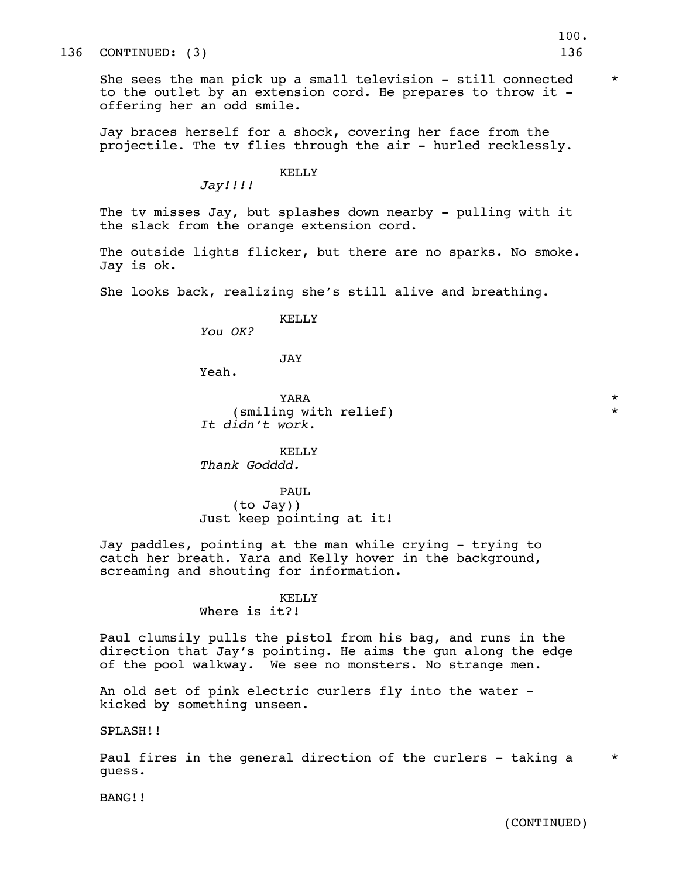136 CONTINUED: (3) 136

She sees the man pick up a small television - still connected to the outlet by an extension cord. He prepares to throw it - offering her an odd smile. *

Jay braces herself for a shock, covering her face from the projectile. The tv flies through the air - hurled recklessly.

KELLY
*Jay!!!!*

The tv misses Jay, but splashes down nearby - pulling with it the slack from the orange extension cord.

The outside lights flicker, but there are no sparks. No smoke. Jay is ok.

She looks back, realizing she's still alive and breathing.

KELLY
*You OK?*

JAY
Yeah.

YARA *
(smiling with relief) *
*It didn't work.*

KELLY
*Thank Godddd.*

PAUL
(to Jay))
Just keep pointing at it!

Jay paddles, pointing at the man while crying - trying to catch her breath. Yara and Kelly hover in the background, screaming and shouting for information.

KELLY
Where is it?!

Paul clumsily pulls the pistol from his bag, and runs in the direction that Jay's pointing. He aims the gun along the edge of the pool walkway. We see no monsters. No strange men.

An old set of pink electric curlers fly into the water - kicked by something unseen.

SPLASH!!

Paul fires in the general direction of the curlers - taking a guess. *

BANG!!

(CONTINUED)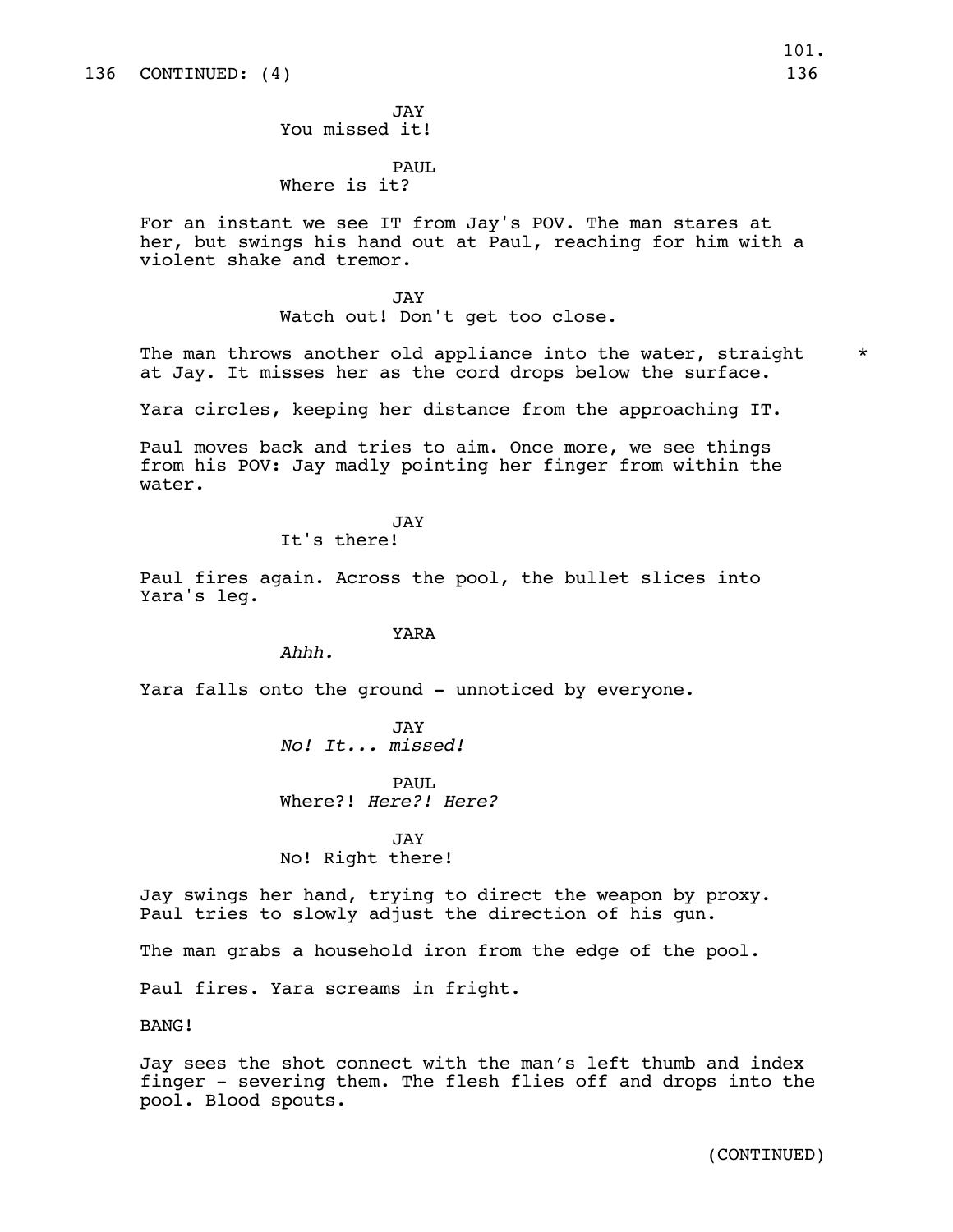136 CONTINUED: (4) 136

JAY
You missed it!

PAUL
Where is it?

For an instant we see IT from Jay's POV. The man stares at her, but swings his hand out at Paul, reaching for him with a violent shake and tremor.

JAY
Watch out! Don't get too close.

The man throws another old appliance into the water, straight at Jay. It misses her as the cord drops below the surface. *

Yara circles, keeping her distance from the approaching IT.

Paul moves back and tries to aim. Once more, we see things from his POV: Jay madly pointing her finger from within the water.

JAY
It's there!

Paul fires again. Across the pool, the bullet slices into Yara's leg.

YARA
*Ahhh.*

Yara falls onto the ground - unnoticed by everyone.

JAY
*No! It... missed!*

PAUL
Where?! *Here?! Here?*

JAY
No! Right there!

Jay swings her hand, trying to direct the weapon by proxy. Paul tries to slowly adjust the direction of his gun.

The man grabs a household iron from the edge of the pool.

Paul fires. Yara screams in fright.

BANG!

Jay sees the shot connect with the man's left thumb and index finger - severing them. The flesh flies off and drops into the pool. Blood spouts.

(CONTINUED)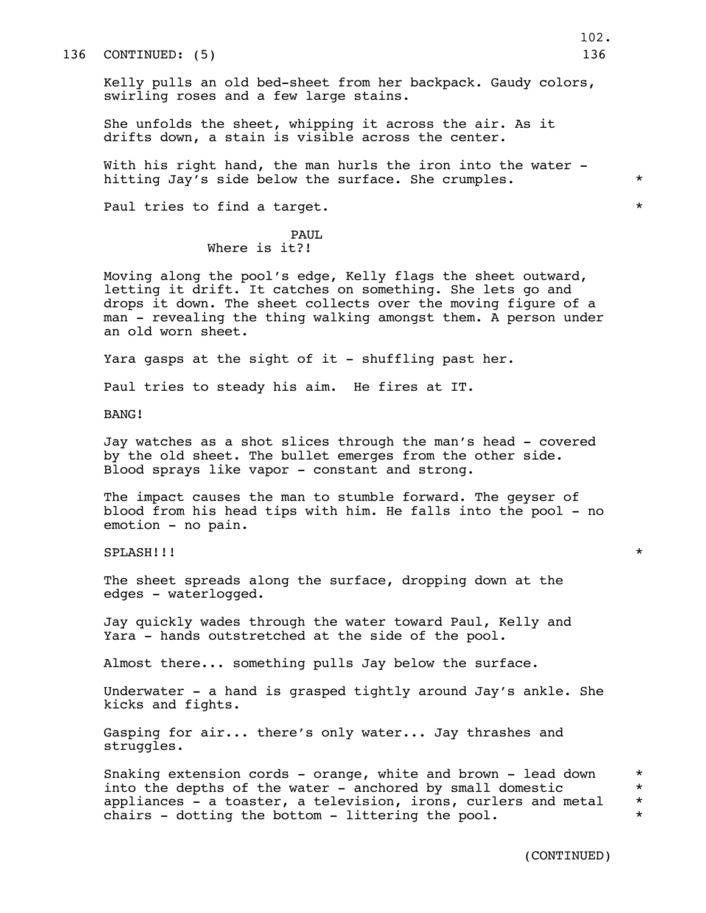136 CONTINUED: (5) 136

Kelly pulls an old bed-sheet from her backpack. Gaudy colors, swirling roses and a few large stains.

She unfolds the sheet, whipping it across the air. As it drifts down, a stain is visible across the center.

With his right hand, the man hurls the iron into the water - hitting Jay's side below the surface. She crumples. *

Paul tries to find a target. *

PAUL
Where is it?!

Moving along the pool's edge, Kelly flags the sheet outward, letting it drift. It catches on something. She lets go and drops it down. The sheet collects over the moving figure of a man - revealing the thing walking amongst them. A person under an old worn sheet.

Yara gasps at the sight of it - shuffling past her.

Paul tries to steady his aim. He fires at IT.

BANG!

Jay watches as a shot slices through the man's head - covered by the old sheet. The bullet emerges from the other side. Blood sprays like vapor - constant and strong.

The impact causes the man to stumble forward. The geyser of blood from his head tips with him. He falls into the pool - no emotion - no pain.

SPLASH!!! *

The sheet spreads along the surface, dropping down at the edges - waterlogged.

Jay quickly wades through the water toward Paul, Kelly and Yara - hands outstretched at the side of the pool.

Almost there... something pulls Jay below the surface.

Underwater - a hand is grasped tightly around Jay's ankle. She kicks and fights.

Gasping for air... there's only water... Jay thrashes and struggles.

Snaking extension cords - orange, white and brown - lead down into the depths of the water - anchored by small domestic appliances - a toaster, a television, irons, curlers and metal chairs - dotting the bottom - littering the pool. *

(CONTINUED)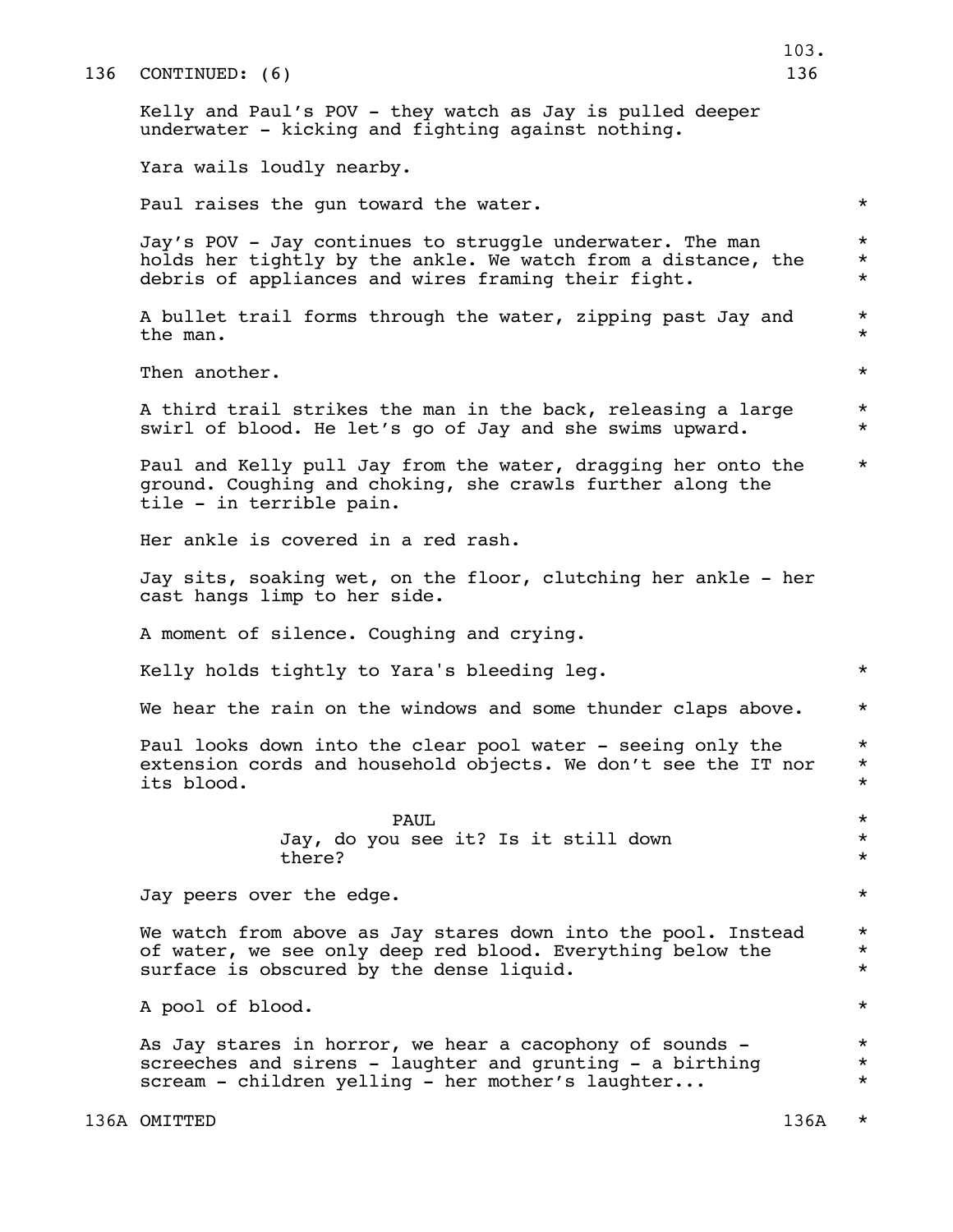136 CONTINUED: (6) 136

Kelly and Paul's POV - they watch as Jay is pulled deeper underwater - kicking and fighting against nothing.

Yara wails loudly nearby.

Paul raises the gun toward the water. *

Jay's POV - Jay continues to struggle underwater. The man holds her tightly by the ankle. We watch from a distance, the debris of appliances and wires framing their fight. *

A bullet trail forms through the water, zipping past Jay and the man. *

Then another. *

A third trail strikes the man in the back, releasing a large swirl of blood. He let's go of Jay and she swims upward. *

Paul and Kelly pull Jay from the water, dragging her onto the ground. Coughing and choking, she crawls further along the tile - in terrible pain. *

Her ankle is covered in a red rash.

Jay sits, soaking wet, on the floor, clutching her ankle - her cast hangs limp to her side.

A moment of silence. Coughing and crying.

Kelly holds tightly to Yara's bleeding leg. *

We hear the rain on the windows and some thunder claps above. *

Paul looks down into the clear pool water - seeing only the extension cords and household objects. We don't see the IT nor its blood. *

PAUL
Jay, do you see it? Is it still down there? *

Jay peers over the edge. *

We watch from above as Jay stares down into the pool. Instead of water, we see only deep red blood. Everything below the surface is obscured by the dense liquid. *

A pool of blood. *

As Jay stares in horror, we hear a cacophony of sounds - screeches and sirens - laughter and grunting - a birthing scream - children yelling - her mother's laughter... *

136A OMITTED 136A *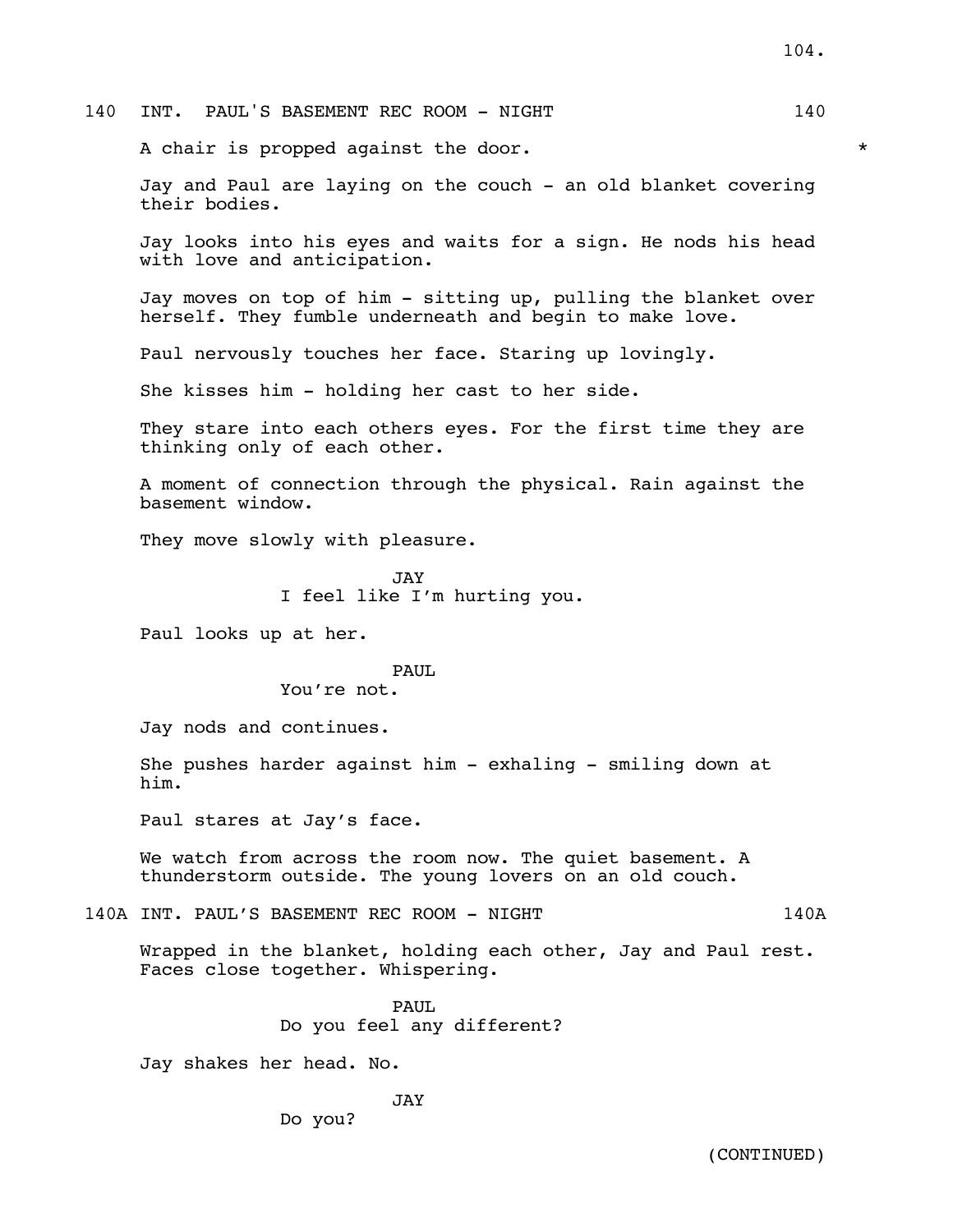140 INT. PAUL'S BASEMENT REC ROOM - NIGHT 140

A chair is propped against the door. *

Jay and Paul are laying on the couch - an old blanket covering their bodies.

Jay looks into his eyes and waits for a sign. He nods his head with love and anticipation.

Jay moves on top of him - sitting up, pulling the blanket over herself. They fumble underneath and begin to make love.

Paul nervously touches her face. Staring up lovingly.

She kisses him - holding her cast to her side.

They stare into each others eyes. For the first time they are thinking only of each other.

A moment of connection through the physical. Rain against the basement window.

They move slowly with pleasure.

JAY
I feel like I'm hurting you.

Paul looks up at her.

PAUL
You're not.

Jay nods and continues.

She pushes harder against him - exhaling - smiling down at him.

Paul stares at Jay's face.

We watch from across the room now. The quiet basement. A thunderstorm outside. The young lovers on an old couch.

140A INT. PAUL'S BASEMENT REC ROOM - NIGHT 140A

Wrapped in the blanket, holding each other, Jay and Paul rest. Faces close together. Whispering.

PAUL
Do you feel any different?

Jay shakes her head. No.

JAY
Do you?

(CONTINUED)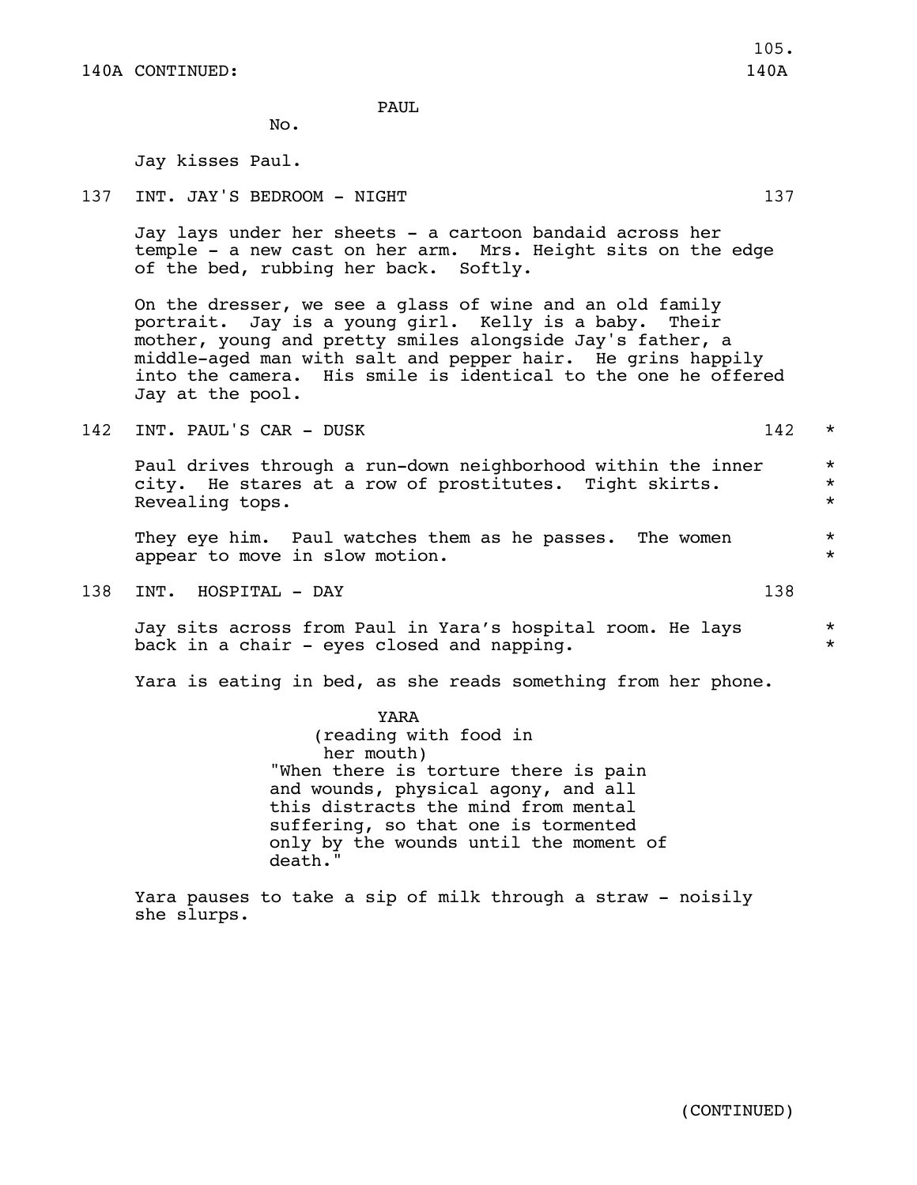140A CONTINUED: 140A

PAUL

No.

Jay kisses Paul.

137 INT. JAY'S BEDROOM - NIGHT 137

Jay lays under her sheets - a cartoon bandaid across her temple - a new cast on her arm. Mrs. Height sits on the edge of the bed, rubbing her back. Softly.

On the dresser, we see a glass of wine and an old family portrait. Jay is a young girl. Kelly is a baby. Their mother, young and pretty smiles alongside Jay's father, a middle-aged man with salt and pepper hair. He grins happily into the camera. His smile is identical to the one he offered Jay at the pool.

142 INT. PAUL'S CAR - DUSK 142 *

Paul drives through a run-down neighborhood within the inner city. He stares at a row of prostitutes. Tight skirts. Revealing tops. *

They eye him. Paul watches them as he passes. The women appear to move in slow motion. *

138 INT. HOSPITAL - DAY 138

Jay sits across from Paul in Yara's hospital room. He lays back in a chair - eyes closed and napping. *

Yara is eating in bed, as she reads something from her phone.

YARA
(reading with food in her mouth)
"When there is torture there is pain and wounds, physical agony, and all this distracts the mind from mental suffering, so that one is tormented only by the wounds until the moment of death."

Yara pauses to take a sip of milk through a straw - noisily she slurps.

(CONTINUED)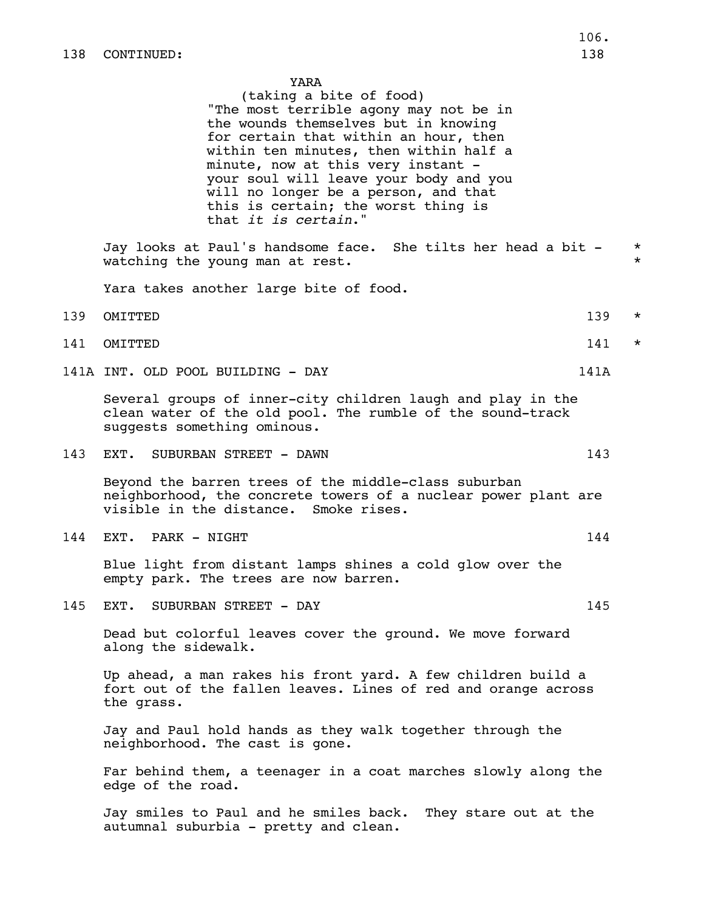138 CONTINUED: 138

YARA
(taking a bite of food)
"The most terrible agony may not be in the wounds themselves but in knowing for certain that within an hour, then within ten minutes, then within half a minute, now at this very instant - your soul will leave your body and you will no longer be a person, and that this is certain; the worst thing is that *it is certain*."

Jay looks at Paul's handsome face. She tilts her head a bit - watching the young man at rest. *

Yara takes another large bite of food.

139 OMITTED 139 *

141 OMITTED 141 *

141A INT. OLD POOL BUILDING - DAY 141A

Several groups of inner-city children laugh and play in the clean water of the old pool. The rumble of the sound-track suggests something ominous.

143 EXT. SUBURBAN STREET - DAWN 143

Beyond the barren trees of the middle-class suburban neighborhood, the concrete towers of a nuclear power plant are visible in the distance. Smoke rises.

144 EXT. PARK - NIGHT 144

Blue light from distant lamps shines a cold glow over the empty park. The trees are now barren.

145 EXT. SUBURBAN STREET - DAY 145

Dead but colorful leaves cover the ground. We move forward along the sidewalk.

Up ahead, a man rakes his front yard. A few children build a fort out of the fallen leaves. Lines of red and orange across the grass.

Jay and Paul hold hands as they walk together through the neighborhood. The cast is gone.

Far behind them, a teenager in a coat marches slowly along the edge of the road.

Jay smiles to Paul and he smiles back. They stare out at the autumnal suburbia - pretty and clean.